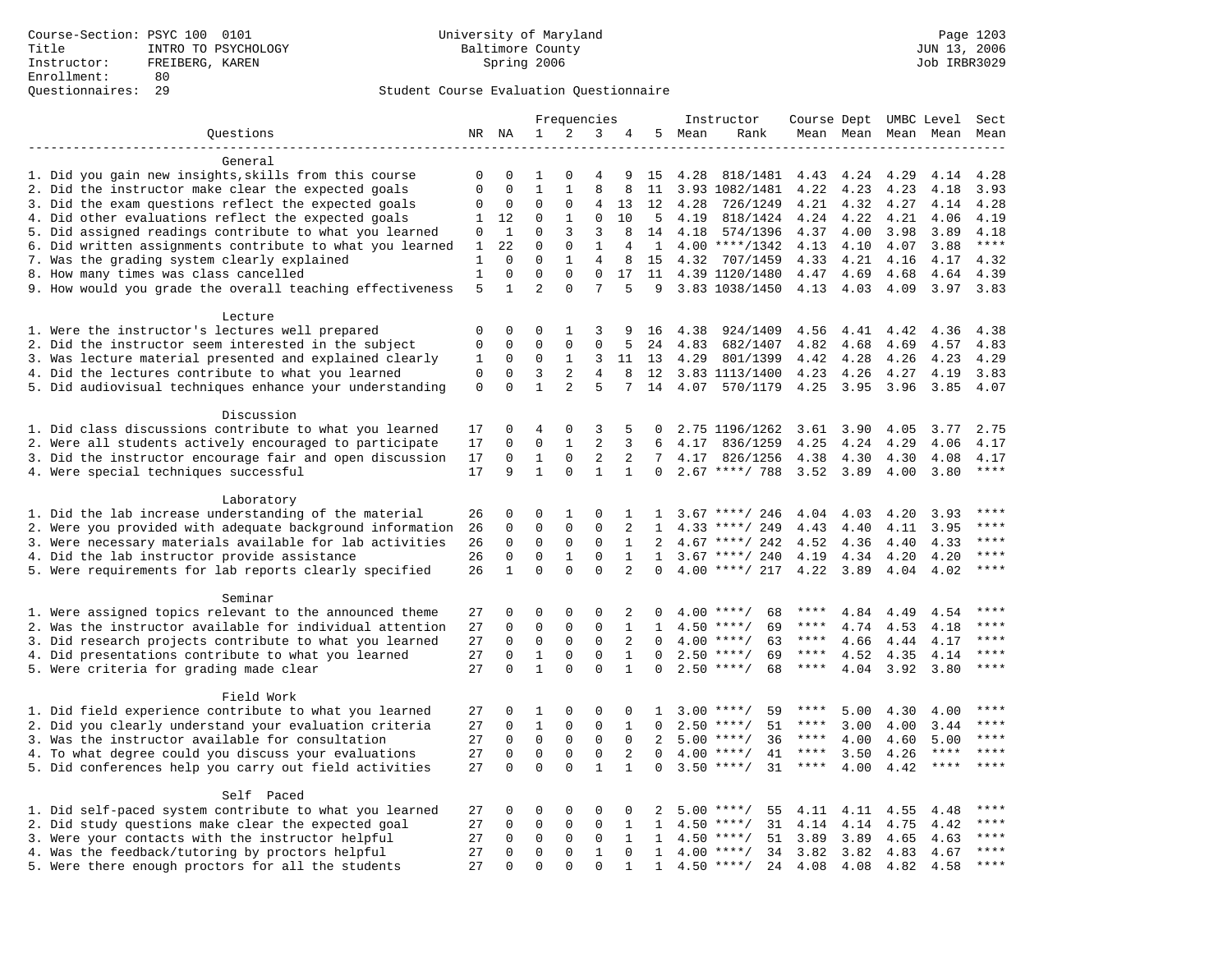Course-Section: PSYC 100 0101
Title: INTRO TO PSYCHOLOGY
Instructor: FREIBERG, KAREN
Enrollment: 80
Questionnaires: 29

University of Maryland
Baltimore County
Spring 2006

JUN 13, 2006
Job IRBR3029

## Student Course Evaluation Questionnaire

| Questions | NR | NA | 1 | 2 | 3 | 4 | 5 | Instructor Mean | Rank | Course Mean | Dept Mean | UMBC Mean | Level Mean | Sect Mean |
|---|---|---|---|---|---|---|---|---|---|---|---|---|---|---|
| **General** | | | | | | | | | | | | | | |
| 1. Did you gain new insights,skills from this course | 0 | 0 | 1 | 0 | 4 | 9 | 15 | 4.28 | 818/1481 | 4.43 | 4.24 | 4.29 | 4.14 | 4.28 |
| 2. Did the instructor make clear the expected goals | 0 | 0 | 1 | 1 | 8 | 8 | 11 | 3.93 | 1082/1481 | 4.22 | 4.23 | 4.23 | 4.18 | 3.93 |
| 3. Did the exam questions reflect the expected goals | 0 | 0 | 0 | 0 | 4 | 13 | 12 | 4.28 | 726/1249 | 4.21 | 4.32 | 4.27 | 4.14 | 4.28 |
| 4. Did other evaluations reflect the expected goals | 1 | 12 | 0 | 1 | 0 | 10 | 5 | 4.19 | 818/1424 | 4.24 | 4.22 | 4.21 | 4.06 | 4.19 |
| 5. Did assigned readings contribute to what you learned | 0 | 1 | 0 | 3 | 3 | 8 | 14 | 4.18 | 574/1396 | 4.37 | 4.00 | 3.98 | 3.89 | 4.18 |
| 6. Did written assignments contribute to what you learned | 1 | 22 | 0 | 0 | 1 | 4 | 1 | 4.00 | ****/1342 | 4.13 | 4.10 | 4.07 | 3.88 | **** |
| 7. Was the grading system clearly explained | 1 | 0 | 0 | 1 | 4 | 8 | 15 | 4.32 | 707/1459 | 4.33 | 4.21 | 4.16 | 4.17 | 4.32 |
| 8. How many times was class cancelled | 1 | 0 | 0 | 0 | 0 | 17 | 11 | 4.39 | 1120/1480 | 4.47 | 4.69 | 4.68 | 4.64 | 4.39 |
| 9. How would you grade the overall teaching effectiveness | 5 | 1 | 2 | 0 | 7 | 5 | 9 | 3.83 | 1038/1450 | 4.13 | 4.03 | 4.09 | 3.97 | 3.83 |
| **Lecture** | | | | | | | | | | | | | | |
| 1. Were the instructor's lectures well prepared | 0 | 0 | 0 | 1 | 3 | 9 | 16 | 4.38 | 924/1409 | 4.56 | 4.41 | 4.42 | 4.36 | 4.38 |
| 2. Did the instructor seem interested in the subject | 0 | 0 | 0 | 0 | 0 | 5 | 24 | 4.83 | 682/1407 | 4.82 | 4.68 | 4.69 | 4.57 | 4.83 |
| 3. Was lecture material presented and explained clearly | 1 | 0 | 0 | 1 | 3 | 11 | 13 | 4.29 | 801/1399 | 4.42 | 4.28 | 4.26 | 4.23 | 4.29 |
| 4. Did the lectures contribute to what you learned | 0 | 0 | 3 | 2 | 4 | 8 | 12 | 3.83 | 1113/1400 | 4.23 | 4.26 | 4.27 | 4.19 | 3.83 |
| 5. Did audiovisual techniques enhance your understanding | 0 | 0 | 1 | 2 | 5 | 7 | 14 | 4.07 | 570/1179 | 4.25 | 3.95 | 3.96 | 3.85 | 4.07 |
| **Discussion** | | | | | | | | | | | | | | |
| 1. Did class discussions contribute to what you learned | 17 | 0 | 4 | 0 | 3 | 5 | 0 | 2.75 | 1196/1262 | 3.61 | 3.90 | 4.05 | 3.77 | 2.75 |
| 2. Were all students actively encouraged to participate | 17 | 0 | 0 | 1 | 2 | 3 | 6 | 4.17 | 836/1259 | 4.25 | 4.24 | 4.29 | 4.06 | 4.17 |
| 3. Did the instructor encourage fair and open discussion | 17 | 0 | 1 | 0 | 2 | 2 | 7 | 4.17 | 826/1256 | 4.38 | 4.30 | 4.30 | 4.08 | 4.17 |
| 4. Were special techniques successful | 17 | 9 | 1 | 0 | 1 | 1 | 0 | 2.67 | ****/ 788 | 3.52 | 3.89 | 4.00 | 3.80 | **** |
| **Laboratory** | | | | | | | | | | | | | | |
| 1. Did the lab increase understanding of the material | 26 | 0 | 0 | 1 | 0 | 1 | 1 | 3.67 | ****/ 246 | 4.04 | 4.03 | 4.20 | 3.93 | **** |
| 2. Were you provided with adequate background information | 26 | 0 | 0 | 0 | 0 | 2 | 1 | 4.33 | ****/ 249 | 4.43 | 4.40 | 4.11 | 3.95 | **** |
| 3. Were necessary materials available for lab activities | 26 | 0 | 0 | 0 | 0 | 1 | 2 | 4.67 | ****/ 242 | 4.52 | 4.36 | 4.40 | 4.33 | **** |
| 4. Did the lab instructor provide assistance | 26 | 0 | 0 | 1 | 0 | 1 | 1 | 3.67 | ****/ 240 | 4.19 | 4.34 | 4.20 | 4.20 | **** |
| 5. Were requirements for lab reports clearly specified | 26 | 1 | 0 | 0 | 0 | 2 | 0 | 4.00 | ****/ 217 | 4.22 | 3.89 | 4.04 | 4.02 | **** |
| **Seminar** | | | | | | | | | | | | | | |
| 1. Were assigned topics relevant to the announced theme | 27 | 0 | 0 | 0 | 0 | 2 | 0 | 4.00 | ****/ 68 | **** | 4.84 | 4.49 | 4.54 | **** |
| 2. Was the instructor available for individual attention | 27 | 0 | 0 | 0 | 0 | 1 | 1 | 4.50 | ****/ 69 | **** | 4.74 | 4.53 | 4.18 | **** |
| 3. Did research projects contribute to what you learned | 27 | 0 | 0 | 0 | 0 | 2 | 0 | 4.00 | ****/ 63 | **** | 4.66 | 4.44 | 4.17 | **** |
| 4. Did presentations contribute to what you learned | 27 | 0 | 1 | 0 | 0 | 1 | 0 | 2.50 | ****/ 69 | **** | 4.52 | 4.35 | 4.14 | **** |
| 5. Were criteria for grading made clear | 27 | 0 | 1 | 0 | 0 | 1 | 0 | 2.50 | ****/ 68 | **** | 4.04 | 3.92 | 3.80 | **** |
| **Field Work** | | | | | | | | | | | | | | |
| 1. Did field experience contribute to what you learned | 27 | 0 | 1 | 0 | 0 | 0 | 1 | 3.00 | ****/ 59 | **** | 5.00 | 4.30 | 4.00 | **** |
| 2. Did you clearly understand your evaluation criteria | 27 | 0 | 1 | 0 | 0 | 1 | 0 | 2.50 | ****/ 51 | **** | 3.00 | 4.00 | 3.44 | **** |
| 3. Was the instructor available for consultation | 27 | 0 | 0 | 0 | 0 | 0 | 2 | 5.00 | ****/ 36 | **** | 4.00 | 4.60 | 5.00 | **** |
| 4. To what degree could you discuss your evaluations | 27 | 0 | 0 | 0 | 0 | 2 | 0 | 4.00 | ****/ 41 | **** | 3.50 | 4.26 | **** | **** |
| 5. Did conferences help you carry out field activities | 27 | 0 | 0 | 0 | 1 | 1 | 0 | 3.50 | ****/ 31 | **** | 4.00 | 4.42 | **** | **** |
| **Self Paced** | | | | | | | | | | | | | | |
| 1. Did self-paced system contribute to what you learned | 27 | 0 | 0 | 0 | 0 | 0 | 2 | 5.00 | ****/ 55 | 4.11 | 4.11 | 4.55 | 4.48 | **** |
| 2. Did study questions make clear the expected goal | 27 | 0 | 0 | 0 | 0 | 1 | 1 | 4.50 | ****/ 31 | 4.14 | 4.14 | 4.75 | 4.42 | **** |
| 3. Were your contacts with the instructor helpful | 27 | 0 | 0 | 0 | 0 | 1 | 1 | 4.50 | ****/ 51 | 3.89 | 3.89 | 4.65 | 4.63 | **** |
| 4. Was the feedback/tutoring by proctors helpful | 27 | 0 | 0 | 0 | 1 | 0 | 1 | 4.00 | ****/ 34 | 3.82 | 3.82 | 4.83 | 4.67 | **** |
| 5. Were there enough proctors for all the students | 27 | 0 | 0 | 0 | 0 | 1 | 1 | 4.50 | ****/ 24 | 4.08 | 4.08 | 4.82 | 4.58 | **** |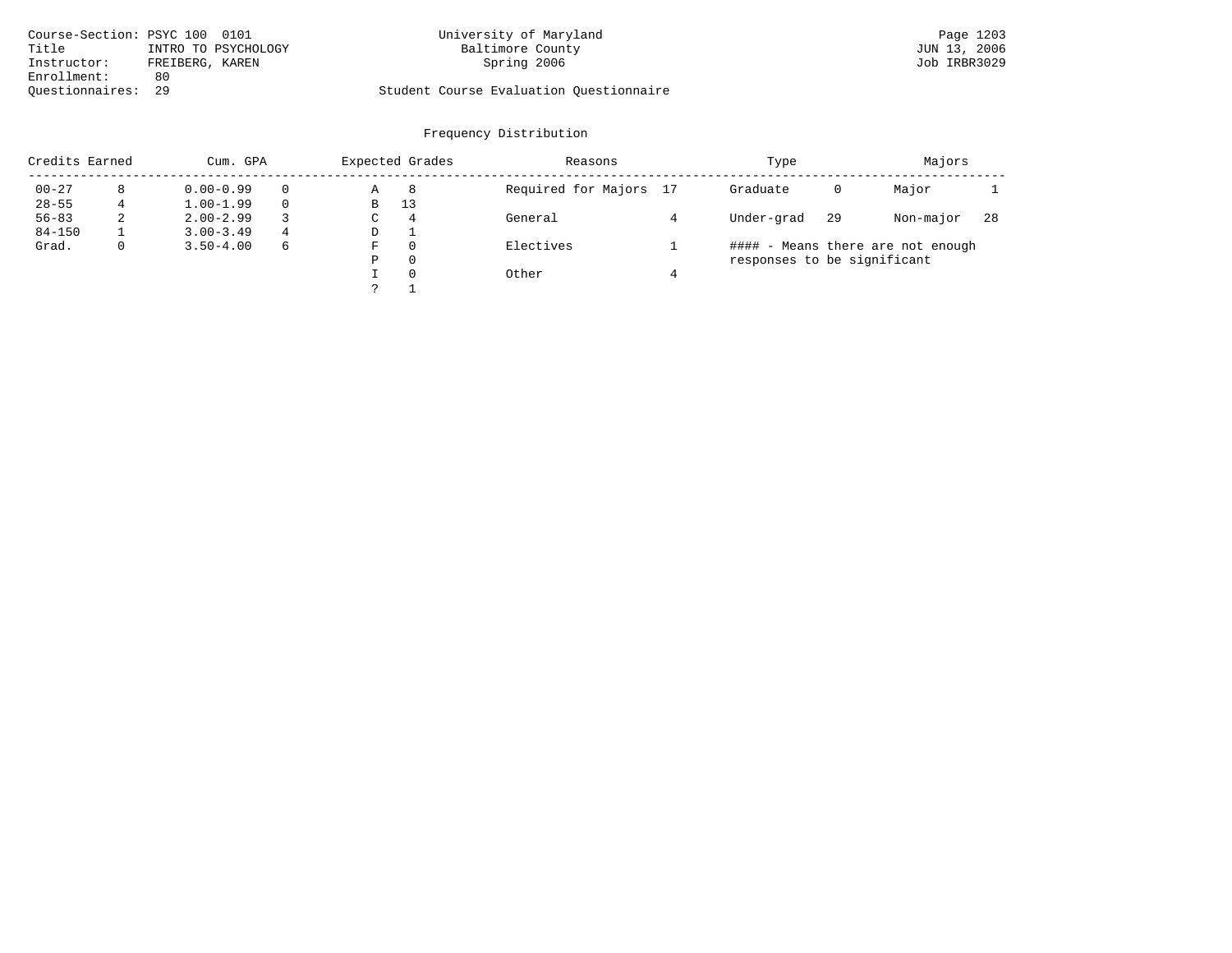Course-Section: PSYC 100 0101
Title: INTRO TO PSYCHOLOGY
Instructor: FREIBERG, KAREN
Enrollment: 80
Questionnaires: 29

University of Maryland
Baltimore County
Spring 2006

Student Course Evaluation Questionnaire

## Frequency Distribution

| Credits Earned | | Cum. GPA | | Expected Grades | | Reasons | | Type | | Majors | |
|---|---|---|---|---|---|---|---|---|---|---|---|
| 00-27 | 8 | 0.00-0.99 | 0 | A | 8 | Required for Majors | 17 | Graduate | 0 | Major | 1 |
| 28-55 | 4 | 1.00-1.99 | 0 | B | 13 | | | | | | |
| 56-83 | 2 | 2.00-2.99 | 3 | C | 4 | General | 4 | Under-grad | 29 | Non-major | 28 |
| 84-150 | 1 | 3.00-3.49 | 4 | D | 1 | | | | | | |
| Grad. | 0 | 3.50-4.00 | 6 | F | 0 | Electives | 1 | | | | |
| | | | | P | 0 | | | | | | |
| | | | | I | 0 | Other | 4 | | | | |
| | | | | ? | 1 | | | | | | |

#### - Means there are not enough responses to be significant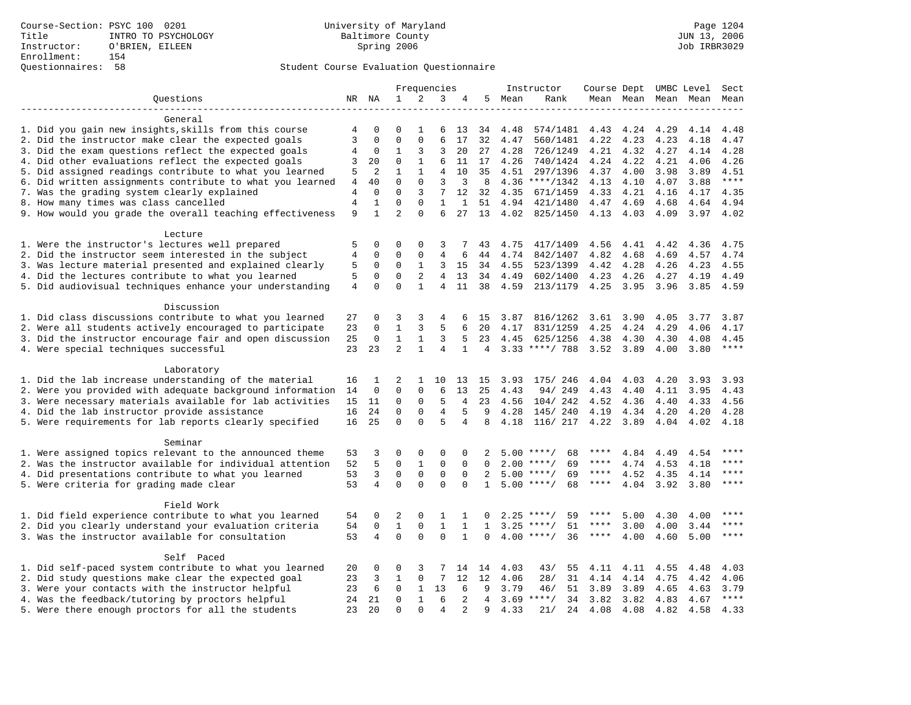Course-Section: PSYC 100 0201
Title: INTRO TO PSYCHOLOGY
Instructor: O'BRIEN, EILEEN
Enrollment: 154
Questionnaires: 58

University of Maryland
Baltimore County
Spring 2006

JUN 13, 2006
Job IRBR3029

## Student Course Evaluation Questionnaire

| Questions | NR | NA | 1 | 2 | 3 | 4 | 5 | Instructor Mean | Instructor Rank | Course Mean | Dept Mean | UMBC Mean | Level Mean | Sect Mean |
|---|---|---|---|---|---|---|---|---|---|---|---|---|---|---|
| **General** | | | | | | | | | | | | | | |
| 1. Did you gain new insights,skills from this course | 4 | 0 | 0 | 1 | 6 | 13 | 34 | 4.48 | 574/1481 | 4.43 | 4.24 | 4.29 | 4.14 | 4.48 |
| 2. Did the instructor make clear the expected goals | 3 | 0 | 0 | 0 | 6 | 17 | 32 | 4.47 | 560/1481 | 4.22 | 4.23 | 4.23 | 4.18 | 4.47 |
| 3. Did the exam questions reflect the expected goals | 4 | 0 | 1 | 3 | 3 | 20 | 27 | 4.28 | 726/1249 | 4.21 | 4.32 | 4.27 | 4.14 | 4.28 |
| 4. Did other evaluations reflect the expected goals | 3 | 20 | 0 | 1 | 6 | 11 | 17 | 4.26 | 740/1424 | 4.24 | 4.22 | 4.21 | 4.06 | 4.26 |
| 5. Did assigned readings contribute to what you learned | 5 | 2 | 1 | 1 | 4 | 10 | 35 | 4.51 | 297/1396 | 4.37 | 4.00 | 3.98 | 3.89 | 4.51 |
| 6. Did written assignments contribute to what you learned | 4 | 40 | 0 | 0 | 3 | 3 | 8 | 4.36 | ****/1342 | 4.13 | 4.10 | 4.07 | 3.88 | **** |
| 7. Was the grading system clearly explained | 4 | 0 | 0 | 3 | 7 | 12 | 32 | 4.35 | 671/1459 | 4.33 | 4.21 | 4.16 | 4.17 | 4.35 |
| 8. How many times was class cancelled | 4 | 1 | 0 | 0 | 1 | 1 | 51 | 4.94 | 421/1480 | 4.47 | 4.69 | 4.68 | 4.64 | 4.94 |
| 9. How would you grade the overall teaching effectiveness | 9 | 1 | 2 | 0 | 6 | 27 | 13 | 4.02 | 825/1450 | 4.13 | 4.03 | 4.09 | 3.97 | 4.02 |
| **Lecture** | | | | | | | | | | | | | | |
| 1. Were the instructor's lectures well prepared | 5 | 0 | 0 | 0 | 3 | 7 | 43 | 4.75 | 417/1409 | 4.56 | 4.41 | 4.42 | 4.36 | 4.75 |
| 2. Did the instructor seem interested in the subject | 4 | 0 | 0 | 0 | 4 | 6 | 44 | 4.74 | 842/1407 | 4.82 | 4.68 | 4.69 | 4.57 | 4.74 |
| 3. Was lecture material presented and explained clearly | 5 | 0 | 0 | 1 | 3 | 15 | 34 | 4.55 | 523/1399 | 4.42 | 4.28 | 4.26 | 4.23 | 4.55 |
| 4. Did the lectures contribute to what you learned | 5 | 0 | 0 | 2 | 4 | 13 | 34 | 4.49 | 602/1400 | 4.23 | 4.26 | 4.27 | 4.19 | 4.49 |
| 5. Did audiovisual techniques enhance your understanding | 4 | 0 | 0 | 1 | 4 | 11 | 38 | 4.59 | 213/1179 | 4.25 | 3.95 | 3.96 | 3.85 | 4.59 |
| **Discussion** | | | | | | | | | | | | | | |
| 1. Did class discussions contribute to what you learned | 27 | 0 | 3 | 3 | 4 | 6 | 15 | 3.87 | 816/1262 | 3.61 | 3.90 | 4.05 | 3.77 | 3.87 |
| 2. Were all students actively encouraged to participate | 23 | 0 | 1 | 3 | 5 | 6 | 20 | 4.17 | 831/1259 | 4.25 | 4.24 | 4.29 | 4.06 | 4.17 |
| 3. Did the instructor encourage fair and open discussion | 25 | 0 | 1 | 1 | 3 | 5 | 23 | 4.45 | 625/1256 | 4.38 | 4.30 | 4.30 | 4.08 | 4.45 |
| 4. Were special techniques successful | 23 | 23 | 2 | 1 | 4 | 1 | 4 | 3.33 | ****/ 788 | 3.52 | 3.89 | 4.00 | 3.80 | **** |
| **Laboratory** | | | | | | | | | | | | | | |
| 1. Did the lab increase understanding of the material | 16 | 1 | 2 | 1 | 10 | 13 | 15 | 3.93 | 175/ 246 | 4.04 | 4.03 | 4.20 | 3.93 | 3.93 |
| 2. Were you provided with adequate background information | 14 | 0 | 0 | 0 | 6 | 13 | 25 | 4.43 | 94/ 249 | 4.43 | 4.40 | 4.11 | 3.95 | 4.43 |
| 3. Were necessary materials available for lab activities | 15 | 11 | 0 | 0 | 5 | 4 | 23 | 4.56 | 104/ 242 | 4.52 | 4.36 | 4.40 | 4.33 | 4.56 |
| 4. Did the lab instructor provide assistance | 16 | 24 | 0 | 0 | 4 | 5 | 9 | 4.28 | 145/ 240 | 4.19 | 4.34 | 4.20 | 4.20 | 4.28 |
| 5. Were requirements for lab reports clearly specified | 16 | 25 | 0 | 0 | 5 | 4 | 8 | 4.18 | 116/ 217 | 4.22 | 3.89 | 4.04 | 4.02 | 4.18 |
| **Seminar** | | | | | | | | | | | | | | |
| 1. Were assigned topics relevant to the announced theme | 53 | 3 | 0 | 0 | 0 | 0 | 2 | 5.00 | ****/ 68 | **** | 4.84 | 4.49 | 4.54 | **** |
| 2. Was the instructor available for individual attention | 52 | 5 | 0 | 1 | 0 | 0 | 0 | 2.00 | ****/ 69 | **** | 4.74 | 4.53 | 4.18 | **** |
| 4. Did presentations contribute to what you learned | 53 | 3 | 0 | 0 | 0 | 0 | 2 | 5.00 | ****/ 69 | **** | 4.52 | 4.35 | 4.14 | **** |
| 5. Were criteria for grading made clear | 53 | 4 | 0 | 0 | 0 | 0 | 1 | 5.00 | ****/ 68 | **** | 4.04 | 3.92 | 3.80 | **** |
| **Field Work** | | | | | | | | | | | | | | |
| 1. Did field experience contribute to what you learned | 54 | 0 | 2 | 0 | 1 | 1 | 0 | 2.25 | ****/ 59 | **** | 5.00 | 4.30 | 4.00 | **** |
| 2. Did you clearly understand your evaluation criteria | 54 | 0 | 1 | 0 | 1 | 1 | 1 | 3.25 | ****/ 51 | **** | 3.00 | 4.00 | 3.44 | **** |
| 3. Was the instructor available for consultation | 53 | 4 | 0 | 0 | 0 | 1 | 0 | 4.00 | ****/ 36 | **** | 4.00 | 4.60 | 5.00 | **** |
| **Self Paced** | | | | | | | | | | | | | | |
| 1. Did self-paced system contribute to what you learned | 20 | 0 | 0 | 3 | 7 | 14 | 14 | 4.03 | 43/ 55 | 4.11 | 4.11 | 4.55 | 4.48 | 4.03 |
| 2. Did study questions make clear the expected goal | 23 | 3 | 1 | 0 | 7 | 12 | 12 | 4.06 | 28/ 31 | 4.14 | 4.14 | 4.75 | 4.42 | 4.06 |
| 3. Were your contacts with the instructor helpful | 23 | 6 | 0 | 1 | 13 | 6 | 9 | 3.79 | 46/ 51 | 3.89 | 3.89 | 4.65 | 4.63 | 3.79 |
| 4. Was the feedback/tutoring by proctors helpful | 24 | 21 | 0 | 1 | 6 | 2 | 4 | 3.69 | ****/ 34 | 3.82 | 3.82 | 4.83 | 4.67 | **** |
| 5. Were there enough proctors for all the students | 23 | 20 | 0 | 0 | 4 | 2 | 9 | 4.33 | 21/ 24 | 4.08 | 4.08 | 4.82 | 4.58 | 4.33 |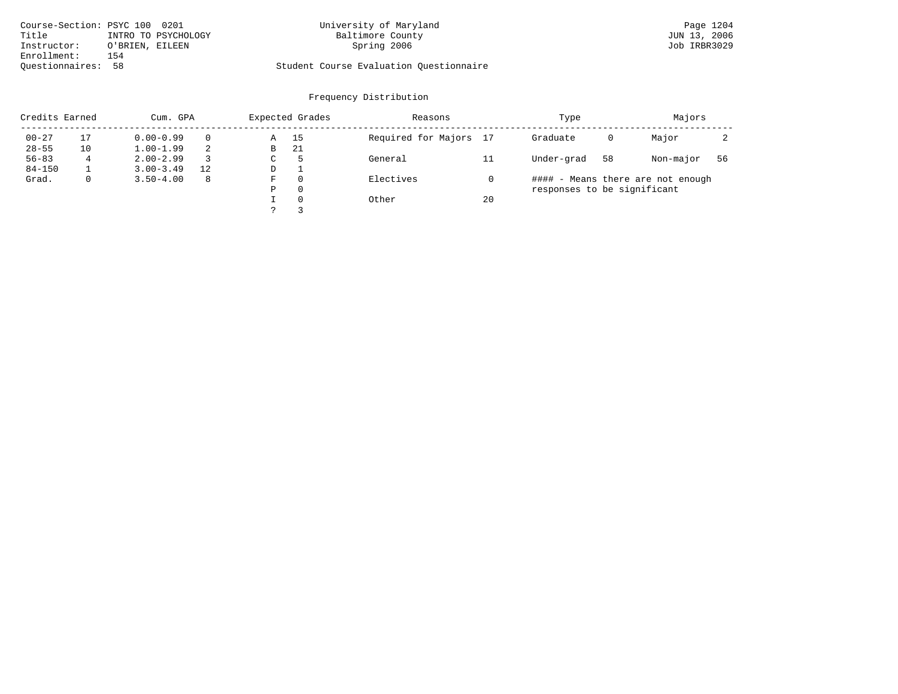Course-Section: PSYC 100 0201
Title: INTRO TO PSYCHOLOGY
Instructor: O'BRIEN, EILEEN
Enrollment: 154
Questionnaires: 58

University of Maryland
Baltimore County
Spring 2006

Student Course Evaluation Questionnaire

Page 1204
JUN 13, 2006
Job IRBR3029

## Frequency Distribution

| Credits Earned | | Cum. GPA | | Expected Grades | | Reasons | | Type | | Majors | |
|---|---|---|---|---|---|---|---|---|---|---|---|
| 00-27 | 17 | 0.00-0.99 | 0 | A | 15 | Required for Majors | 17 | Graduate | 0 | Major | 2 |
| 28-55 | 10 | 1.00-1.99 | 2 | B | 21 | | | | | | |
| 56-83 | 4 | 2.00-2.99 | 3 | C | 5 | General | 11 | Under-grad | 58 | Non-major | 56 |
| 84-150 | 1 | 3.00-3.49 | 12 | D | 1 | | | | | | |
| Grad. | 0 | 3.50-4.00 | 8 | F | 0 | Electives | 0 | | | | |
| | | | | P | 0 | | | | | | |
| | | | | I | 0 | Other | 20 | | | | |
| | | | | ? | 3 | | | | | | |

#### - Means there are not enough responses to be significant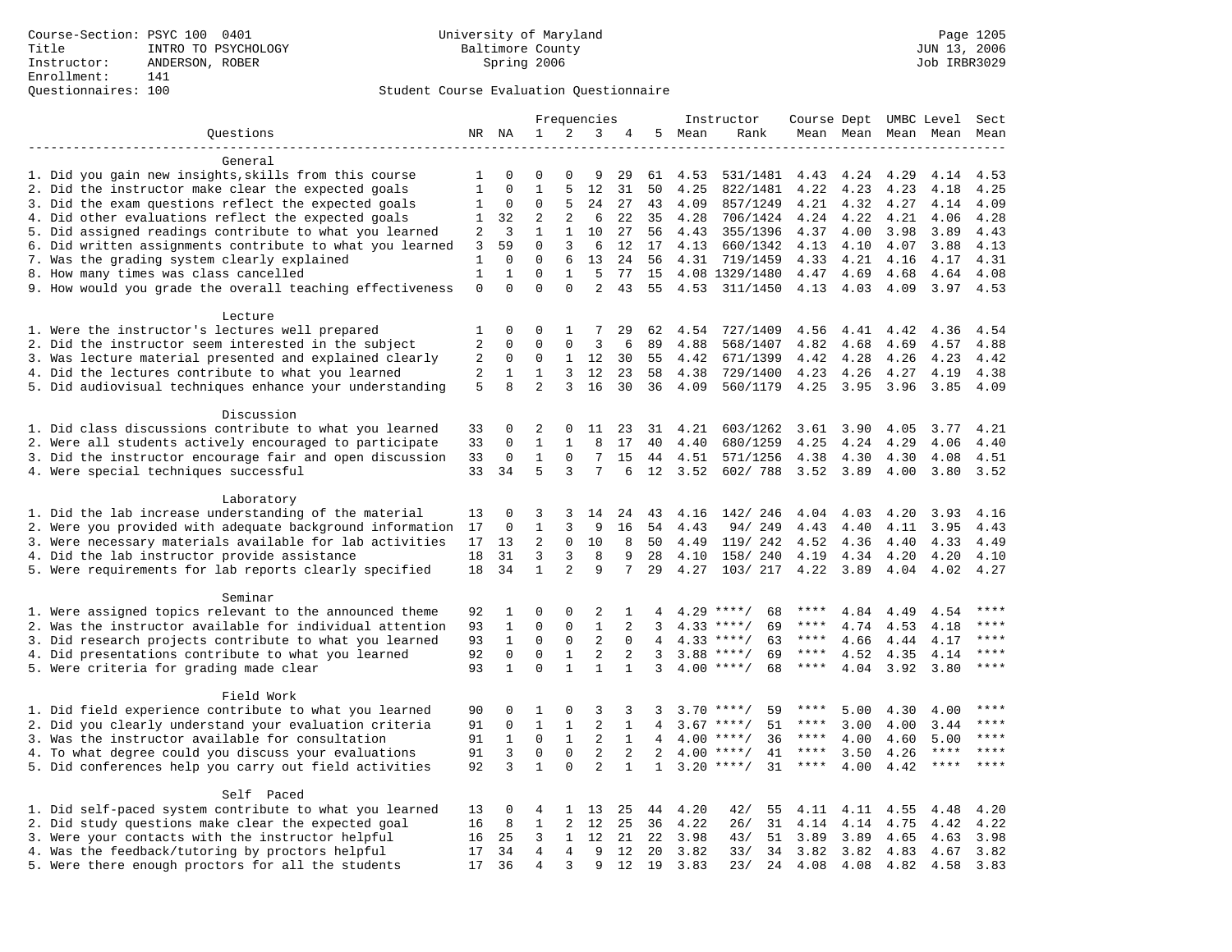Course-Section: PSYC 100 0401
Title: INTRO TO PSYCHOLOGY
Instructor: ANDERSON, ROBER
Enrollment: 141
Questionnaires: 100

University of Maryland
Baltimore County
Spring 2006

JUN 13, 2006
Job IRBR3029

Student Course Evaluation Questionnaire

| Questions | NR | NA | 1 | 2 | 3 | 4 | 5 | Instructor Mean | Rank | Course Mean | Dept Mean | UMBC Mean | Level Mean | Sect Mean |
|---|---|---|---|---|---|---|---|---|---|---|---|---|---|---|
| **General** | | | | | | | | | | | | | | |
| 1. Did you gain new insights,skills from this course | 1 | 0 | 0 | 0 | 9 | 29 | 61 | 4.53 | 531/1481 | 4.43 | 4.24 | 4.29 | 4.14 | 4.53 |
| 2. Did the instructor make clear the expected goals | 1 | 0 | 1 | 5 | 12 | 31 | 50 | 4.25 | 822/1481 | 4.22 | 4.23 | 4.23 | 4.18 | 4.25 |
| 3. Did the exam questions reflect the expected goals | 1 | 0 | 0 | 5 | 24 | 27 | 43 | 4.09 | 857/1249 | 4.21 | 4.32 | 4.27 | 4.14 | 4.09 |
| 4. Did other evaluations reflect the expected goals | 1 | 32 | 2 | 2 | 6 | 22 | 35 | 4.28 | 706/1424 | 4.24 | 4.22 | 4.21 | 4.06 | 4.28 |
| 5. Did assigned readings contribute to what you learned | 2 | 3 | 1 | 1 | 10 | 27 | 56 | 4.43 | 355/1396 | 4.37 | 4.00 | 3.98 | 3.89 | 4.43 |
| 6. Did written assignments contribute to what you learned | 3 | 59 | 0 | 3 | 6 | 12 | 17 | 4.13 | 660/1342 | 4.13 | 4.10 | 4.07 | 3.88 | 4.13 |
| 7. Was the grading system clearly explained | 1 | 0 | 0 | 6 | 13 | 24 | 56 | 4.31 | 719/1459 | 4.33 | 4.21 | 4.16 | 4.17 | 4.31 |
| 8. How many times was class cancelled | 1 | 1 | 0 | 1 | 5 | 77 | 15 | 4.08 | 1329/1480 | 4.47 | 4.69 | 4.68 | 4.64 | 4.08 |
| 9. How would you grade the overall teaching effectiveness | 0 | 0 | 0 | 0 | 2 | 43 | 55 | 4.53 | 311/1450 | 4.13 | 4.03 | 4.09 | 3.97 | 4.53 |
| **Lecture** | | | | | | | | | | | | | | |
| 1. Were the instructor's lectures well prepared | 1 | 0 | 0 | 1 | 7 | 29 | 62 | 4.54 | 727/1409 | 4.56 | 4.41 | 4.42 | 4.36 | 4.54 |
| 2. Did the instructor seem interested in the subject | 2 | 0 | 0 | 0 | 3 | 6 | 89 | 4.88 | 568/1407 | 4.82 | 4.68 | 4.69 | 4.57 | 4.88 |
| 3. Was lecture material presented and explained clearly | 2 | 0 | 0 | 1 | 12 | 30 | 55 | 4.42 | 671/1399 | 4.42 | 4.28 | 4.26 | 4.23 | 4.42 |
| 4. Did the lectures contribute to what you learned | 2 | 1 | 1 | 3 | 12 | 23 | 58 | 4.38 | 729/1400 | 4.23 | 4.26 | 4.27 | 4.19 | 4.38 |
| 5. Did audiovisual techniques enhance your understanding | 5 | 8 | 2 | 3 | 16 | 30 | 36 | 4.09 | 560/1179 | 4.25 | 3.95 | 3.96 | 3.85 | 4.09 |
| **Discussion** | | | | | | | | | | | | | | |
| 1. Did class discussions contribute to what you learned | 33 | 0 | 2 | 0 | 11 | 23 | 31 | 4.21 | 603/1262 | 3.61 | 3.90 | 4.05 | 3.77 | 4.21 |
| 2. Were all students actively encouraged to participate | 33 | 0 | 1 | 1 | 8 | 17 | 40 | 4.40 | 680/1259 | 4.25 | 4.24 | 4.29 | 4.06 | 4.40 |
| 3. Did the instructor encourage fair and open discussion | 33 | 0 | 1 | 0 | 7 | 15 | 44 | 4.51 | 571/1256 | 4.38 | 4.30 | 4.30 | 4.08 | 4.51 |
| 4. Were special techniques successful | 33 | 34 | 5 | 3 | 7 | 6 | 12 | 3.52 | 602/ 788 | 3.52 | 3.89 | 4.00 | 3.80 | 3.52 |
| **Laboratory** | | | | | | | | | | | | | | |
| 1. Did the lab increase understanding of the material | 13 | 0 | 3 | 3 | 14 | 24 | 43 | 4.16 | 142/ 246 | 4.04 | 4.03 | 4.20 | 3.93 | 4.16 |
| 2. Were you provided with adequate background information | 17 | 0 | 1 | 3 | 9 | 16 | 54 | 4.43 | 94/ 249 | 4.43 | 4.40 | 4.11 | 3.95 | 4.43 |
| 3. Were necessary materials available for lab activities | 17 | 13 | 2 | 0 | 10 | 8 | 50 | 4.49 | 119/ 242 | 4.52 | 4.36 | 4.40 | 4.33 | 4.49 |
| 4. Did the lab instructor provide assistance | 18 | 31 | 3 | 3 | 8 | 9 | 28 | 4.10 | 158/ 240 | 4.19 | 4.34 | 4.20 | 4.20 | 4.10 |
| 5. Were requirements for lab reports clearly specified | 18 | 34 | 1 | 2 | 9 | 7 | 29 | 4.27 | 103/ 217 | 4.22 | 3.89 | 4.04 | 4.02 | 4.27 |
| **Seminar** | | | | | | | | | | | | | | |
| 1. Were assigned topics relevant to the announced theme | 92 | 1 | 0 | 0 | 2 | 1 | 4 | 4.29 | ****/ 68 | **** | 4.84 | 4.49 | 4.54 | **** |
| 2. Was the instructor available for individual attention | 93 | 1 | 0 | 0 | 1 | 2 | 3 | 4.33 | ****/ 69 | **** | 4.74 | 4.53 | 4.18 | **** |
| 3. Did research projects contribute to what you learned | 93 | 1 | 0 | 0 | 2 | 0 | 4 | 4.33 | ****/ 63 | **** | 4.66 | 4.44 | 4.17 | **** |
| 4. Did presentations contribute to what you learned | 92 | 0 | 0 | 1 | 2 | 2 | 3 | 3.88 | ****/ 69 | **** | 4.52 | 4.35 | 4.14 | **** |
| 5. Were criteria for grading made clear | 93 | 1 | 0 | 1 | 1 | 1 | 3 | 4.00 | ****/ 68 | **** | 4.04 | 3.92 | 3.80 | **** |
| **Field Work** | | | | | | | | | | | | | | |
| 1. Did field experience contribute to what you learned | 90 | 0 | 1 | 0 | 3 | 3 | 3 | 3.70 | ****/ 59 | **** | 5.00 | 4.30 | 4.00 | **** |
| 2. Did you clearly understand your evaluation criteria | 91 | 0 | 1 | 1 | 2 | 1 | 4 | 3.67 | ****/ 51 | **** | 3.00 | 4.00 | 3.44 | **** |
| 3. Was the instructor available for consultation | 91 | 1 | 0 | 1 | 2 | 1 | 4 | 4.00 | ****/ 36 | **** | 4.00 | 4.60 | 5.00 | **** |
| 4. To what degree could you discuss your evaluations | 91 | 3 | 0 | 0 | 2 | 2 | 2 | 4.00 | ****/ 41 | **** | 3.50 | 4.26 | **** | **** |
| 5. Did conferences help you carry out field activities | 92 | 3 | 1 | 0 | 2 | 1 | 1 | 3.20 | ****/ 31 | **** | 4.00 | 4.42 | **** | **** |
| **Self Paced** | | | | | | | | | | | | | | |
| 1. Did self-paced system contribute to what you learned | 13 | 0 | 4 | 1 | 13 | 25 | 44 | 4.20 | 42/ 55 | 4.11 | 4.11 | 4.55 | 4.48 | 4.20 |
| 2. Did study questions make clear the expected goal | 16 | 8 | 1 | 2 | 12 | 25 | 36 | 4.22 | 26/ 31 | 4.14 | 4.14 | 4.75 | 4.42 | 4.22 |
| 3. Were your contacts with the instructor helpful | 16 | 25 | 3 | 1 | 12 | 21 | 22 | 3.98 | 43/ 51 | 3.89 | 3.89 | 4.65 | 4.63 | 3.98 |
| 4. Was the feedback/tutoring by proctors helpful | 17 | 34 | 4 | 4 | 9 | 12 | 20 | 3.82 | 33/ 34 | 3.82 | 3.82 | 4.83 | 4.67 | 3.82 |
| 5. Were there enough proctors for all the students | 17 | 36 | 4 | 3 | 9 | 12 | 19 | 3.83 | 23/ 24 | 4.08 | 4.08 | 4.82 | 4.58 | 3.83 |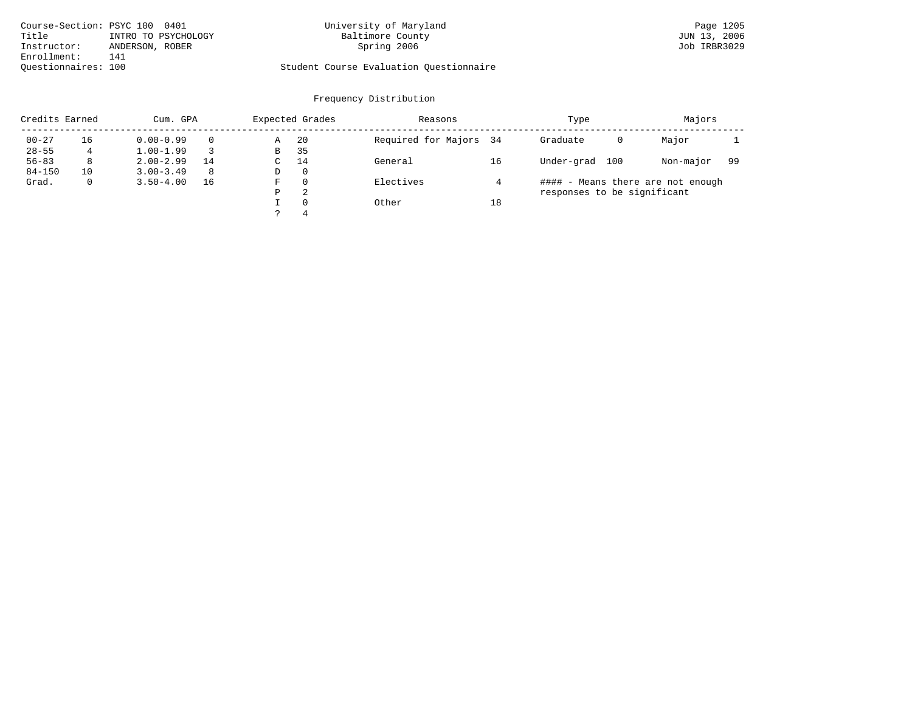Course-Section: PSYC 100 0401
Title: INTRO TO PSYCHOLOGY
Instructor: ANDERSON, ROBER
Enrollment: 141
Questionnaires: 100

University of Maryland
Baltimore County
Spring 2006

Student Course Evaluation Questionnaire

## Frequency Distribution

| Credits Earned | | Cum. GPA | | Expected Grades | | Reasons | | Type | | Majors | |
|---|---|---|---|---|---|---|---|---|---|---|---|
| 00-27 | 16 | 0.00-0.99 | 0 | A | 20 | Required for Majors | 34 | Graduate | 0 | Major | 1 |
| 28-55 | 4 | 1.00-1.99 | 3 | B | 35 | | | | | | |
| 56-83 | 8 | 2.00-2.99 | 14 | C | 14 | General | 16 | Under-grad | 100 | Non-major | 99 |
| 84-150 | 10 | 3.00-3.49 | 8 | D | 0 | | | | | | |
| Grad. | 0 | 3.50-4.00 | 16 | F | 0 | Electives | 4 | | | | |
| | | | | P | 2 | | | | | | |
| | | | | I | 0 | Other | 18 | | | | |
| | | | | ? | 4 | | | | | | |

#### - Means there are not enough responses to be significant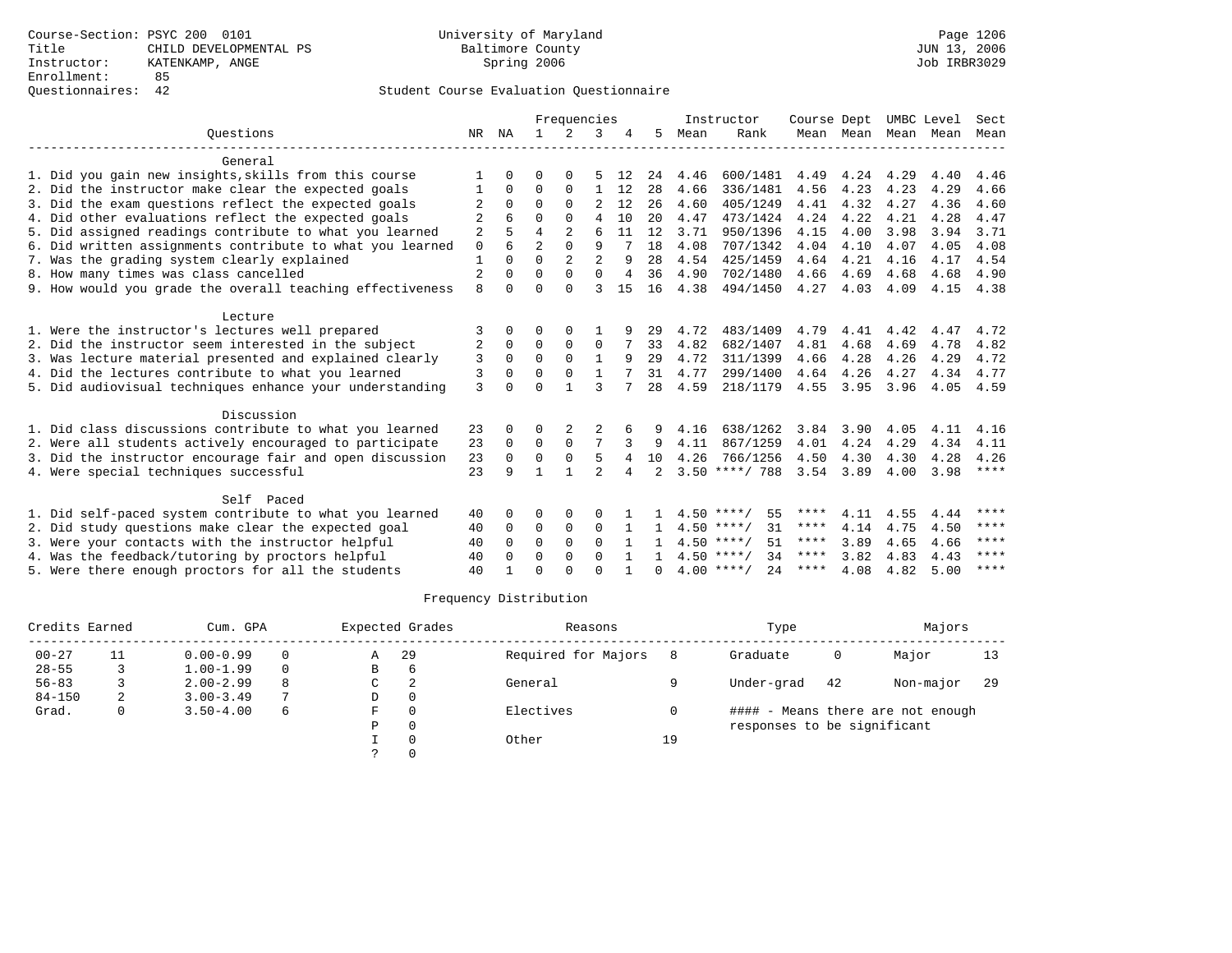Course-Section: PSYC 200 0101
Title: CHILD DEVELOPMENTAL PS
Instructor: KATENKAMP, ANGE
Enrollment: 85
Questionnaires: 42

University of Maryland
Baltimore County
Spring 2006

Page 1206
JUN 13, 2006
Job IRBR3029

## Student Course Evaluation Questionnaire

| Questions | NR | NA | 1 | 2 | 3 | 4 | 5 | Instructor Mean | Instructor Rank | Course Mean | Dept Mean | UMBC Mean | Level Mean | Sect Mean |
|---|---|---|---|---|---|---|---|---|---|---|---|---|---|---|
| **General** | | | | | | | | | | | | | | |
| 1. Did you gain new insights,skills from this course | 1 | 0 | 0 | 0 | 5 | 12 | 24 | 4.46 | 600/1481 | 4.49 | 4.24 | 4.29 | 4.40 | 4.46 |
| 2. Did the instructor make clear the expected goals | 1 | 0 | 0 | 0 | 1 | 12 | 28 | 4.66 | 336/1481 | 4.56 | 4.23 | 4.23 | 4.29 | 4.66 |
| 3. Did the exam questions reflect the expected goals | 2 | 0 | 0 | 0 | 2 | 12 | 26 | 4.60 | 405/1249 | 4.41 | 4.32 | 4.27 | 4.36 | 4.60 |
| 4. Did other evaluations reflect the expected goals | 2 | 6 | 0 | 0 | 4 | 10 | 20 | 4.47 | 473/1424 | 4.24 | 4.22 | 4.21 | 4.28 | 4.47 |
| 5. Did assigned readings contribute to what you learned | 2 | 5 | 4 | 2 | 6 | 11 | 12 | 3.71 | 950/1396 | 4.15 | 4.00 | 3.98 | 3.94 | 3.71 |
| 6. Did written assignments contribute to what you learned | 0 | 6 | 2 | 0 | 9 | 7 | 18 | 4.08 | 707/1342 | 4.04 | 4.10 | 4.07 | 4.05 | 4.08 |
| 7. Was the grading system clearly explained | 1 | 0 | 0 | 2 | 2 | 9 | 28 | 4.54 | 425/1459 | 4.64 | 4.21 | 4.16 | 4.17 | 4.54 |
| 8. How many times was class cancelled | 2 | 0 | 0 | 0 | 0 | 4 | 36 | 4.90 | 702/1480 | 4.66 | 4.69 | 4.68 | 4.68 | 4.90 |
| 9. How would you grade the overall teaching effectiveness | 8 | 0 | 0 | 0 | 3 | 15 | 16 | 4.38 | 494/1450 | 4.27 | 4.03 | 4.09 | 4.15 | 4.38 |
| **Lecture** | | | | | | | | | | | | | | |
| 1. Were the instructor's lectures well prepared | 3 | 0 | 0 | 0 | 1 | 9 | 29 | 4.72 | 483/1409 | 4.79 | 4.41 | 4.42 | 4.47 | 4.72 |
| 2. Did the instructor seem interested in the subject | 2 | 0 | 0 | 0 | 0 | 7 | 33 | 4.82 | 682/1407 | 4.81 | 4.68 | 4.69 | 4.78 | 4.82 |
| 3. Was lecture material presented and explained clearly | 3 | 0 | 0 | 0 | 1 | 9 | 29 | 4.72 | 311/1399 | 4.66 | 4.28 | 4.26 | 4.29 | 4.72 |
| 4. Did the lectures contribute to what you learned | 3 | 0 | 0 | 0 | 1 | 7 | 31 | 4.77 | 299/1400 | 4.64 | 4.26 | 4.27 | 4.34 | 4.77 |
| 5. Did audiovisual techniques enhance your understanding | 3 | 0 | 0 | 1 | 3 | 7 | 28 | 4.59 | 218/1179 | 4.55 | 3.95 | 3.96 | 4.05 | 4.59 |
| **Discussion** | | | | | | | | | | | | | | |
| 1. Did class discussions contribute to what you learned | 23 | 0 | 0 | 2 | 2 | 6 | 9 | 4.16 | 638/1262 | 3.84 | 3.90 | 4.05 | 4.11 | 4.16 |
| 2. Were all students actively encouraged to participate | 23 | 0 | 0 | 0 | 7 | 3 | 9 | 4.11 | 867/1259 | 4.01 | 4.24 | 4.29 | 4.34 | 4.11 |
| 3. Did the instructor encourage fair and open discussion | 23 | 0 | 0 | 0 | 5 | 4 | 10 | 4.26 | 766/1256 | 4.50 | 4.30 | 4.30 | 4.28 | 4.26 |
| 4. Were special techniques successful | 23 | 9 | 1 | 1 | 2 | 4 | 2 | 3.50 | ****/ 788 | 3.54 | 3.89 | 4.00 | 3.98 | **** |
| **Self Paced** | | | | | | | | | | | | | | |
| 1. Did self-paced system contribute to what you learned | 40 | 0 | 0 | 0 | 0 | 1 | 1 | 4.50 | ****/ 55 | **** | 4.11 | 4.55 | 4.44 | **** |
| 2. Did study questions make clear the expected goal | 40 | 0 | 0 | 0 | 0 | 1 | 1 | 4.50 | ****/ 31 | **** | 4.14 | 4.75 | 4.50 | **** |
| 3. Were your contacts with the instructor helpful | 40 | 0 | 0 | 0 | 0 | 1 | 1 | 4.50 | ****/ 51 | **** | 3.89 | 4.65 | 4.66 | **** |
| 4. Was the feedback/tutoring by proctors helpful | 40 | 0 | 0 | 0 | 0 | 1 | 1 | 4.50 | ****/ 34 | **** | 3.82 | 4.83 | 4.43 | **** |
| 5. Were there enough proctors for all the students | 40 | 1 | 0 | 0 | 0 | 1 | 0 | 4.00 | ****/ 24 | **** | 4.08 | 4.82 | 5.00 | **** |

### Frequency Distribution

| Credits Earned | | Cum. GPA | | Expected Grades | | Reasons | | Type | | Majors | |
|---|---|---|---|---|---|---|---|---|---|---|---|
| 00-27 | 11 | 0.00-0.99 | 0 | A | 29 | Required for Majors | 8 | Graduate | 0 | Major | 13 |
| 28-55 | 3 | 1.00-1.99 | 0 | B | 6 | | | | | | |
| 56-83 | 3 | 2.00-2.99 | 8 | C | 2 | General | 9 | Under-grad | 42 | Non-major | 29 |
| 84-150 | 2 | 3.00-3.49 | 7 | D | 0 | | | | | | |
| Grad. | 0 | 3.50-4.00 | 6 | F | 0 | Electives | 0 | | | | |
| | | | | P | 0 | | | | | | |
| | | | | I | 0 | Other | 19 | | | | |
| | | | | ? | 0 | | | | | | |

#### - Means there are not enough responses to be significant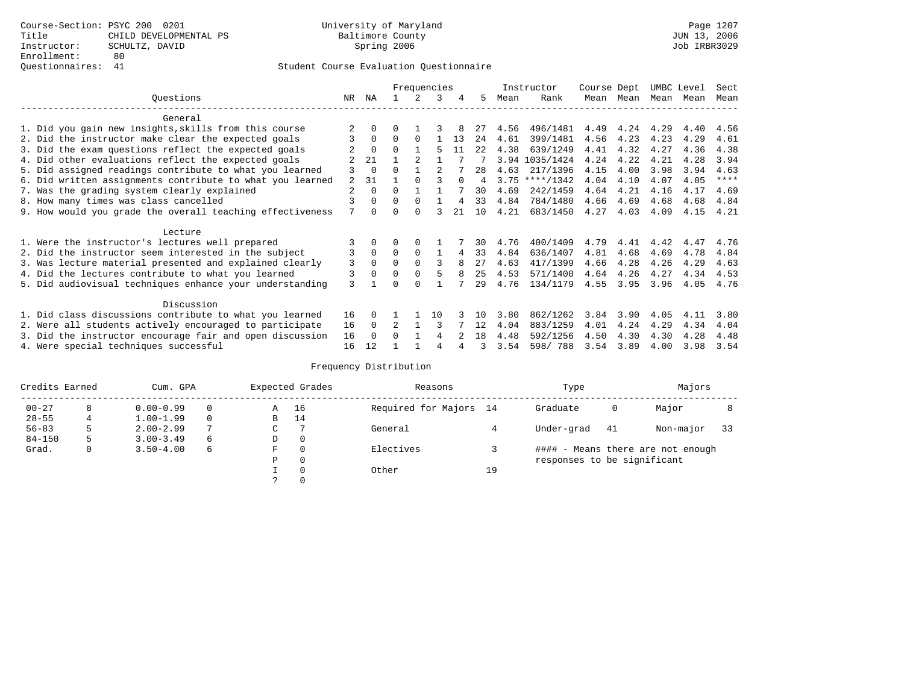Course-Section: PSYC 200 0201
Title: CHILD DEVELOPMENTAL PS
Instructor: SCHULTZ, DAVID
Enrollment: 80
Questionnaires: 41

University of Maryland
Baltimore County
Spring 2006

JUN 13, 2006
Job IRBR3029

## Student Course Evaluation Questionnaire

| Questions | NR | NA | 1 | 2 | 3 | 4 | 5 | Instructor Mean | Instructor Rank | Course Mean | Dept Mean | UMBC Mean | Level Mean | Sect Mean |
|---|---|---|---|---|---|---|---|---|---|---|---|---|---|---|
| **General** | | | | | | | | | | | | | | |
| 1. Did you gain new insights,skills from this course | 2 | 0 | 0 | 1 | 3 | 8 | 27 | 4.56 | 496/1481 | 4.49 | 4.24 | 4.29 | 4.40 | 4.56 |
| 2. Did the instructor make clear the expected goals | 3 | 0 | 0 | 0 | 1 | 13 | 24 | 4.61 | 399/1481 | 4.56 | 4.23 | 4.23 | 4.29 | 4.61 |
| 3. Did the exam questions reflect the expected goals | 2 | 0 | 0 | 1 | 5 | 11 | 22 | 4.38 | 639/1249 | 4.41 | 4.32 | 4.27 | 4.36 | 4.38 |
| 4. Did other evaluations reflect the expected goals | 2 | 21 | 1 | 2 | 1 | 7 | 7 | 3.94 | 1035/1424 | 4.24 | 4.22 | 4.21 | 4.28 | 3.94 |
| 5. Did assigned readings contribute to what you learned | 3 | 0 | 0 | 1 | 2 | 7 | 28 | 4.63 | 217/1396 | 4.15 | 4.00 | 3.98 | 3.94 | 4.63 |
| 6. Did written assignments contribute to what you learned | 2 | 31 | 1 | 0 | 3 | 0 | 4 | 3.75 | ****/1342 | 4.04 | 4.10 | 4.07 | 4.05 | **** |
| 7. Was the grading system clearly explained | 2 | 0 | 0 | 1 | 1 | 7 | 30 | 4.69 | 242/1459 | 4.64 | 4.21 | 4.16 | 4.17 | 4.69 |
| 8. How many times was class cancelled | 3 | 0 | 0 | 0 | 1 | 4 | 33 | 4.84 | 784/1480 | 4.66 | 4.69 | 4.68 | 4.68 | 4.84 |
| 9. How would you grade the overall teaching effectiveness | 7 | 0 | 0 | 0 | 3 | 21 | 10 | 4.21 | 683/1450 | 4.27 | 4.03 | 4.09 | 4.15 | 4.21 |
| **Lecture** | | | | | | | | | | | | | | |
| 1. Were the instructor's lectures well prepared | 3 | 0 | 0 | 0 | 1 | 7 | 30 | 4.76 | 400/1409 | 4.79 | 4.41 | 4.42 | 4.47 | 4.76 |
| 2. Did the instructor seem interested in the subject | 3 | 0 | 0 | 0 | 1 | 4 | 33 | 4.84 | 636/1407 | 4.81 | 4.68 | 4.69 | 4.78 | 4.84 |
| 3. Was lecture material presented and explained clearly | 3 | 0 | 0 | 0 | 3 | 8 | 27 | 4.63 | 417/1399 | 4.66 | 4.28 | 4.26 | 4.29 | 4.63 |
| 4. Did the lectures contribute to what you learned | 3 | 0 | 0 | 0 | 5 | 8 | 25 | 4.53 | 571/1400 | 4.64 | 4.26 | 4.27 | 4.34 | 4.53 |
| 5. Did audiovisual techniques enhance your understanding | 3 | 1 | 0 | 0 | 1 | 7 | 29 | 4.76 | 134/1179 | 4.55 | 3.95 | 3.96 | 4.05 | 4.76 |
| **Discussion** | | | | | | | | | | | | | | |
| 1. Did class discussions contribute to what you learned | 16 | 0 | 1 | 1 | 10 | 3 | 10 | 3.80 | 862/1262 | 3.84 | 3.90 | 4.05 | 4.11 | 3.80 |
| 2. Were all students actively encouraged to participate | 16 | 0 | 2 | 1 | 3 | 7 | 12 | 4.04 | 883/1259 | 4.01 | 4.24 | 4.29 | 4.34 | 4.04 |
| 3. Did the instructor encourage fair and open discussion | 16 | 0 | 0 | 1 | 4 | 2 | 18 | 4.48 | 592/1256 | 4.50 | 4.30 | 4.30 | 4.28 | 4.48 |
| 4. Were special techniques successful | 16 | 12 | 1 | 1 | 4 | 4 | 3 | 3.54 | 598/ 788 | 3.54 | 3.89 | 4.00 | 3.98 | 3.54 |

## Frequency Distribution

| Credits Earned | | Cum. GPA | | Expected Grades | | Reasons | | Type | | Majors | |
|---|---|---|---|---|---|---|---|---|---|---|---|
| 00-27 | 8 | 0.00-0.99 | 0 | A | 16 | Required for Majors | 14 | Graduate | 0 | Major | 8 |
| 28-55 | 4 | 1.00-1.99 | 0 | B | 14 | | | | | | |
| 56-83 | 5 | 2.00-2.99 | 7 | C | 7 | General | 4 | Under-grad | 41 | Non-major | 33 |
| 84-150 | 5 | 3.00-3.49 | 6 | D | 0 | | | | | | |
| Grad. | 0 | 3.50-4.00 | 6 | F | 0 | Electives | 3 | #### - Means there are not enough responses to be significant | | | |
| | | | | P | 0 | | | | | | |
| | | | | I | 0 | Other | 19 | | | | |
| | | | | ? | 0 | | | | | | |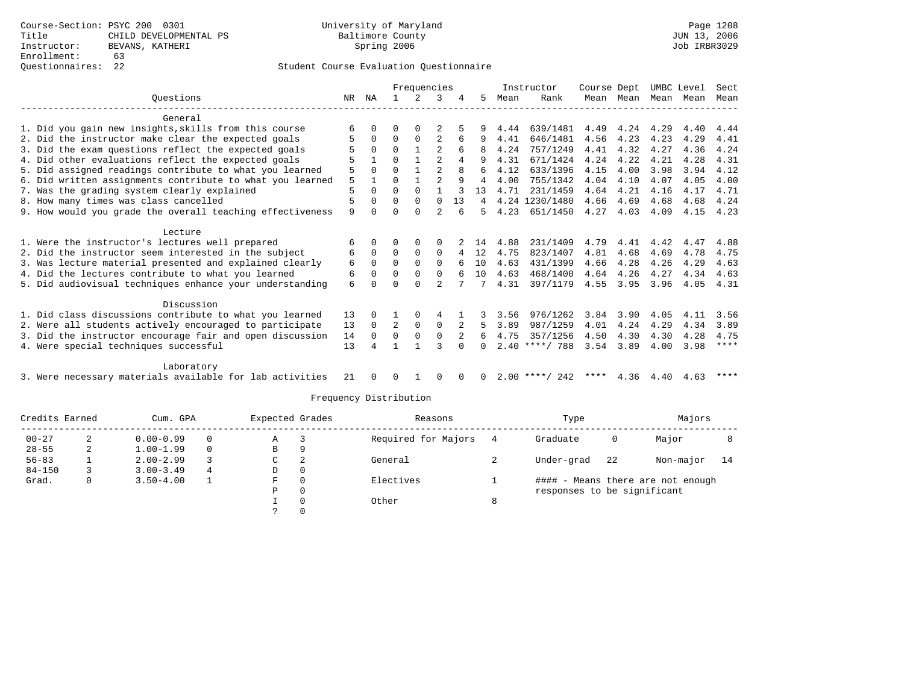Course-Section: PSYC 200 0301
Title: CHILD DEVELOPMENTAL PS
Instructor: BEVANS, KATHERI
Enrollment: 63
Questionnaires: 22

University of Maryland
Baltimore County
Spring 2006

Page 1208
JUN 13, 2006
Job IRBR3029

## Student Course Evaluation Questionnaire

| Questions | NR | NA | 1 | 2 | 3 | 4 | 5 | Instructor Mean | Instructor Rank | Course Mean | Dept Mean | UMBC Mean | Level Mean | Sect Mean |
|---|---|---|---|---|---|---|---|---|---|---|---|---|---|---|
| **General** | | | | | | | | | | | | | | |
| 1. Did you gain new insights,skills from this course | 6 | 0 | 0 | 0 | 2 | 5 | 9 | 4.44 | 639/1481 | 4.49 | 4.24 | 4.29 | 4.40 | 4.44 |
| 2. Did the instructor make clear the expected goals | 5 | 0 | 0 | 0 | 2 | 6 | 9 | 4.41 | 646/1481 | 4.56 | 4.23 | 4.23 | 4.29 | 4.41 |
| 3. Did the exam questions reflect the expected goals | 5 | 0 | 0 | 1 | 2 | 6 | 8 | 4.24 | 757/1249 | 4.41 | 4.32 | 4.27 | 4.36 | 4.24 |
| 4. Did other evaluations reflect the expected goals | 5 | 1 | 0 | 1 | 2 | 4 | 9 | 4.31 | 671/1424 | 4.24 | 4.22 | 4.21 | 4.28 | 4.31 |
| 5. Did assigned readings contribute to what you learned | 5 | 0 | 0 | 1 | 2 | 8 | 6 | 4.12 | 633/1396 | 4.15 | 4.00 | 3.98 | 3.94 | 4.12 |
| 6. Did written assignments contribute to what you learned | 5 | 1 | 0 | 1 | 2 | 9 | 4 | 4.00 | 755/1342 | 4.04 | 4.10 | 4.07 | 4.05 | 4.00 |
| 7. Was the grading system clearly explained | 5 | 0 | 0 | 0 | 1 | 3 | 13 | 4.71 | 231/1459 | 4.64 | 4.21 | 4.16 | 4.17 | 4.71 |
| 8. How many times was class cancelled | 5 | 0 | 0 | 0 | 0 | 13 | 4 | 4.24 | 1230/1480 | 4.66 | 4.69 | 4.68 | 4.68 | 4.24 |
| 9. How would you grade the overall teaching effectiveness | 9 | 0 | 0 | 0 | 2 | 6 | 5 | 4.23 | 651/1450 | 4.27 | 4.03 | 4.09 | 4.15 | 4.23 |
| **Lecture** | | | | | | | | | | | | | | |
| 1. Were the instructor's lectures well prepared | 6 | 0 | 0 | 0 | 0 | 2 | 14 | 4.88 | 231/1409 | 4.79 | 4.41 | 4.42 | 4.47 | 4.88 |
| 2. Did the instructor seem interested in the subject | 6 | 0 | 0 | 0 | 0 | 4 | 12 | 4.75 | 823/1407 | 4.81 | 4.68 | 4.69 | 4.78 | 4.75 |
| 3. Was lecture material presented and explained clearly | 6 | 0 | 0 | 0 | 0 | 6 | 10 | 4.63 | 431/1399 | 4.66 | 4.28 | 4.26 | 4.29 | 4.63 |
| 4. Did the lectures contribute to what you learned | 6 | 0 | 0 | 0 | 0 | 6 | 10 | 4.63 | 468/1400 | 4.64 | 4.26 | 4.27 | 4.34 | 4.63 |
| 5. Did audiovisual techniques enhance your understanding | 6 | 0 | 0 | 0 | 2 | 7 | 7 | 4.31 | 397/1179 | 4.55 | 3.95 | 3.96 | 4.05 | 4.31 |
| **Discussion** | | | | | | | | | | | | | | |
| 1. Did class discussions contribute to what you learned | 13 | 0 | 1 | 0 | 4 | 1 | 3 | 3.56 | 976/1262 | 3.84 | 3.90 | 4.05 | 4.11 | 3.56 |
| 2. Were all students actively encouraged to participate | 13 | 0 | 2 | 0 | 0 | 2 | 5 | 3.89 | 987/1259 | 4.01 | 4.24 | 4.29 | 4.34 | 3.89 |
| 3. Did the instructor encourage fair and open discussion | 14 | 0 | 0 | 0 | 0 | 2 | 6 | 4.75 | 357/1256 | 4.50 | 4.30 | 4.30 | 4.28 | 4.75 |
| 4. Were special techniques successful | 13 | 4 | 1 | 1 | 3 | 0 | 0 | 2.40 | ****/ 788 | 3.54 | 3.89 | 4.00 | 3.98 | **** |
| **Laboratory** | | | | | | | | | | | | | | |
| 3. Were necessary materials available for lab activities | 21 | 0 | 0 | 1 | 0 | 0 | 0 | 2.00 | ****/ 242 | **** | 4.36 | 4.40 | 4.63 | **** |

## Frequency Distribution

| Credits Earned | | Cum. GPA | | Expected Grades | | Reasons | | Type | | Majors | |
|---|---|---|---|---|---|---|---|---|---|---|---|
| 00-27 | 2 | 0.00-0.99 | 0 | A | 3 | Required for Majors | 4 | Graduate | 0 | Major | 8 |
| 28-55 | 2 | 1.00-1.99 | 0 | B | 9 | | | | | | |
| 56-83 | 1 | 2.00-2.99 | 3 | C | 2 | General | 2 | Under-grad | 22 | Non-major | 14 |
| 84-150 | 3 | 3.00-3.49 | 4 | D | 0 | | | | | | |
| Grad. | 0 | 3.50-4.00 | 1 | F | 0 | Electives | 1 | | | | |
| | | | | P | 0 | | | | | | |
| | | | | I | 0 | Other | 8 | | | | |
| | | | | ? | 0 | | | | | | |

#### - Means there are not enough responses to be significant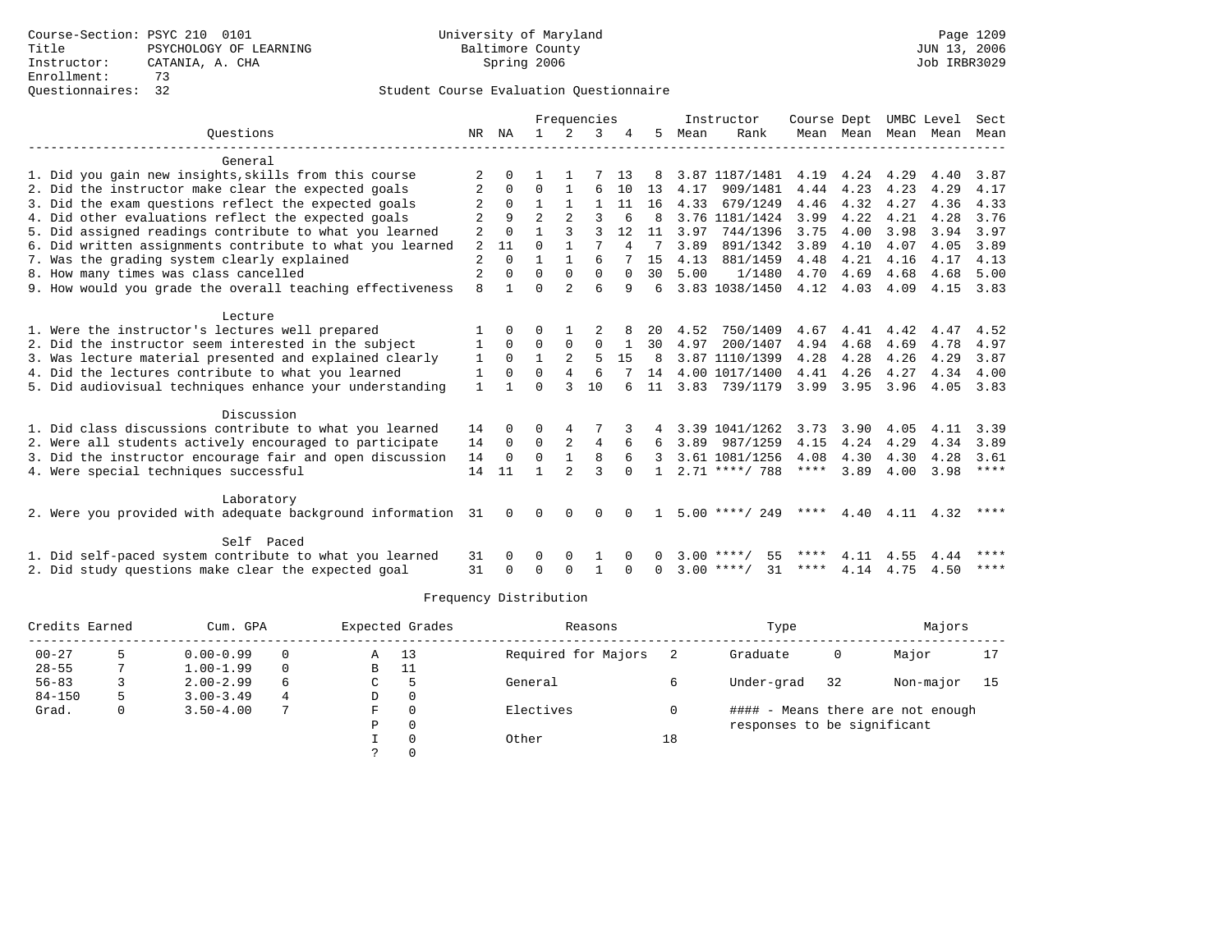Course-Section: PSYC 210 0101
Title: PSYCHOLOGY OF LEARNING
Instructor: CATANIA, A. CHA
Enrollment: 73
Questionnaires: 32

University of Maryland
Baltimore County
Spring 2006

JUN 13, 2006
Job IRBR3029

## Student Course Evaluation Questionnaire

| Questions | NR | NA | 1 | 2 | 3 | 4 | 5 | Instructor Mean | Instructor Rank | Course Mean | Dept Mean | UMBC Mean | Level Mean | Sect Mean |
|---|---|---|---|---|---|---|---|---|---|---|---|---|---|---|
| **General** | | | | | | | | | | | | | | |
| 1. Did you gain new insights,skills from this course | 2 | 0 | 1 | 1 | 7 | 13 | 8 | 3.87 | 1187/1481 | 4.19 | 4.24 | 4.29 | 4.40 | 3.87 |
| 2. Did the instructor make clear the expected goals | 2 | 0 | 0 | 1 | 6 | 10 | 13 | 4.17 | 909/1481 | 4.44 | 4.23 | 4.23 | 4.29 | 4.17 |
| 3. Did the exam questions reflect the expected goals | 2 | 0 | 1 | 1 | 1 | 11 | 16 | 4.33 | 679/1249 | 4.46 | 4.32 | 4.27 | 4.36 | 4.33 |
| 4. Did other evaluations reflect the expected goals | 2 | 9 | 2 | 2 | 3 | 6 | 8 | 3.76 | 1181/1424 | 3.99 | 4.22 | 4.21 | 4.28 | 3.76 |
| 5. Did assigned readings contribute to what you learned | 2 | 0 | 1 | 3 | 3 | 12 | 11 | 3.97 | 744/1396 | 3.75 | 4.00 | 3.98 | 3.94 | 3.97 |
| 6. Did written assignments contribute to what you learned | 2 | 11 | 0 | 1 | 7 | 4 | 7 | 3.89 | 891/1342 | 3.89 | 4.10 | 4.07 | 4.05 | 3.89 |
| 7. Was the grading system clearly explained | 2 | 0 | 1 | 1 | 6 | 7 | 15 | 4.13 | 881/1459 | 4.48 | 4.21 | 4.16 | 4.17 | 4.13 |
| 8. How many times was class cancelled | 2 | 0 | 0 | 0 | 0 | 0 | 30 | 5.00 | 1/1480 | 4.70 | 4.69 | 4.68 | 4.68 | 5.00 |
| 9. How would you grade the overall teaching effectiveness | 8 | 1 | 0 | 2 | 6 | 9 | 6 | 3.83 | 1038/1450 | 4.12 | 4.03 | 4.09 | 4.15 | 3.83 |
| **Lecture** | | | | | | | | | | | | | | |
| 1. Were the instructor's lectures well prepared | 1 | 0 | 0 | 1 | 2 | 8 | 20 | 4.52 | 750/1409 | 4.67 | 4.41 | 4.42 | 4.47 | 4.52 |
| 2. Did the instructor seem interested in the subject | 1 | 0 | 0 | 0 | 0 | 1 | 30 | 4.97 | 200/1407 | 4.94 | 4.68 | 4.69 | 4.78 | 4.97 |
| 3. Was lecture material presented and explained clearly | 1 | 0 | 1 | 2 | 5 | 15 | 8 | 3.87 | 1110/1399 | 4.28 | 4.28 | 4.26 | 4.29 | 3.87 |
| 4. Did the lectures contribute to what you learned | 1 | 0 | 0 | 4 | 6 | 7 | 14 | 4.00 | 1017/1400 | 4.41 | 4.26 | 4.27 | 4.34 | 4.00 |
| 5. Did audiovisual techniques enhance your understanding | 1 | 1 | 0 | 3 | 10 | 6 | 11 | 3.83 | 739/1179 | 3.99 | 3.95 | 3.96 | 4.05 | 3.83 |
| **Discussion** | | | | | | | | | | | | | | |
| 1. Did class discussions contribute to what you learned | 14 | 0 | 0 | 4 | 7 | 3 | 4 | 3.39 | 1041/1262 | 3.73 | 3.90 | 4.05 | 4.11 | 3.39 |
| 2. Were all students actively encouraged to participate | 14 | 0 | 0 | 2 | 4 | 6 | 6 | 3.89 | 987/1259 | 4.15 | 4.24 | 4.29 | 4.34 | 3.89 |
| 3. Did the instructor encourage fair and open discussion | 14 | 0 | 0 | 1 | 8 | 6 | 3 | 3.61 | 1081/1256 | 4.08 | 4.30 | 4.30 | 4.28 | 3.61 |
| 4. Were special techniques successful | 14 | 11 | 1 | 2 | 3 | 0 | 1 | 2.71 | ****/ 788 | **** | 3.89 | 4.00 | 3.98 | **** |
| **Laboratory** | | | | | | | | | | | | | | |
| 2. Were you provided with adequate background information | 31 | 0 | 0 | 0 | 0 | 0 | 1 | 5.00 | ****/ 249 | **** | 4.40 | 4.11 | 4.32 | **** |
| **Self Paced** | | | | | | | | | | | | | | |
| 1. Did self-paced system contribute to what you learned | 31 | 0 | 0 | 0 | 1 | 0 | 0 | 3.00 | ****/ 55 | **** | 4.11 | 4.55 | 4.44 | **** |
| 2. Did study questions make clear the expected goal | 31 | 0 | 0 | 0 | 1 | 0 | 0 | 3.00 | ****/ 31 | **** | 4.14 | 4.75 | 4.50 | **** |

## Frequency Distribution

| Credits Earned | | Cum. GPA | | Expected Grades | | Reasons | | Type | | Majors | |
|---|---|---|---|---|---|---|---|---|---|---|---|
| 00-27 | 5 | 0.00-0.99 | 0 | A | 13 | Required for Majors | 2 | Graduate | 0 | Major | 17 |
| 28-55 | 7 | 1.00-1.99 | 0 | B | 11 | | | | | | |
| 56-83 | 3 | 2.00-2.99 | 6 | C | 5 | General | 6 | Under-grad | 32 | Non-major | 15 |
| 84-150 | 5 | 3.00-3.49 | 4 | D | 0 | | | | | | |
| Grad. | 0 | 3.50-4.00 | 7 | F | 0 | Electives | 0 | | | | |
| | | | | P | 0 | | | | | | |
| | | | | I | 0 | Other | 18 | | | | |
| | | | | ? | 0 | | | | | | |

#### - Means there are not enough responses to be significant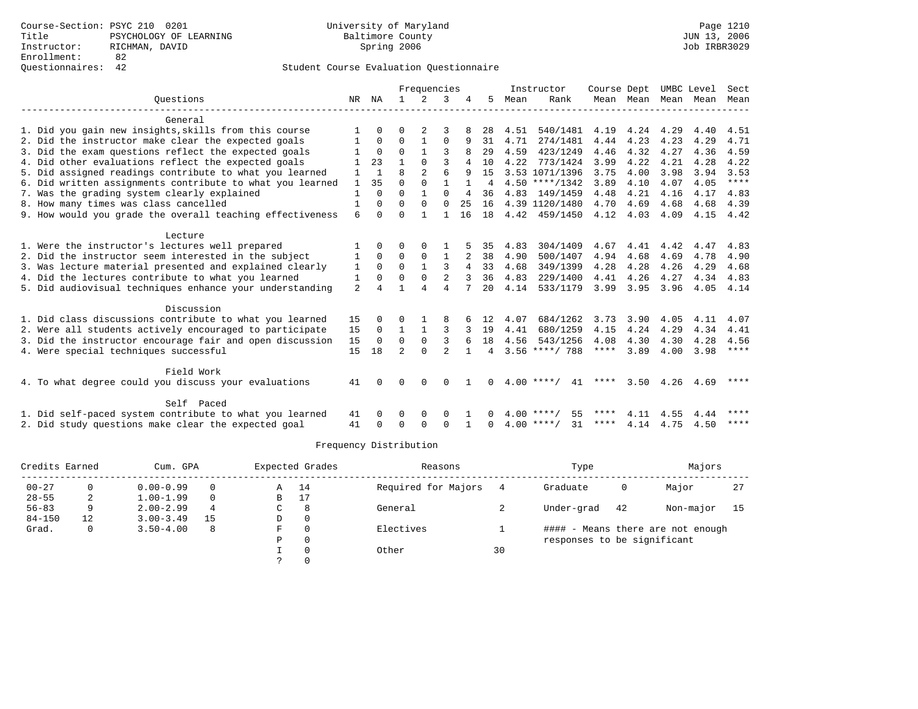Course-Section: PSYC 210 0201
Title: PSYCHOLOGY OF LEARNING
Instructor: RICHMAN, DAVID
Enrollment: 82
Questionnaires: 42

University of Maryland
Baltimore County
Spring 2006

Page 1210
JUN 13, 2006
Job IRBR3029

Student Course Evaluation Questionnaire

| Questions | NR | NA | 1 | 2 | 3 | 4 | 5 | Instructor Mean | Instructor Rank | Course Mean | Dept Mean | UMBC Mean | Level Mean | Sect Mean |
|---|---|---|---|---|---|---|---|---|---|---|---|---|---|---|
| **General** | | | | | | | | | | | | | | |
| 1. Did you gain new insights,skills from this course | 1 | 0 | 0 | 2 | 3 | 8 | 28 | 4.51 | 540/1481 | 4.19 | 4.24 | 4.29 | 4.40 | 4.51 |
| 2. Did the instructor make clear the expected goals | 1 | 0 | 0 | 1 | 0 | 9 | 31 | 4.71 | 274/1481 | 4.44 | 4.23 | 4.23 | 4.29 | 4.71 |
| 3. Did the exam questions reflect the expected goals | 1 | 0 | 0 | 1 | 3 | 8 | 29 | 4.59 | 423/1249 | 4.46 | 4.32 | 4.27 | 4.36 | 4.59 |
| 4. Did other evaluations reflect the expected goals | 1 | 23 | 1 | 0 | 3 | 4 | 10 | 4.22 | 773/1424 | 3.99 | 4.22 | 4.21 | 4.28 | 4.22 |
| 5. Did assigned readings contribute to what you learned | 1 | 1 | 8 | 2 | 6 | 9 | 15 | 3.53 | 1071/1396 | 3.75 | 4.00 | 3.98 | 3.94 | 3.53 |
| 6. Did written assignments contribute to what you learned | 1 | 35 | 0 | 0 | 1 | 1 | 4 | 4.50 | ****/1342 | 3.89 | 4.10 | 4.07 | 4.05 | **** |
| 7. Was the grading system clearly explained | 1 | 0 | 0 | 1 | 0 | 4 | 36 | 4.83 | 149/1459 | 4.48 | 4.21 | 4.16 | 4.17 | 4.83 |
| 8. How many times was class cancelled | 1 | 0 | 0 | 0 | 0 | 25 | 16 | 4.39 | 1120/1480 | 4.70 | 4.69 | 4.68 | 4.68 | 4.39 |
| 9. How would you grade the overall teaching effectiveness | 6 | 0 | 0 | 1 | 1 | 16 | 18 | 4.42 | 459/1450 | 4.12 | 4.03 | 4.09 | 4.15 | 4.42 |
| **Lecture** | | | | | | | | | | | | | | |
| 1. Were the instructor's lectures well prepared | 1 | 0 | 0 | 0 | 1 | 5 | 35 | 4.83 | 304/1409 | 4.67 | 4.41 | 4.42 | 4.47 | 4.83 |
| 2. Did the instructor seem interested in the subject | 1 | 0 | 0 | 0 | 1 | 2 | 38 | 4.90 | 500/1407 | 4.94 | 4.68 | 4.69 | 4.78 | 4.90 |
| 3. Was lecture material presented and explained clearly | 1 | 0 | 0 | 1 | 3 | 4 | 33 | 4.68 | 349/1399 | 4.28 | 4.28 | 4.26 | 4.29 | 4.68 |
| 4. Did the lectures contribute to what you learned | 1 | 0 | 0 | 0 | 2 | 3 | 36 | 4.83 | 229/1400 | 4.41 | 4.26 | 4.27 | 4.34 | 4.83 |
| 5. Did audiovisual techniques enhance your understanding | 2 | 4 | 1 | 4 | 4 | 7 | 20 | 4.14 | 533/1179 | 3.99 | 3.95 | 3.96 | 4.05 | 4.14 |
| **Discussion** | | | | | | | | | | | | | | |
| 1. Did class discussions contribute to what you learned | 15 | 0 | 0 | 1 | 8 | 6 | 12 | 4.07 | 684/1262 | 3.73 | 3.90 | 4.05 | 4.11 | 4.07 |
| 2. Were all students actively encouraged to participate | 15 | 0 | 1 | 1 | 3 | 3 | 19 | 4.41 | 680/1259 | 4.15 | 4.24 | 4.29 | 4.34 | 4.41 |
| 3. Did the instructor encourage fair and open discussion | 15 | 0 | 0 | 0 | 3 | 6 | 18 | 4.56 | 543/1256 | 4.08 | 4.30 | 4.30 | 4.28 | 4.56 |
| 4. Were special techniques successful | 15 | 18 | 2 | 0 | 2 | 1 | 4 | 3.56 | ****/ 788 | **** | 3.89 | 4.00 | 3.98 | **** |
| **Field Work** | | | | | | | | | | | | | | |
| 4. To what degree could you discuss your evaluations | 41 | 0 | 0 | 0 | 0 | 1 | 0 | 4.00 | ****/ 41 | **** | 3.50 | 4.26 | 4.69 | **** |
| **Self Paced** | | | | | | | | | | | | | | |
| 1. Did self-paced system contribute to what you learned | 41 | 0 | 0 | 0 | 0 | 1 | 0 | 4.00 | ****/ 55 | **** | 4.11 | 4.55 | 4.44 | **** |
| 2. Did study questions make clear the expected goal | 41 | 0 | 0 | 0 | 0 | 1 | 0 | 4.00 | ****/ 31 | **** | 4.14 | 4.75 | 4.50 | **** |

Frequency Distribution

| Credits Earned | | Cum. GPA | | Expected Grades | | Reasons | | Type | | Majors | |
|---|---|---|---|---|---|---|---|---|---|---|---|
| 00-27 | 0 | 0.00-0.99 | 0 | A | 14 | Required for Majors | 4 | Graduate | 0 | Major | 27 |
| 28-55 | 2 | 1.00-1.99 | 0 | B | 17 | | | | | | |
| 56-83 | 9 | 2.00-2.99 | 4 | C | 8 | General | 2 | Under-grad | 42 | Non-major | 15 |
| 84-150 | 12 | 3.00-3.49 | 15 | D | 0 | | | | | | |
| Grad. | 0 | 3.50-4.00 | 8 | F | 0 | Electives | 1 | #### - Means there are not enough responses to be significant | | | |
| | | | | P | 0 | | | | | | |
| | | | | I | 0 | Other | 30 | | | | |
| | | | | ? | 0 | | | | | | |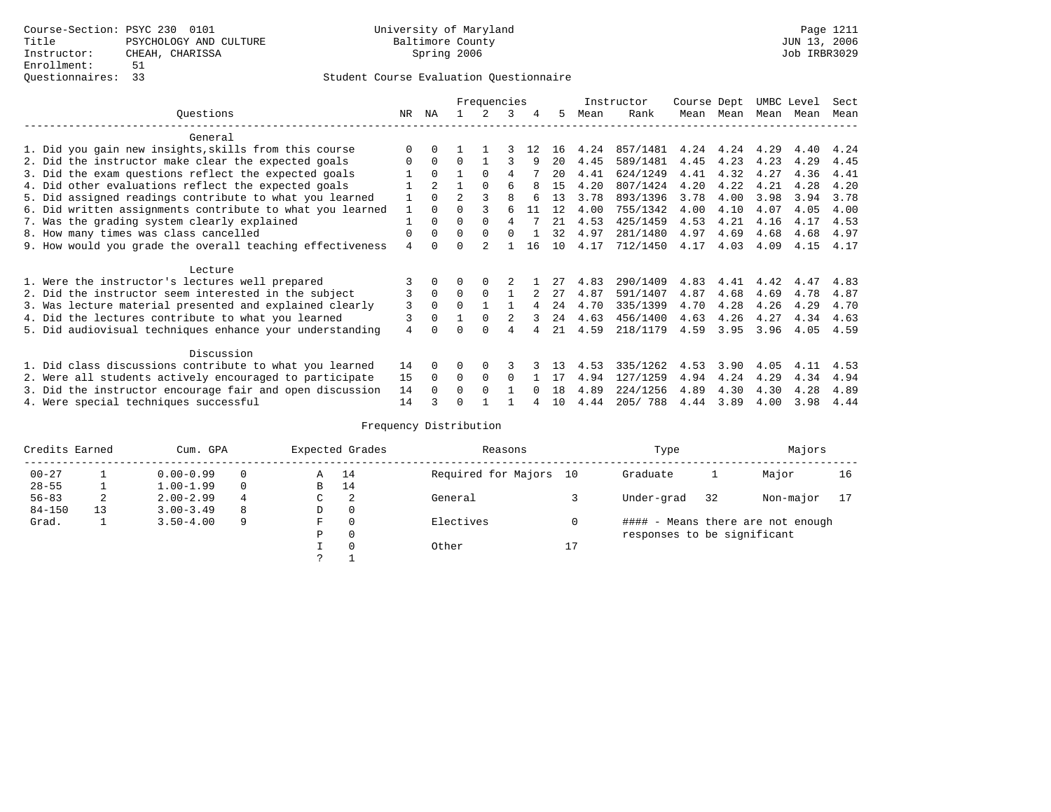Course-Section: PSYC 230 0101
Title: PSYCHOLOGY AND CULTURE
Instructor: CHEAH, CHARISSA
Enrollment: 51
Questionnaires: 33

University of Maryland
Baltimore County
Spring 2006

JUN 13, 2006
Job IRBR3029

## Student Course Evaluation Questionnaire

| Questions | NR | NA | 1 | 2 | 3 | 4 | 5 | Instructor Mean | Instructor Rank | Course Mean | Dept Mean | UMBC Mean | Level Mean | Sect Mean |
|---|---|---|---|---|---|---|---|---|---|---|---|---|---|---|
| **General** | | | | | | | | | | | | | | |
| 1. Did you gain new insights,skills from this course | 0 | 0 | 1 | 1 | 3 | 12 | 16 | 4.24 | 857/1481 | 4.24 | 4.24 | 4.29 | 4.40 | 4.24 |
| 2. Did the instructor make clear the expected goals | 0 | 0 | 0 | 1 | 3 | 9 | 20 | 4.45 | 589/1481 | 4.45 | 4.23 | 4.23 | 4.29 | 4.45 |
| 3. Did the exam questions reflect the expected goals | 1 | 0 | 1 | 0 | 4 | 7 | 20 | 4.41 | 624/1249 | 4.41 | 4.32 | 4.27 | 4.36 | 4.41 |
| 4. Did other evaluations reflect the expected goals | 1 | 2 | 1 | 0 | 6 | 8 | 15 | 4.20 | 807/1424 | 4.20 | 4.22 | 4.21 | 4.28 | 4.20 |
| 5. Did assigned readings contribute to what you learned | 1 | 0 | 2 | 3 | 8 | 6 | 13 | 3.78 | 893/1396 | 3.78 | 4.00 | 3.98 | 3.94 | 3.78 |
| 6. Did written assignments contribute to what you learned | 1 | 0 | 0 | 3 | 6 | 11 | 12 | 4.00 | 755/1342 | 4.00 | 4.10 | 4.07 | 4.05 | 4.00 |
| 7. Was the grading system clearly explained | 1 | 0 | 0 | 0 | 4 | 7 | 21 | 4.53 | 425/1459 | 4.53 | 4.21 | 4.16 | 4.17 | 4.53 |
| 8. How many times was class cancelled | 0 | 0 | 0 | 0 | 0 | 1 | 32 | 4.97 | 281/1480 | 4.97 | 4.69 | 4.68 | 4.68 | 4.97 |
| 9. How would you grade the overall teaching effectiveness | 4 | 0 | 0 | 2 | 1 | 16 | 10 | 4.17 | 712/1450 | 4.17 | 4.03 | 4.09 | 4.15 | 4.17 |
| **Lecture** | | | | | | | | | | | | | | |
| 1. Were the instructor's lectures well prepared | 3 | 0 | 0 | 0 | 2 | 1 | 27 | 4.83 | 290/1409 | 4.83 | 4.41 | 4.42 | 4.47 | 4.83 |
| 2. Did the instructor seem interested in the subject | 3 | 0 | 0 | 0 | 1 | 2 | 27 | 4.87 | 591/1407 | 4.87 | 4.68 | 4.69 | 4.78 | 4.87 |
| 3. Was lecture material presented and explained clearly | 3 | 0 | 0 | 1 | 1 | 4 | 24 | 4.70 | 335/1399 | 4.70 | 4.28 | 4.26 | 4.29 | 4.70 |
| 4. Did the lectures contribute to what you learned | 3 | 0 | 1 | 0 | 2 | 3 | 24 | 4.63 | 456/1400 | 4.63 | 4.26 | 4.27 | 4.34 | 4.63 |
| 5. Did audiovisual techniques enhance your understanding | 4 | 0 | 0 | 0 | 4 | 4 | 21 | 4.59 | 218/1179 | 4.59 | 3.95 | 3.96 | 4.05 | 4.59 |
| **Discussion** | | | | | | | | | | | | | | |
| 1. Did class discussions contribute to what you learned | 14 | 0 | 0 | 0 | 3 | 3 | 13 | 4.53 | 335/1262 | 4.53 | 3.90 | 4.05 | 4.11 | 4.53 |
| 2. Were all students actively encouraged to participate | 15 | 0 | 0 | 0 | 0 | 1 | 17 | 4.94 | 127/1259 | 4.94 | 4.24 | 4.29 | 4.34 | 4.94 |
| 3. Did the instructor encourage fair and open discussion | 14 | 0 | 0 | 0 | 1 | 0 | 18 | 4.89 | 224/1256 | 4.89 | 4.30 | 4.30 | 4.28 | 4.89 |
| 4. Were special techniques successful | 14 | 3 | 0 | 1 | 1 | 4 | 10 | 4.44 | 205/ 788 | 4.44 | 3.89 | 4.00 | 3.98 | 4.44 |

## Frequency Distribution

| Credits Earned | | Cum. GPA | | Expected Grades | | Reasons | | Type | | Majors | |
|---|---|---|---|---|---|---|---|---|---|---|---|
| 00-27 | 1 | 0.00-0.99 | 0 | A | 14 | Required for Majors | 10 | Graduate | 1 | Major | 16 |
| 28-55 | 1 | 1.00-1.99 | 0 | B | 14 | | | | | | |
| 56-83 | 2 | 2.00-2.99 | 4 | C | 2 | General | 3 | Under-grad | 32 | Non-major | 17 |
| 84-150 | 13 | 3.00-3.49 | 8 | D | 0 | | | | | | |
| Grad. | 1 | 3.50-4.00 | 9 | F | 0 | Electives | 0 | #### - Means there are not enough responses to be significant | | | |
| | | | | P | 0 | | | | | | |
| | | | | I | 0 | Other | 17 | | | | |
| | | | | ? | 1 | | | | | | |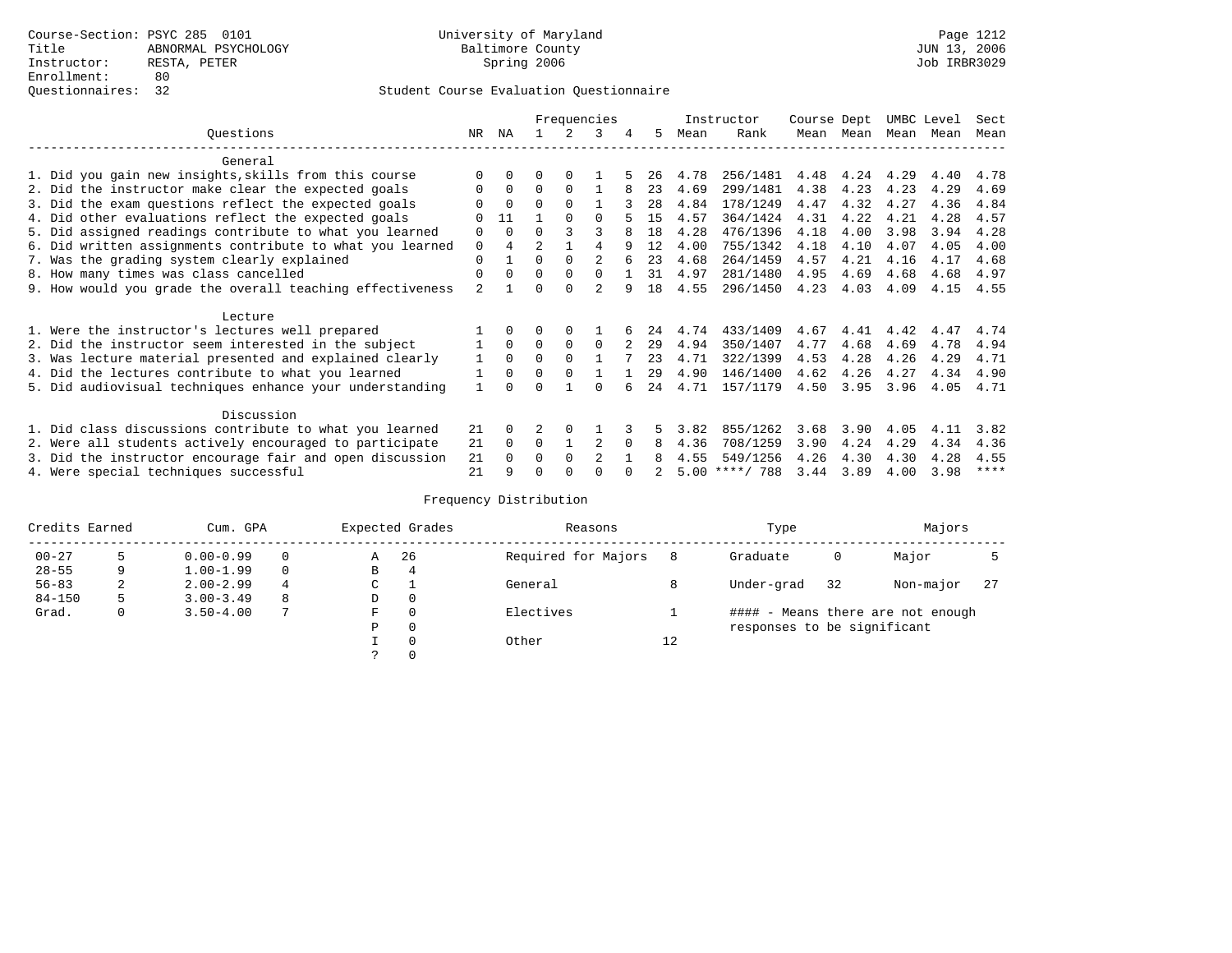Course-Section: PSYC 285 0101
Title: ABNORMAL PSYCHOLOGY
Instructor: RESTA, PETER
Enrollment: 80
Questionnaires: 32

University of Maryland
Baltimore County
Spring 2006

JUN 13, 2006
Job IRBR3029

## Student Course Evaluation Questionnaire

| Questions | NR | NA | 1 | 2 | 3 | 4 | 5 | Instructor Mean | Instructor Rank | Course Mean | Dept Mean | UMBC Mean | Level Mean | Sect Mean |
|---|---|---|---|---|---|---|---|---|---|---|---|---|---|---|
| **General** | | | | | | | | | | | | | | |
| 1. Did you gain new insights,skills from this course | 0 | 0 | 0 | 0 | 1 | 5 | 26 | 4.78 | 256/1481 | 4.48 | 4.24 | 4.29 | 4.40 | 4.78 |
| 2. Did the instructor make clear the expected goals | 0 | 0 | 0 | 0 | 1 | 8 | 23 | 4.69 | 299/1481 | 4.38 | 4.23 | 4.23 | 4.29 | 4.69 |
| 3. Did the exam questions reflect the expected goals | 0 | 0 | 0 | 0 | 1 | 3 | 28 | 4.84 | 178/1249 | 4.47 | 4.32 | 4.27 | 4.36 | 4.84 |
| 4. Did other evaluations reflect the expected goals | 0 | 11 | 1 | 0 | 0 | 5 | 15 | 4.57 | 364/1424 | 4.31 | 4.22 | 4.21 | 4.28 | 4.57 |
| 5. Did assigned readings contribute to what you learned | 0 | 0 | 0 | 3 | 3 | 8 | 18 | 4.28 | 476/1396 | 4.18 | 4.00 | 3.98 | 3.94 | 4.28 |
| 6. Did written assignments contribute to what you learned | 0 | 4 | 2 | 1 | 4 | 9 | 12 | 4.00 | 755/1342 | 4.18 | 4.10 | 4.07 | 4.05 | 4.00 |
| 7. Was the grading system clearly explained | 0 | 1 | 0 | 0 | 2 | 6 | 23 | 4.68 | 264/1459 | 4.57 | 4.21 | 4.16 | 4.17 | 4.68 |
| 8. How many times was class cancelled | 0 | 0 | 0 | 0 | 0 | 1 | 31 | 4.97 | 281/1480 | 4.95 | 4.69 | 4.68 | 4.68 | 4.97 |
| 9. How would you grade the overall teaching effectiveness | 2 | 1 | 0 | 0 | 2 | 9 | 18 | 4.55 | 296/1450 | 4.23 | 4.03 | 4.09 | 4.15 | 4.55 |
| **Lecture** | | | | | | | | | | | | | | |
| 1. Were the instructor's lectures well prepared | 1 | 0 | 0 | 0 | 1 | 6 | 24 | 4.74 | 433/1409 | 4.67 | 4.41 | 4.42 | 4.47 | 4.74 |
| 2. Did the instructor seem interested in the subject | 1 | 0 | 0 | 0 | 0 | 2 | 29 | 4.94 | 350/1407 | 4.77 | 4.68 | 4.69 | 4.78 | 4.94 |
| 3. Was lecture material presented and explained clearly | 1 | 0 | 0 | 0 | 1 | 7 | 23 | 4.71 | 322/1399 | 4.53 | 4.28 | 4.26 | 4.29 | 4.71 |
| 4. Did the lectures contribute to what you learned | 1 | 0 | 0 | 0 | 1 | 1 | 29 | 4.90 | 146/1400 | 4.62 | 4.26 | 4.27 | 4.34 | 4.90 |
| 5. Did audiovisual techniques enhance your understanding | 1 | 0 | 0 | 1 | 0 | 6 | 24 | 4.71 | 157/1179 | 4.50 | 3.95 | 3.96 | 4.05 | 4.71 |
| **Discussion** | | | | | | | | | | | | | | |
| 1. Did class discussions contribute to what you learned | 21 | 0 | 2 | 0 | 1 | 3 | 5 | 3.82 | 855/1262 | 3.68 | 3.90 | 4.05 | 4.11 | 3.82 |
| 2. Were all students actively encouraged to participate | 21 | 0 | 0 | 1 | 2 | 0 | 8 | 4.36 | 708/1259 | 3.90 | 4.24 | 4.29 | 4.34 | 4.36 |
| 3. Did the instructor encourage fair and open discussion | 21 | 0 | 0 | 0 | 2 | 1 | 8 | 4.55 | 549/1256 | 4.26 | 4.30 | 4.30 | 4.28 | 4.55 |
| 4. Were special techniques successful | 21 | 9 | 0 | 0 | 0 | 0 | 2 | 5.00 | ****/ 788 | 3.44 | 3.89 | 4.00 | 3.98 | **** |

## Frequency Distribution

| Credits Earned | | Cum. GPA | | Expected Grades | | Reasons | | Type | | Majors | |
|---|---|---|---|---|---|---|---|---|---|---|---|
| 00-27 | 5 | 0.00-0.99 | 0 | A | 26 | Required for Majors | 8 | Graduate | 0 | Major | 5 |
| 28-55 | 9 | 1.00-1.99 | 0 | B | 4 | | | | | | |
| 56-83 | 2 | 2.00-2.99 | 4 | C | 1 | General | 8 | Under-grad | 32 | Non-major | 27 |
| 84-150 | 5 | 3.00-3.49 | 8 | D | 0 | | | | | | |
| Grad. | 0 | 3.50-4.00 | 7 | F | 0 | Electives | 1 | | | | |
| | | | | P | 0 | | | | | | |
| | | | | I | 0 | Other | 12 | | | | |
| | | | | ? | 0 | | | | | | |

#### - Means there are not enough responses to be significant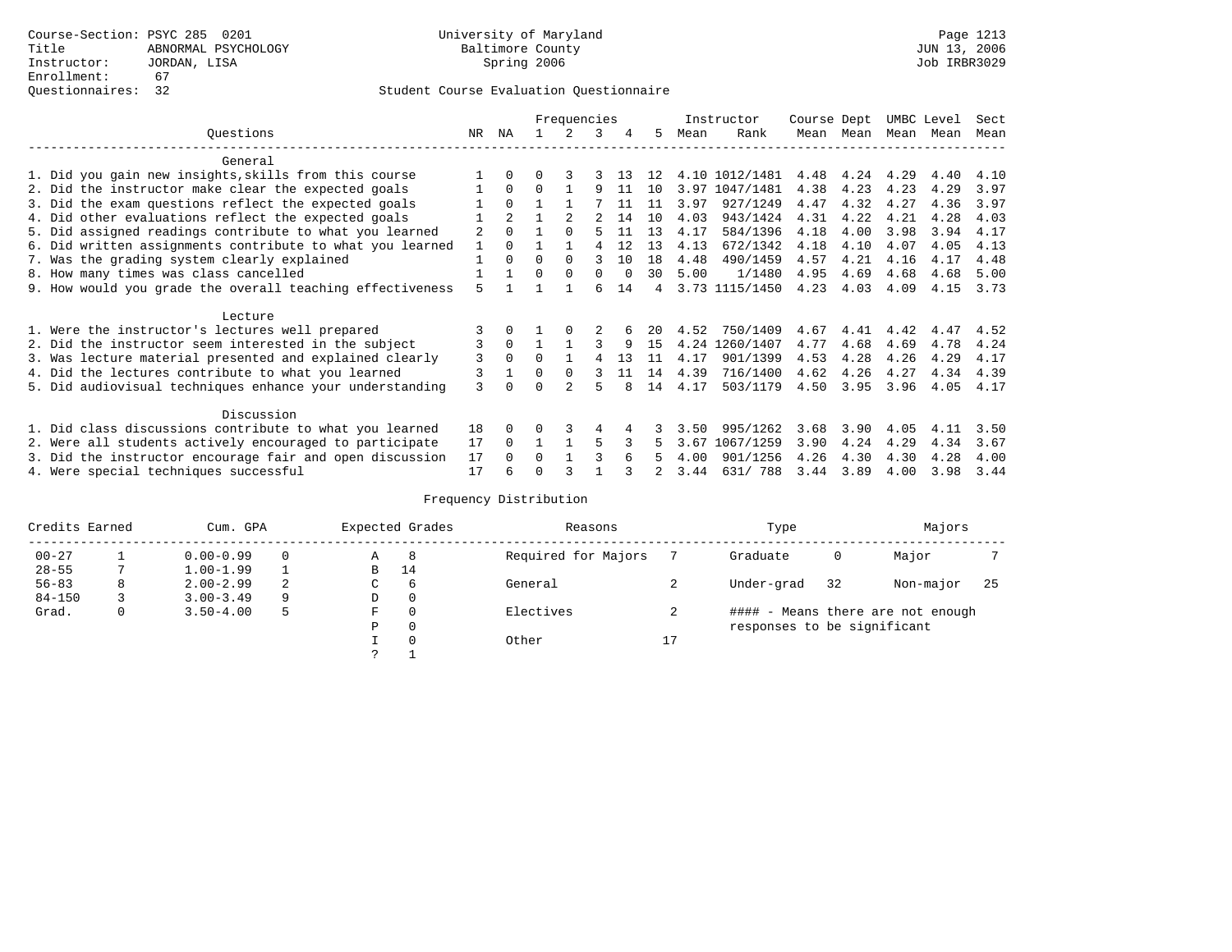Course-Section: PSYC 285 0201
Title: ABNORMAL PSYCHOLOGY
Instructor: JORDAN, LISA
Enrollment: 67
Questionnaires: 32

University of Maryland
Baltimore County
Spring 2006

JUN 13, 2006
Job IRBR3029

## Student Course Evaluation Questionnaire

| Questions | NR | NA | 1 | 2 | 3 | 4 | 5 | Instructor Mean | Instructor Rank | Course Mean | Dept Mean | UMBC Mean | Level Mean | Sect Mean |
|---|---|---|---|---|---|---|---|---|---|---|---|---|---|---|
| **General** | | | | | | | | | | | | | | |
| 1. Did you gain new insights,skills from this course | 1 | 0 | 0 | 3 | 3 | 13 | 12 | 4.10 | 1012/1481 | 4.48 | 4.24 | 4.29 | 4.40 | 4.10 |
| 2. Did the instructor make clear the expected goals | 1 | 0 | 0 | 1 | 9 | 11 | 10 | 3.97 | 1047/1481 | 4.38 | 4.23 | 4.23 | 4.29 | 3.97 |
| 3. Did the exam questions reflect the expected goals | 1 | 0 | 1 | 1 | 7 | 11 | 11 | 3.97 | 927/1249 | 4.47 | 4.32 | 4.27 | 4.36 | 3.97 |
| 4. Did other evaluations reflect the expected goals | 1 | 2 | 1 | 2 | 2 | 14 | 10 | 4.03 | 943/1424 | 4.31 | 4.22 | 4.21 | 4.28 | 4.03 |
| 5. Did assigned readings contribute to what you learned | 2 | 0 | 1 | 0 | 5 | 11 | 13 | 4.17 | 584/1396 | 4.18 | 4.00 | 3.98 | 3.94 | 4.17 |
| 6. Did written assignments contribute to what you learned | 1 | 0 | 1 | 1 | 4 | 12 | 13 | 4.13 | 672/1342 | 4.18 | 4.10 | 4.07 | 4.05 | 4.13 |
| 7. Was the grading system clearly explained | 1 | 0 | 0 | 0 | 3 | 10 | 18 | 4.48 | 490/1459 | 4.57 | 4.21 | 4.16 | 4.17 | 4.48 |
| 8. How many times was class cancelled | 1 | 1 | 0 | 0 | 0 | 0 | 30 | 5.00 | 1/1480 | 4.95 | 4.69 | 4.68 | 4.68 | 5.00 |
| 9. How would you grade the overall teaching effectiveness | 5 | 1 | 1 | 1 | 6 | 14 | 4 | 3.73 | 1115/1450 | 4.23 | 4.03 | 4.09 | 4.15 | 3.73 |
| **Lecture** | | | | | | | | | | | | | | |
| 1. Were the instructor's lectures well prepared | 3 | 0 | 1 | 0 | 2 | 6 | 20 | 4.52 | 750/1409 | 4.67 | 4.41 | 4.42 | 4.47 | 4.52 |
| 2. Did the instructor seem interested in the subject | 3 | 0 | 1 | 1 | 3 | 9 | 15 | 4.24 | 1260/1407 | 4.77 | 4.68 | 4.69 | 4.78 | 4.24 |
| 3. Was lecture material presented and explained clearly | 3 | 0 | 0 | 1 | 4 | 13 | 11 | 4.17 | 901/1399 | 4.53 | 4.28 | 4.26 | 4.29 | 4.17 |
| 4. Did the lectures contribute to what you learned | 3 | 1 | 0 | 0 | 3 | 11 | 14 | 4.39 | 716/1400 | 4.62 | 4.26 | 4.27 | 4.34 | 4.39 |
| 5. Did audiovisual techniques enhance your understanding | 3 | 0 | 0 | 2 | 5 | 8 | 14 | 4.17 | 503/1179 | 4.50 | 3.95 | 3.96 | 4.05 | 4.17 |
| **Discussion** | | | | | | | | | | | | | | |
| 1. Did class discussions contribute to what you learned | 18 | 0 | 0 | 3 | 4 | 4 | 3 | 3.50 | 995/1262 | 3.68 | 3.90 | 4.05 | 4.11 | 3.50 |
| 2. Were all students actively encouraged to participate | 17 | 0 | 1 | 1 | 5 | 3 | 5 | 3.67 | 1067/1259 | 3.90 | 4.24 | 4.29 | 4.34 | 3.67 |
| 3. Did the instructor encourage fair and open discussion | 17 | 0 | 0 | 1 | 3 | 6 | 5 | 4.00 | 901/1256 | 4.26 | 4.30 | 4.30 | 4.28 | 4.00 |
| 4. Were special techniques successful | 17 | 6 | 0 | 3 | 1 | 3 | 2 | 3.44 | 631/ 788 | 3.44 | 3.89 | 4.00 | 3.98 | 3.44 |

### Frequency Distribution

| Credits Earned | | Cum. GPA | | Expected Grades | | Reasons | | Type | | Majors | |
|---|---|---|---|---|---|---|---|---|---|---|---|
| 00-27 | 1 | 0.00-0.99 | 0 | A | 8 | Required for Majors | 7 | Graduate | 0 | Major | 7 |
| 28-55 | 7 | 1.00-1.99 | 1 | B | 14 | | | | | | |
| 56-83 | 8 | 2.00-2.99 | 2 | C | 6 | General | 2 | Under-grad | 32 | Non-major | 25 |
| 84-150 | 3 | 3.00-3.49 | 9 | D | 0 | | | | | | |
| Grad. | 0 | 3.50-4.00 | 5 | F | 0 | Electives | 2 | #### - Means there are not enough responses to be significant | | | |
| | | | | P | 0 | | | | | | |
| | | | | I | 0 | Other | 17 | | | | |
| | | | | ? | 1 | | | | | | |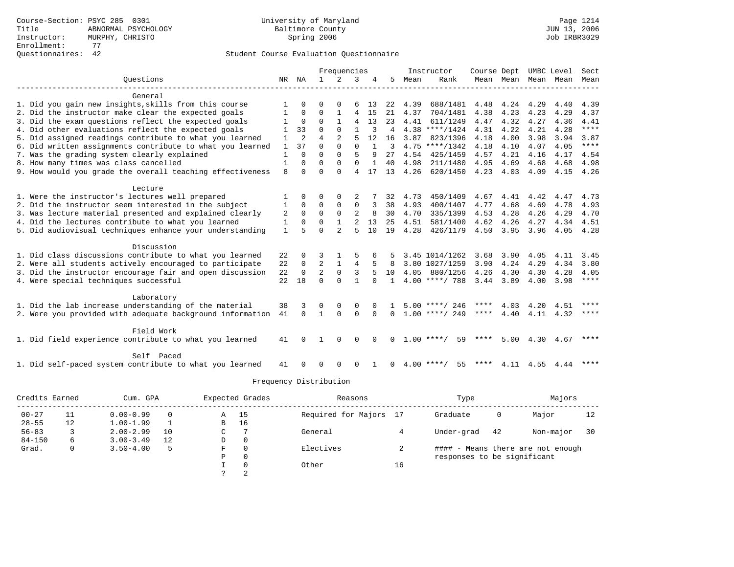Course-Section: PSYC 285 0301
Title: ABNORMAL PSYCHOLOGY
Instructor: MURPHY, CHRISTO
Enrollment: 77
Questionnaires: 42

University of Maryland
Baltimore County
Spring 2006

Page 1214
JUN 13, 2006
Job IRBR3029

Student Course Evaluation Questionnaire

| Questions | NR | NA | 1 | 2 | 3 | 4 | 5 | Instructor Mean | Rank | Course Mean | Dept Mean | UMBC Mean | Level Mean | Sect Mean |
|---|---|---|---|---|---|---|---|---|---|---|---|---|---|---|
| **General** | | | | | | | | | | | | | | |
| 1. Did you gain new insights,skills from this course | 1 | 0 | 0 | 0 | 6 | 13 | 22 | 4.39 | 688/1481 | 4.48 | 4.24 | 4.29 | 4.40 | 4.39 |
| 2. Did the instructor make clear the expected goals | 1 | 0 | 0 | 1 | 4 | 15 | 21 | 4.37 | 704/1481 | 4.38 | 4.23 | 4.23 | 4.29 | 4.37 |
| 3. Did the exam questions reflect the expected goals | 1 | 0 | 0 | 1 | 4 | 13 | 23 | 4.41 | 611/1249 | 4.47 | 4.32 | 4.27 | 4.36 | 4.41 |
| 4. Did other evaluations reflect the expected goals | 1 | 33 | 0 | 0 | 1 | 3 | 4 | 4.38 | ****/1424 | 4.31 | 4.22 | 4.21 | 4.28 | **** |
| 5. Did assigned readings contribute to what you learned | 1 | 2 | 4 | 2 | 5 | 12 | 16 | 3.87 | 823/1396 | 4.18 | 4.00 | 3.98 | 3.94 | 3.87 |
| 6. Did written assignments contribute to what you learned | 1 | 37 | 0 | 0 | 0 | 1 | 3 | 4.75 | ****/1342 | 4.18 | 4.10 | 4.07 | 4.05 | **** |
| 7. Was the grading system clearly explained | 1 | 0 | 0 | 0 | 5 | 9 | 27 | 4.54 | 425/1459 | 4.57 | 4.21 | 4.16 | 4.17 | 4.54 |
| 8. How many times was class cancelled | 1 | 0 | 0 | 0 | 0 | 1 | 40 | 4.98 | 211/1480 | 4.95 | 4.69 | 4.68 | 4.68 | 4.98 |
| 9. How would you grade the overall teaching effectiveness | 8 | 0 | 0 | 0 | 4 | 17 | 13 | 4.26 | 620/1450 | 4.23 | 4.03 | 4.09 | 4.15 | 4.26 |
| **Lecture** | | | | | | | | | | | | | | |
| 1. Were the instructor's lectures well prepared | 1 | 0 | 0 | 0 | 2 | 7 | 32 | 4.73 | 450/1409 | 4.67 | 4.41 | 4.42 | 4.47 | 4.73 |
| 2. Did the instructor seem interested in the subject | 1 | 0 | 0 | 0 | 0 | 3 | 38 | 4.93 | 400/1407 | 4.77 | 4.68 | 4.69 | 4.78 | 4.93 |
| 3. Was lecture material presented and explained clearly | 2 | 0 | 0 | 0 | 2 | 8 | 30 | 4.70 | 335/1399 | 4.53 | 4.28 | 4.26 | 4.29 | 4.70 |
| 4. Did the lectures contribute to what you learned | 1 | 0 | 0 | 1 | 2 | 13 | 25 | 4.51 | 581/1400 | 4.62 | 4.26 | 4.27 | 4.34 | 4.51 |
| 5. Did audiovisual techniques enhance your understanding | 1 | 5 | 0 | 2 | 5 | 10 | 19 | 4.28 | 426/1179 | 4.50 | 3.95 | 3.96 | 4.05 | 4.28 |
| **Discussion** | | | | | | | | | | | | | | |
| 1. Did class discussions contribute to what you learned | 22 | 0 | 3 | 1 | 5 | 6 | 5 | 3.45 | 1014/1262 | 3.68 | 3.90 | 4.05 | 4.11 | 3.45 |
| 2. Were all students actively encouraged to participate | 22 | 0 | 2 | 1 | 4 | 5 | 8 | 3.80 | 1027/1259 | 3.90 | 4.24 | 4.29 | 4.34 | 3.80 |
| 3. Did the instructor encourage fair and open discussion | 22 | 0 | 2 | 0 | 3 | 5 | 10 | 4.05 | 880/1256 | 4.26 | 4.30 | 4.30 | 4.28 | 4.05 |
| 4. Were special techniques successful | 22 | 18 | 0 | 0 | 1 | 0 | 1 | 4.00 | ****/ 788 | 3.44 | 3.89 | 4.00 | 3.98 | **** |
| **Laboratory** | | | | | | | | | | | | | | |
| 1. Did the lab increase understanding of the material | 38 | 3 | 0 | 0 | 0 | 0 | 1 | 5.00 | ****/ 246 | **** | 4.03 | 4.20 | 4.51 | **** |
| 2. Were you provided with adequate background information | 41 | 0 | 1 | 0 | 0 | 0 | 0 | 1.00 | ****/ 249 | **** | 4.40 | 4.11 | 4.32 | **** |
| **Field Work** | | | | | | | | | | | | | | |
| 1. Did field experience contribute to what you learned | 41 | 0 | 1 | 0 | 0 | 0 | 0 | 1.00 | ****/ 59 | **** | 5.00 | 4.30 | 4.67 | **** |
| **Self Paced** | | | | | | | | | | | | | | |
| 1. Did self-paced system contribute to what you learned | 41 | 0 | 0 | 0 | 0 | 1 | 0 | 4.00 | ****/ 55 | **** | 4.11 | 4.55 | 4.44 | **** |

Frequency Distribution

| Credits Earned | | Cum. GPA | | Expected Grades | | Reasons | | Type | | Majors | |
|---|---|---|---|---|---|---|---|---|---|---|---|
| 00-27 | 11 | 0.00-0.99 | 0 | A | 15 | Required for Majors | 17 | Graduate | 0 | Major | 12 |
| 28-55 | 12 | 1.00-1.99 | 1 | B | 16 | | | | | | |
| 56-83 | 3 | 2.00-2.99 | 10 | C | 7 | General | 4 | Under-grad | 42 | Non-major | 30 |
| 84-150 | 6 | 3.00-3.49 | 12 | D | 0 | | | | | | |
| Grad. | 0 | 3.50-4.00 | 5 | F | 0 | Electives | 2 | | | | |
| | | | | P | 0 | | | | | | |
| | | | | I | 0 | Other | 16 | | | | |
| | | | | ? | 2 | | | | | | |

#### - Means there are not enough responses to be significant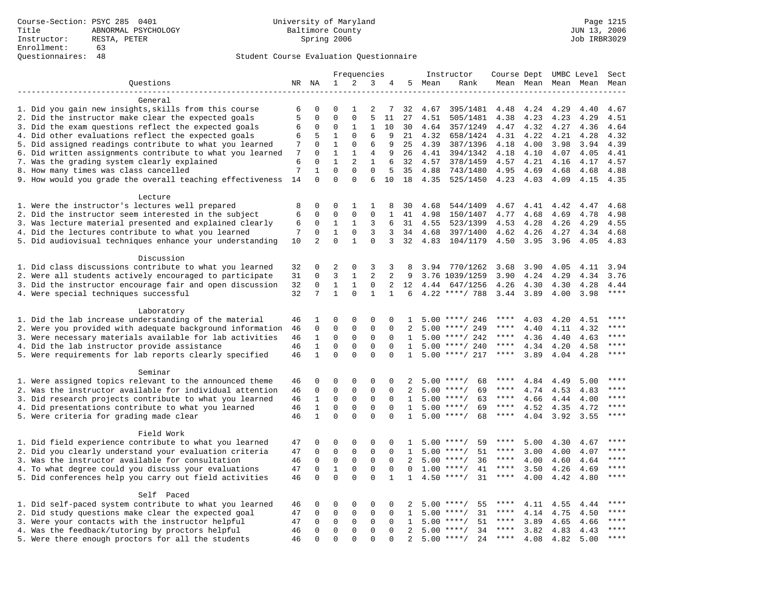Course-Section: PSYC 285 0401
Title: ABNORMAL PSYCHOLOGY
Instructor: RESTA, PETER
Enrollment: 63
Questionnaires: 48

University of Maryland
Baltimore County
Spring 2006

Page 1215
JUN 13, 2006
Job IRBR3029

Student Course Evaluation Questionnaire

| Questions | NR | NA | 1 | 2 | 3 | 4 | 5 | Instructor Mean | Rank | Course Mean | Dept Mean | UMBC Level Mean | Level Mean | Sect Mean |
|---|---|---|---|---|---|---|---|---|---|---|---|---|---|---|
| **General** | | | | | | | | | | | | | | |
| 1. Did you gain new insights,skills from this course | 6 | 0 | 0 | 1 | 2 | 7 | 32 | 4.67 | 395/1481 | 4.48 | 4.24 | 4.29 | 4.40 | 4.67 |
| 2. Did the instructor make clear the expected goals | 5 | 0 | 0 | 0 | 5 | 11 | 27 | 4.51 | 505/1481 | 4.38 | 4.23 | 4.23 | 4.29 | 4.51 |
| 3. Did the exam questions reflect the expected goals | 6 | 0 | 0 | 1 | 1 | 10 | 30 | 4.64 | 357/1249 | 4.47 | 4.32 | 4.27 | 4.36 | 4.64 |
| 4. Did other evaluations reflect the expected goals | 6 | 5 | 1 | 0 | 6 | 9 | 21 | 4.32 | 658/1424 | 4.31 | 4.22 | 4.21 | 4.28 | 4.32 |
| 5. Did assigned readings contribute to what you learned | 7 | 0 | 1 | 0 | 6 | 9 | 25 | 4.39 | 387/1396 | 4.18 | 4.00 | 3.98 | 3.94 | 4.39 |
| 6. Did written assignments contribute to what you learned | 7 | 0 | 1 | 1 | 4 | 9 | 26 | 4.41 | 394/1342 | 4.18 | 4.10 | 4.07 | 4.05 | 4.41 |
| 7. Was the grading system clearly explained | 6 | 0 | 1 | 2 | 1 | 6 | 32 | 4.57 | 378/1459 | 4.57 | 4.21 | 4.16 | 4.17 | 4.57 |
| 8. How many times was class cancelled | 7 | 1 | 0 | 0 | 0 | 5 | 35 | 4.88 | 743/1480 | 4.95 | 4.69 | 4.68 | 4.68 | 4.88 |
| 9. How would you grade the overall teaching effectiveness | 14 | 0 | 0 | 0 | 6 | 10 | 18 | 4.35 | 525/1450 | 4.23 | 4.03 | 4.09 | 4.15 | 4.35 |
| **Lecture** | | | | | | | | | | | | | | |
| 1. Were the instructor's lectures well prepared | 8 | 0 | 0 | 1 | 1 | 8 | 30 | 4.68 | 544/1409 | 4.67 | 4.41 | 4.42 | 4.47 | 4.68 |
| 2. Did the instructor seem interested in the subject | 6 | 0 | 0 | 0 | 0 | 1 | 41 | 4.98 | 150/1407 | 4.77 | 4.68 | 4.69 | 4.78 | 4.98 |
| 3. Was lecture material presented and explained clearly | 6 | 0 | 1 | 1 | 3 | 6 | 31 | 4.55 | 523/1399 | 4.53 | 4.28 | 4.26 | 4.29 | 4.55 |
| 4. Did the lectures contribute to what you learned | 7 | 0 | 1 | 0 | 3 | 3 | 34 | 4.68 | 397/1400 | 4.62 | 4.26 | 4.27 | 4.34 | 4.68 |
| 5. Did audiovisual techniques enhance your understanding | 10 | 2 | 0 | 1 | 0 | 3 | 32 | 4.83 | 104/1179 | 4.50 | 3.95 | 3.96 | 4.05 | 4.83 |
| **Discussion** | | | | | | | | | | | | | | |
| 1. Did class discussions contribute to what you learned | 32 | 0 | 2 | 0 | 3 | 3 | 8 | 3.94 | 770/1262 | 3.68 | 3.90 | 4.05 | 4.11 | 3.94 |
| 2. Were all students actively encouraged to participate | 31 | 0 | 3 | 1 | 2 | 2 | 9 | 3.76 | 1039/1259 | 3.90 | 4.24 | 4.29 | 4.34 | 3.76 |
| 3. Did the instructor encourage fair and open discussion | 32 | 0 | 1 | 1 | 0 | 2 | 12 | 4.44 | 647/1256 | 4.26 | 4.30 | 4.30 | 4.28 | 4.44 |
| 4. Were special techniques successful | 32 | 7 | 1 | 0 | 1 | 1 | 6 | 4.22 | ****/ 788 | 3.44 | 3.89 | 4.00 | 3.98 | **** |
| **Laboratory** | | | | | | | | | | | | | | |
| 1. Did the lab increase understanding of the material | 46 | 1 | 0 | 0 | 0 | 0 | 1 | 5.00 | ****/ 246 | **** | 4.03 | 4.20 | 4.51 | **** |
| 2. Were you provided with adequate background information | 46 | 0 | 0 | 0 | 0 | 0 | 2 | 5.00 | ****/ 249 | **** | 4.40 | 4.11 | 4.32 | **** |
| 3. Were necessary materials available for lab activities | 46 | 1 | 0 | 0 | 0 | 0 | 1 | 5.00 | ****/ 242 | **** | 4.36 | 4.40 | 4.63 | **** |
| 4. Did the lab instructor provide assistance | 46 | 1 | 0 | 0 | 0 | 0 | 1 | 5.00 | ****/ 240 | **** | 4.34 | 4.20 | 4.58 | **** |
| 5. Were requirements for lab reports clearly specified | 46 | 1 | 0 | 0 | 0 | 0 | 1 | 5.00 | ****/ 217 | **** | 3.89 | 4.04 | 4.28 | **** |
| **Seminar** | | | | | | | | | | | | | | |
| 1. Were assigned topics relevant to the announced theme | 46 | 0 | 0 | 0 | 0 | 0 | 2 | 5.00 | ****/ 68 | **** | 4.84 | 4.49 | 5.00 | **** |
| 2. Was the instructor available for individual attention | 46 | 0 | 0 | 0 | 0 | 0 | 2 | 5.00 | ****/ 69 | **** | 4.74 | 4.53 | 4.83 | **** |
| 3. Did research projects contribute to what you learned | 46 | 1 | 0 | 0 | 0 | 0 | 1 | 5.00 | ****/ 63 | **** | 4.66 | 4.44 | 4.00 | **** |
| 4. Did presentations contribute to what you learned | 46 | 1 | 0 | 0 | 0 | 0 | 1 | 5.00 | ****/ 69 | **** | 4.52 | 4.35 | 4.72 | **** |
| 5. Were criteria for grading made clear | 46 | 1 | 0 | 0 | 0 | 0 | 1 | 5.00 | ****/ 68 | **** | 4.04 | 3.92 | 3.55 | **** |
| **Field Work** | | | | | | | | | | | | | | |
| 1. Did field experience contribute to what you learned | 47 | 0 | 0 | 0 | 0 | 0 | 1 | 5.00 | ****/ 59 | **** | 5.00 | 4.30 | 4.67 | **** |
| 2. Did you clearly understand your evaluation criteria | 47 | 0 | 0 | 0 | 0 | 0 | 1 | 5.00 | ****/ 51 | **** | 3.00 | 4.00 | 4.07 | **** |
| 3. Was the instructor available for consultation | 46 | 0 | 0 | 0 | 0 | 0 | 2 | 5.00 | ****/ 36 | **** | 4.00 | 4.60 | 4.64 | **** |
| 4. To what degree could you discuss your evaluations | 47 | 0 | 1 | 0 | 0 | 0 | 0 | 1.00 | ****/ 41 | **** | 3.50 | 4.26 | 4.69 | **** |
| 5. Did conferences help you carry out field activities | 46 | 0 | 0 | 0 | 0 | 1 | 1 | 4.50 | ****/ 31 | **** | 4.00 | 4.42 | 4.80 | **** |
| **Self Paced** | | | | | | | | | | | | | | |
| 1. Did self-paced system contribute to what you learned | 46 | 0 | 0 | 0 | 0 | 0 | 2 | 5.00 | ****/ 55 | **** | 4.11 | 4.55 | 4.44 | **** |
| 2. Did study questions make clear the expected goal | 47 | 0 | 0 | 0 | 0 | 0 | 1 | 5.00 | ****/ 31 | **** | 4.14 | 4.75 | 4.50 | **** |
| 3. Were your contacts with the instructor helpful | 47 | 0 | 0 | 0 | 0 | 0 | 1 | 5.00 | ****/ 51 | **** | 3.89 | 4.65 | 4.66 | **** |
| 4. Was the feedback/tutoring by proctors helpful | 46 | 0 | 0 | 0 | 0 | 0 | 2 | 5.00 | ****/ 34 | **** | 3.82 | 4.83 | 4.43 | **** |
| 5. Were there enough proctors for all the students | 46 | 0 | 0 | 0 | 0 | 0 | 2 | 5.00 | ****/ 24 | **** | 4.08 | 4.82 | 5.00 | **** |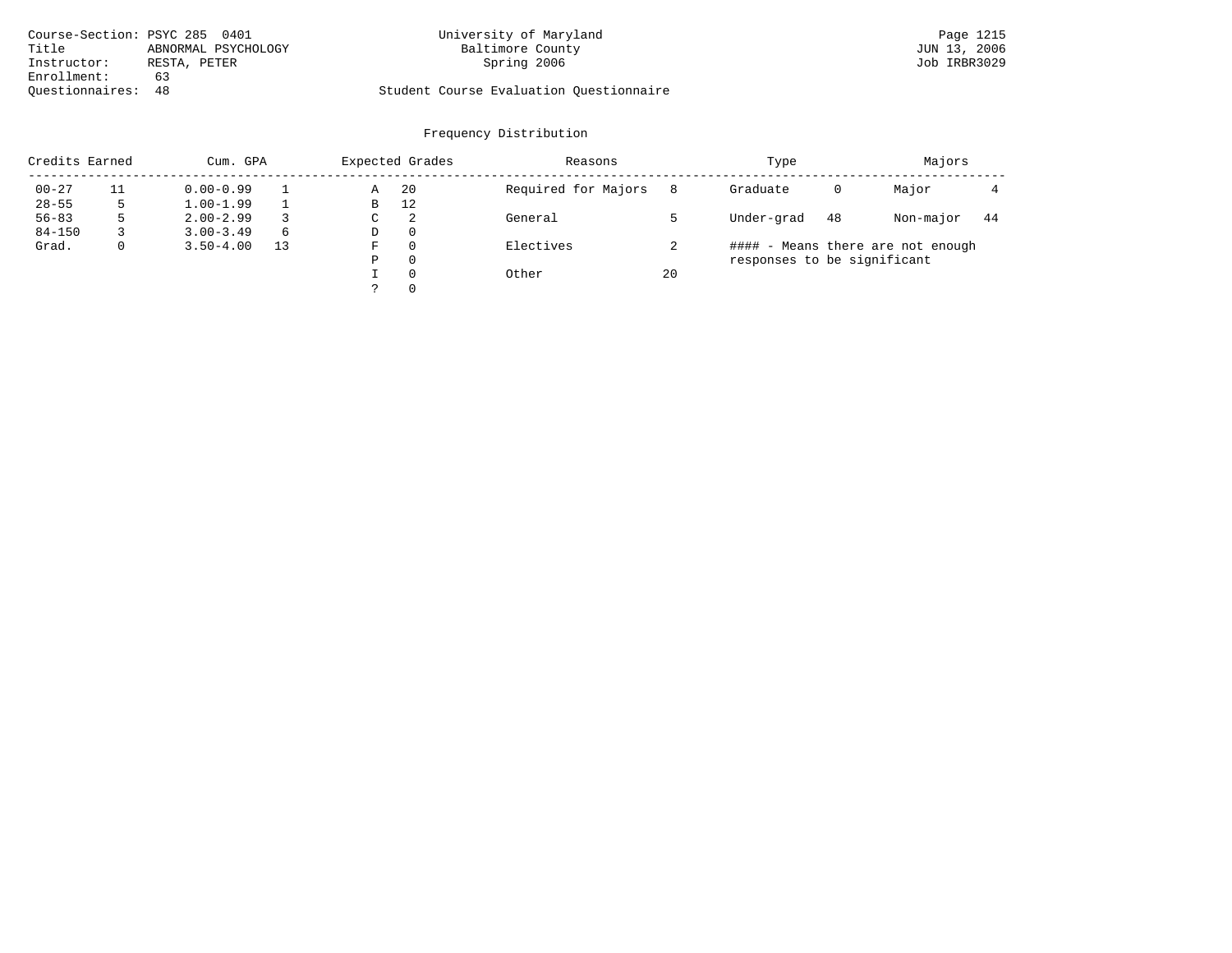Course-Section: PSYC 285 0401
Title: ABNORMAL PSYCHOLOGY
Instructor: RESTA, PETER
Enrollment: 63
Questionnaires: 48

University of Maryland
Baltimore County
Spring 2006

Student Course Evaluation Questionnaire

Page 1215
JUN 13, 2006
Job IRBR3029

## Frequency Distribution

| Credits Earned | | Cum. GPA | | Expected Grades | | Reasons | | Type | | Majors | |
|---|---|---|---|---|---|---|---|---|---|---|---|
| 00-27 | 11 | 0.00-0.99 | 1 | A | 20 | Required for Majors | 8 | Graduate | 0 | Major | 4 |
| 28-55 | 5 | 1.00-1.99 | 1 | B | 12 | | | | | | |
| 56-83 | 5 | 2.00-2.99 | 3 | C | 2 | General | 5 | Under-grad | 48 | Non-major | 44 |
| 84-150 | 3 | 3.00-3.49 | 6 | D | 0 | | | | | | |
| Grad. | 0 | 3.50-4.00 | 13 | F | 0 | Electives | 2 | | | | |
| | | | | P | 0 | | | | | | |
| | | | | I | 0 | Other | 20 | | | | |
| | | | | ? | 0 | | | | | | |

#### - Means there are not enough responses to be significant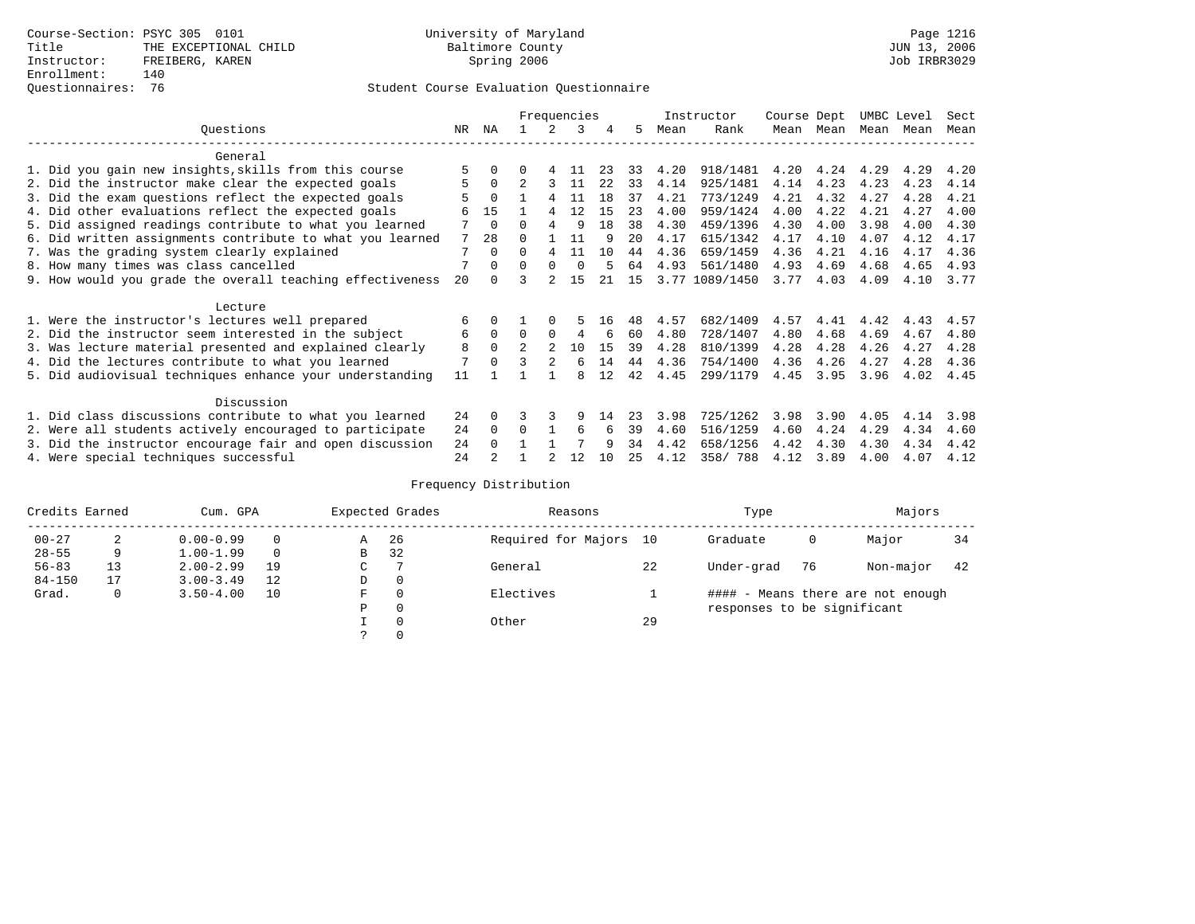Course-Section: PSYC 305 0101
Title: THE EXCEPTIONAL CHILD
Instructor: FREIBERG, KAREN
Enrollment: 140
Questionnaires: 76

University of Maryland
Baltimore County
Spring 2006

Student Course Evaluation Questionnaire

| Questions | NR | NA | 1 | 2 | 3 | 4 | 5 | Instructor Mean | Instructor Rank | Course Mean | Dept Mean | UMBC Mean | Level Mean | Sect Mean |
|---|---|---|---|---|---|---|---|---|---|---|---|---|---|---|
| **General** | | | | | | | | | | | | | | |
| 1. Did you gain new insights,skills from this course | 5 | 0 | 0 | 4 | 11 | 23 | 33 | 4.20 | 918/1481 | 4.20 | 4.24 | 4.29 | 4.29 | 4.20 |
| 2. Did the instructor make clear the expected goals | 5 | 0 | 2 | 3 | 11 | 22 | 33 | 4.14 | 925/1481 | 4.14 | 4.23 | 4.23 | 4.23 | 4.14 |
| 3. Did the exam questions reflect the expected goals | 5 | 0 | 1 | 4 | 11 | 18 | 37 | 4.21 | 773/1249 | 4.21 | 4.32 | 4.27 | 4.28 | 4.21 |
| 4. Did other evaluations reflect the expected goals | 6 | 15 | 1 | 4 | 12 | 15 | 23 | 4.00 | 959/1424 | 4.00 | 4.22 | 4.21 | 4.27 | 4.00 |
| 5. Did assigned readings contribute to what you learned | 7 | 0 | 0 | 4 | 9 | 18 | 38 | 4.30 | 459/1396 | 4.30 | 4.00 | 3.98 | 4.00 | 4.30 |
| 6. Did written assignments contribute to what you learned | 7 | 28 | 0 | 1 | 11 | 9 | 20 | 4.17 | 615/1342 | 4.17 | 4.10 | 4.07 | 4.12 | 4.17 |
| 7. Was the grading system clearly explained | 7 | 0 | 0 | 4 | 11 | 10 | 44 | 4.36 | 659/1459 | 4.36 | 4.21 | 4.16 | 4.17 | 4.36 |
| 8. How many times was class cancelled | 7 | 0 | 0 | 0 | 0 | 5 | 64 | 4.93 | 561/1480 | 4.93 | 4.69 | 4.68 | 4.65 | 4.93 |
| 9. How would you grade the overall teaching effectiveness | 20 | 0 | 3 | 2 | 15 | 21 | 15 | 3.77 | 1089/1450 | 3.77 | 4.03 | 4.09 | 4.10 | 3.77 |
| **Lecture** | | | | | | | | | | | | | | |
| 1. Were the instructor's lectures well prepared | 6 | 0 | 1 | 0 | 5 | 16 | 48 | 4.57 | 682/1409 | 4.57 | 4.41 | 4.42 | 4.43 | 4.57 |
| 2. Did the instructor seem interested in the subject | 6 | 0 | 0 | 0 | 4 | 6 | 60 | 4.80 | 728/1407 | 4.80 | 4.68 | 4.69 | 4.67 | 4.80 |
| 3. Was lecture material presented and explained clearly | 8 | 0 | 2 | 2 | 10 | 15 | 39 | 4.28 | 810/1399 | 4.28 | 4.28 | 4.26 | 4.27 | 4.28 |
| 4. Did the lectures contribute to what you learned | 7 | 0 | 3 | 2 | 6 | 14 | 44 | 4.36 | 754/1400 | 4.36 | 4.26 | 4.27 | 4.28 | 4.36 |
| 5. Did audiovisual techniques enhance your understanding | 11 | 1 | 1 | 1 | 8 | 12 | 42 | 4.45 | 299/1179 | 4.45 | 3.95 | 3.96 | 4.02 | 4.45 |
| **Discussion** | | | | | | | | | | | | | | |
| 1. Did class discussions contribute to what you learned | 24 | 0 | 3 | 3 | 9 | 14 | 23 | 3.98 | 725/1262 | 3.98 | 3.90 | 4.05 | 4.14 | 3.98 |
| 2. Were all students actively encouraged to participate | 24 | 0 | 0 | 1 | 6 | 6 | 39 | 4.60 | 516/1259 | 4.60 | 4.24 | 4.29 | 4.34 | 4.60 |
| 3. Did the instructor encourage fair and open discussion | 24 | 0 | 1 | 1 | 7 | 9 | 34 | 4.42 | 658/1256 | 4.42 | 4.30 | 4.30 | 4.34 | 4.42 |
| 4. Were special techniques successful | 24 | 2 | 1 | 2 | 12 | 10 | 25 | 4.12 | 358/ 788 | 4.12 | 3.89 | 4.00 | 4.07 | 4.12 |

## Frequency Distribution

| Credits Earned | | Cum. GPA | | Expected Grades | | Reasons | | Type | | Majors | |
|---|---|---|---|---|---|---|---|---|---|---|---|
| 00-27 | 2 | 0.00-0.99 | 0 | A | 26 | Required for Majors | 10 | Graduate | 0 | Major | 34 |
| 28-55 | 9 | 1.00-1.99 | 0 | B | 32 | | | | | | |
| 56-83 | 13 | 2.00-2.99 | 19 | C | 7 | General | 22 | Under-grad | 76 | Non-major | 42 |
| 84-150 | 17 | 3.00-3.49 | 12 | D | 0 | | | | | | |
| Grad. | 0 | 3.50-4.00 | 10 | F | 0 | Electives | 1 | #### - Means there are not enough responses to be significant | | | |
| | | | | P | 0 | | | | | | |
| | | | | I | 0 | Other | 29 | | | | |
| | | | | ? | 0 | | | | | | |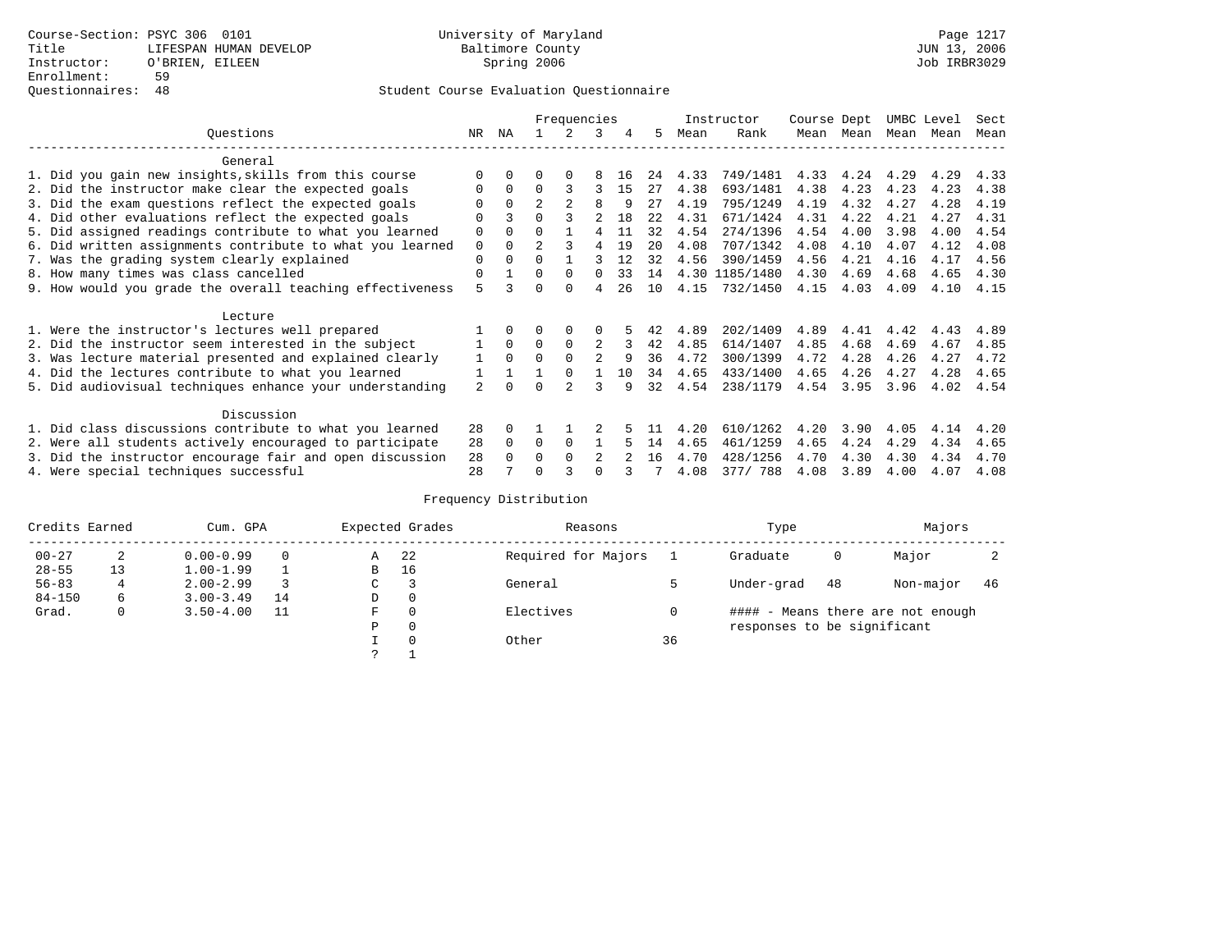Course-Section: PSYC 306 0101
Title: LIFESPAN HUMAN DEVELOP
Instructor: O'BRIEN, EILEEN
Enrollment: 59
Questionnaires: 48

University of Maryland
Baltimore County
Spring 2006

Page 1217
JUN 13, 2006
Job IRBR3029

Student Course Evaluation Questionnaire

| Questions | NR | NA | 1 | 2 | 3 | 4 | 5 | Instructor Mean | Rank | Course Mean | Dept Mean | UMBC Mean | Level Mean | Sect Mean |
|---|---|---|---|---|---|---|---|---|---|---|---|---|---|---|
| **General** | | | | | | | | | | | | | | |
| 1. Did you gain new insights,skills from this course | 0 | 0 | 0 | 0 | 8 | 16 | 24 | 4.33 | 749/1481 | 4.33 | 4.24 | 4.29 | 4.29 | 4.33 |
| 2. Did the instructor make clear the expected goals | 0 | 0 | 0 | 3 | 3 | 15 | 27 | 4.38 | 693/1481 | 4.38 | 4.23 | 4.23 | 4.23 | 4.38 |
| 3. Did the exam questions reflect the expected goals | 0 | 0 | 2 | 2 | 8 | 9 | 27 | 4.19 | 795/1249 | 4.19 | 4.32 | 4.27 | 4.28 | 4.19 |
| 4. Did other evaluations reflect the expected goals | 0 | 3 | 0 | 3 | 2 | 18 | 22 | 4.31 | 671/1424 | 4.31 | 4.22 | 4.21 | 4.27 | 4.31 |
| 5. Did assigned readings contribute to what you learned | 0 | 0 | 0 | 1 | 4 | 11 | 32 | 4.54 | 274/1396 | 4.54 | 4.00 | 3.98 | 4.00 | 4.54 |
| 6. Did written assignments contribute to what you learned | 0 | 0 | 2 | 3 | 4 | 19 | 20 | 4.08 | 707/1342 | 4.08 | 4.10 | 4.07 | 4.12 | 4.08 |
| 7. Was the grading system clearly explained | 0 | 0 | 0 | 1 | 3 | 12 | 32 | 4.56 | 390/1459 | 4.56 | 4.21 | 4.16 | 4.17 | 4.56 |
| 8. How many times was class cancelled | 0 | 1 | 0 | 0 | 0 | 33 | 14 | 4.30 | 1185/1480 | 4.30 | 4.69 | 4.68 | 4.65 | 4.30 |
| 9. How would you grade the overall teaching effectiveness | 5 | 3 | 0 | 0 | 4 | 26 | 10 | 4.15 | 732/1450 | 4.15 | 4.03 | 4.09 | 4.10 | 4.15 |
| **Lecture** | | | | | | | | | | | | | | |
| 1. Were the instructor's lectures well prepared | 1 | 0 | 0 | 0 | 0 | 5 | 42 | 4.89 | 202/1409 | 4.89 | 4.41 | 4.42 | 4.43 | 4.89 |
| 2. Did the instructor seem interested in the subject | 1 | 0 | 0 | 0 | 2 | 3 | 42 | 4.85 | 614/1407 | 4.85 | 4.68 | 4.69 | 4.67 | 4.85 |
| 3. Was lecture material presented and explained clearly | 1 | 0 | 0 | 0 | 2 | 9 | 36 | 4.72 | 300/1399 | 4.72 | 4.28 | 4.26 | 4.27 | 4.72 |
| 4. Did the lectures contribute to what you learned | 1 | 1 | 1 | 0 | 1 | 10 | 34 | 4.65 | 433/1400 | 4.65 | 4.26 | 4.27 | 4.28 | 4.65 |
| 5. Did audiovisual techniques enhance your understanding | 2 | 0 | 0 | 2 | 3 | 9 | 32 | 4.54 | 238/1179 | 4.54 | 3.95 | 3.96 | 4.02 | 4.54 |
| **Discussion** | | | | | | | | | | | | | | |
| 1. Did class discussions contribute to what you learned | 28 | 0 | 1 | 1 | 2 | 5 | 11 | 4.20 | 610/1262 | 4.20 | 3.90 | 4.05 | 4.14 | 4.20 |
| 2. Were all students actively encouraged to participate | 28 | 0 | 0 | 0 | 1 | 5 | 14 | 4.65 | 461/1259 | 4.65 | 4.24 | 4.29 | 4.34 | 4.65 |
| 3. Did the instructor encourage fair and open discussion | 28 | 0 | 0 | 0 | 2 | 2 | 16 | 4.70 | 428/1256 | 4.70 | 4.30 | 4.30 | 4.34 | 4.70 |
| 4. Were special techniques successful | 28 | 7 | 0 | 3 | 0 | 3 | 7 | 4.08 | 377/ 788 | 4.08 | 3.89 | 4.00 | 4.07 | 4.08 |

Frequency Distribution

| Credits Earned | | Cum. GPA | | Expected Grades | | Reasons | | Type | | Majors | |
|---|---|---|---|---|---|---|---|---|---|---|---|
| 00-27 | 2 | 0.00-0.99 | 0 | A | 22 | Required for Majors | 1 | Graduate | 0 | Major | 2 |
| 28-55 | 13 | 1.00-1.99 | 1 | B | 16 | | | | | | |
| 56-83 | 4 | 2.00-2.99 | 3 | C | 3 | General | 5 | Under-grad | 48 | Non-major | 46 |
| 84-150 | 6 | 3.00-3.49 | 14 | D | 0 | | | | | | |
| Grad. | 0 | 3.50-4.00 | 11 | F | 0 | Electives | 0 | #### - Means there are not enough responses to be significant | | | |
| | | | | P | 0 | | | | | | |
| | | | | I | 0 | Other | 36 | | | | |
| | | | | ? | 1 | | | | | | |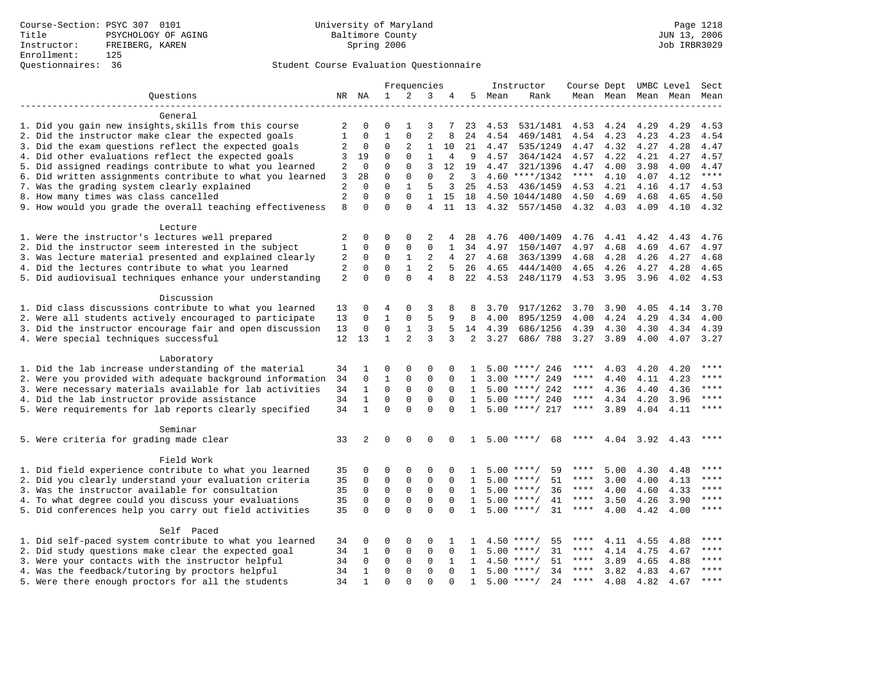Course-Section: PSYC 307 0101
Title: PSYCHOLOGY OF AGING
Instructor: FREIBERG, KAREN
Enrollment: 125
Questionnaires: 36

University of Maryland
Baltimore County
Spring 2006

JUN 13, 2006
Job IRBR3029

## Student Course Evaluation Questionnaire

| Questions | NR | NA | 1 | 2 | 3 | 4 | 5 | Instructor Mean | Instructor Rank | Course Mean | Dept Mean | UMBC Mean | Level Mean | Sect Mean |
|---|---|---|---|---|---|---|---|---|---|---|---|---|---|---|
| **General** | | | | | | | | | | | | | | |
| 1. Did you gain new insights,skills from this course | 2 | 0 | 0 | 1 | 3 | 7 | 23 | 4.53 | 531/1481 | 4.53 | 4.24 | 4.29 | 4.29 | 4.53 |
| 2. Did the instructor make clear the expected goals | 1 | 0 | 1 | 0 | 2 | 8 | 24 | 4.54 | 469/1481 | 4.54 | 4.23 | 4.23 | 4.23 | 4.54 |
| 3. Did the exam questions reflect the expected goals | 2 | 0 | 0 | 2 | 1 | 10 | 21 | 4.47 | 535/1249 | 4.47 | 4.32 | 4.27 | 4.28 | 4.47 |
| 4. Did other evaluations reflect the expected goals | 3 | 19 | 0 | 0 | 1 | 4 | 9 | 4.57 | 364/1424 | 4.57 | 4.22 | 4.21 | 4.27 | 4.57 |
| 5. Did assigned readings contribute to what you learned | 2 | 0 | 0 | 0 | 3 | 12 | 19 | 4.47 | 321/1396 | 4.47 | 4.00 | 3.98 | 4.00 | 4.47 |
| 6. Did written assignments contribute to what you learned | 3 | 28 | 0 | 0 | 0 | 2 | 3 | 4.60 | ****/1342 | **** | 4.10 | 4.07 | 4.12 | **** |
| 7. Was the grading system clearly explained | 2 | 0 | 0 | 1 | 5 | 3 | 25 | 4.53 | 436/1459 | 4.53 | 4.21 | 4.16 | 4.17 | 4.53 |
| 8. How many times was class cancelled | 2 | 0 | 0 | 0 | 1 | 15 | 18 | 4.50 | 1044/1480 | 4.50 | 4.69 | 4.68 | 4.65 | 4.50 |
| 9. How would you grade the overall teaching effectiveness | 8 | 0 | 0 | 0 | 4 | 11 | 13 | 4.32 | 557/1450 | 4.32 | 4.03 | 4.09 | 4.10 | 4.32 |
| **Lecture** | | | | | | | | | | | | | | |
| 1. Were the instructor's lectures well prepared | 2 | 0 | 0 | 0 | 2 | 4 | 28 | 4.76 | 400/1409 | 4.76 | 4.41 | 4.42 | 4.43 | 4.76 |
| 2. Did the instructor seem interested in the subject | 1 | 0 | 0 | 0 | 0 | 1 | 34 | 4.97 | 150/1407 | 4.97 | 4.68 | 4.69 | 4.67 | 4.97 |
| 3. Was lecture material presented and explained clearly | 2 | 0 | 0 | 1 | 2 | 4 | 27 | 4.68 | 363/1399 | 4.68 | 4.28 | 4.26 | 4.27 | 4.68 |
| 4. Did the lectures contribute to what you learned | 2 | 0 | 0 | 1 | 2 | 5 | 26 | 4.65 | 444/1400 | 4.65 | 4.26 | 4.27 | 4.28 | 4.65 |
| 5. Did audiovisual techniques enhance your understanding | 2 | 0 | 0 | 0 | 4 | 8 | 22 | 4.53 | 248/1179 | 4.53 | 3.95 | 3.96 | 4.02 | 4.53 |
| **Discussion** | | | | | | | | | | | | | | |
| 1. Did class discussions contribute to what you learned | 13 | 0 | 4 | 0 | 3 | 8 | 8 | 3.70 | 917/1262 | 3.70 | 3.90 | 4.05 | 4.14 | 3.70 |
| 2. Were all students actively encouraged to participate | 13 | 0 | 1 | 0 | 5 | 9 | 8 | 4.00 | 895/1259 | 4.00 | 4.24 | 4.29 | 4.34 | 4.00 |
| 3. Did the instructor encourage fair and open discussion | 13 | 0 | 0 | 1 | 3 | 5 | 14 | 4.39 | 686/1256 | 4.39 | 4.30 | 4.30 | 4.34 | 4.39 |
| 4. Were special techniques successful | 12 | 13 | 1 | 2 | 3 | 3 | 2 | 3.27 | 686/ 788 | 3.27 | 3.89 | 4.00 | 4.07 | 3.27 |
| **Laboratory** | | | | | | | | | | | | | | |
| 1. Did the lab increase understanding of the material | 34 | 1 | 0 | 0 | 0 | 0 | 1 | 5.00 | ****/ 246 | **** | 4.03 | 4.20 | 4.20 | **** |
| 2. Were you provided with adequate background information | 34 | 0 | 1 | 0 | 0 | 0 | 1 | 3.00 | ****/ 249 | **** | 4.40 | 4.11 | 4.23 | **** |
| 3. Were necessary materials available for lab activities | 34 | 1 | 0 | 0 | 0 | 0 | 1 | 5.00 | ****/ 242 | **** | 4.36 | 4.40 | 4.36 | **** |
| 4. Did the lab instructor provide assistance | 34 | 1 | 0 | 0 | 0 | 0 | 1 | 5.00 | ****/ 240 | **** | 4.34 | 4.20 | 3.96 | **** |
| 5. Were requirements for lab reports clearly specified | 34 | 1 | 0 | 0 | 0 | 0 | 1 | 5.00 | ****/ 217 | **** | 3.89 | 4.04 | 4.11 | **** |
| **Seminar** | | | | | | | | | | | | | | |
| 5. Were criteria for grading made clear | 33 | 2 | 0 | 0 | 0 | 0 | 1 | 5.00 | ****/ 68 | **** | 4.04 | 3.92 | 4.43 | **** |
| **Field Work** | | | | | | | | | | | | | | |
| 1. Did field experience contribute to what you learned | 35 | 0 | 0 | 0 | 0 | 0 | 1 | 5.00 | ****/ 59 | **** | 5.00 | 4.30 | 4.48 | **** |
| 2. Did you clearly understand your evaluation criteria | 35 | 0 | 0 | 0 | 0 | 0 | 1 | 5.00 | ****/ 51 | **** | 3.00 | 4.00 | 4.13 | **** |
| 3. Was the instructor available for consultation | 35 | 0 | 0 | 0 | 0 | 0 | 1 | 5.00 | ****/ 36 | **** | 4.00 | 4.60 | 4.33 | **** |
| 4. To what degree could you discuss your evaluations | 35 | 0 | 0 | 0 | 0 | 0 | 1 | 5.00 | ****/ 41 | **** | 3.50 | 4.26 | 3.90 | **** |
| 5. Did conferences help you carry out field activities | 35 | 0 | 0 | 0 | 0 | 0 | 1 | 5.00 | ****/ 31 | **** | 4.00 | 4.42 | 4.00 | **** |
| **Self Paced** | | | | | | | | | | | | | | |
| 1. Did self-paced system contribute to what you learned | 34 | 0 | 0 | 0 | 0 | 1 | 1 | 4.50 | ****/ 55 | **** | 4.11 | 4.55 | 4.88 | **** |
| 2. Did study questions make clear the expected goal | 34 | 1 | 0 | 0 | 0 | 0 | 1 | 5.00 | ****/ 31 | **** | 4.14 | 4.75 | 4.67 | **** |
| 3. Were your contacts with the instructor helpful | 34 | 0 | 0 | 0 | 0 | 1 | 1 | 4.50 | ****/ 51 | **** | 3.89 | 4.65 | 4.88 | **** |
| 4. Was the feedback/tutoring by proctors helpful | 34 | 1 | 0 | 0 | 0 | 0 | 1 | 5.00 | ****/ 34 | **** | 3.82 | 4.83 | 4.67 | **** |
| 5. Were there enough proctors for all the students | 34 | 1 | 0 | 0 | 0 | 0 | 1 | 5.00 | ****/ 24 | **** | 4.08 | 4.82 | 4.67 | **** |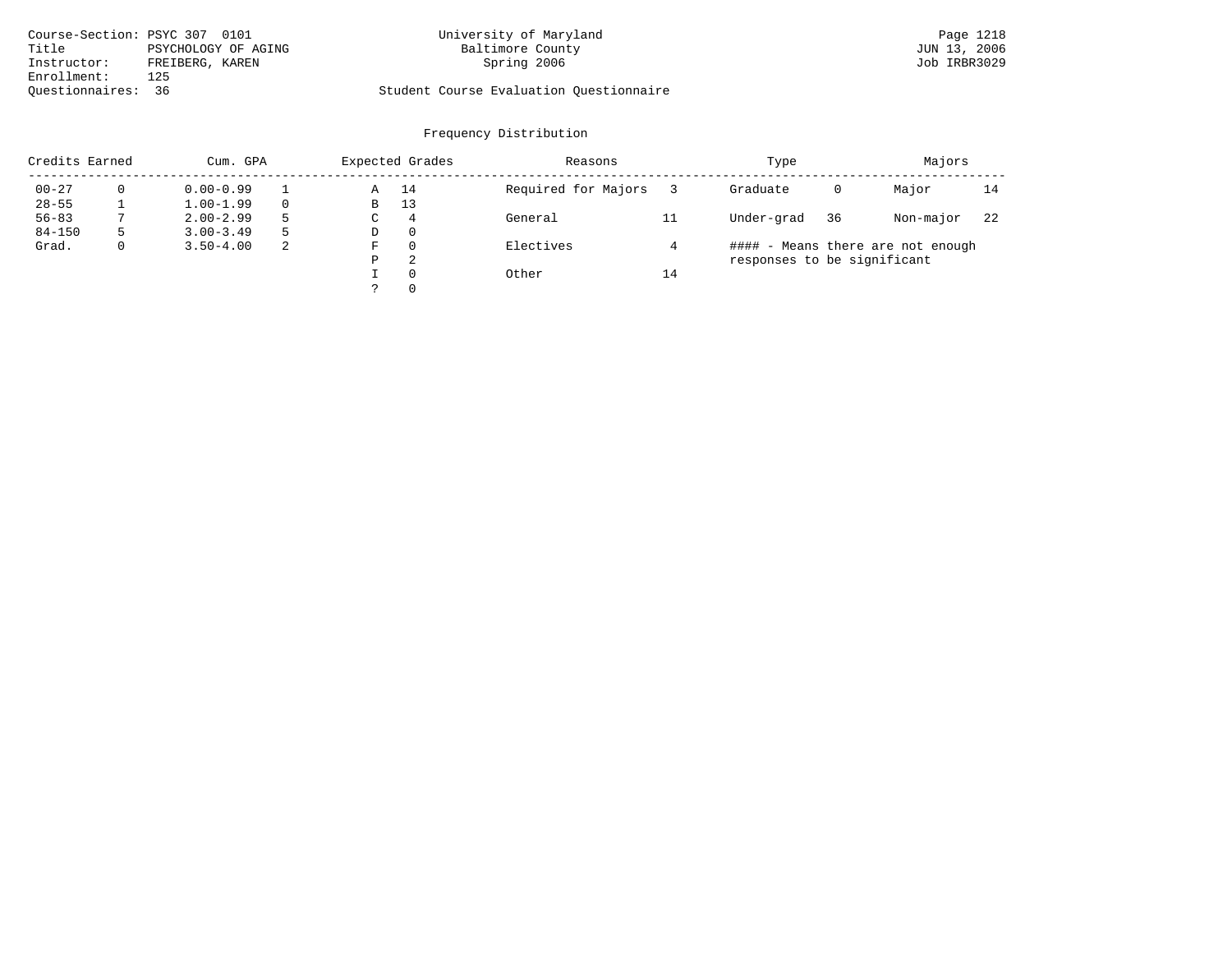Course-Section: PSYC 307 0101
Title: PSYCHOLOGY OF AGING
Instructor: FREIBERG, KAREN
Enrollment: 125
Questionnaires: 36

University of Maryland
Baltimore County
Spring 2006

Student Course Evaluation Questionnaire

Page 1218
JUN 13, 2006
Job IRBR3029

## Frequency Distribution

| Credits Earned | | Cum. GPA | | Expected Grades | | Reasons | | Type | | Majors | |
|---|---|---|---|---|---|---|---|---|---|---|---|
| 00-27 | 0 | 0.00-0.99 | 1 | A | 14 | Required for Majors | 3 | Graduate | 0 | Major | 14 |
| 28-55 | 1 | 1.00-1.99 | 0 | B | 13 | | | | | | |
| 56-83 | 7 | 2.00-2.99 | 5 | C | 4 | General | 11 | Under-grad | 36 | Non-major | 22 |
| 84-150 | 5 | 3.00-3.49 | 5 | D | 0 | | | | | | |
| Grad. | 0 | 3.50-4.00 | 2 | F | 0 | Electives | 4 | | | | |
| | | | | P | 2 | | | | | | |
| | | | | I | 0 | Other | 14 | | | | |
| | | | | ? | 0 | | | | | | |

#### - Means there are not enough responses to be significant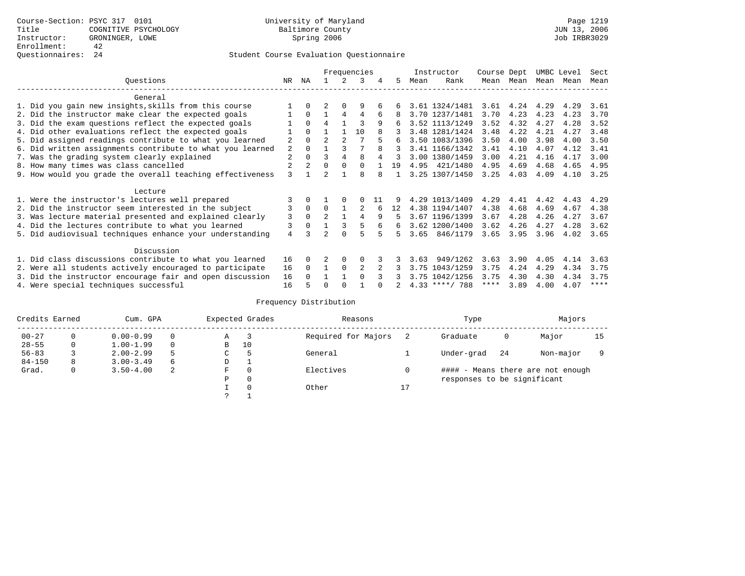Course-Section: PSYC 317 0101
Title: COGNITIVE PSYCHOLOGY
Instructor: GRONINGER, LOWE
Enrollment: 42
Questionnaires: 24

University of Maryland
Baltimore County
Spring 2006

JUN 13, 2006
Job IRBR3029

## Student Course Evaluation Questionnaire

| Questions | NR | NA | 1 | 2 | 3 | 4 | 5 | Instructor Mean | Instructor Rank | Course Mean | Dept Mean | UMBC Mean | Level Mean | Sect Mean |
|---|---|---|---|---|---|---|---|---|---|---|---|---|---|---|
| **General** | | | | | | | | | | | | | | |
| 1. Did you gain new insights,skills from this course | 1 | 0 | 2 | 0 | 9 | 6 | 6 | 3.61 | 1324/1481 | 3.61 | 4.24 | 4.29 | 4.29 | 3.61 |
| 2. Did the instructor make clear the expected goals | 1 | 0 | 1 | 4 | 4 | 6 | 8 | 3.70 | 1237/1481 | 3.70 | 4.23 | 4.23 | 4.23 | 3.70 |
| 3. Did the exam questions reflect the expected goals | 1 | 0 | 4 | 1 | 3 | 9 | 6 | 3.52 | 1113/1249 | 3.52 | 4.32 | 4.27 | 4.28 | 3.52 |
| 4. Did other evaluations reflect the expected goals | 1 | 0 | 1 | 1 | 10 | 8 | 3 | 3.48 | 1281/1424 | 3.48 | 4.22 | 4.21 | 4.27 | 3.48 |
| 5. Did assigned readings contribute to what you learned | 2 | 0 | 2 | 2 | 7 | 5 | 6 | 3.50 | 1083/1396 | 3.50 | 4.00 | 3.98 | 4.00 | 3.50 |
| 6. Did written assignments contribute to what you learned | 2 | 0 | 1 | 3 | 7 | 8 | 3 | 3.41 | 1166/1342 | 3.41 | 4.10 | 4.07 | 4.12 | 3.41 |
| 7. Was the grading system clearly explained | 2 | 0 | 3 | 4 | 8 | 4 | 3 | 3.00 | 1380/1459 | 3.00 | 4.21 | 4.16 | 4.17 | 3.00 |
| 8. How many times was class cancelled | 2 | 2 | 0 | 0 | 0 | 1 | 19 | 4.95 | 421/1480 | 4.95 | 4.69 | 4.68 | 4.65 | 4.95 |
| 9. How would you grade the overall teaching effectiveness | 3 | 1 | 2 | 1 | 8 | 8 | 1 | 3.25 | 1307/1450 | 3.25 | 4.03 | 4.09 | 4.10 | 3.25 |
| **Lecture** | | | | | | | | | | | | | | |
| 1. Were the instructor's lectures well prepared | 3 | 0 | 1 | 0 | 0 | 11 | 9 | 4.29 | 1013/1409 | 4.29 | 4.41 | 4.42 | 4.43 | 4.29 |
| 2. Did the instructor seem interested in the subject | 3 | 0 | 0 | 1 | 2 | 6 | 12 | 4.38 | 1194/1407 | 4.38 | 4.68 | 4.69 | 4.67 | 4.38 |
| 3. Was lecture material presented and explained clearly | 3 | 0 | 2 | 1 | 4 | 9 | 5 | 3.67 | 1196/1399 | 3.67 | 4.28 | 4.26 | 4.27 | 3.67 |
| 4. Did the lectures contribute to what you learned | 3 | 0 | 1 | 3 | 5 | 6 | 6 | 3.62 | 1200/1400 | 3.62 | 4.26 | 4.27 | 4.28 | 3.62 |
| 5. Did audiovisual techniques enhance your understanding | 4 | 3 | 2 | 0 | 5 | 5 | 5 | 3.65 | 846/1179 | 3.65 | 3.95 | 3.96 | 4.02 | 3.65 |
| **Discussion** | | | | | | | | | | | | | | |
| 1. Did class discussions contribute to what you learned | 16 | 0 | 2 | 0 | 0 | 3 | 3 | 3.63 | 949/1262 | 3.63 | 3.90 | 4.05 | 4.14 | 3.63 |
| 2. Were all students actively encouraged to participate | 16 | 0 | 1 | 0 | 2 | 2 | 3 | 3.75 | 1043/1259 | 3.75 | 4.24 | 4.29 | 4.34 | 3.75 |
| 3. Did the instructor encourage fair and open discussion | 16 | 0 | 1 | 1 | 0 | 3 | 3 | 3.75 | 1042/1256 | 3.75 | 4.30 | 4.30 | 4.34 | 3.75 |
| 4. Were special techniques successful | 16 | 5 | 0 | 0 | 1 | 0 | 2 | 4.33 | ****/ 788 | **** | 3.89 | 4.00 | 4.07 | **** |

## Frequency Distribution

| Credits Earned | | Cum. GPA | | Expected Grades | | Reasons | | Type | | Majors | |
|---|---|---|---|---|---|---|---|---|---|---|---|
| 00-27 | 0 | 0.00-0.99 | 0 | A | 3 | Required for Majors | 2 | Graduate | 0 | Major | 15 |
| 28-55 | 0 | 1.00-1.99 | 0 | B | 10 | | | | | | |
| 56-83 | 3 | 2.00-2.99 | 5 | C | 5 | General | 1 | Under-grad | 24 | Non-major | 9 |
| 84-150 | 8 | 3.00-3.49 | 6 | D | 1 | | | | | | |
| Grad. | 0 | 3.50-4.00 | 2 | F | 0 | Electives | 0 | | | | |
| | | | | P | 0 | | | | | | |
| | | | | I | 0 | Other | 17 | | | | |
| | | | | ? | 1 | | | | | | |

#### - Means there are not enough responses to be significant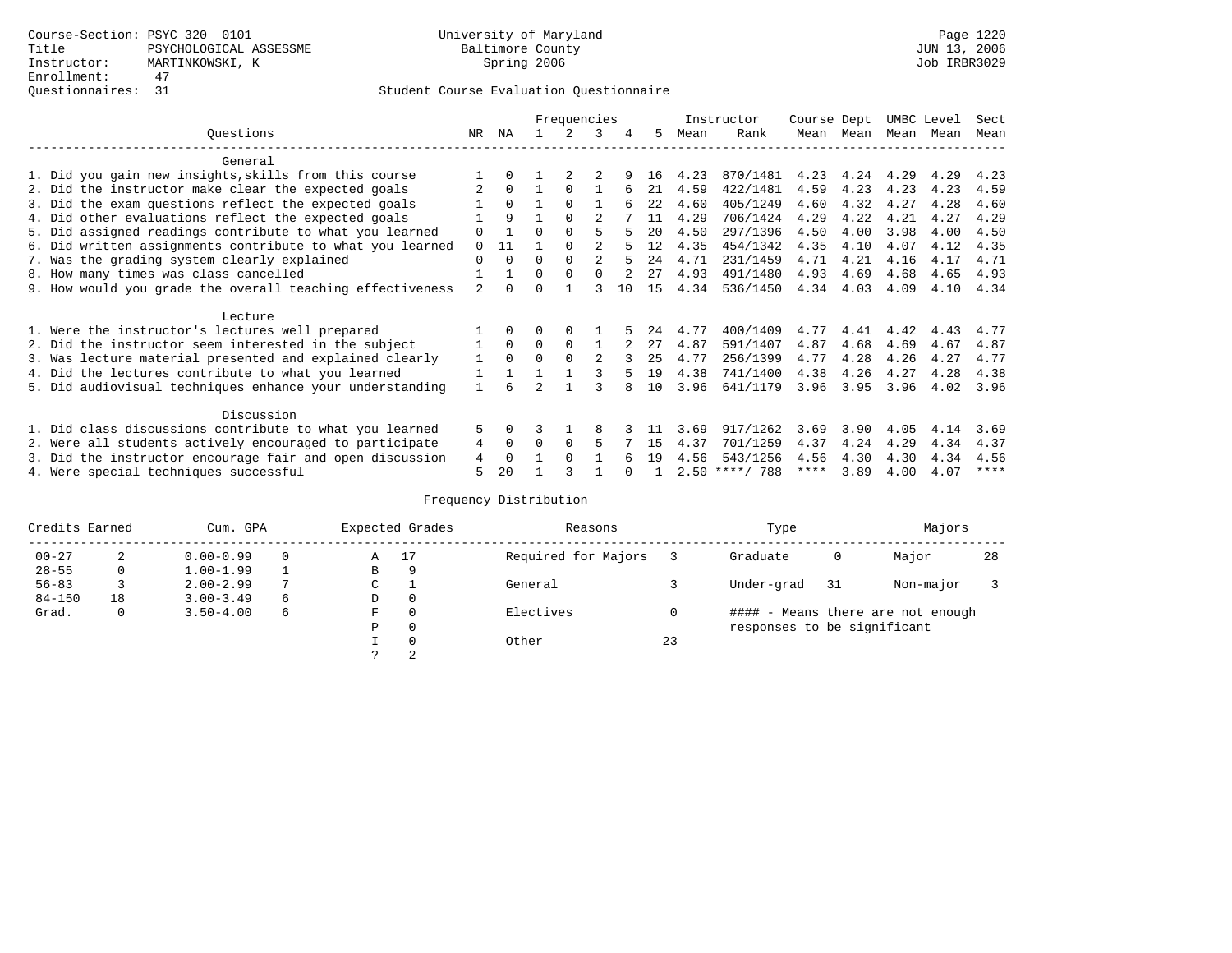Course-Section: PSYC 320 0101
Title: PSYCHOLOGICAL ASSESSME
Instructor: MARTINKOWSKI, K
Enrollment: 47
Questionnaires: 31

University of Maryland
Baltimore County
Spring 2006

Page 1220
JUN 13, 2006
Job IRBR3029

Student Course Evaluation Questionnaire

| Questions | NR | NA | 1 | 2 | 3 | 4 | 5 | Instructor Mean | Instructor Rank | Course Mean | Dept Mean | UMBC Mean | Level Mean | Sect Mean |
|---|---|---|---|---|---|---|---|---|---|---|---|---|---|---|
| **General** | | | | | | | | | | | | | | |
| 1. Did you gain new insights,skills from this course | 1 | 0 | 1 | 2 | 2 | 9 | 16 | 4.23 | 870/1481 | 4.23 | 4.24 | 4.29 | 4.29 | 4.23 |
| 2. Did the instructor make clear the expected goals | 2 | 0 | 1 | 0 | 1 | 6 | 21 | 4.59 | 422/1481 | 4.59 | 4.23 | 4.23 | 4.23 | 4.59 |
| 3. Did the exam questions reflect the expected goals | 1 | 0 | 1 | 0 | 1 | 6 | 22 | 4.60 | 405/1249 | 4.60 | 4.32 | 4.27 | 4.28 | 4.60 |
| 4. Did other evaluations reflect the expected goals | 1 | 9 | 1 | 0 | 2 | 7 | 11 | 4.29 | 706/1424 | 4.29 | 4.22 | 4.21 | 4.27 | 4.29 |
| 5. Did assigned readings contribute to what you learned | 0 | 1 | 0 | 0 | 5 | 5 | 20 | 4.50 | 297/1396 | 4.50 | 4.00 | 3.98 | 4.00 | 4.50 |
| 6. Did written assignments contribute to what you learned | 0 | 11 | 1 | 0 | 2 | 5 | 12 | 4.35 | 454/1342 | 4.35 | 4.10 | 4.07 | 4.12 | 4.35 |
| 7. Was the grading system clearly explained | 0 | 0 | 0 | 0 | 2 | 5 | 24 | 4.71 | 231/1459 | 4.71 | 4.21 | 4.16 | 4.17 | 4.71 |
| 8. How many times was class cancelled | 1 | 1 | 0 | 0 | 0 | 2 | 27 | 4.93 | 491/1480 | 4.93 | 4.69 | 4.68 | 4.65 | 4.93 |
| 9. How would you grade the overall teaching effectiveness | 2 | 0 | 0 | 1 | 3 | 10 | 15 | 4.34 | 536/1450 | 4.34 | 4.03 | 4.09 | 4.10 | 4.34 |
| **Lecture** | | | | | | | | | | | | | | |
| 1. Were the instructor's lectures well prepared | 1 | 0 | 0 | 0 | 1 | 5 | 24 | 4.77 | 400/1409 | 4.77 | 4.41 | 4.42 | 4.43 | 4.77 |
| 2. Did the instructor seem interested in the subject | 1 | 0 | 0 | 0 | 1 | 2 | 27 | 4.87 | 591/1407 | 4.87 | 4.68 | 4.69 | 4.67 | 4.87 |
| 3. Was lecture material presented and explained clearly | 1 | 0 | 0 | 0 | 2 | 3 | 25 | 4.77 | 256/1399 | 4.77 | 4.28 | 4.26 | 4.27 | 4.77 |
| 4. Did the lectures contribute to what you learned | 1 | 1 | 1 | 1 | 3 | 5 | 19 | 4.38 | 741/1400 | 4.38 | 4.26 | 4.27 | 4.28 | 4.38 |
| 5. Did audiovisual techniques enhance your understanding | 1 | 6 | 2 | 1 | 3 | 8 | 10 | 3.96 | 641/1179 | 3.96 | 3.95 | 3.96 | 4.02 | 3.96 |
| **Discussion** | | | | | | | | | | | | | | |
| 1. Did class discussions contribute to what you learned | 5 | 0 | 3 | 1 | 8 | 3 | 11 | 3.69 | 917/1262 | 3.69 | 3.90 | 4.05 | 4.14 | 3.69 |
| 2. Were all students actively encouraged to participate | 4 | 0 | 0 | 0 | 5 | 7 | 15 | 4.37 | 701/1259 | 4.37 | 4.24 | 4.29 | 4.34 | 4.37 |
| 3. Did the instructor encourage fair and open discussion | 4 | 0 | 1 | 0 | 1 | 6 | 19 | 4.56 | 543/1256 | 4.56 | 4.30 | 4.30 | 4.34 | 4.56 |
| 4. Were special techniques successful | 5 | 20 | 1 | 3 | 1 | 0 | 1 | 2.50 | ****/ 788 | **** | 3.89 | 4.00 | 4.07 | **** |

Frequency Distribution

| Credits Earned | | Cum. GPA | | Expected Grades | | Reasons | | Type | | Majors | |
|---|---|---|---|---|---|---|---|---|---|---|---|
| 00-27 | 2 | 0.00-0.99 | 0 | A | 17 | Required for Majors | 3 | Graduate | 0 | Major | 28 |
| 28-55 | 0 | 1.00-1.99 | 1 | B | 9 | | | | | | |
| 56-83 | 3 | 2.00-2.99 | 7 | C | 1 | General | 3 | Under-grad | 31 | Non-major | 3 |
| 84-150 | 18 | 3.00-3.49 | 6 | D | 0 | | | | | | |
| Grad. | 0 | 3.50-4.00 | 6 | F | 0 | Electives | 0 | #### - Means there are not enough responses to be significant | | | |
| | | | | P | 0 | | | | | | |
| | | | | I | 0 | Other | 23 | | | | |
| | | | | ? | 2 | | | | | | |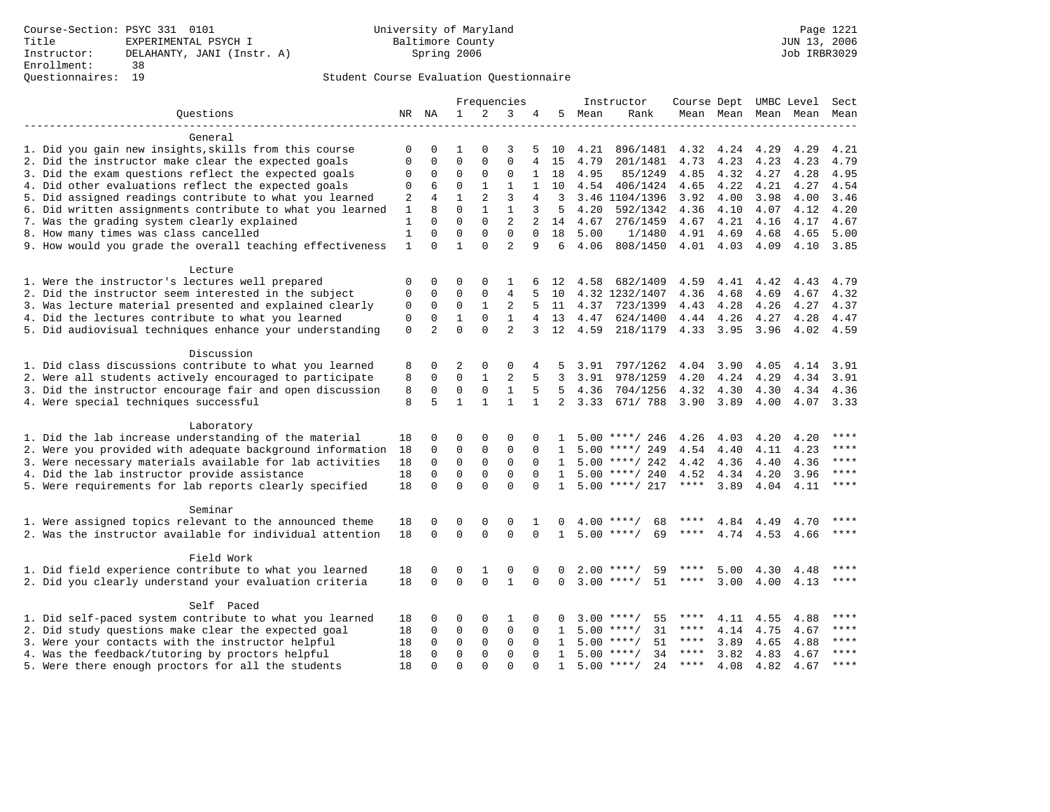Course-Section: PSYC 331 0101
Title: EXPERIMENTAL PSYCH I
Instructor: DELAHANTY, JANI (Instr. A)
Enrollment: 38
Questionnaires: 19

University of Maryland
Baltimore County
Spring 2006

Page 1221
JUN 13, 2006
Job IRBR3029

## Student Course Evaluation Questionnaire

| Questions | NR | NA | 1 | 2 | 3 | 4 | 5 | Instructor Mean | Instructor Rank | Course Mean | Dept Mean | UMBC Mean | Level Mean | Sect Mean |
|---|---|---|---|---|---|---|---|---|---|---|---|---|---|---|
| **General** | | | | | | | | | | | | | | |
| 1. Did you gain new insights,skills from this course | 0 | 0 | 1 | 0 | 3 | 5 | 10 | 4.21 | 896/1481 | 4.32 | 4.24 | 4.29 | 4.29 | 4.21 |
| 2. Did the instructor make clear the expected goals | 0 | 0 | 0 | 0 | 0 | 4 | 15 | 4.79 | 201/1481 | 4.73 | 4.23 | 4.23 | 4.23 | 4.79 |
| 3. Did the exam questions reflect the expected goals | 0 | 0 | 0 | 0 | 0 | 1 | 18 | 4.95 | 85/1249 | 4.85 | 4.32 | 4.27 | 4.28 | 4.95 |
| 4. Did other evaluations reflect the expected goals | 0 | 6 | 0 | 1 | 1 | 1 | 10 | 4.54 | 406/1424 | 4.65 | 4.22 | 4.21 | 4.27 | 4.54 |
| 5. Did assigned readings contribute to what you learned | 2 | 4 | 1 | 2 | 3 | 4 | 3 | 3.46 | 1104/1396 | 3.92 | 4.00 | 3.98 | 4.00 | 3.46 |
| 6. Did written assignments contribute to what you learned | 1 | 8 | 0 | 1 | 1 | 3 | 5 | 4.20 | 592/1342 | 4.36 | 4.10 | 4.07 | 4.12 | 4.20 |
| 7. Was the grading system clearly explained | 1 | 0 | 0 | 0 | 2 | 2 | 14 | 4.67 | 276/1459 | 4.67 | 4.21 | 4.16 | 4.17 | 4.67 |
| 8. How many times was class cancelled | 1 | 0 | 0 | 0 | 0 | 0 | 18 | 5.00 | 1/1480 | 4.91 | 4.69 | 4.68 | 4.65 | 5.00 |
| 9. How would you grade the overall teaching effectiveness | 1 | 0 | 1 | 0 | 2 | 9 | 6 | 4.06 | 808/1450 | 4.01 | 4.03 | 4.09 | 4.10 | 3.85 |
| **Lecture** | | | | | | | | | | | | | | |
| 1. Were the instructor's lectures well prepared | 0 | 0 | 0 | 0 | 1 | 6 | 12 | 4.58 | 682/1409 | 4.59 | 4.41 | 4.42 | 4.43 | 4.79 |
| 2. Did the instructor seem interested in the subject | 0 | 0 | 0 | 0 | 4 | 5 | 10 | 4.32 | 1232/1407 | 4.36 | 4.68 | 4.69 | 4.67 | 4.32 |
| 3. Was lecture material presented and explained clearly | 0 | 0 | 0 | 1 | 2 | 5 | 11 | 4.37 | 723/1399 | 4.43 | 4.28 | 4.26 | 4.27 | 4.37 |
| 4. Did the lectures contribute to what you learned | 0 | 0 | 1 | 0 | 1 | 4 | 13 | 4.47 | 624/1400 | 4.44 | 4.26 | 4.27 | 4.28 | 4.47 |
| 5. Did audiovisual techniques enhance your understanding | 0 | 2 | 0 | 0 | 2 | 3 | 12 | 4.59 | 218/1179 | 4.33 | 3.95 | 3.96 | 4.02 | 4.59 |
| **Discussion** | | | | | | | | | | | | | | |
| 1. Did class discussions contribute to what you learned | 8 | 0 | 2 | 0 | 0 | 4 | 5 | 3.91 | 797/1262 | 4.04 | 3.90 | 4.05 | 4.14 | 3.91 |
| 2. Were all students actively encouraged to participate | 8 | 0 | 0 | 1 | 2 | 5 | 3 | 3.91 | 978/1259 | 4.20 | 4.24 | 4.29 | 4.34 | 3.91 |
| 3. Did the instructor encourage fair and open discussion | 8 | 0 | 0 | 0 | 1 | 5 | 5 | 4.36 | 704/1256 | 4.32 | 4.30 | 4.30 | 4.34 | 4.36 |
| 4. Were special techniques successful | 8 | 5 | 1 | 1 | 1 | 1 | 2 | 3.33 | 671/ 788 | 3.90 | 3.89 | 4.00 | 4.07 | 3.33 |
| **Laboratory** | | | | | | | | | | | | | | |
| 1. Did the lab increase understanding of the material | 18 | 0 | 0 | 0 | 0 | 0 | 1 | 5.00 | ****/ 246 | 4.26 | 4.03 | 4.20 | 4.20 | **** |
| 2. Were you provided with adequate background information | 18 | 0 | 0 | 0 | 0 | 0 | 1 | 5.00 | ****/ 249 | 4.54 | 4.40 | 4.11 | 4.23 | **** |
| 3. Were necessary materials available for lab activities | 18 | 0 | 0 | 0 | 0 | 0 | 1 | 5.00 | ****/ 242 | 4.42 | 4.36 | 4.40 | 4.36 | **** |
| 4. Did the lab instructor provide assistance | 18 | 0 | 0 | 0 | 0 | 0 | 1 | 5.00 | ****/ 240 | 4.52 | 4.34 | 4.20 | 3.96 | **** |
| 5. Were requirements for lab reports clearly specified | 18 | 0 | 0 | 0 | 0 | 0 | 1 | 5.00 | ****/ 217 | **** | 3.89 | 4.04 | 4.11 | **** |
| **Seminar** | | | | | | | | | | | | | | |
| 1. Were assigned topics relevant to the announced theme | 18 | 0 | 0 | 0 | 0 | 1 | 0 | 4.00 | ****/ 68 | **** | 4.84 | 4.49 | 4.70 | **** |
| 2. Was the instructor available for individual attention | 18 | 0 | 0 | 0 | 0 | 0 | 1 | 5.00 | ****/ 69 | **** | 4.74 | 4.53 | 4.66 | **** |
| **Field Work** | | | | | | | | | | | | | | |
| 1. Did field experience contribute to what you learned | 18 | 0 | 0 | 1 | 0 | 0 | 0 | 2.00 | ****/ 59 | **** | 5.00 | 4.30 | 4.48 | **** |
| 2. Did you clearly understand your evaluation criteria | 18 | 0 | 0 | 0 | 1 | 0 | 0 | 3.00 | ****/ 51 | **** | 3.00 | 4.00 | 4.13 | **** |
| **Self Paced** | | | | | | | | | | | | | | |
| 1. Did self-paced system contribute to what you learned | 18 | 0 | 0 | 0 | 1 | 0 | 0 | 3.00 | ****/ 55 | **** | 4.11 | 4.55 | 4.88 | **** |
| 2. Did study questions make clear the expected goal | 18 | 0 | 0 | 0 | 0 | 0 | 1 | 5.00 | ****/ 31 | **** | 4.14 | 4.75 | 4.67 | **** |
| 3. Were your contacts with the instructor helpful | 18 | 0 | 0 | 0 | 0 | 0 | 1 | 5.00 | ****/ 51 | **** | 3.89 | 4.65 | 4.88 | **** |
| 4. Was the feedback/tutoring by proctors helpful | 18 | 0 | 0 | 0 | 0 | 0 | 1 | 5.00 | ****/ 34 | **** | 3.82 | 4.83 | 4.67 | **** |
| 5. Were there enough proctors for all the students | 18 | 0 | 0 | 0 | 0 | 0 | 1 | 5.00 | ****/ 24 | **** | 4.08 | 4.82 | 4.67 | **** |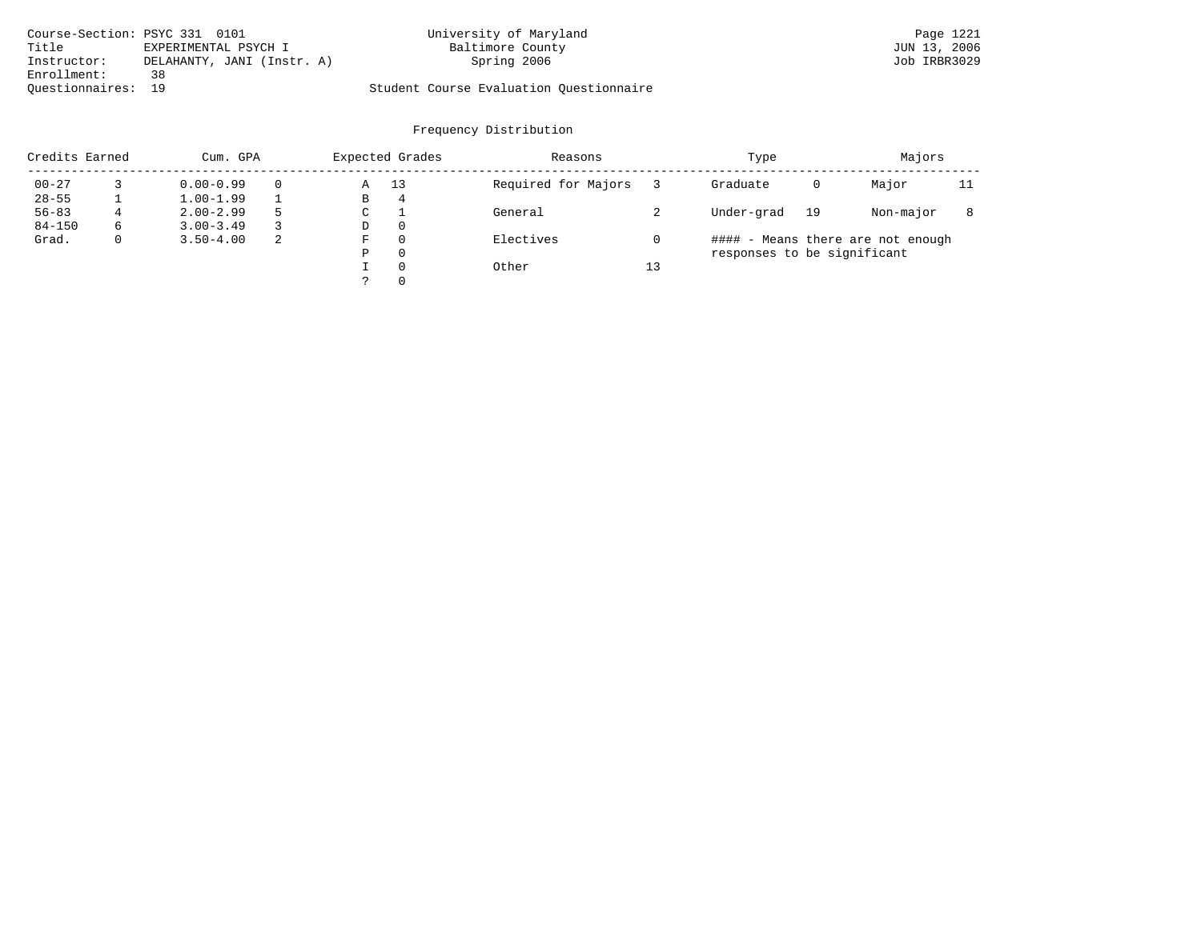Course-Section: PSYC 331 0101
Title: EXPERIMENTAL PSYCH I
Instructor: DELAHANTY, JANI (Instr. A)
Enrollment: 38
Questionnaires: 19

University of Maryland
Baltimore County
Spring 2006

Student Course Evaluation Questionnaire

JUN 13, 2006
Job IRBR3029

## Frequency Distribution

| Credits Earned | | Cum. GPA | | Expected Grades | | Reasons | | Type | | Majors | |
|---|---|---|---|---|---|---|---|---|---|---|---|
| 00-27 | 3 | 0.00-0.99 | 0 | A | 13 | Required for Majors | 3 | Graduate | 0 | Major | 11 |
| 28-55 | 1 | 1.00-1.99 | 1 | B | 4 | | | | | | |
| 56-83 | 4 | 2.00-2.99 | 5 | C | 1 | General | 2 | Under-grad | 19 | Non-major | 8 |
| 84-150 | 6 | 3.00-3.49 | 3 | D | 0 | | | | | | |
| Grad. | 0 | 3.50-4.00 | 2 | F | 0 | Electives | 0 | | | | |
| | | | | P | 0 | | | | | | |
| | | | | I | 0 | Other | 13 | | | | |
| | | | | ? | 0 | | | | | | |

#### - Means there are not enough responses to be significant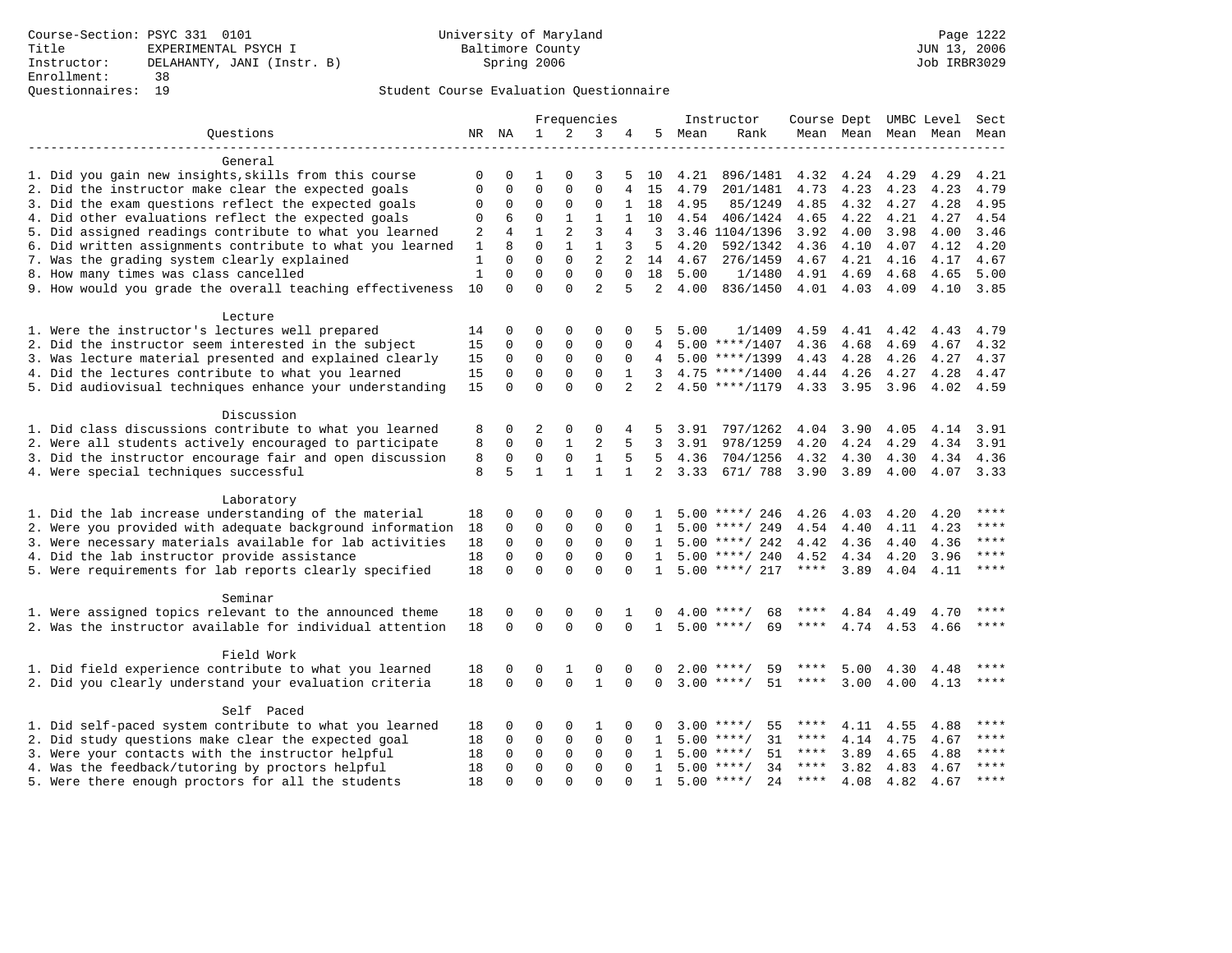Course-Section: PSYC 331 0101
Title: EXPERIMENTAL PSYCH I
Instructor: DELAHANTY, JANI (Instr. B)
Enrollment: 38
Questionnaires: 19

University of Maryland
Baltimore County
Spring 2006

JUN 13, 2006
Job IRBR3029

## Student Course Evaluation Questionnaire

| Questions | NR | NA | 1 | 2 | 3 | 4 | 5 | Instructor Mean | Instructor Rank | Course Mean | Dept Mean | UMBC Mean | Level Mean | Sect Mean |
|---|---|---|---|---|---|---|---|---|---|---|---|---|---|---|
| **General** | | | | | | | | | | | | | | |
| 1. Did you gain new insights,skills from this course | 0 | 0 | 1 | 0 | 3 | 5 | 10 | 4.21 | 896/1481 | 4.32 | 4.24 | 4.29 | 4.29 | 4.21 |
| 2. Did the instructor make clear the expected goals | 0 | 0 | 0 | 0 | 0 | 4 | 15 | 4.79 | 201/1481 | 4.73 | 4.23 | 4.23 | 4.23 | 4.79 |
| 3. Did the exam questions reflect the expected goals | 0 | 0 | 0 | 0 | 0 | 1 | 18 | 4.95 | 85/1249 | 4.85 | 4.32 | 4.27 | 4.28 | 4.95 |
| 4. Did other evaluations reflect the expected goals | 0 | 6 | 0 | 1 | 1 | 1 | 10 | 4.54 | 406/1424 | 4.65 | 4.22 | 4.21 | 4.27 | 4.54 |
| 5. Did assigned readings contribute to what you learned | 2 | 4 | 1 | 2 | 3 | 4 | 3 | 3.46 | 1104/1396 | 3.92 | 4.00 | 3.98 | 4.00 | 3.46 |
| 6. Did written assignments contribute to what you learned | 1 | 8 | 0 | 1 | 1 | 3 | 5 | 4.20 | 592/1342 | 4.36 | 4.10 | 4.07 | 4.12 | 4.20 |
| 7. Was the grading system clearly explained | 1 | 0 | 0 | 0 | 2 | 2 | 14 | 4.67 | 276/1459 | 4.67 | 4.21 | 4.16 | 4.17 | 4.67 |
| 8. How many times was class cancelled | 1 | 0 | 0 | 0 | 0 | 0 | 18 | 5.00 | 1/1480 | 4.91 | 4.69 | 4.68 | 4.65 | 5.00 |
| 9. How would you grade the overall teaching effectiveness | 10 | 0 | 0 | 0 | 2 | 5 | 2 | 4.00 | 836/1450 | 4.01 | 4.03 | 4.09 | 4.10 | 3.85 |
| **Lecture** | | | | | | | | | | | | | | |
| 1. Were the instructor's lectures well prepared | 14 | 0 | 0 | 0 | 0 | 0 | 5 | 5.00 | 1/1409 | 4.59 | 4.41 | 4.42 | 4.43 | 4.79 |
| 2. Did the instructor seem interested in the subject | 15 | 0 | 0 | 0 | 0 | 0 | 4 | 5.00 | ****/1407 | 4.36 | 4.68 | 4.69 | 4.67 | 4.32 |
| 3. Was lecture material presented and explained clearly | 15 | 0 | 0 | 0 | 0 | 0 | 4 | 5.00 | ****/1399 | 4.43 | 4.28 | 4.26 | 4.27 | 4.37 |
| 4. Did the lectures contribute to what you learned | 15 | 0 | 0 | 0 | 0 | 1 | 3 | 4.75 | ****/1400 | 4.44 | 4.26 | 4.27 | 4.28 | 4.47 |
| 5. Did audiovisual techniques enhance your understanding | 15 | 0 | 0 | 0 | 0 | 2 | 2 | 4.50 | ****/1179 | 4.33 | 3.95 | 3.96 | 4.02 | 4.59 |
| **Discussion** | | | | | | | | | | | | | | |
| 1. Did class discussions contribute to what you learned | 8 | 0 | 2 | 0 | 0 | 4 | 5 | 3.91 | 797/1262 | 4.04 | 3.90 | 4.05 | 4.14 | 3.91 |
| 2. Were all students actively encouraged to participate | 8 | 0 | 0 | 1 | 2 | 5 | 3 | 3.91 | 978/1259 | 4.20 | 4.24 | 4.29 | 4.34 | 3.91 |
| 3. Did the instructor encourage fair and open discussion | 8 | 0 | 0 | 0 | 1 | 5 | 5 | 4.36 | 704/1256 | 4.32 | 4.30 | 4.30 | 4.34 | 4.36 |
| 4. Were special techniques successful | 8 | 5 | 1 | 1 | 1 | 1 | 2 | 3.33 | 671/ 788 | 3.90 | 3.89 | 4.00 | 4.07 | 3.33 |
| **Laboratory** | | | | | | | | | | | | | | |
| 1. Did the lab increase understanding of the material | 18 | 0 | 0 | 0 | 0 | 0 | 1 | 5.00 | ****/ 246 | 4.26 | 4.03 | 4.20 | 4.20 | **** |
| 2. Were you provided with adequate background information | 18 | 0 | 0 | 0 | 0 | 0 | 1 | 5.00 | ****/ 249 | 4.54 | 4.40 | 4.11 | 4.23 | **** |
| 3. Were necessary materials available for lab activities | 18 | 0 | 0 | 0 | 0 | 0 | 1 | 5.00 | ****/ 242 | 4.42 | 4.36 | 4.40 | 4.36 | **** |
| 4. Did the lab instructor provide assistance | 18 | 0 | 0 | 0 | 0 | 0 | 1 | 5.00 | ****/ 240 | 4.52 | 4.34 | 4.20 | 3.96 | **** |
| 5. Were requirements for lab reports clearly specified | 18 | 0 | 0 | 0 | 0 | 0 | 1 | 5.00 | ****/ 217 | **** | 3.89 | 4.04 | 4.11 | **** |
| **Seminar** | | | | | | | | | | | | | | |
| 1. Were assigned topics relevant to the announced theme | 18 | 0 | 0 | 0 | 0 | 1 | 0 | 4.00 | ****/ 68 | **** | 4.84 | 4.49 | 4.70 | **** |
| 2. Was the instructor available for individual attention | 18 | 0 | 0 | 0 | 0 | 0 | 1 | 5.00 | ****/ 69 | **** | 4.74 | 4.53 | 4.66 | **** |
| **Field Work** | | | | | | | | | | | | | | |
| 1. Did field experience contribute to what you learned | 18 | 0 | 0 | 1 | 0 | 0 | 0 | 2.00 | ****/ 59 | **** | 5.00 | 4.30 | 4.48 | **** |
| 2. Did you clearly understand your evaluation criteria | 18 | 0 | 0 | 0 | 1 | 0 | 0 | 3.00 | ****/ 51 | **** | 3.00 | 4.00 | 4.13 | **** |
| **Self Paced** | | | | | | | | | | | | | | |
| 1. Did self-paced system contribute to what you learned | 18 | 0 | 0 | 0 | 1 | 0 | 0 | 3.00 | ****/ 55 | **** | 4.11 | 4.55 | 4.88 | **** |
| 2. Did study questions make clear the expected goal | 18 | 0 | 0 | 0 | 0 | 0 | 1 | 5.00 | ****/ 31 | **** | 4.14 | 4.75 | 4.67 | **** |
| 3. Were your contacts with the instructor helpful | 18 | 0 | 0 | 0 | 0 | 0 | 1 | 5.00 | ****/ 51 | **** | 3.89 | 4.65 | 4.88 | **** |
| 4. Was the feedback/tutoring by proctors helpful | 18 | 0 | 0 | 0 | 0 | 0 | 1 | 5.00 | ****/ 34 | **** | 3.82 | 4.83 | 4.67 | **** |
| 5. Were there enough proctors for all the students | 18 | 0 | 0 | 0 | 0 | 0 | 1 | 5.00 | ****/ 24 | **** | 4.08 | 4.82 | 4.67 | **** |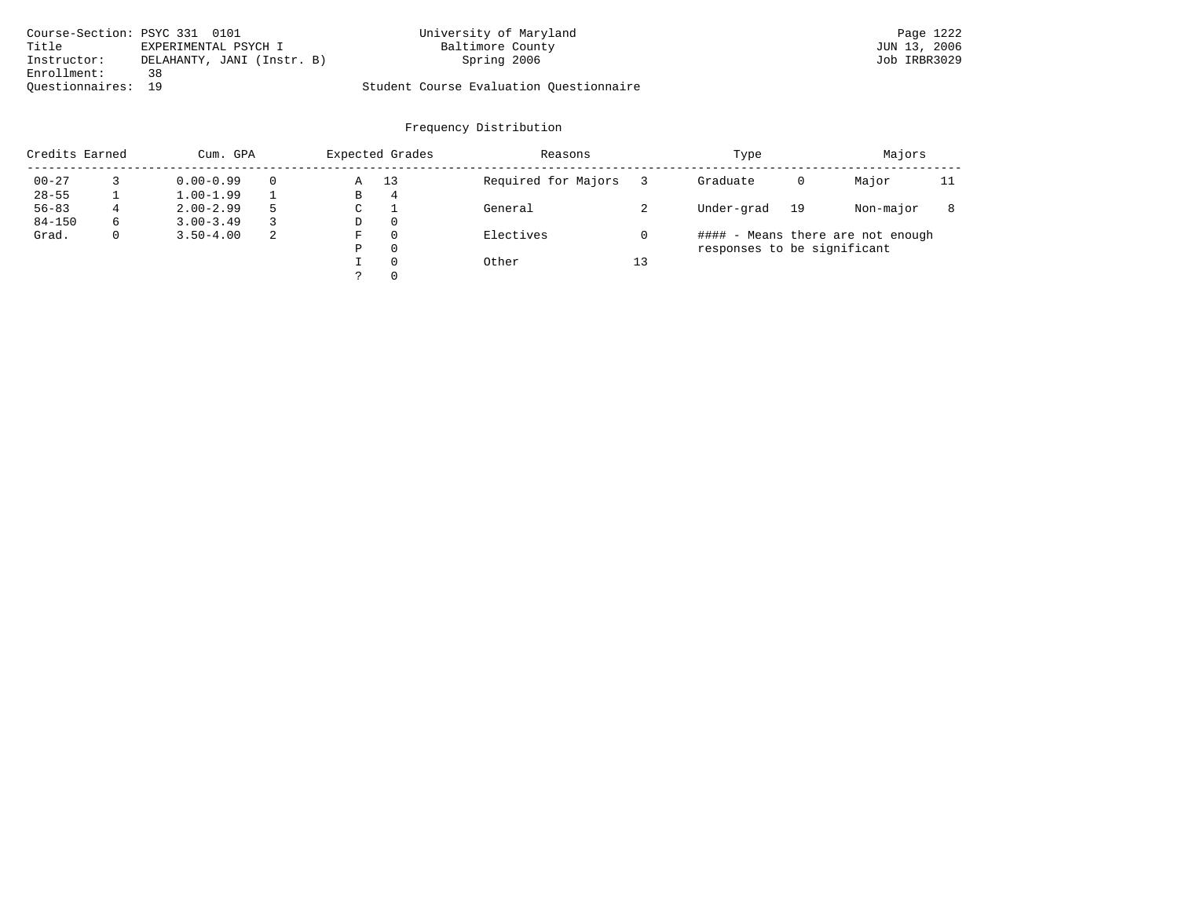Course-Section: PSYC 331 0101
Title: EXPERIMENTAL PSYCH I
Instructor: DELAHANTY, JANI (Instr. B)
Enrollment: 38
Questionnaires: 19

University of Maryland
Baltimore County
Spring 2006

Student Course Evaluation Questionnaire

JUN 13, 2006
Job IRBR3029

## Frequency Distribution

| Credits Earned | | Cum. GPA | | Expected Grades | | Reasons | | Type | | Majors | |
|---|---|---|---|---|---|---|---|---|---|---|---|
| 00-27 | 3 | 0.00-0.99 | 0 | A | 13 | Required for Majors | 3 | Graduate | 0 | Major | 11 |
| 28-55 | 1 | 1.00-1.99 | 1 | B | 4 | | | | | | |
| 56-83 | 4 | 2.00-2.99 | 5 | C | 1 | General | 2 | Under-grad | 19 | Non-major | 8 |
| 84-150 | 6 | 3.00-3.49 | 3 | D | 0 | | | | | | |
| Grad. | 0 | 3.50-4.00 | 2 | F | 0 | Electives | 0 | | | | |
| | | | | P | 0 | | | | | | |
| | | | | I | 0 | Other | 13 | | | | |
| | | | | ? | 0 | | | | | | |

#### - Means there are not enough responses to be significant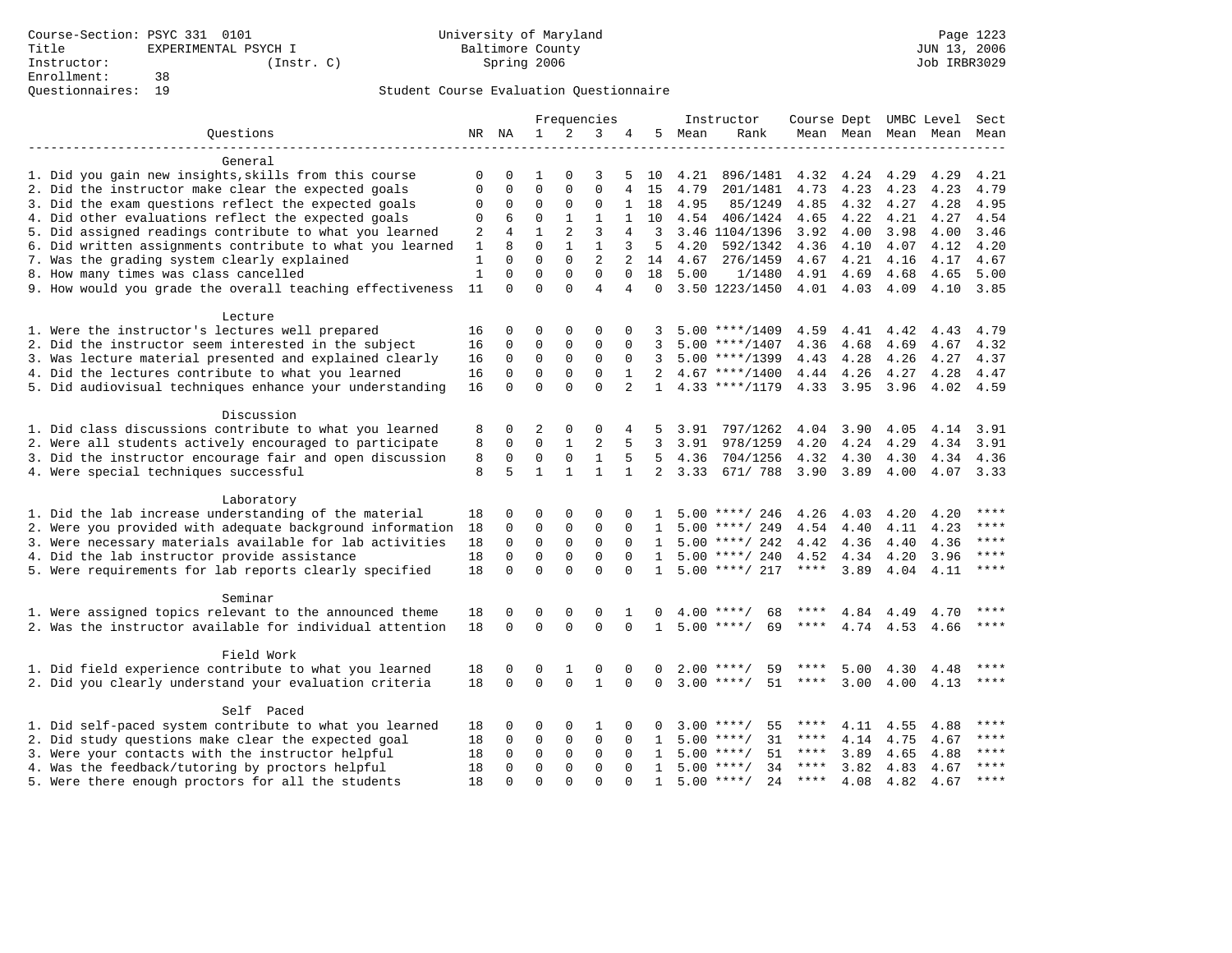Course-Section: PSYC 331 0101
Title: EXPERIMENTAL PSYCH I
Instructor: (Instr. C)
Enrollment: 38
Questionnaires: 19

University of Maryland
Baltimore County
Spring 2006

Page 1223
JUN 13, 2006
Job IRBR3029

## Student Course Evaluation Questionnaire

| Questions | NR | NA | 1 | 2 | 3 | 4 | 5 | Instructor Mean | Instructor Rank | Course Mean | Dept Mean | UMBC Level Mean | Level Mean | Sect Mean |
|---|---|---|---|---|---|---|---|---|---|---|---|---|---|---|
| **General** | | | | | | | | | | | | | | |
| 1. Did you gain new insights,skills from this course | 0 | 0 | 1 | 0 | 3 | 5 | 10 | 4.21 | 896/1481 | 4.32 | 4.24 | 4.29 | 4.29 | 4.21 |
| 2. Did the instructor make clear the expected goals | 0 | 0 | 0 | 0 | 0 | 4 | 15 | 4.79 | 201/1481 | 4.73 | 4.23 | 4.23 | 4.23 | 4.79 |
| 3. Did the exam questions reflect the expected goals | 0 | 0 | 0 | 0 | 0 | 1 | 18 | 4.95 | 85/1249 | 4.85 | 4.32 | 4.27 | 4.28 | 4.95 |
| 4. Did other evaluations reflect the expected goals | 0 | 6 | 0 | 1 | 1 | 1 | 10 | 4.54 | 406/1424 | 4.65 | 4.22 | 4.21 | 4.27 | 4.54 |
| 5. Did assigned readings contribute to what you learned | 2 | 4 | 1 | 2 | 3 | 4 | 3 | 3.46 | 1104/1396 | 3.92 | 4.00 | 3.98 | 4.00 | 3.46 |
| 6. Did written assignments contribute to what you learned | 1 | 8 | 0 | 1 | 1 | 3 | 5 | 4.20 | 592/1342 | 4.36 | 4.10 | 4.07 | 4.12 | 4.20 |
| 7. Was the grading system clearly explained | 1 | 0 | 0 | 0 | 2 | 2 | 14 | 4.67 | 276/1459 | 4.67 | 4.21 | 4.16 | 4.17 | 4.67 |
| 8. How many times was class cancelled | 1 | 0 | 0 | 0 | 0 | 0 | 18 | 5.00 | 1/1480 | 4.91 | 4.69 | 4.68 | 4.65 | 5.00 |
| 9. How would you grade the overall teaching effectiveness | 11 | 0 | 0 | 0 | 4 | 4 | 0 | 3.50 | 1223/1450 | 4.01 | 4.03 | 4.09 | 4.10 | 3.85 |
| **Lecture** | | | | | | | | | | | | | | |
| 1. Were the instructor's lectures well prepared | 16 | 0 | 0 | 0 | 0 | 0 | 3 | 5.00 | ****/1409 | 4.59 | 4.41 | 4.42 | 4.43 | 4.79 |
| 2. Did the instructor seem interested in the subject | 16 | 0 | 0 | 0 | 0 | 0 | 3 | 5.00 | ****/1407 | 4.36 | 4.68 | 4.69 | 4.67 | 4.32 |
| 3. Was lecture material presented and explained clearly | 16 | 0 | 0 | 0 | 0 | 0 | 3 | 5.00 | ****/1399 | 4.43 | 4.28 | 4.26 | 4.27 | 4.37 |
| 4. Did the lectures contribute to what you learned | 16 | 0 | 0 | 0 | 0 | 1 | 2 | 4.67 | ****/1400 | 4.44 | 4.26 | 4.27 | 4.28 | 4.47 |
| 5. Did audiovisual techniques enhance your understanding | 16 | 0 | 0 | 0 | 0 | 2 | 1 | 4.33 | ****/1179 | 4.33 | 3.95 | 3.96 | 4.02 | 4.59 |
| **Discussion** | | | | | | | | | | | | | | |
| 1. Did class discussions contribute to what you learned | 8 | 0 | 2 | 0 | 0 | 4 | 5 | 3.91 | 797/1262 | 4.04 | 3.90 | 4.05 | 4.14 | 3.91 |
| 2. Were all students actively encouraged to participate | 8 | 0 | 0 | 1 | 2 | 5 | 3 | 3.91 | 978/1259 | 4.20 | 4.24 | 4.29 | 4.34 | 3.91 |
| 3. Did the instructor encourage fair and open discussion | 8 | 0 | 0 | 0 | 1 | 5 | 5 | 4.36 | 704/1256 | 4.32 | 4.30 | 4.30 | 4.34 | 4.36 |
| 4. Were special techniques successful | 8 | 5 | 1 | 1 | 1 | 1 | 2 | 3.33 | 671/ 788 | 3.90 | 3.89 | 4.00 | 4.07 | 3.33 |
| **Laboratory** | | | | | | | | | | | | | | |
| 1. Did the lab increase understanding of the material | 18 | 0 | 0 | 0 | 0 | 0 | 1 | 5.00 | ****/ 246 | 4.26 | 4.03 | 4.20 | 4.20 | **** |
| 2. Were you provided with adequate background information | 18 | 0 | 0 | 0 | 0 | 0 | 1 | 5.00 | ****/ 249 | 4.54 | 4.40 | 4.11 | 4.23 | **** |
| 3. Were necessary materials available for lab activities | 18 | 0 | 0 | 0 | 0 | 0 | 1 | 5.00 | ****/ 242 | 4.42 | 4.36 | 4.40 | 4.36 | **** |
| 4. Did the lab instructor provide assistance | 18 | 0 | 0 | 0 | 0 | 0 | 1 | 5.00 | ****/ 240 | 4.52 | 4.34 | 4.20 | 3.96 | **** |
| 5. Were requirements for lab reports clearly specified | 18 | 0 | 0 | 0 | 0 | 0 | 1 | 5.00 | ****/ 217 | **** | 3.89 | 4.04 | 4.11 | **** |
| **Seminar** | | | | | | | | | | | | | | |
| 1. Were assigned topics relevant to the announced theme | 18 | 0 | 0 | 0 | 0 | 1 | 0 | 4.00 | ****/ 68 | **** | 4.84 | 4.49 | 4.70 | **** |
| 2. Was the instructor available for individual attention | 18 | 0 | 0 | 0 | 0 | 0 | 1 | 5.00 | ****/ 69 | **** | 4.74 | 4.53 | 4.66 | **** |
| **Field Work** | | | | | | | | | | | | | | |
| 1. Did field experience contribute to what you learned | 18 | 0 | 0 | 1 | 0 | 0 | 0 | 2.00 | ****/ 59 | **** | 5.00 | 4.30 | 4.48 | **** |
| 2. Did you clearly understand your evaluation criteria | 18 | 0 | 0 | 0 | 1 | 0 | 0 | 3.00 | ****/ 51 | **** | 3.00 | 4.00 | 4.13 | **** |
| **Self Paced** | | | | | | | | | | | | | | |
| 1. Did self-paced system contribute to what you learned | 18 | 0 | 0 | 0 | 1 | 0 | 0 | 3.00 | ****/ 55 | **** | 4.11 | 4.55 | 4.88 | **** |
| 2. Did study questions make clear the expected goal | 18 | 0 | 0 | 0 | 0 | 0 | 1 | 5.00 | ****/ 31 | **** | 4.14 | 4.75 | 4.67 | **** |
| 3. Were your contacts with the instructor helpful | 18 | 0 | 0 | 0 | 0 | 0 | 1 | 5.00 | ****/ 51 | **** | 3.89 | 4.65 | 4.88 | **** |
| 4. Was the feedback/tutoring by proctors helpful | 18 | 0 | 0 | 0 | 0 | 0 | 1 | 5.00 | ****/ 34 | **** | 3.82 | 4.83 | 4.67 | **** |
| 5. Were there enough proctors for all the students | 18 | 0 | 0 | 0 | 0 | 0 | 1 | 5.00 | ****/ 24 | **** | 4.08 | 4.82 | 4.67 | **** |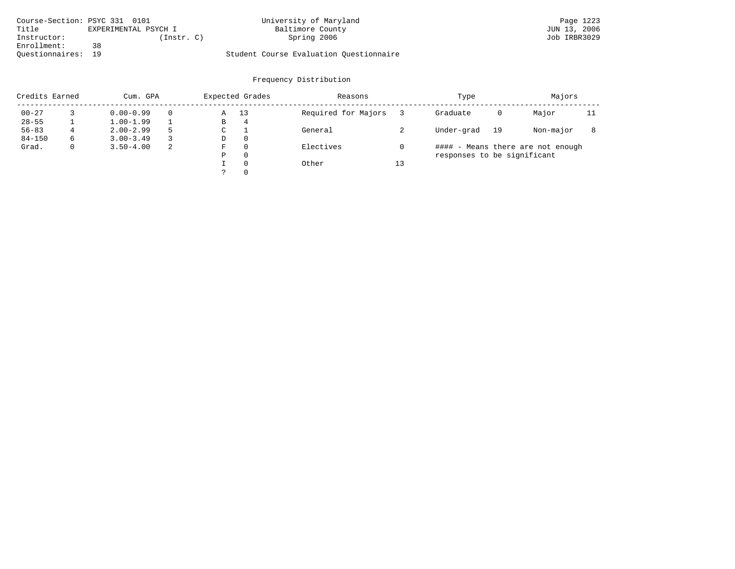Course-Section: PSYC 331 0101
Title: EXPERIMENTAL PSYCH I
Instructor: (Instr. C)
Enrollment: 38
Questionnaires: 19

University of Maryland
Baltimore County
Spring 2006

Student Course Evaluation Questionnaire

JUN 13, 2006
Job IRBR3029

## Frequency Distribution

| Credits Earned | | Cum. GPA | | Expected Grades | | Reasons | | Type | | Majors | |
|---|---|---|---|---|---|---|---|---|---|---|---|
| 00-27 | 3 | 0.00-0.99 | 0 | A | 13 | Required for Majors | 3 | Graduate | 0 | Major | 11 |
| 28-55 | 1 | 1.00-1.99 | 1 | B | 4 | | | | | | |
| 56-83 | 4 | 2.00-2.99 | 5 | C | 1 | General | 2 | Under-grad | 19 | Non-major | 8 |
| 84-150 | 6 | 3.00-3.49 | 3 | D | 0 | | | | | | |
| Grad. | 0 | 3.50-4.00 | 2 | F | 0 | Electives | 0 | | | | |
| | | | | P | 0 | | | | | | |
| | | | | I | 0 | Other | 13 | | | | |
| | | | | ? | 0 | | | | | | |

#### - Means there are not enough responses to be significant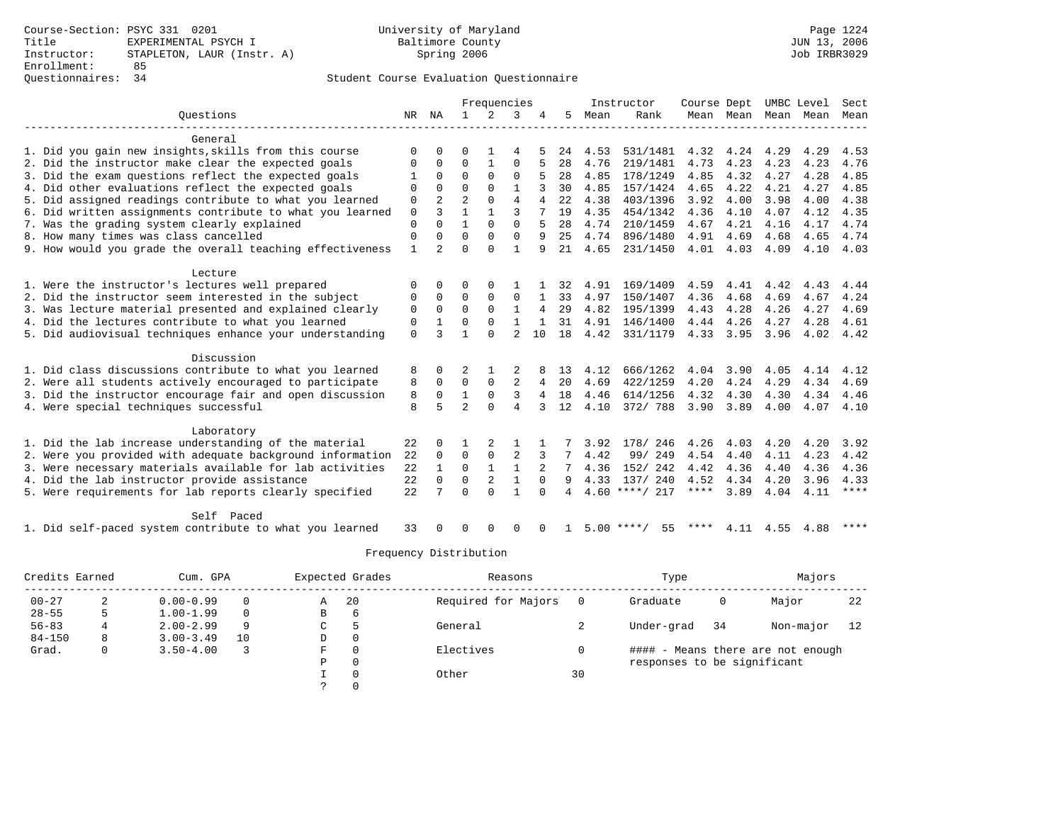Course-Section: PSYC 331 0201
Title: EXPERIMENTAL PSYCH I
Instructor: STAPLETON, LAUR (Instr. A)
Enrollment: 85
Questionnaires: 34

University of Maryland
Baltimore County
Spring 2006

Student Course Evaluation Questionnaire

| Questions | NR | NA | 1 | 2 | 3 | 4 | 5 | Instructor Mean | Rank | Course Mean | Dept Mean | UMBC Mean | Level Mean | Sect Mean |
|---|---|---|---|---|---|---|---|---|---|---|---|---|---|---|
| **General** | | | | | | | | | | | | | | |
| 1. Did you gain new insights,skills from this course | 0 | 0 | 0 | 1 | 4 | 5 | 24 | 4.53 | 531/1481 | 4.32 | 4.24 | 4.29 | 4.29 | 4.53 |
| 2. Did the instructor make clear the expected goals | 0 | 0 | 0 | 1 | 0 | 5 | 28 | 4.76 | 219/1481 | 4.73 | 4.23 | 4.23 | 4.23 | 4.76 |
| 3. Did the exam questions reflect the expected goals | 1 | 0 | 0 | 0 | 0 | 5 | 28 | 4.85 | 178/1249 | 4.85 | 4.32 | 4.27 | 4.28 | 4.85 |
| 4. Did other evaluations reflect the expected goals | 0 | 0 | 0 | 0 | 1 | 3 | 30 | 4.85 | 157/1424 | 4.65 | 4.22 | 4.21 | 4.27 | 4.85 |
| 5. Did assigned readings contribute to what you learned | 0 | 2 | 2 | 0 | 4 | 4 | 22 | 4.38 | 403/1396 | 3.92 | 4.00 | 3.98 | 4.00 | 4.38 |
| 6. Did written assignments contribute to what you learned | 0 | 3 | 1 | 1 | 3 | 7 | 19 | 4.35 | 454/1342 | 4.36 | 4.10 | 4.07 | 4.12 | 4.35 |
| 7. Was the grading system clearly explained | 0 | 0 | 1 | 0 | 0 | 5 | 28 | 4.74 | 210/1459 | 4.67 | 4.21 | 4.16 | 4.17 | 4.74 |
| 8. How many times was class cancelled | 0 | 0 | 0 | 0 | 0 | 9 | 25 | 4.74 | 896/1480 | 4.91 | 4.69 | 4.68 | 4.65 | 4.74 |
| 9. How would you grade the overall teaching effectiveness | 1 | 2 | 0 | 0 | 1 | 9 | 21 | 4.65 | 231/1450 | 4.01 | 4.03 | 4.09 | 4.10 | 4.03 |
| **Lecture** | | | | | | | | | | | | | | |
| 1. Were the instructor's lectures well prepared | 0 | 0 | 0 | 0 | 1 | 1 | 32 | 4.91 | 169/1409 | 4.59 | 4.41 | 4.42 | 4.43 | 4.44 |
| 2. Did the instructor seem interested in the subject | 0 | 0 | 0 | 0 | 0 | 1 | 33 | 4.97 | 150/1407 | 4.36 | 4.68 | 4.69 | 4.67 | 4.24 |
| 3. Was lecture material presented and explained clearly | 0 | 0 | 0 | 0 | 1 | 4 | 29 | 4.82 | 195/1399 | 4.43 | 4.28 | 4.26 | 4.27 | 4.69 |
| 4. Did the lectures contribute to what you learned | 0 | 1 | 0 | 0 | 1 | 1 | 31 | 4.91 | 146/1400 | 4.44 | 4.26 | 4.27 | 4.28 | 4.61 |
| 5. Did audiovisual techniques enhance your understanding | 0 | 3 | 1 | 0 | 2 | 10 | 18 | 4.42 | 331/1179 | 4.33 | 3.95 | 3.96 | 4.02 | 4.42 |
| **Discussion** | | | | | | | | | | | | | | |
| 1. Did class discussions contribute to what you learned | 8 | 0 | 2 | 1 | 2 | 8 | 13 | 4.12 | 666/1262 | 4.04 | 3.90 | 4.05 | 4.14 | 4.12 |
| 2. Were all students actively encouraged to participate | 8 | 0 | 0 | 0 | 2 | 4 | 20 | 4.69 | 422/1259 | 4.20 | 4.24 | 4.29 | 4.34 | 4.69 |
| 3. Did the instructor encourage fair and open discussion | 8 | 0 | 1 | 0 | 3 | 4 | 18 | 4.46 | 614/1256 | 4.32 | 4.30 | 4.30 | 4.34 | 4.46 |
| 4. Were special techniques successful | 8 | 5 | 2 | 0 | 4 | 3 | 12 | 4.10 | 372/ 788 | 3.90 | 3.89 | 4.00 | 4.07 | 4.10 |
| **Laboratory** | | | | | | | | | | | | | | |
| 1. Did the lab increase understanding of the material | 22 | 0 | 1 | 2 | 1 | 1 | 7 | 3.92 | 178/ 246 | 4.26 | 4.03 | 4.20 | 4.20 | 3.92 |
| 2. Were you provided with adequate background information | 22 | 0 | 0 | 0 | 2 | 3 | 7 | 4.42 | 99/ 249 | 4.54 | 4.40 | 4.11 | 4.23 | 4.42 |
| 3. Were necessary materials available for lab activities | 22 | 1 | 0 | 1 | 1 | 2 | 7 | 4.36 | 152/ 242 | 4.42 | 4.36 | 4.40 | 4.36 | 4.36 |
| 4. Did the lab instructor provide assistance | 22 | 0 | 0 | 2 | 1 | 0 | 9 | 4.33 | 137/ 240 | 4.52 | 4.34 | 4.20 | 3.96 | 4.33 |
| 5. Were requirements for lab reports clearly specified | 22 | 7 | 0 | 0 | 1 | 0 | 4 | 4.60 | ****/ 217 | **** | 3.89 | 4.04 | 4.11 | **** |
| **Self Paced** | | | | | | | | | | | | | | |
| 1. Did self-paced system contribute to what you learned | 33 | 0 | 0 | 0 | 0 | 0 | 1 | 5.00 | ****/ 55 | **** | 4.11 | 4.55 | 4.88 | **** |

Frequency Distribution

| Credits Earned | | Cum. GPA | | Expected Grades | | Reasons | | Type | | Majors | |
|---|---|---|---|---|---|---|---|---|---|---|---|
| 00-27 | 2 | 0.00-0.99 | 0 | A | 20 | Required for Majors | 0 | Graduate | 0 | Major | 22 |
| 28-55 | 5 | 1.00-1.99 | 0 | B | 6 | | | | | | |
| 56-83 | 4 | 2.00-2.99 | 9 | C | 5 | General | 2 | Under-grad | 34 | Non-major | 12 |
| 84-150 | 8 | 3.00-3.49 | 10 | D | 0 | | | | | | |
| Grad. | 0 | 3.50-4.00 | 3 | F | 0 | Electives | 0 | | | | |
| | | | | P | 0 | | | | | | |
| | | | | I | 0 | Other | 30 | | | | |
| | | | | ? | 0 | | | | | | |

#### - Means there are not enough responses to be significant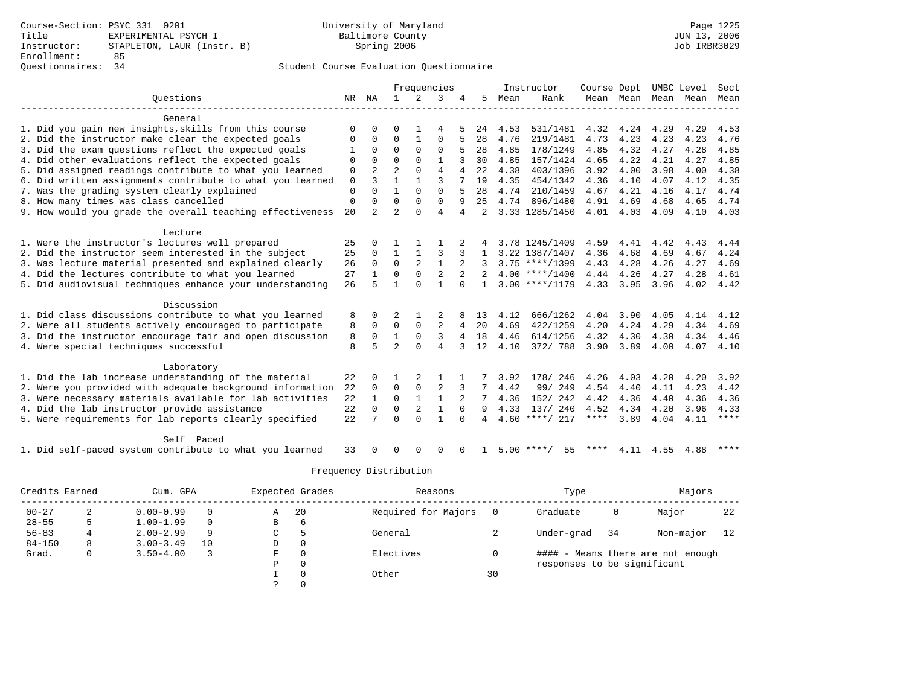Course-Section: PSYC 331 0201
Title: EXPERIMENTAL PSYCH I
Instructor: STAPLETON, LAUR (Instr. B)
Enrollment: 85
Questionnaires: 34

University of Maryland
Baltimore County
Spring 2006

JUN 13, 2006
Job IRBR3029

## Student Course Evaluation Questionnaire

| Questions | NR | NA | 1 | 2 | 3 | 4 | 5 | Instructor Mean | Instructor Rank | Course Mean | Dept Mean | UMBC Mean | Level Mean | Sect Mean |
|---|---|---|---|---|---|---|---|---|---|---|---|---|---|---|
| **General** | | | | | | | | | | | | | | |
| 1. Did you gain new insights,skills from this course | 0 | 0 | 0 | 1 | 4 | 5 | 24 | 4.53 | 531/1481 | 4.32 | 4.24 | 4.29 | 4.29 | 4.53 |
| 2. Did the instructor make clear the expected goals | 0 | 0 | 0 | 1 | 0 | 5 | 28 | 4.76 | 219/1481 | 4.73 | 4.23 | 4.23 | 4.23 | 4.76 |
| 3. Did the exam questions reflect the expected goals | 1 | 0 | 0 | 0 | 0 | 5 | 28 | 4.85 | 178/1249 | 4.85 | 4.32 | 4.27 | 4.28 | 4.85 |
| 4. Did other evaluations reflect the expected goals | 0 | 0 | 0 | 0 | 1 | 3 | 30 | 4.85 | 157/1424 | 4.65 | 4.22 | 4.21 | 4.27 | 4.85 |
| 5. Did assigned readings contribute to what you learned | 0 | 2 | 2 | 0 | 4 | 4 | 22 | 4.38 | 403/1396 | 3.92 | 4.00 | 3.98 | 4.00 | 4.38 |
| 6. Did written assignments contribute to what you learned | 0 | 3 | 1 | 1 | 3 | 7 | 19 | 4.35 | 454/1342 | 4.36 | 4.10 | 4.07 | 4.12 | 4.35 |
| 7. Was the grading system clearly explained | 0 | 0 | 1 | 0 | 0 | 5 | 28 | 4.74 | 210/1459 | 4.67 | 4.21 | 4.16 | 4.17 | 4.74 |
| 8. How many times was class cancelled | 0 | 0 | 0 | 0 | 0 | 9 | 25 | 4.74 | 896/1480 | 4.91 | 4.69 | 4.68 | 4.65 | 4.74 |
| 9. How would you grade the overall teaching effectiveness | 20 | 2 | 2 | 0 | 4 | 4 | 2 | 3.33 | 1285/1450 | 4.01 | 4.03 | 4.09 | 4.10 | 4.03 |
| **Lecture** | | | | | | | | | | | | | | |
| 1. Were the instructor's lectures well prepared | 25 | 0 | 1 | 1 | 1 | 2 | 4 | 3.78 | 1245/1409 | 4.59 | 4.41 | 4.42 | 4.43 | 4.44 |
| 2. Did the instructor seem interested in the subject | 25 | 0 | 1 | 1 | 3 | 3 | 1 | 3.22 | 1387/1407 | 4.36 | 4.68 | 4.69 | 4.67 | 4.24 |
| 3. Was lecture material presented and explained clearly | 26 | 0 | 0 | 2 | 1 | 2 | 3 | 3.75 | ****/1399 | 4.43 | 4.28 | 4.26 | 4.27 | 4.69 |
| 4. Did the lectures contribute to what you learned | 27 | 1 | 0 | 0 | 2 | 2 | 2 | 4.00 | ****/1400 | 4.44 | 4.26 | 4.27 | 4.28 | 4.61 |
| 5. Did audiovisual techniques enhance your understanding | 26 | 5 | 1 | 0 | 1 | 0 | 1 | 3.00 | ****/1179 | 4.33 | 3.95 | 3.96 | 4.02 | 4.42 |
| **Discussion** | | | | | | | | | | | | | | |
| 1. Did class discussions contribute to what you learned | 8 | 0 | 2 | 1 | 2 | 8 | 13 | 4.12 | 666/1262 | 4.04 | 3.90 | 4.05 | 4.14 | 4.12 |
| 2. Were all students actively encouraged to participate | 8 | 0 | 0 | 0 | 2 | 4 | 20 | 4.69 | 422/1259 | 4.20 | 4.24 | 4.29 | 4.34 | 4.69 |
| 3. Did the instructor encourage fair and open discussion | 8 | 0 | 1 | 0 | 3 | 4 | 18 | 4.46 | 614/1256 | 4.32 | 4.30 | 4.30 | 4.34 | 4.46 |
| 4. Were special techniques successful | 8 | 5 | 2 | 0 | 4 | 3 | 12 | 4.10 | 372/ 788 | 3.90 | 3.89 | 4.00 | 4.07 | 4.10 |
| **Laboratory** | | | | | | | | | | | | | | |
| 1. Did the lab increase understanding of the material | 22 | 0 | 1 | 2 | 1 | 1 | 7 | 3.92 | 178/ 246 | 4.26 | 4.03 | 4.20 | 4.20 | 3.92 |
| 2. Were you provided with adequate background information | 22 | 0 | 0 | 0 | 2 | 3 | 7 | 4.42 | 99/ 249 | 4.54 | 4.40 | 4.11 | 4.23 | 4.42 |
| 3. Were necessary materials available for lab activities | 22 | 1 | 0 | 1 | 1 | 2 | 7 | 4.36 | 152/ 242 | 4.42 | 4.36 | 4.40 | 4.36 | 4.36 |
| 4. Did the lab instructor provide assistance | 22 | 0 | 0 | 2 | 1 | 0 | 9 | 4.33 | 137/ 240 | 4.52 | 4.34 | 4.20 | 3.96 | 4.33 |
| 5. Were requirements for lab reports clearly specified | 22 | 7 | 0 | 0 | 1 | 0 | 4 | 4.60 | ****/ 217 | **** | 3.89 | 4.04 | 4.11 | **** |
| **Self Paced** | | | | | | | | | | | | | | |
| 1. Did self-paced system contribute to what you learned | 33 | 0 | 0 | 0 | 0 | 0 | 1 | 5.00 | ****/ 55 | **** | 4.11 | 4.55 | 4.88 | **** |

### Frequency Distribution

| Credits Earned | | Cum. GPA | | Expected Grades | | Reasons | | Type | | Majors | |
|---|---|---|---|---|---|---|---|---|---|---|---|
| 00-27 | 2 | 0.00-0.99 | 0 | A | 20 | Required for Majors | 0 | Graduate | 0 | Major | 22 |
| 28-55 | 5 | 1.00-1.99 | 0 | B | 6 | | | | | | |
| 56-83 | 4 | 2.00-2.99 | 9 | C | 5 | General | 2 | Under-grad | 34 | Non-major | 12 |
| 84-150 | 8 | 3.00-3.49 | 10 | D | 0 | | | | | | |
| Grad. | 0 | 3.50-4.00 | 3 | F | 0 | Electives | 0 | | | | |
| | | | | P | 0 | | | | | | |
| | | | | I | 0 | Other | 30 | | | | |
| | | | | ? | 0 | | | | | | |

#### - Means there are not enough responses to be significant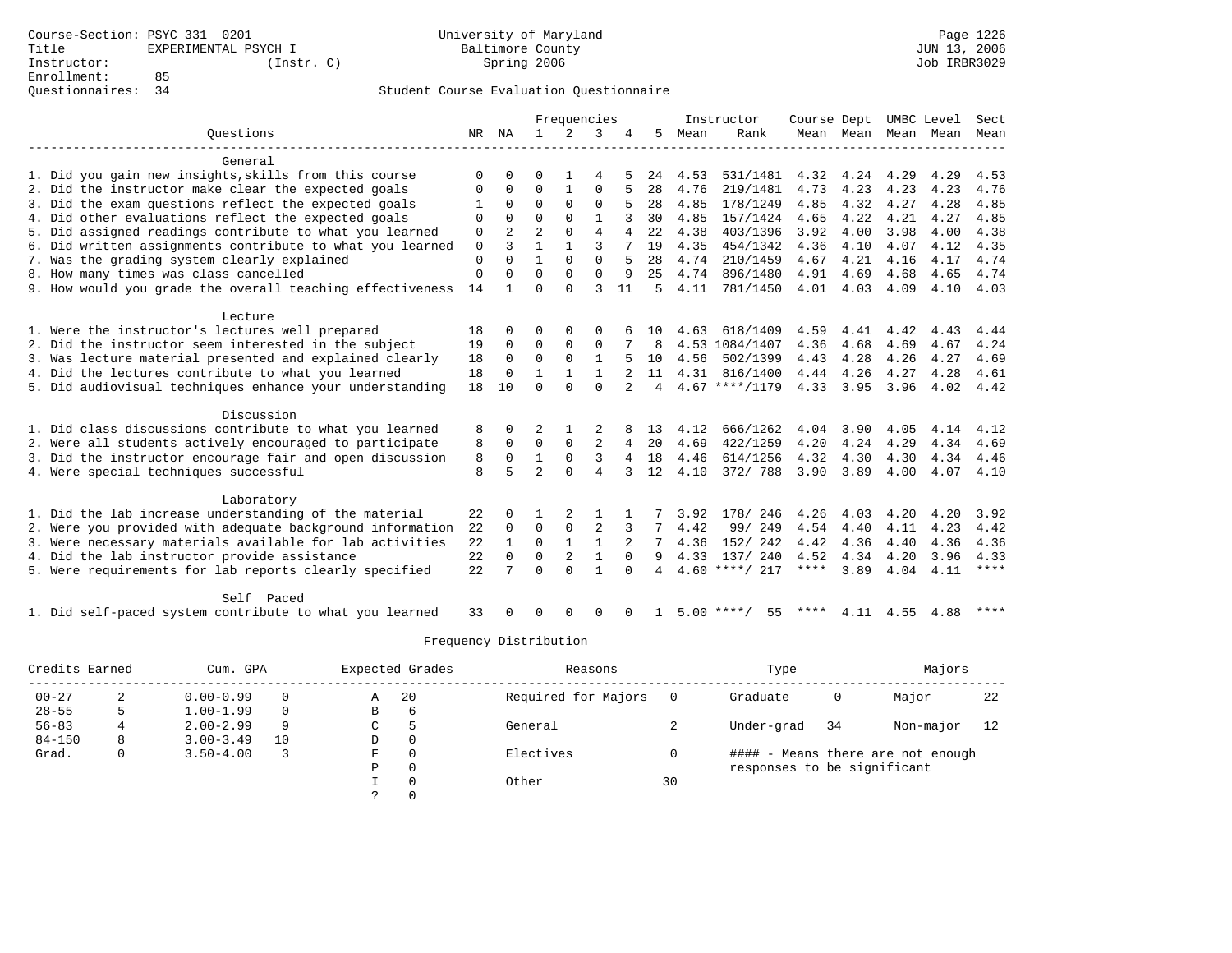Course-Section: PSYC 331 0201
Title: EXPERIMENTAL PSYCH I
Instructor: (Instr. C)
Enrollment: 85
Questionnaires: 34

University of Maryland
Baltimore County
Spring 2006

Page 1226
JUN 13, 2006
Job IRBR3029

## Student Course Evaluation Questionnaire

| Questions | NR | NA | 1 | 2 | 3 | 4 | 5 | Instructor Mean | Instructor Rank | Course Mean | Dept Mean | UMBC Mean | Level Mean | Sect Mean |
|---|---|---|---|---|---|---|---|---|---|---|---|---|---|---|
| **General** | | | | | | | | | | | | | | |
| 1. Did you gain new insights,skills from this course | 0 | 0 | 0 | 1 | 4 | 5 | 24 | 4.53 | 531/1481 | 4.32 | 4.24 | 4.29 | 4.29 | 4.53 |
| 2. Did the instructor make clear the expected goals | 0 | 0 | 0 | 1 | 0 | 5 | 28 | 4.76 | 219/1481 | 4.73 | 4.23 | 4.23 | 4.23 | 4.76 |
| 3. Did the exam questions reflect the expected goals | 1 | 0 | 0 | 0 | 0 | 5 | 28 | 4.85 | 178/1249 | 4.85 | 4.32 | 4.27 | 4.28 | 4.85 |
| 4. Did other evaluations reflect the expected goals | 0 | 0 | 0 | 0 | 1 | 3 | 30 | 4.85 | 157/1424 | 4.65 | 4.22 | 4.21 | 4.27 | 4.85 |
| 5. Did assigned readings contribute to what you learned | 0 | 2 | 2 | 0 | 4 | 4 | 22 | 4.38 | 403/1396 | 3.92 | 4.00 | 3.98 | 4.00 | 4.38 |
| 6. Did written assignments contribute to what you learned | 0 | 3 | 1 | 1 | 3 | 7 | 19 | 4.35 | 454/1342 | 4.36 | 4.10 | 4.07 | 4.12 | 4.35 |
| 7. Was the grading system clearly explained | 0 | 0 | 1 | 0 | 0 | 5 | 28 | 4.74 | 210/1459 | 4.67 | 4.21 | 4.16 | 4.17 | 4.74 |
| 8. How many times was class cancelled | 0 | 0 | 0 | 0 | 0 | 9 | 25 | 4.74 | 896/1480 | 4.91 | 4.69 | 4.68 | 4.65 | 4.74 |
| 9. How would you grade the overall teaching effectiveness | 14 | 1 | 0 | 0 | 3 | 11 | 5 | 4.11 | 781/1450 | 4.01 | 4.03 | 4.09 | 4.10 | 4.03 |
| **Lecture** | | | | | | | | | | | | | | |
| 1. Were the instructor's lectures well prepared | 18 | 0 | 0 | 0 | 0 | 6 | 10 | 4.63 | 618/1409 | 4.59 | 4.41 | 4.42 | 4.43 | 4.44 |
| 2. Did the instructor seem interested in the subject | 19 | 0 | 0 | 0 | 0 | 7 | 8 | 4.53 | 1084/1407 | 4.36 | 4.68 | 4.69 | 4.67 | 4.24 |
| 3. Was lecture material presented and explained clearly | 18 | 0 | 0 | 0 | 1 | 5 | 10 | 4.56 | 502/1399 | 4.43 | 4.28 | 4.26 | 4.27 | 4.69 |
| 4. Did the lectures contribute to what you learned | 18 | 0 | 1 | 1 | 1 | 2 | 11 | 4.31 | 816/1400 | 4.44 | 4.26 | 4.27 | 4.28 | 4.61 |
| 5. Did audiovisual techniques enhance your understanding | 18 | 10 | 0 | 0 | 0 | 2 | 4 | 4.67 | ****/1179 | 4.33 | 3.95 | 3.96 | 4.02 | 4.42 |
| **Discussion** | | | | | | | | | | | | | | |
| 1. Did class discussions contribute to what you learned | 8 | 0 | 2 | 1 | 2 | 8 | 13 | 4.12 | 666/1262 | 4.04 | 3.90 | 4.05 | 4.14 | 4.12 |
| 2. Were all students actively encouraged to participate | 8 | 0 | 0 | 0 | 2 | 4 | 20 | 4.69 | 422/1259 | 4.20 | 4.24 | 4.29 | 4.34 | 4.69 |
| 3. Did the instructor encourage fair and open discussion | 8 | 0 | 1 | 0 | 3 | 4 | 18 | 4.46 | 614/1256 | 4.32 | 4.30 | 4.30 | 4.34 | 4.46 |
| 4. Were special techniques successful | 8 | 5 | 2 | 0 | 4 | 3 | 12 | 4.10 | 372/ 788 | 3.90 | 3.89 | 4.00 | 4.07 | 4.10 |
| **Laboratory** | | | | | | | | | | | | | | |
| 1. Did the lab increase understanding of the material | 22 | 0 | 1 | 2 | 1 | 1 | 7 | 3.92 | 178/ 246 | 4.26 | 4.03 | 4.20 | 4.20 | 3.92 |
| 2. Were you provided with adequate background information | 22 | 0 | 0 | 0 | 2 | 3 | 7 | 4.42 | 99/ 249 | 4.54 | 4.40 | 4.11 | 4.23 | 4.42 |
| 3. Were necessary materials available for lab activities | 22 | 1 | 0 | 1 | 1 | 2 | 7 | 4.36 | 152/ 242 | 4.42 | 4.36 | 4.40 | 4.36 | 4.36 |
| 4. Did the lab instructor provide assistance | 22 | 0 | 0 | 2 | 1 | 0 | 9 | 4.33 | 137/ 240 | 4.52 | 4.34 | 4.20 | 3.96 | 4.33 |
| 5. Were requirements for lab reports clearly specified | 22 | 7 | 0 | 0 | 1 | 0 | 4 | 4.60 | ****/ 217 | **** | 3.89 | 4.04 | 4.11 | **** |
| **Self Paced** | | | | | | | | | | | | | | |
| 1. Did self-paced system contribute to what you learned | 33 | 0 | 0 | 0 | 0 | 0 | 1 | 5.00 | ****/ 55 | **** | 4.11 | 4.55 | 4.88 | **** |

### Frequency Distribution

| Credits Earned | | Cum. GPA | | Expected Grades | | Reasons | | Type | | Majors | |
|---|---|---|---|---|---|---|---|---|---|---|---|
| 00-27 | 2 | 0.00-0.99 | 0 | A | 20 | Required for Majors | 0 | Graduate | 0 | Major | 22 |
| 28-55 | 5 | 1.00-1.99 | 0 | B | 6 | | | | | | |
| 56-83 | 4 | 2.00-2.99 | 9 | C | 5 | General | 2 | Under-grad | 34 | Non-major | 12 |
| 84-150 | 8 | 3.00-3.49 | 10 | D | 0 | | | | | | |
| Grad. | 0 | 3.50-4.00 | 3 | F | 0 | Electives | 0 | #### - Means there are not enough responses to be significant | | | |
| | | | | P | 0 | | | | | | |
| | | | | I | 0 | Other | 30 | | | | |
| | | | | ? | 0 | | | | | | |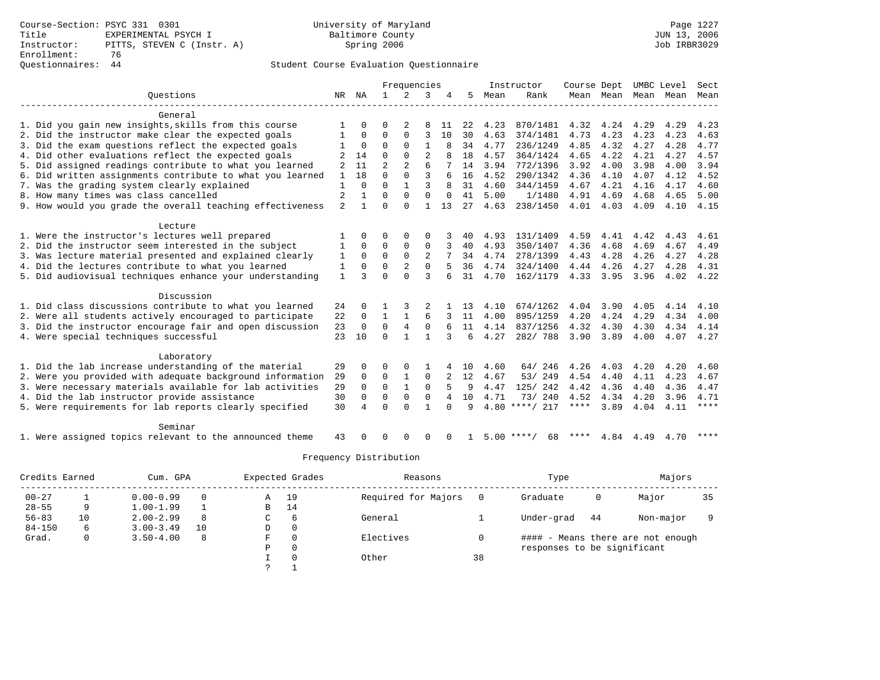Course-Section: PSYC 331 0301
Title: EXPERIMENTAL PSYCH I
Instructor: PITTS, STEVEN C (Instr. A)
Enrollment: 76
Questionnaires: 44

University of Maryland
Baltimore County
Spring 2006

Page 1227
JUN 13, 2006
Job IRBR3029

## Student Course Evaluation Questionnaire

| Questions | NR | NA | 1 | 2 | 3 | 4 | 5 | Instructor Mean | Instructor Rank | Course Mean | Dept Mean | UMBC Level Mean | Level Mean | Sect Mean |
|---|---|---|---|---|---|---|---|---|---|---|---|---|---|---|
| **General** | | | | | | | | | | | | | | |
| 1. Did you gain new insights,skills from this course | 1 | 0 | 0 | 2 | 8 | 11 | 22 | 4.23 | 870/1481 | 4.32 | 4.24 | 4.29 | 4.29 | 4.23 |
| 2. Did the instructor make clear the expected goals | 1 | 0 | 0 | 0 | 3 | 10 | 30 | 4.63 | 374/1481 | 4.73 | 4.23 | 4.23 | 4.23 | 4.63 |
| 3. Did the exam questions reflect the expected goals | 1 | 0 | 0 | 0 | 1 | 8 | 34 | 4.77 | 236/1249 | 4.85 | 4.32 | 4.27 | 4.28 | 4.77 |
| 4. Did other evaluations reflect the expected goals | 2 | 14 | 0 | 0 | 2 | 8 | 18 | 4.57 | 364/1424 | 4.65 | 4.22 | 4.21 | 4.27 | 4.57 |
| 5. Did assigned readings contribute to what you learned | 2 | 11 | 2 | 2 | 6 | 7 | 14 | 3.94 | 772/1396 | 3.92 | 4.00 | 3.98 | 4.00 | 3.94 |
| 6. Did written assignments contribute to what you learned | 1 | 18 | 0 | 0 | 3 | 6 | 16 | 4.52 | 290/1342 | 4.36 | 4.10 | 4.07 | 4.12 | 4.52 |
| 7. Was the grading system clearly explained | 1 | 0 | 0 | 1 | 3 | 8 | 31 | 4.60 | 344/1459 | 4.67 | 4.21 | 4.16 | 4.17 | 4.60 |
| 8. How many times was class cancelled | 2 | 1 | 0 | 0 | 0 | 0 | 41 | 5.00 | 1/1480 | 4.91 | 4.69 | 4.68 | 4.65 | 5.00 |
| 9. How would you grade the overall teaching effectiveness | 2 | 1 | 0 | 0 | 1 | 13 | 27 | 4.63 | 238/1450 | 4.01 | 4.03 | 4.09 | 4.10 | 4.15 |
| **Lecture** | | | | | | | | | | | | | | |
| 1. Were the instructor's lectures well prepared | 1 | 0 | 0 | 0 | 0 | 3 | 40 | 4.93 | 131/1409 | 4.59 | 4.41 | 4.42 | 4.43 | 4.61 |
| 2. Did the instructor seem interested in the subject | 1 | 0 | 0 | 0 | 0 | 3 | 40 | 4.93 | 350/1407 | 4.36 | 4.68 | 4.69 | 4.67 | 4.49 |
| 3. Was lecture material presented and explained clearly | 1 | 0 | 0 | 0 | 2 | 7 | 34 | 4.74 | 278/1399 | 4.43 | 4.28 | 4.26 | 4.27 | 4.28 |
| 4. Did the lectures contribute to what you learned | 1 | 0 | 0 | 2 | 0 | 5 | 36 | 4.74 | 324/1400 | 4.44 | 4.26 | 4.27 | 4.28 | 4.31 |
| 5. Did audiovisual techniques enhance your understanding | 1 | 3 | 0 | 0 | 3 | 6 | 31 | 4.70 | 162/1179 | 4.33 | 3.95 | 3.96 | 4.02 | 4.22 |
| **Discussion** | | | | | | | | | | | | | | |
| 1. Did class discussions contribute to what you learned | 24 | 0 | 1 | 3 | 2 | 1 | 13 | 4.10 | 674/1262 | 4.04 | 3.90 | 4.05 | 4.14 | 4.10 |
| 2. Were all students actively encouraged to participate | 22 | 0 | 1 | 1 | 6 | 3 | 11 | 4.00 | 895/1259 | 4.20 | 4.24 | 4.29 | 4.34 | 4.00 |
| 3. Did the instructor encourage fair and open discussion | 23 | 0 | 0 | 4 | 0 | 6 | 11 | 4.14 | 837/1256 | 4.32 | 4.30 | 4.30 | 4.34 | 4.14 |
| 4. Were special techniques successful | 23 | 10 | 0 | 1 | 1 | 3 | 6 | 4.27 | 282/ 788 | 3.90 | 3.89 | 4.00 | 4.07 | 4.27 |
| **Laboratory** | | | | | | | | | | | | | | |
| 1. Did the lab increase understanding of the material | 29 | 0 | 0 | 0 | 1 | 4 | 10 | 4.60 | 64/ 246 | 4.26 | 4.03 | 4.20 | 4.20 | 4.60 |
| 2. Were you provided with adequate background information | 29 | 0 | 0 | 1 | 0 | 2 | 12 | 4.67 | 53/ 249 | 4.54 | 4.40 | 4.11 | 4.23 | 4.67 |
| 3. Were necessary materials available for lab activities | 29 | 0 | 0 | 1 | 0 | 5 | 9 | 4.47 | 125/ 242 | 4.42 | 4.36 | 4.40 | 4.36 | 4.47 |
| 4. Did the lab instructor provide assistance | 30 | 0 | 0 | 0 | 0 | 4 | 10 | 4.71 | 73/ 240 | 4.52 | 4.34 | 4.20 | 3.96 | 4.71 |
| 5. Were requirements for lab reports clearly specified | 30 | 4 | 0 | 0 | 1 | 0 | 9 | 4.80 | ****/ 217 | **** | 3.89 | 4.04 | 4.11 | **** |
| **Seminar** | | | | | | | | | | | | | | |
| 1. Were assigned topics relevant to the announced theme | 43 | 0 | 0 | 0 | 0 | 0 | 1 | 5.00 | ****/ 68 | **** | 4.84 | 4.49 | 4.70 | **** |

### Frequency Distribution

| Credits Earned | | Cum. GPA | | Expected Grades | | Reasons | | Type | | Majors | |
|---|---|---|---|---|---|---|---|---|---|---|---|
| 00-27 | 1 | 0.00-0.99 | 0 | A | 19 | Required for Majors | 0 | Graduate | 0 | Major | 35 |
| 28-55 | 9 | 1.00-1.99 | 1 | B | 14 | | | | | | |
| 56-83 | 10 | 2.00-2.99 | 8 | C | 6 | General | 1 | Under-grad | 44 | Non-major | 9 |
| 84-150 | 6 | 3.00-3.49 | 10 | D | 0 | | | | | | |
| Grad. | 0 | 3.50-4.00 | 8 | F | 0 | Electives | 0 | | | | |
| | | | | P | 0 | | | | | | |
| | | | | I | 0 | Other | 38 | | | | |
| | | | | ? | 1 | | | | | | |

#### - Means there are not enough responses to be significant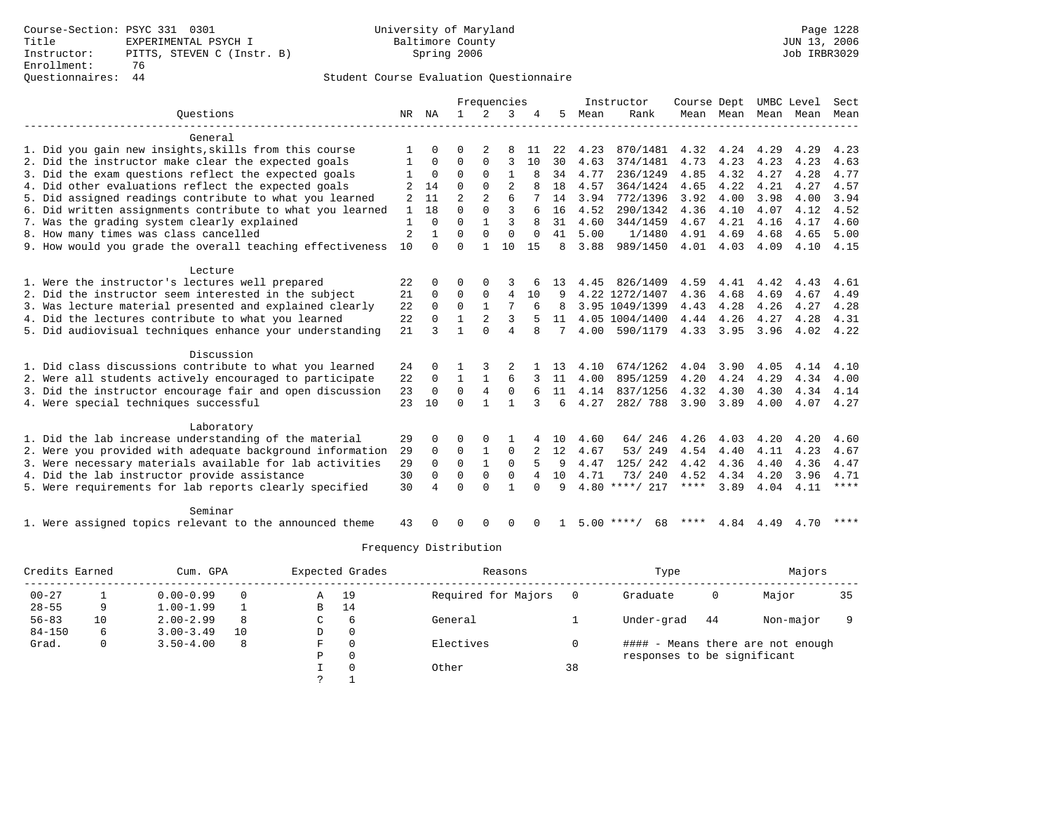Course-Section: PSYC 331 0301
Title: EXPERIMENTAL PSYCH I
Instructor: PITTS, STEVEN C (Instr. B)
Enrollment: 76
Questionnaires: 44

University of Maryland
Baltimore County
Spring 2006

JUN 13, 2006
Job IRBR3029

## Student Course Evaluation Questionnaire

| Questions | NR | NA | 1 | 2 | 3 | 4 | 5 | Instructor Mean | Instructor Rank | Course Mean | Dept Mean | UMBC Mean | Level Mean | Sect Mean |
|---|---|---|---|---|---|---|---|---|---|---|---|---|---|---|
| **General** | | | | | | | | | | | | | | |
| 1. Did you gain new insights,skills from this course | 1 | 0 | 0 | 2 | 8 | 11 | 22 | 4.23 | 870/1481 | 4.32 | 4.24 | 4.29 | 4.29 | 4.23 |
| 2. Did the instructor make clear the expected goals | 1 | 0 | 0 | 0 | 3 | 10 | 30 | 4.63 | 374/1481 | 4.73 | 4.23 | 4.23 | 4.23 | 4.63 |
| 3. Did the exam questions reflect the expected goals | 1 | 0 | 0 | 0 | 1 | 8 | 34 | 4.77 | 236/1249 | 4.85 | 4.32 | 4.27 | 4.28 | 4.77 |
| 4. Did other evaluations reflect the expected goals | 2 | 14 | 0 | 0 | 2 | 8 | 18 | 4.57 | 364/1424 | 4.65 | 4.22 | 4.21 | 4.27 | 4.57 |
| 5. Did assigned readings contribute to what you learned | 2 | 11 | 2 | 2 | 6 | 7 | 14 | 3.94 | 772/1396 | 3.92 | 4.00 | 3.98 | 4.00 | 3.94 |
| 6. Did written assignments contribute to what you learned | 1 | 18 | 0 | 0 | 3 | 6 | 16 | 4.52 | 290/1342 | 4.36 | 4.10 | 4.07 | 4.12 | 4.52 |
| 7. Was the grading system clearly explained | 1 | 0 | 0 | 1 | 3 | 8 | 31 | 4.60 | 344/1459 | 4.67 | 4.21 | 4.16 | 4.17 | 4.60 |
| 8. How many times was class cancelled | 2 | 1 | 0 | 0 | 0 | 0 | 41 | 5.00 | 1/1480 | 4.91 | 4.69 | 4.68 | 4.65 | 5.00 |
| 9. How would you grade the overall teaching effectiveness | 10 | 0 | 0 | 1 | 10 | 15 | 8 | 3.88 | 989/1450 | 4.01 | 4.03 | 4.09 | 4.10 | 4.15 |
| **Lecture** | | | | | | | | | | | | | | |
| 1. Were the instructor's lectures well prepared | 22 | 0 | 0 | 0 | 3 | 6 | 13 | 4.45 | 826/1409 | 4.59 | 4.41 | 4.42 | 4.43 | 4.61 |
| 2. Did the instructor seem interested in the subject | 21 | 0 | 0 | 0 | 4 | 10 | 9 | 4.22 | 1272/1407 | 4.36 | 4.68 | 4.69 | 4.67 | 4.49 |
| 3. Was lecture material presented and explained clearly | 22 | 0 | 0 | 1 | 7 | 6 | 8 | 3.95 | 1049/1399 | 4.43 | 4.28 | 4.26 | 4.27 | 4.28 |
| 4. Did the lectures contribute to what you learned | 22 | 0 | 1 | 2 | 3 | 5 | 11 | 4.05 | 1004/1400 | 4.44 | 4.26 | 4.27 | 4.28 | 4.31 |
| 5. Did audiovisual techniques enhance your understanding | 21 | 3 | 1 | 0 | 4 | 8 | 7 | 4.00 | 590/1179 | 4.33 | 3.95 | 3.96 | 4.02 | 4.22 |
| **Discussion** | | | | | | | | | | | | | | |
| 1. Did class discussions contribute to what you learned | 24 | 0 | 1 | 3 | 2 | 1 | 13 | 4.10 | 674/1262 | 4.04 | 3.90 | 4.05 | 4.14 | 4.10 |
| 2. Were all students actively encouraged to participate | 22 | 0 | 1 | 1 | 6 | 3 | 11 | 4.00 | 895/1259 | 4.20 | 4.24 | 4.29 | 4.34 | 4.00 |
| 3. Did the instructor encourage fair and open discussion | 23 | 0 | 0 | 4 | 0 | 6 | 11 | 4.14 | 837/1256 | 4.32 | 4.30 | 4.30 | 4.34 | 4.14 |
| 4. Were special techniques successful | 23 | 10 | 0 | 1 | 1 | 3 | 6 | 4.27 | 282/ 788 | 3.90 | 3.89 | 4.00 | 4.07 | 4.27 |
| **Laboratory** | | | | | | | | | | | | | | |
| 1. Did the lab increase understanding of the material | 29 | 0 | 0 | 0 | 1 | 4 | 10 | 4.60 | 64/ 246 | 4.26 | 4.03 | 4.20 | 4.20 | 4.60 |
| 2. Were you provided with adequate background information | 29 | 0 | 0 | 1 | 0 | 2 | 12 | 4.67 | 53/ 249 | 4.54 | 4.40 | 4.11 | 4.23 | 4.67 |
| 3. Were necessary materials available for lab activities | 29 | 0 | 0 | 1 | 0 | 5 | 9 | 4.47 | 125/ 242 | 4.42 | 4.36 | 4.40 | 4.36 | 4.47 |
| 4. Did the lab instructor provide assistance | 30 | 0 | 0 | 0 | 0 | 4 | 10 | 4.71 | 73/ 240 | 4.52 | 4.34 | 4.20 | 3.96 | 4.71 |
| 5. Were requirements for lab reports clearly specified | 30 | 4 | 0 | 0 | 1 | 0 | 9 | 4.80 | ****/ 217 | **** | 3.89 | 4.04 | 4.11 | **** |
| **Seminar** | | | | | | | | | | | | | | |
| 1. Were assigned topics relevant to the announced theme | 43 | 0 | 0 | 0 | 0 | 0 | 1 | 5.00 | ****/ 68 | **** | 4.84 | 4.49 | 4.70 | **** |

### Frequency Distribution

| Credits Earned | | Cum. GPA | | Expected Grades | | Reasons | | Type | | Majors | |
|---|---|---|---|---|---|---|---|---|---|---|---|
| 00-27 | 1 | 0.00-0.99 | 0 | A | 19 | Required for Majors | 0 | Graduate | 0 | Major | 35 |
| 28-55 | 9 | 1.00-1.99 | 1 | B | 14 | | | | | | |
| 56-83 | 10 | 2.00-2.99 | 8 | C | 6 | General | 1 | Under-grad | 44 | Non-major | 9 |
| 84-150 | 6 | 3.00-3.49 | 10 | D | 0 | | | | | | |
| Grad. | 0 | 3.50-4.00 | 8 | F | 0 | Electives | 0 | | | | |
| | | | | P | 0 | | | | | | |
| | | | | I | 0 | Other | 38 | | | | |
| | | | | ? | 1 | | | | | | |

#### - Means there are not enough responses to be significant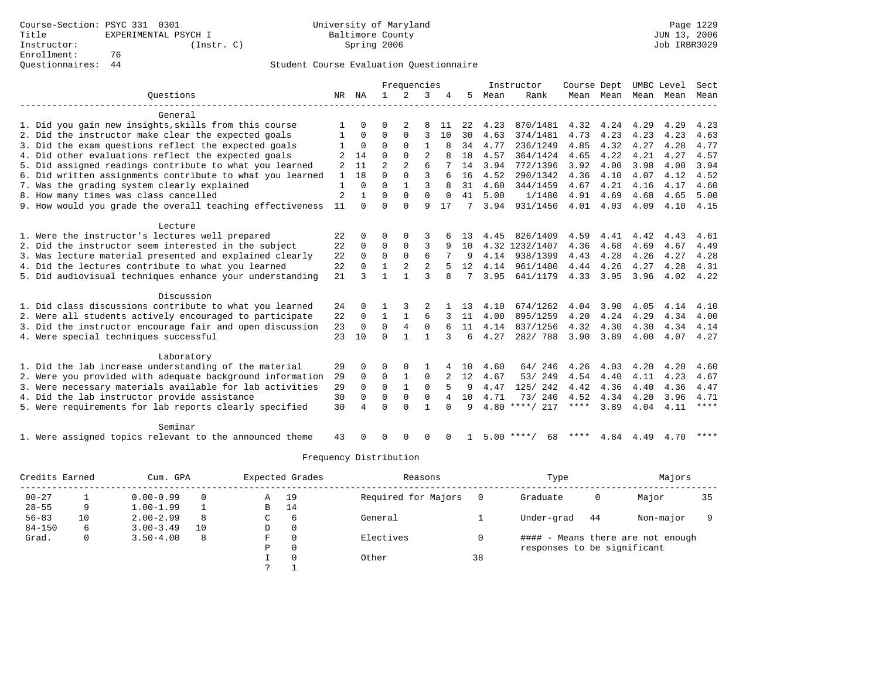Course-Section: PSYC 331 0301
Title: EXPERIMENTAL PSYCH I
Instructor: (Instr. C)
Enrollment: 76
Questionnaires: 44

University of Maryland
Baltimore County
Spring 2006

JUN 13, 2006
Job IRBR3029

## Student Course Evaluation Questionnaire

| Questions | NR | NA | 1 | 2 | 3 | 4 | 5 | Instructor Mean | Instructor Rank | Course Mean | Dept Mean | UMBC Level Mean | Level Mean | Sect Mean |
|---|---|---|---|---|---|---|---|---|---|---|---|---|---|---|
| **General** | | | | | | | | | | | | | | |
| 1. Did you gain new insights,skills from this course | 1 | 0 | 0 | 2 | 8 | 11 | 22 | 4.23 | 870/1481 | 4.32 | 4.24 | 4.29 | 4.29 | 4.23 |
| 2. Did the instructor make clear the expected goals | 1 | 0 | 0 | 0 | 3 | 10 | 30 | 4.63 | 374/1481 | 4.73 | 4.23 | 4.23 | 4.23 | 4.63 |
| 3. Did the exam questions reflect the expected goals | 1 | 0 | 0 | 0 | 1 | 8 | 34 | 4.77 | 236/1249 | 4.85 | 4.32 | 4.27 | 4.28 | 4.77 |
| 4. Did other evaluations reflect the expected goals | 2 | 14 | 0 | 0 | 2 | 8 | 18 | 4.57 | 364/1424 | 4.65 | 4.22 | 4.21 | 4.27 | 4.57 |
| 5. Did assigned readings contribute to what you learned | 2 | 11 | 2 | 2 | 6 | 7 | 14 | 3.94 | 772/1396 | 3.92 | 4.00 | 3.98 | 4.00 | 3.94 |
| 6. Did written assignments contribute to what you learned | 1 | 18 | 0 | 0 | 3 | 6 | 16 | 4.52 | 290/1342 | 4.36 | 4.10 | 4.07 | 4.12 | 4.52 |
| 7. Was the grading system clearly explained | 1 | 0 | 0 | 1 | 3 | 8 | 31 | 4.60 | 344/1459 | 4.67 | 4.21 | 4.16 | 4.17 | 4.60 |
| 8. How many times was class cancelled | 2 | 1 | 0 | 0 | 0 | 0 | 41 | 5.00 | 1/1480 | 4.91 | 4.69 | 4.68 | 4.65 | 5.00 |
| 9. How would you grade the overall teaching effectiveness | 11 | 0 | 0 | 0 | 9 | 17 | 7 | 3.94 | 931/1450 | 4.01 | 4.03 | 4.09 | 4.10 | 4.15 |
| **Lecture** | | | | | | | | | | | | | | |
| 1. Were the instructor's lectures well prepared | 22 | 0 | 0 | 0 | 3 | 6 | 13 | 4.45 | 826/1409 | 4.59 | 4.41 | 4.42 | 4.43 | 4.61 |
| 2. Did the instructor seem interested in the subject | 22 | 0 | 0 | 0 | 3 | 9 | 10 | 4.32 | 1232/1407 | 4.36 | 4.68 | 4.69 | 4.67 | 4.49 |
| 3. Was lecture material presented and explained clearly | 22 | 0 | 0 | 0 | 6 | 7 | 9 | 4.14 | 938/1399 | 4.43 | 4.28 | 4.26 | 4.27 | 4.28 |
| 4. Did the lectures contribute to what you learned | 22 | 0 | 1 | 2 | 2 | 5 | 12 | 4.14 | 961/1400 | 4.44 | 4.26 | 4.27 | 4.28 | 4.31 |
| 5. Did audiovisual techniques enhance your understanding | 21 | 3 | 1 | 1 | 3 | 8 | 7 | 3.95 | 641/1179 | 4.33 | 3.95 | 3.96 | 4.02 | 4.22 |
| **Discussion** | | | | | | | | | | | | | | |
| 1. Did class discussions contribute to what you learned | 24 | 0 | 1 | 3 | 2 | 1 | 13 | 4.10 | 674/1262 | 4.04 | 3.90 | 4.05 | 4.14 | 4.10 |
| 2. Were all students actively encouraged to participate | 22 | 0 | 1 | 1 | 6 | 3 | 11 | 4.00 | 895/1259 | 4.20 | 4.24 | 4.29 | 4.34 | 4.00 |
| 3. Did the instructor encourage fair and open discussion | 23 | 0 | 0 | 4 | 0 | 6 | 11 | 4.14 | 837/1256 | 4.32 | 4.30 | 4.30 | 4.34 | 4.14 |
| 4. Were special techniques successful | 23 | 10 | 0 | 1 | 1 | 3 | 6 | 4.27 | 282/ 788 | 3.90 | 3.89 | 4.00 | 4.07 | 4.27 |
| **Laboratory** | | | | | | | | | | | | | | |
| 1. Did the lab increase understanding of the material | 29 | 0 | 0 | 0 | 1 | 4 | 10 | 4.60 | 64/ 246 | 4.26 | 4.03 | 4.20 | 4.20 | 4.60 |
| 2. Were you provided with adequate background information | 29 | 0 | 0 | 1 | 0 | 2 | 12 | 4.67 | 53/ 249 | 4.54 | 4.40 | 4.11 | 4.23 | 4.67 |
| 3. Were necessary materials available for lab activities | 29 | 0 | 0 | 1 | 0 | 5 | 9 | 4.47 | 125/ 242 | 4.42 | 4.36 | 4.40 | 4.36 | 4.47 |
| 4. Did the lab instructor provide assistance | 30 | 0 | 0 | 0 | 0 | 4 | 10 | 4.71 | 73/ 240 | 4.52 | 4.34 | 4.20 | 3.96 | 4.71 |
| 5. Were requirements for lab reports clearly specified | 30 | 4 | 0 | 0 | 1 | 0 | 9 | 4.80 | ****/ 217 | **** | 3.89 | 4.04 | 4.11 | **** |
| **Seminar** | | | | | | | | | | | | | | |
| 1. Were assigned topics relevant to the announced theme | 43 | 0 | 0 | 0 | 0 | 0 | 1 | 5.00 | ****/ 68 | **** | 4.84 | 4.49 | 4.70 | **** |

### Frequency Distribution

| Credits Earned | | Cum. GPA | | Expected Grades | | Reasons | | Type | | Majors | |
|---|---|---|---|---|---|---|---|---|---|---|---|
| 00-27 | 1 | 0.00-0.99 | 0 | A | 19 | Required for Majors | 0 | Graduate | 0 | Major | 35 |
| 28-55 | 9 | 1.00-1.99 | 1 | B | 14 | | | | | | |
| 56-83 | 10 | 2.00-2.99 | 8 | C | 6 | General | 1 | Under-grad | 44 | Non-major | 9 |
| 84-150 | 6 | 3.00-3.49 | 10 | D | 0 | | | | | | |
| Grad. | 0 | 3.50-4.00 | 8 | F | 0 | Electives | 0 | | | | |
| | | | | P | 0 | | | | | | |
| | | | | I | 0 | Other | 38 | | | | |
| | | | | ? | 1 | | | | | | |

#### - Means there are not enough responses to be significant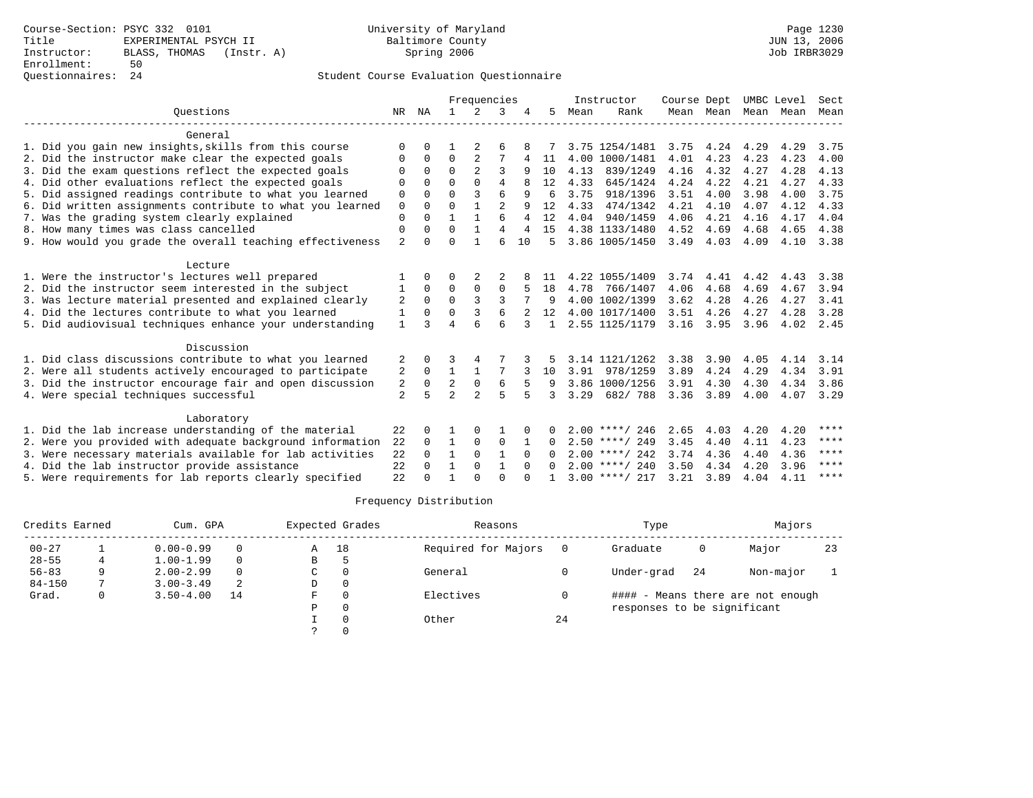Course-Section: PSYC 332 0101
Title: EXPERIMENTAL PSYCH II
Instructor: BLASS, THOMAS (Instr. A)
Enrollment: 50
Questionnaires: 24

University of Maryland
Baltimore County
Spring 2006

Page 1230
JUN 13, 2006
Job IRBR3029

Student Course Evaluation Questionnaire

| Questions | NR | NA | 1 | 2 | 3 | 4 | 5 | Instructor Mean | Instructor Rank | Course Mean | Dept Mean | UMBC Mean | Level Mean | Sect Mean |
|---|---|---|---|---|---|---|---|---|---|---|---|---|---|---|
| **General** | | | | | | | | | | | | | | |
| 1. Did you gain new insights,skills from this course | 0 | 0 | 1 | 2 | 6 | 8 | 7 | 3.75 | 1254/1481 | 3.75 | 4.24 | 4.29 | 4.29 | 3.75 |
| 2. Did the instructor make clear the expected goals | 0 | 0 | 0 | 2 | 7 | 4 | 11 | 4.00 | 1000/1481 | 4.01 | 4.23 | 4.23 | 4.23 | 4.00 |
| 3. Did the exam questions reflect the expected goals | 0 | 0 | 0 | 2 | 3 | 9 | 10 | 4.13 | 839/1249 | 4.16 | 4.32 | 4.27 | 4.28 | 4.13 |
| 4. Did other evaluations reflect the expected goals | 0 | 0 | 0 | 0 | 4 | 8 | 12 | 4.33 | 645/1424 | 4.24 | 4.22 | 4.21 | 4.27 | 4.33 |
| 5. Did assigned readings contribute to what you learned | 0 | 0 | 0 | 3 | 6 | 9 | 6 | 3.75 | 918/1396 | 3.51 | 4.00 | 3.98 | 4.00 | 3.75 |
| 6. Did written assignments contribute to what you learned | 0 | 0 | 0 | 1 | 2 | 9 | 12 | 4.33 | 474/1342 | 4.21 | 4.10 | 4.07 | 4.12 | 4.33 |
| 7. Was the grading system clearly explained | 0 | 0 | 1 | 1 | 6 | 4 | 12 | 4.04 | 940/1459 | 4.06 | 4.21 | 4.16 | 4.17 | 4.04 |
| 8. How many times was class cancelled | 0 | 0 | 0 | 1 | 4 | 4 | 15 | 4.38 | 1133/1480 | 4.52 | 4.69 | 4.68 | 4.65 | 4.38 |
| 9. How would you grade the overall teaching effectiveness | 2 | 0 | 0 | 1 | 6 | 10 | 5 | 3.86 | 1005/1450 | 3.49 | 4.03 | 4.09 | 4.10 | 3.38 |
| **Lecture** | | | | | | | | | | | | | | |
| 1. Were the instructor's lectures well prepared | 1 | 0 | 0 | 2 | 2 | 8 | 11 | 4.22 | 1055/1409 | 3.74 | 4.41 | 4.42 | 4.43 | 3.38 |
| 2. Did the instructor seem interested in the subject | 1 | 0 | 0 | 0 | 0 | 5 | 18 | 4.78 | 766/1407 | 4.06 | 4.68 | 4.69 | 4.67 | 3.94 |
| 3. Was lecture material presented and explained clearly | 2 | 0 | 0 | 3 | 3 | 7 | 9 | 4.00 | 1002/1399 | 3.62 | 4.28 | 4.26 | 4.27 | 3.41 |
| 4. Did the lectures contribute to what you learned | 1 | 0 | 0 | 3 | 6 | 2 | 12 | 4.00 | 1017/1400 | 3.51 | 4.26 | 4.27 | 4.28 | 3.28 |
| 5. Did audiovisual techniques enhance your understanding | 1 | 3 | 4 | 6 | 6 | 3 | 1 | 2.55 | 1125/1179 | 3.16 | 3.95 | 3.96 | 4.02 | 2.45 |
| **Discussion** | | | | | | | | | | | | | | |
| 1. Did class discussions contribute to what you learned | 2 | 0 | 3 | 4 | 7 | 3 | 5 | 3.14 | 1121/1262 | 3.38 | 3.90 | 4.05 | 4.14 | 3.14 |
| 2. Were all students actively encouraged to participate | 2 | 0 | 1 | 1 | 7 | 3 | 10 | 3.91 | 978/1259 | 3.89 | 4.24 | 4.29 | 4.34 | 3.91 |
| 3. Did the instructor encourage fair and open discussion | 2 | 0 | 2 | 0 | 6 | 5 | 9 | 3.86 | 1000/1256 | 3.91 | 4.30 | 4.30 | 4.34 | 3.86 |
| 4. Were special techniques successful | 2 | 5 | 2 | 2 | 5 | 5 | 3 | 3.29 | 682/ 788 | 3.36 | 3.89 | 4.00 | 4.07 | 3.29 |
| **Laboratory** | | | | | | | | | | | | | | |
| 1. Did the lab increase understanding of the material | 22 | 0 | 1 | 0 | 1 | 0 | 0 | 2.00 | ****/ 246 | 2.65 | 4.03 | 4.20 | 4.20 | **** |
| 2. Were you provided with adequate background information | 22 | 0 | 1 | 0 | 0 | 1 | 0 | 2.50 | ****/ 249 | 3.45 | 4.40 | 4.11 | 4.23 | **** |
| 3. Were necessary materials available for lab activities | 22 | 0 | 1 | 0 | 1 | 0 | 0 | 2.00 | ****/ 242 | 3.74 | 4.36 | 4.40 | 4.36 | **** |
| 4. Did the lab instructor provide assistance | 22 | 0 | 1 | 0 | 1 | 0 | 0 | 2.00 | ****/ 240 | 3.50 | 4.34 | 4.20 | 3.96 | **** |
| 5. Were requirements for lab reports clearly specified | 22 | 0 | 1 | 0 | 0 | 0 | 1 | 3.00 | ****/ 217 | 3.21 | 3.89 | 4.04 | 4.11 | **** |

Frequency Distribution

| Credits Earned | | Cum. GPA | | Expected Grades | | Reasons | | Type | | Majors | |
|---|---|---|---|---|---|---|---|---|---|---|---|
| 00-27 | 1 | 0.00-0.99 | 0 | A | 18 | Required for Majors | 0 | Graduate | 0 | Major | 23 |
| 28-55 | 4 | 1.00-1.99 | 0 | B | 5 | | | | | | |
| 56-83 | 9 | 2.00-2.99 | 0 | C | 0 | General | 0 | Under-grad | 24 | Non-major | 1 |
| 84-150 | 7 | 3.00-3.49 | 2 | D | 0 | | | | | | |
| Grad. | 0 | 3.50-4.00 | 14 | F | 0 | Electives | 0 | #### - Means there are not enough responses to be significant | | | |
| | | | | P | 0 | | | | | | |
| | | | | I | 0 | Other | 24 | | | | |
| | | | | ? | 0 | | | | | | |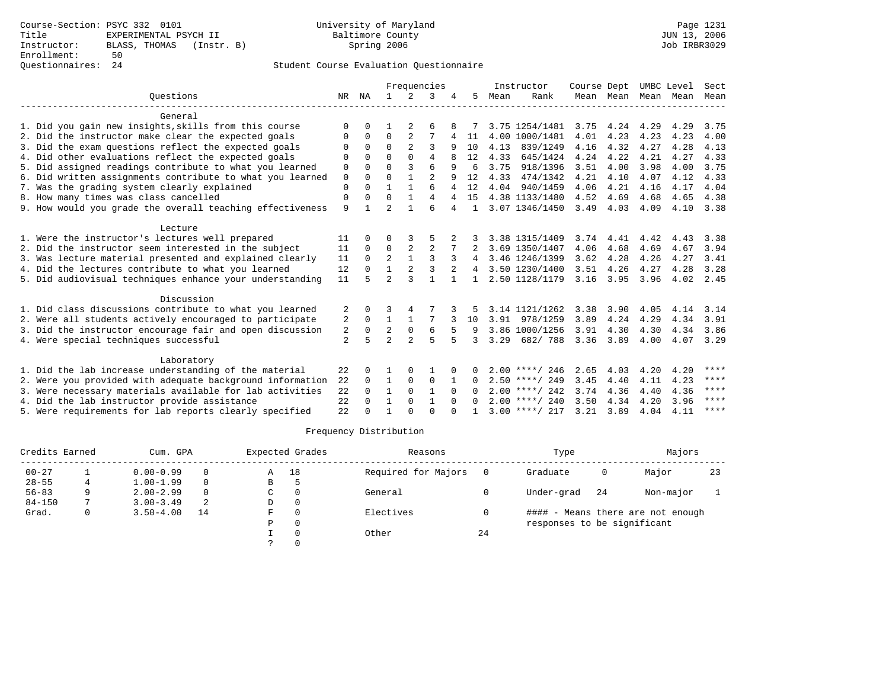Course-Section: PSYC 332 0101
Title: EXPERIMENTAL PSYCH II
Instructor: BLASS, THOMAS (Instr. B)
Enrollment: 50
Questionnaires: 24

University of Maryland
Baltimore County
Spring 2006

Student Course Evaluation Questionnaire

| Questions | NR | NA | 1 | 2 | 3 | 4 | 5 | Instructor Mean | Instructor Rank | Course Mean | Dept Mean | UMBC Mean | Level Mean | Sect Mean |
|---|---|---|---|---|---|---|---|---|---|---|---|---|---|---|
| **General** | | | | | | | | | | | | | | |
| 1. Did you gain new insights,skills from this course | 0 | 0 | 1 | 2 | 6 | 8 | 7 | 3.75 | 1254/1481 | 3.75 | 4.24 | 4.29 | 4.29 | 3.75 |
| 2. Did the instructor make clear the expected goals | 0 | 0 | 0 | 2 | 7 | 4 | 11 | 4.00 | 1000/1481 | 4.01 | 4.23 | 4.23 | 4.23 | 4.00 |
| 3. Did the exam questions reflect the expected goals | 0 | 0 | 0 | 2 | 3 | 9 | 10 | 4.13 | 839/1249 | 4.16 | 4.32 | 4.27 | 4.28 | 4.13 |
| 4. Did other evaluations reflect the expected goals | 0 | 0 | 0 | 0 | 4 | 8 | 12 | 4.33 | 645/1424 | 4.24 | 4.22 | 4.21 | 4.27 | 4.33 |
| 5. Did assigned readings contribute to what you learned | 0 | 0 | 0 | 3 | 6 | 9 | 6 | 3.75 | 918/1396 | 3.51 | 4.00 | 3.98 | 4.00 | 3.75 |
| 6. Did written assignments contribute to what you learned | 0 | 0 | 0 | 1 | 2 | 9 | 12 | 4.33 | 474/1342 | 4.21 | 4.10 | 4.07 | 4.12 | 4.33 |
| 7. Was the grading system clearly explained | 0 | 0 | 1 | 1 | 6 | 4 | 12 | 4.04 | 940/1459 | 4.06 | 4.21 | 4.16 | 4.17 | 4.04 |
| 8. How many times was class cancelled | 0 | 0 | 0 | 1 | 4 | 4 | 15 | 4.38 | 1133/1480 | 4.52 | 4.69 | 4.68 | 4.65 | 4.38 |
| 9. How would you grade the overall teaching effectiveness | 9 | 1 | 2 | 1 | 6 | 4 | 1 | 3.07 | 1346/1450 | 3.49 | 4.03 | 4.09 | 4.10 | 3.38 |
| **Lecture** | | | | | | | | | | | | | | |
| 1. Were the instructor's lectures well prepared | 11 | 0 | 0 | 3 | 5 | 2 | 3 | 3.38 | 1315/1409 | 3.74 | 4.41 | 4.42 | 4.43 | 3.38 |
| 2. Did the instructor seem interested in the subject | 11 | 0 | 0 | 2 | 2 | 7 | 2 | 3.69 | 1350/1407 | 4.06 | 4.68 | 4.69 | 4.67 | 3.94 |
| 3. Was lecture material presented and explained clearly | 11 | 0 | 2 | 1 | 3 | 3 | 4 | 3.46 | 1246/1399 | 3.62 | 4.28 | 4.26 | 4.27 | 3.41 |
| 4. Did the lectures contribute to what you learned | 12 | 0 | 1 | 2 | 3 | 2 | 4 | 3.50 | 1230/1400 | 3.51 | 4.26 | 4.27 | 4.28 | 3.28 |
| 5. Did audiovisual techniques enhance your understanding | 11 | 5 | 2 | 3 | 1 | 1 | 1 | 2.50 | 1128/1179 | 3.16 | 3.95 | 3.96 | 4.02 | 2.45 |
| **Discussion** | | | | | | | | | | | | | | |
| 1. Did class discussions contribute to what you learned | 2 | 0 | 3 | 4 | 7 | 3 | 5 | 3.14 | 1121/1262 | 3.38 | 3.90 | 4.05 | 4.14 | 3.14 |
| 2. Were all students actively encouraged to participate | 2 | 0 | 1 | 1 | 7 | 3 | 10 | 3.91 | 978/1259 | 3.89 | 4.24 | 4.29 | 4.34 | 3.91 |
| 3. Did the instructor encourage fair and open discussion | 2 | 0 | 2 | 0 | 6 | 5 | 9 | 3.86 | 1000/1256 | 3.91 | 4.30 | 4.30 | 4.34 | 3.86 |
| 4. Were special techniques successful | 2 | 5 | 2 | 2 | 5 | 5 | 3 | 3.29 | 682/ 788 | 3.36 | 3.89 | 4.00 | 4.07 | 3.29 |
| **Laboratory** | | | | | | | | | | | | | | |
| 1. Did the lab increase understanding of the material | 22 | 0 | 1 | 0 | 1 | 0 | 0 | 2.00 | \*\*\*\*/ 246 | 2.65 | 4.03 | 4.20 | 4.20 | \*\*\*\* |
| 2. Were you provided with adequate background information | 22 | 0 | 1 | 0 | 0 | 1 | 0 | 2.50 | \*\*\*\*/ 249 | 3.45 | 4.40 | 4.11 | 4.23 | \*\*\*\* |
| 3. Were necessary materials available for lab activities | 22 | 0 | 1 | 0 | 1 | 0 | 0 | 2.00 | \*\*\*\*/ 242 | 3.74 | 4.36 | 4.40 | 4.36 | \*\*\*\* |
| 4. Did the lab instructor provide assistance | 22 | 0 | 1 | 0 | 1 | 0 | 0 | 2.00 | \*\*\*\*/ 240 | 3.50 | 4.34 | 4.20 | 3.96 | \*\*\*\* |
| 5. Were requirements for lab reports clearly specified | 22 | 0 | 1 | 0 | 0 | 0 | 1 | 3.00 | \*\*\*\*/ 217 | 3.21 | 3.89 | 4.04 | 4.11 | \*\*\*\* |

## Frequency Distribution

| Credits Earned | | Cum. GPA | | Expected Grades | | Reasons | | Type | | Majors | |
|---|---|---|---|---|---|---|---|---|---|---|---|
| 00-27 | 1 | 0.00-0.99 | 0 | A | 18 | Required for Majors | 0 | Graduate | 0 | Major | 23 |
| 28-55 | 4 | 1.00-1.99 | 0 | B | 5 | | | | | | |
| 56-83 | 9 | 2.00-2.99 | 0 | C | 0 | General | 0 | Under-grad | 24 | Non-major | 1 |
| 84-150 | 7 | 3.00-3.49 | 2 | D | 0 | | | | | | |
| Grad. | 0 | 3.50-4.00 | 14 | F | 0 | Electives | 0 | #### - Means there are not enough responses to be significant | | | |
| | | | | P | 0 | | | | | | |
| | | | | I | 0 | Other | 24 | | | | |
| | | | | ? | 0 | | | | | | |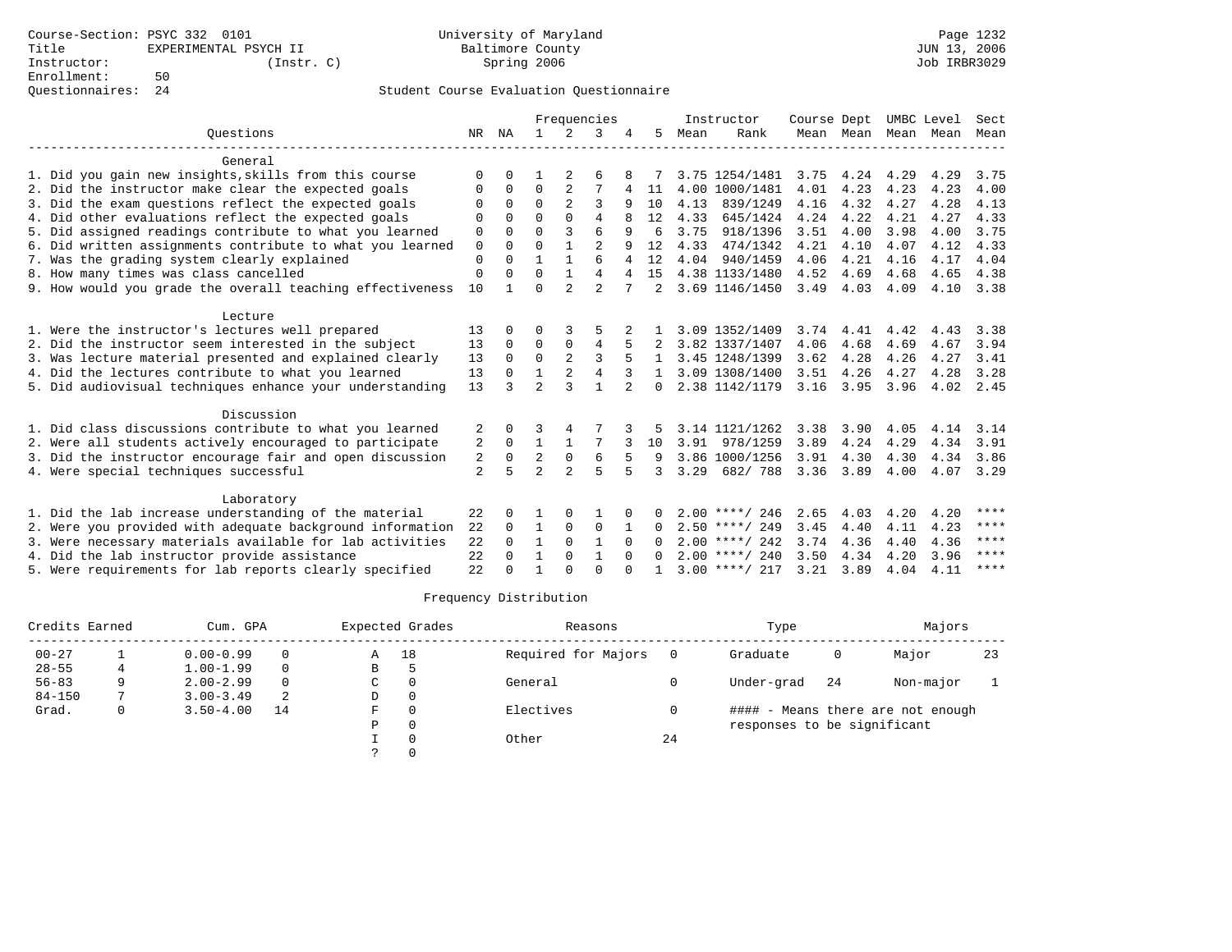Course-Section: PSYC 332 0101
Title: EXPERIMENTAL PSYCH II
Instructor: (Instr. C)
Enrollment: 50
Questionnaires: 24

University of Maryland
Baltimore County
Spring 2006

Page 1232
JUN 13, 2006
Job IRBR3029

## Student Course Evaluation Questionnaire

| Questions | NR | NA | 1 | 2 | 3 | 4 | 5 | Instructor Mean | Instructor Rank | Course Mean | Dept Mean | UMBC Mean | Level Mean | Sect Mean |
|---|---|---|---|---|---|---|---|---|---|---|---|---|---|---|
| **General** | | | | | | | | | | | | | | |
| 1. Did you gain new insights,skills from this course | 0 | 0 | 1 | 2 | 6 | 8 | 7 | 3.75 | 1254/1481 | 3.75 | 4.24 | 4.29 | 4.29 | 3.75 |
| 2. Did the instructor make clear the expected goals | 0 | 0 | 0 | 2 | 7 | 4 | 11 | 4.00 | 1000/1481 | 4.01 | 4.23 | 4.23 | 4.23 | 4.00 |
| 3. Did the exam questions reflect the expected goals | 0 | 0 | 0 | 2 | 3 | 9 | 10 | 4.13 | 839/1249 | 4.16 | 4.32 | 4.27 | 4.28 | 4.13 |
| 4. Did other evaluations reflect the expected goals | 0 | 0 | 0 | 0 | 4 | 8 | 12 | 4.33 | 645/1424 | 4.24 | 4.22 | 4.21 | 4.27 | 4.33 |
| 5. Did assigned readings contribute to what you learned | 0 | 0 | 0 | 3 | 6 | 9 | 6 | 3.75 | 918/1396 | 3.51 | 4.00 | 3.98 | 4.00 | 3.75 |
| 6. Did written assignments contribute to what you learned | 0 | 0 | 0 | 1 | 2 | 9 | 12 | 4.33 | 474/1342 | 4.21 | 4.10 | 4.07 | 4.12 | 4.33 |
| 7. Was the grading system clearly explained | 0 | 0 | 1 | 1 | 6 | 4 | 12 | 4.04 | 940/1459 | 4.06 | 4.21 | 4.16 | 4.17 | 4.04 |
| 8. How many times was class cancelled | 0 | 0 | 0 | 1 | 4 | 4 | 15 | 4.38 | 1133/1480 | 4.52 | 4.69 | 4.68 | 4.65 | 4.38 |
| 9. How would you grade the overall teaching effectiveness | 10 | 1 | 0 | 2 | 2 | 7 | 2 | 3.69 | 1146/1450 | 3.49 | 4.03 | 4.09 | 4.10 | 3.38 |
| **Lecture** | | | | | | | | | | | | | | |
| 1. Were the instructor's lectures well prepared | 13 | 0 | 0 | 3 | 5 | 2 | 1 | 3.09 | 1352/1409 | 3.74 | 4.41 | 4.42 | 4.43 | 3.38 |
| 2. Did the instructor seem interested in the subject | 13 | 0 | 0 | 0 | 4 | 5 | 2 | 3.82 | 1337/1407 | 4.06 | 4.68 | 4.69 | 4.67 | 3.94 |
| 3. Was lecture material presented and explained clearly | 13 | 0 | 0 | 2 | 3 | 5 | 1 | 3.45 | 1248/1399 | 3.62 | 4.28 | 4.26 | 4.27 | 3.41 |
| 4. Did the lectures contribute to what you learned | 13 | 0 | 1 | 2 | 4 | 3 | 1 | 3.09 | 1308/1400 | 3.51 | 4.26 | 4.27 | 4.28 | 3.28 |
| 5. Did audiovisual techniques enhance your understanding | 13 | 3 | 2 | 3 | 1 | 2 | 0 | 2.38 | 1142/1179 | 3.16 | 3.95 | 3.96 | 4.02 | 2.45 |
| **Discussion** | | | | | | | | | | | | | | |
| 1. Did class discussions contribute to what you learned | 2 | 0 | 3 | 4 | 7 | 3 | 5 | 3.14 | 1121/1262 | 3.38 | 3.90 | 4.05 | 4.14 | 3.14 |
| 2. Were all students actively encouraged to participate | 2 | 0 | 1 | 1 | 7 | 3 | 10 | 3.91 | 978/1259 | 3.89 | 4.24 | 4.29 | 4.34 | 3.91 |
| 3. Did the instructor encourage fair and open discussion | 2 | 0 | 2 | 0 | 6 | 5 | 9 | 3.86 | 1000/1256 | 3.91 | 4.30 | 4.30 | 4.34 | 3.86 |
| 4. Were special techniques successful | 2 | 5 | 2 | 2 | 5 | 5 | 3 | 3.29 | 682/ 788 | 3.36 | 3.89 | 4.00 | 4.07 | 3.29 |
| **Laboratory** | | | | | | | | | | | | | | |
| 1. Did the lab increase understanding of the material | 22 | 0 | 1 | 0 | 1 | 0 | 0 | 2.00 | ****/ 246 | 2.65 | 4.03 | 4.20 | 4.20 | **** |
| 2. Were you provided with adequate background information | 22 | 0 | 1 | 0 | 0 | 1 | 0 | 2.50 | ****/ 249 | 3.45 | 4.40 | 4.11 | 4.23 | **** |
| 3. Were necessary materials available for lab activities | 22 | 0 | 1 | 0 | 1 | 0 | 0 | 2.00 | ****/ 242 | 3.74 | 4.36 | 4.40 | 4.36 | **** |
| 4. Did the lab instructor provide assistance | 22 | 0 | 1 | 0 | 1 | 0 | 0 | 2.00 | ****/ 240 | 3.50 | 4.34 | 4.20 | 3.96 | **** |
| 5. Were requirements for lab reports clearly specified | 22 | 0 | 1 | 0 | 0 | 0 | 1 | 3.00 | ****/ 217 | 3.21 | 3.89 | 4.04 | 4.11 | **** |

## Frequency Distribution

| Credits Earned | | Cum. GPA | | Expected Grades | | Reasons | | Type | | Majors | |
|---|---|---|---|---|---|---|---|---|---|---|---|
| 00-27 | 1 | 0.00-0.99 | 0 | A | 18 | Required for Majors | 0 | Graduate | 0 | Major | 23 |
| 28-55 | 4 | 1.00-1.99 | 0 | B | 5 | | | | | | |
| 56-83 | 9 | 2.00-2.99 | 0 | C | 0 | General | 0 | Under-grad | 24 | Non-major | 1 |
| 84-150 | 7 | 3.00-3.49 | 2 | D | 0 | | | | | | |
| Grad. | 0 | 3.50-4.00 | 14 | F | 0 | Electives | 0 | | | | |
| | | | | P | 0 | | | | | | |
| | | | | I | 0 | Other | 24 | | | | |
| | | | | ? | 0 | | | | | | |

#### - Means there are not enough responses to be significant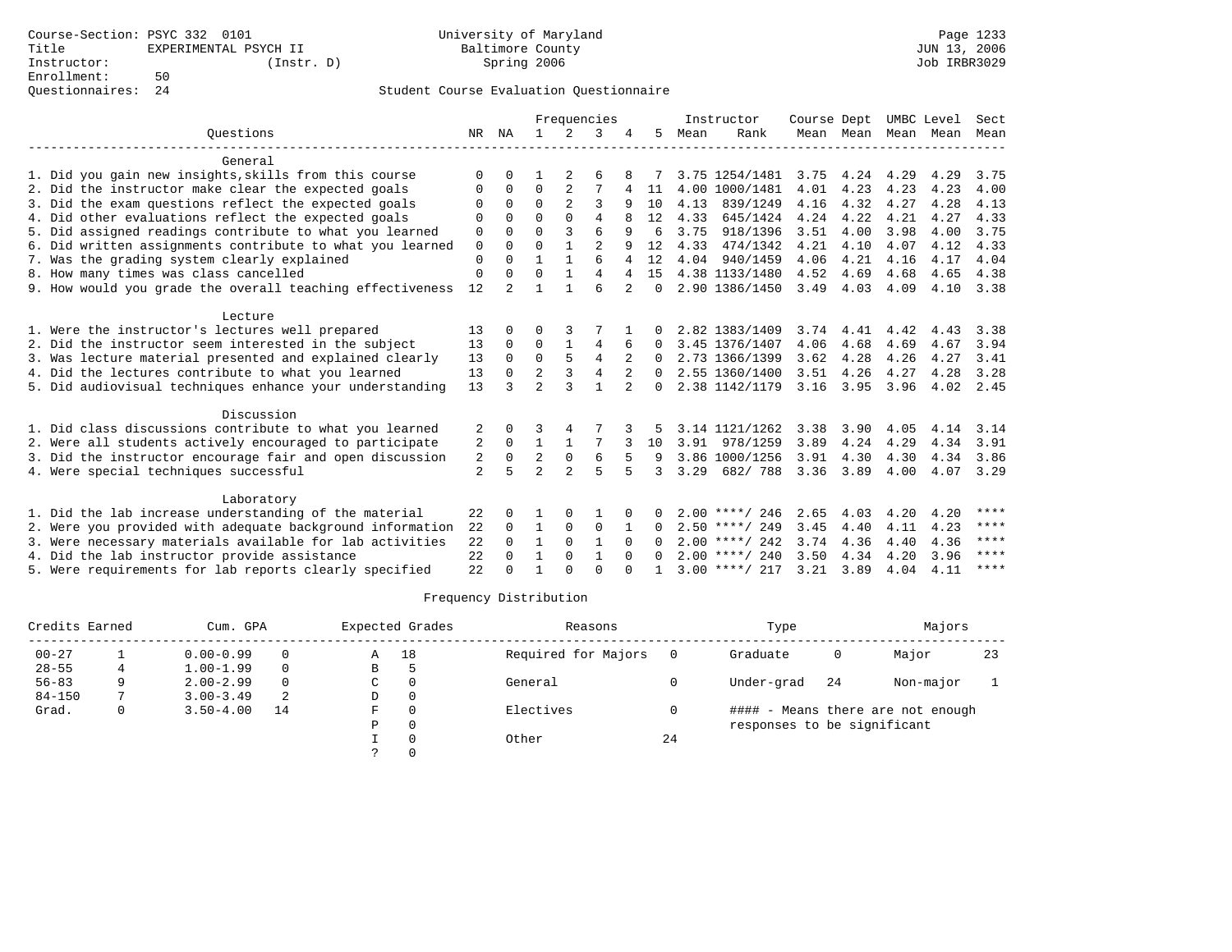Course-Section: PSYC 332 0101
Title: EXPERIMENTAL PSYCH II
Instructor: (Instr. D)
Enrollment: 50
Questionnaires: 24

University of Maryland
Baltimore County
Spring 2006

Page 1233
JUN 13, 2006
Job IRBR3029

## Student Course Evaluation Questionnaire

| Questions | NR | NA | 1 | 2 | 3 | 4 | 5 | Instructor Mean | Instructor Rank | Course Mean | Dept Mean | UMBC Mean | Level Mean | Sect Mean |
|---|---|---|---|---|---|---|---|---|---|---|---|---|---|---|
| **General** | | | | | | | | | | | | | | |
| 1. Did you gain new insights,skills from this course | 0 | 0 | 1 | 2 | 6 | 8 | 7 | 3.75 | 1254/1481 | 3.75 | 4.24 | 4.29 | 4.29 | 3.75 |
| 2. Did the instructor make clear the expected goals | 0 | 0 | 0 | 2 | 7 | 4 | 11 | 4.00 | 1000/1481 | 4.01 | 4.23 | 4.23 | 4.23 | 4.00 |
| 3. Did the exam questions reflect the expected goals | 0 | 0 | 0 | 2 | 3 | 9 | 10 | 4.13 | 839/1249 | 4.16 | 4.32 | 4.27 | 4.28 | 4.13 |
| 4. Did other evaluations reflect the expected goals | 0 | 0 | 0 | 0 | 4 | 8 | 12 | 4.33 | 645/1424 | 4.24 | 4.22 | 4.21 | 4.27 | 4.33 |
| 5. Did assigned readings contribute to what you learned | 0 | 0 | 0 | 3 | 6 | 9 | 6 | 3.75 | 918/1396 | 3.51 | 4.00 | 3.98 | 4.00 | 3.75 |
| 6. Did written assignments contribute to what you learned | 0 | 0 | 0 | 1 | 2 | 9 | 12 | 4.33 | 474/1342 | 4.21 | 4.10 | 4.07 | 4.12 | 4.33 |
| 7. Was the grading system clearly explained | 0 | 0 | 1 | 1 | 6 | 4 | 12 | 4.04 | 940/1459 | 4.06 | 4.21 | 4.16 | 4.17 | 4.04 |
| 8. How many times was class cancelled | 0 | 0 | 0 | 1 | 4 | 4 | 15 | 4.38 | 1133/1480 | 4.52 | 4.69 | 4.68 | 4.65 | 4.38 |
| 9. How would you grade the overall teaching effectiveness | 12 | 2 | 1 | 1 | 6 | 2 | 0 | 2.90 | 1386/1450 | 3.49 | 4.03 | 4.09 | 4.10 | 3.38 |
| **Lecture** | | | | | | | | | | | | | | |
| 1. Were the instructor's lectures well prepared | 13 | 0 | 0 | 3 | 7 | 1 | 0 | 2.82 | 1383/1409 | 3.74 | 4.41 | 4.42 | 4.43 | 3.38 |
| 2. Did the instructor seem interested in the subject | 13 | 0 | 0 | 1 | 4 | 6 | 0 | 3.45 | 1376/1407 | 4.06 | 4.68 | 4.69 | 4.67 | 3.94 |
| 3. Was lecture material presented and explained clearly | 13 | 0 | 0 | 5 | 4 | 2 | 0 | 2.73 | 1366/1399 | 3.62 | 4.28 | 4.26 | 4.27 | 3.41 |
| 4. Did the lectures contribute to what you learned | 13 | 0 | 2 | 3 | 4 | 2 | 0 | 2.55 | 1360/1400 | 3.51 | 4.26 | 4.27 | 4.28 | 3.28 |
| 5. Did audiovisual techniques enhance your understanding | 13 | 3 | 2 | 3 | 1 | 2 | 0 | 2.38 | 1142/1179 | 3.16 | 3.95 | 3.96 | 4.02 | 2.45 |
| **Discussion** | | | | | | | | | | | | | | |
| 1. Did class discussions contribute to what you learned | 2 | 0 | 3 | 4 | 7 | 3 | 5 | 3.14 | 1121/1262 | 3.38 | 3.90 | 4.05 | 4.14 | 3.14 |
| 2. Were all students actively encouraged to participate | 2 | 0 | 1 | 1 | 7 | 3 | 10 | 3.91 | 978/1259 | 3.89 | 4.24 | 4.29 | 4.34 | 3.91 |
| 3. Did the instructor encourage fair and open discussion | 2 | 0 | 2 | 0 | 6 | 5 | 9 | 3.86 | 1000/1256 | 3.91 | 4.30 | 4.30 | 4.34 | 3.86 |
| 4. Were special techniques successful | 2 | 5 | 2 | 2 | 5 | 5 | 3 | 3.29 | 682/ 788 | 3.36 | 3.89 | 4.00 | 4.07 | 3.29 |
| **Laboratory** | | | | | | | | | | | | | | |
| 1. Did the lab increase understanding of the material | 22 | 0 | 1 | 0 | 1 | 0 | 0 | 2.00 | ****/ 246 | 2.65 | 4.03 | 4.20 | 4.20 | **** |
| 2. Were you provided with adequate background information | 22 | 0 | 1 | 0 | 0 | 1 | 0 | 2.50 | ****/ 249 | 3.45 | 4.40 | 4.11 | 4.23 | **** |
| 3. Were necessary materials available for lab activities | 22 | 0 | 1 | 0 | 1 | 0 | 0 | 2.00 | ****/ 242 | 3.74 | 4.36 | 4.40 | 4.36 | **** |
| 4. Did the lab instructor provide assistance | 22 | 0 | 1 | 0 | 1 | 0 | 0 | 2.00 | ****/ 240 | 3.50 | 4.34 | 4.20 | 3.96 | **** |
| 5. Were requirements for lab reports clearly specified | 22 | 0 | 1 | 0 | 0 | 0 | 1 | 3.00 | ****/ 217 | 3.21 | 3.89 | 4.04 | 4.11 | **** |

## Frequency Distribution

| Credits Earned | | Cum. GPA | | Expected Grades | | Reasons | | Type | | Majors | |
|---|---|---|---|---|---|---|---|---|---|---|---|
| 00-27 | 1 | 0.00-0.99 | 0 | A | 18 | Required for Majors | 0 | Graduate | 0 | Major | 23 |
| 28-55 | 4 | 1.00-1.99 | 0 | B | 5 | | | | | | |
| 56-83 | 9 | 2.00-2.99 | 0 | C | 0 | General | 0 | Under-grad | 24 | Non-major | 1 |
| 84-150 | 7 | 3.00-3.49 | 2 | D | 0 | | | | | | |
| Grad. | 0 | 3.50-4.00 | 14 | F | 0 | Electives | 0 | | | | |
| | | | | P | 0 | | | | | | |
| | | | | I | 0 | Other | 24 | | | | |
| | | | | ? | 0 | | | | | | |

#### - Means there are not enough responses to be significant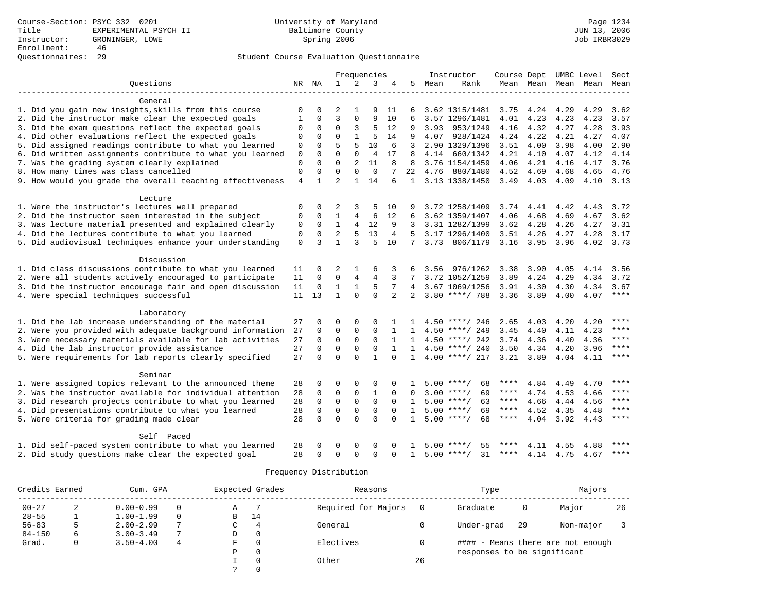Course-Section: PSYC 332 0201
Title: EXPERIMENTAL PSYCH II
Instructor: GRONINGER, LOWE
Enrollment: 46
Questionnaires: 29

University of Maryland
Baltimore County
Spring 2006

JUN 13, 2006
Job IRBR3029

## Student Course Evaluation Questionnaire

| Questions | NR | NA | 1 | 2 | 3 | 4 | 5 | Instructor Mean | Rank | Course Mean | Dept Mean | UMBC Mean | Level Mean | Sect Mean |
|---|---|---|---|---|---|---|---|---|---|---|---|---|---|---|
| **General** | | | | | | | | | | | | | | |
| 1. Did you gain new insights,skills from this course | 0 | 0 | 2 | 1 | 9 | 11 | 6 | 3.62 | 1315/1481 | 3.75 | 4.24 | 4.29 | 4.29 | 3.62 |
| 2. Did the instructor make clear the expected goals | 1 | 0 | 3 | 0 | 9 | 10 | 6 | 3.57 | 1296/1481 | 4.01 | 4.23 | 4.23 | 4.23 | 3.57 |
| 3. Did the exam questions reflect the expected goals | 0 | 0 | 0 | 3 | 5 | 12 | 9 | 3.93 | 953/1249 | 4.16 | 4.32 | 4.27 | 4.28 | 3.93 |
| 4. Did other evaluations reflect the expected goals | 0 | 0 | 0 | 1 | 5 | 14 | 9 | 4.07 | 928/1424 | 4.24 | 4.22 | 4.21 | 4.27 | 4.07 |
| 5. Did assigned readings contribute to what you learned | 0 | 0 | 5 | 5 | 10 | 6 | 3 | 2.90 | 1329/1396 | 3.51 | 4.00 | 3.98 | 4.00 | 2.90 |
| 6. Did written assignments contribute to what you learned | 0 | 0 | 0 | 0 | 4 | 17 | 8 | 4.14 | 660/1342 | 4.21 | 4.10 | 4.07 | 4.12 | 4.14 |
| 7. Was the grading system clearly explained | 0 | 0 | 0 | 2 | 11 | 8 | 8 | 3.76 | 1154/1459 | 4.06 | 4.21 | 4.16 | 4.17 | 3.76 |
| 8. How many times was class cancelled | 0 | 0 | 0 | 0 | 0 | 7 | 22 | 4.76 | 880/1480 | 4.52 | 4.69 | 4.68 | 4.65 | 4.76 |
| 9. How would you grade the overall teaching effectiveness | 4 | 1 | 2 | 1 | 14 | 6 | 1 | 3.13 | 1338/1450 | 3.49 | 4.03 | 4.09 | 4.10 | 3.13 |
| **Lecture** | | | | | | | | | | | | | | |
| 1. Were the instructor's lectures well prepared | 0 | 0 | 2 | 3 | 5 | 10 | 9 | 3.72 | 1258/1409 | 3.74 | 4.41 | 4.42 | 4.43 | 3.72 |
| 2. Did the instructor seem interested in the subject | 0 | 0 | 1 | 4 | 6 | 12 | 6 | 3.62 | 1359/1407 | 4.06 | 4.68 | 4.69 | 4.67 | 3.62 |
| 3. Was lecture material presented and explained clearly | 0 | 0 | 1 | 4 | 12 | 9 | 3 | 3.31 | 1282/1399 | 3.62 | 4.28 | 4.26 | 4.27 | 3.31 |
| 4. Did the lectures contribute to what you learned | 0 | 0 | 2 | 5 | 13 | 4 | 5 | 3.17 | 1296/1400 | 3.51 | 4.26 | 4.27 | 4.28 | 3.17 |
| 5. Did audiovisual techniques enhance your understanding | 0 | 3 | 1 | 3 | 5 | 10 | 7 | 3.73 | 806/1179 | 3.16 | 3.95 | 3.96 | 4.02 | 3.73 |
| **Discussion** | | | | | | | | | | | | | | |
| 1. Did class discussions contribute to what you learned | 11 | 0 | 2 | 1 | 6 | 3 | 6 | 3.56 | 976/1262 | 3.38 | 3.90 | 4.05 | 4.14 | 3.56 |
| 2. Were all students actively encouraged to participate | 11 | 0 | 0 | 4 | 4 | 3 | 7 | 3.72 | 1052/1259 | 3.89 | 4.24 | 4.29 | 4.34 | 3.72 |
| 3. Did the instructor encourage fair and open discussion | 11 | 0 | 1 | 1 | 5 | 7 | 4 | 3.67 | 1069/1256 | 3.91 | 4.30 | 4.30 | 4.34 | 3.67 |
| 4. Were special techniques successful | 11 | 13 | 1 | 0 | 0 | 2 | 2 | 3.80 | ****/ 788 | 3.36 | 3.89 | 4.00 | 4.07 | **** |
| **Laboratory** | | | | | | | | | | | | | | |
| 1. Did the lab increase understanding of the material | 27 | 0 | 0 | 0 | 0 | 1 | 1 | 4.50 | ****/ 246 | 2.65 | 4.03 | 4.20 | 4.20 | **** |
| 2. Were you provided with adequate background information | 27 | 0 | 0 | 0 | 0 | 1 | 1 | 4.50 | ****/ 249 | 3.45 | 4.40 | 4.11 | 4.23 | **** |
| 3. Were necessary materials available for lab activities | 27 | 0 | 0 | 0 | 0 | 1 | 1 | 4.50 | ****/ 242 | 3.74 | 4.36 | 4.40 | 4.36 | **** |
| 4. Did the lab instructor provide assistance | 27 | 0 | 0 | 0 | 0 | 1 | 1 | 4.50 | ****/ 240 | 3.50 | 4.34 | 4.20 | 3.96 | **** |
| 5. Were requirements for lab reports clearly specified | 27 | 0 | 0 | 0 | 1 | 0 | 1 | 4.00 | ****/ 217 | 3.21 | 3.89 | 4.04 | 4.11 | **** |
| **Seminar** | | | | | | | | | | | | | | |
| 1. Were assigned topics relevant to the announced theme | 28 | 0 | 0 | 0 | 0 | 0 | 1 | 5.00 | ****/ 68 | **** | 4.84 | 4.49 | 4.70 | **** |
| 2. Was the instructor available for individual attention | 28 | 0 | 0 | 0 | 1 | 0 | 0 | 3.00 | ****/ 69 | **** | 4.74 | 4.53 | 4.66 | **** |
| 3. Did research projects contribute to what you learned | 28 | 0 | 0 | 0 | 0 | 0 | 1 | 5.00 | ****/ 63 | **** | 4.66 | 4.44 | 4.56 | **** |
| 4. Did presentations contribute to what you learned | 28 | 0 | 0 | 0 | 0 | 0 | 1 | 5.00 | ****/ 69 | **** | 4.52 | 4.35 | 4.48 | **** |
| 5. Were criteria for grading made clear | 28 | 0 | 0 | 0 | 0 | 0 | 1 | 5.00 | ****/ 68 | **** | 4.04 | 3.92 | 4.43 | **** |
| **Self Paced** | | | | | | | | | | | | | | |
| 1. Did self-paced system contribute to what you learned | 28 | 0 | 0 | 0 | 0 | 0 | 1 | 5.00 | ****/ 55 | **** | 4.11 | 4.55 | 4.88 | **** |
| 2. Did study questions make clear the expected goal | 28 | 0 | 0 | 0 | 0 | 0 | 1 | 5.00 | ****/ 31 | **** | 4.14 | 4.75 | 4.67 | **** |

### Frequency Distribution

| Credits Earned | | Cum. GPA | | Expected Grades | | Reasons | | Type | | Majors | |
|---|---|---|---|---|---|---|---|---|---|---|---|
| 00-27 | 2 | 0.00-0.99 | 0 | A | 7 | Required for Majors | 0 | Graduate | 0 | Major | 26 |
| 28-55 | 1 | 1.00-1.99 | 0 | B | 14 | | | | | | |
| 56-83 | 5 | 2.00-2.99 | 7 | C | 4 | General | 0 | Under-grad | 29 | Non-major | 3 |
| 84-150 | 6 | 3.00-3.49 | 7 | D | 0 | | | | | | |
| Grad. | 0 | 3.50-4.00 | 4 | F | 0 | Electives | 0 | #### - Means there are not enough responses to be significant | | | |
| | | | | P | 0 | | | | | | |
| | | | | I | 0 | Other | 26 | | | | |
| | | | | ? | 0 | | | | | | |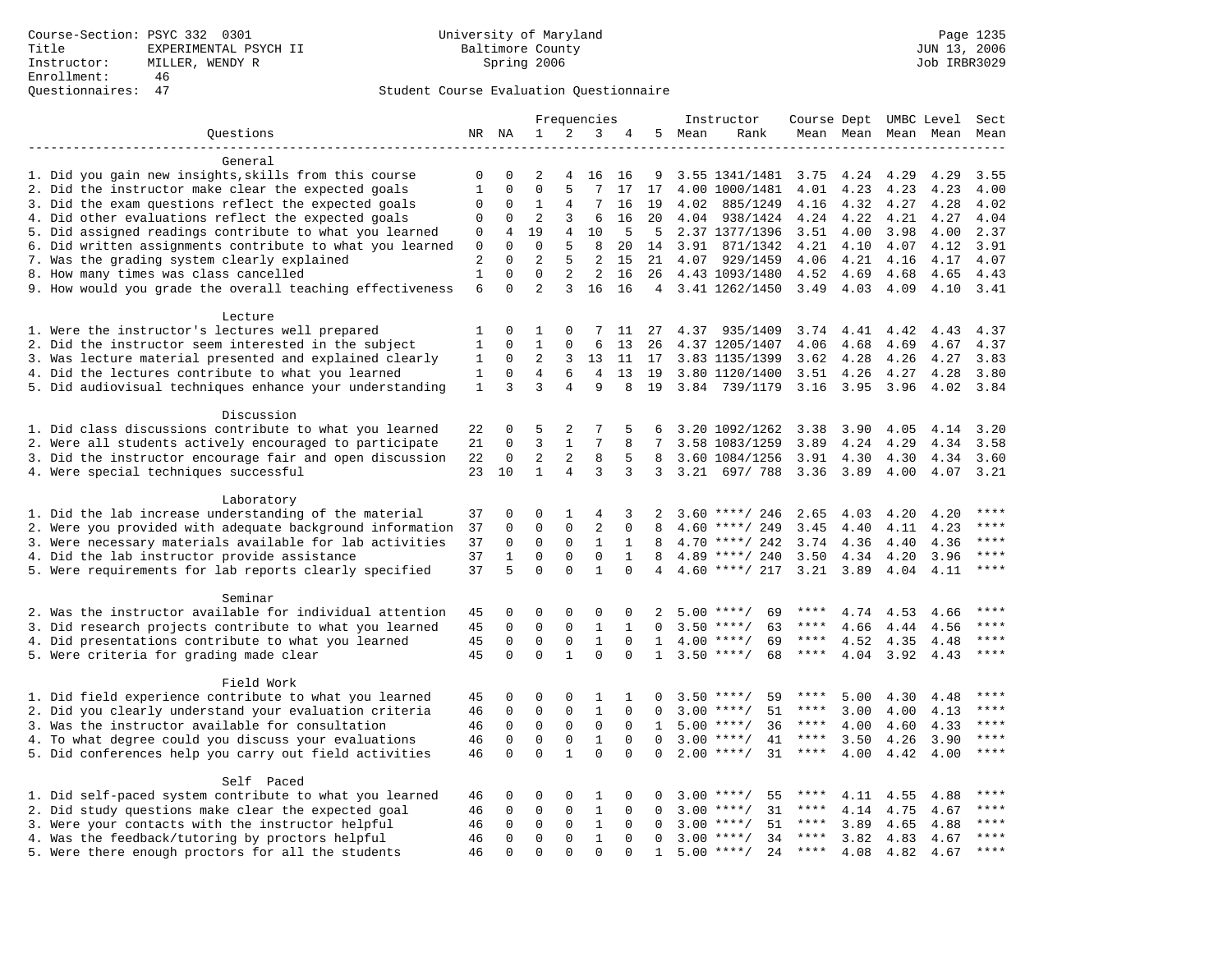Course-Section: PSYC 332 0301
Title: EXPERIMENTAL PSYCH II
Instructor: MILLER, WENDY R
Enrollment: 46
Questionnaires: 47

University of Maryland
Baltimore County
Spring 2006

JUN 13, 2006
Job IRBR3029

## Student Course Evaluation Questionnaire

| Questions | NR | NA | 1 | 2 | 3 | 4 | 5 | Instructor Mean | Rank | Course Mean | Dept Mean | UMBC Level Mean | Level Mean | Sect Mean |
|---|---|---|---|---|---|---|---|---|---|---|---|---|---|---|
| **General** | | | | | | | | | | | | | | |
| 1. Did you gain new insights,skills from this course | 0 | 0 | 2 | 4 | 16 | 16 | 9 | 3.55 | 1341/1481 | 3.75 | 4.24 | 4.29 | 4.29 | 3.55 |
| 2. Did the instructor make clear the expected goals | 1 | 0 | 0 | 5 | 7 | 17 | 17 | 4.00 | 1000/1481 | 4.01 | 4.23 | 4.23 | 4.23 | 4.00 |
| 3. Did the exam questions reflect the expected goals | 0 | 0 | 1 | 4 | 7 | 16 | 19 | 4.02 | 885/1249 | 4.16 | 4.32 | 4.27 | 4.28 | 4.02 |
| 4. Did other evaluations reflect the expected goals | 0 | 0 | 2 | 3 | 6 | 16 | 20 | 4.04 | 938/1424 | 4.24 | 4.22 | 4.21 | 4.27 | 4.04 |
| 5. Did assigned readings contribute to what you learned | 0 | 4 | 19 | 4 | 10 | 5 | 5 | 2.37 | 1377/1396 | 3.51 | 4.00 | 3.98 | 4.00 | 2.37 |
| 6. Did written assignments contribute to what you learned | 0 | 0 | 0 | 5 | 8 | 20 | 14 | 3.91 | 871/1342 | 4.21 | 4.10 | 4.07 | 4.12 | 3.91 |
| 7. Was the grading system clearly explained | 2 | 0 | 2 | 5 | 2 | 15 | 21 | 4.07 | 929/1459 | 4.06 | 4.21 | 4.16 | 4.17 | 4.07 |
| 8. How many times was class cancelled | 1 | 0 | 0 | 2 | 2 | 16 | 26 | 4.43 | 1093/1480 | 4.52 | 4.69 | 4.68 | 4.65 | 4.43 |
| 9. How would you grade the overall teaching effectiveness | 6 | 0 | 2 | 3 | 16 | 16 | 4 | 3.41 | 1262/1450 | 3.49 | 4.03 | 4.09 | 4.10 | 3.41 |
| **Lecture** | | | | | | | | | | | | | | |
| 1. Were the instructor's lectures well prepared | 1 | 0 | 1 | 0 | 7 | 11 | 27 | 4.37 | 935/1409 | 3.74 | 4.41 | 4.42 | 4.43 | 4.37 |
| 2. Did the instructor seem interested in the subject | 1 | 0 | 1 | 0 | 6 | 13 | 26 | 4.37 | 1205/1407 | 4.06 | 4.68 | 4.69 | 4.67 | 4.37 |
| 3. Was lecture material presented and explained clearly | 1 | 0 | 2 | 3 | 13 | 11 | 17 | 3.83 | 1135/1399 | 3.62 | 4.28 | 4.26 | 4.27 | 3.83 |
| 4. Did the lectures contribute to what you learned | 1 | 0 | 4 | 6 | 4 | 13 | 19 | 3.80 | 1120/1400 | 3.51 | 4.26 | 4.27 | 4.28 | 3.80 |
| 5. Did audiovisual techniques enhance your understanding | 1 | 3 | 3 | 4 | 9 | 8 | 19 | 3.84 | 739/1179 | 3.16 | 3.95 | 3.96 | 4.02 | 3.84 |
| **Discussion** | | | | | | | | | | | | | | |
| 1. Did class discussions contribute to what you learned | 22 | 0 | 5 | 2 | 7 | 5 | 6 | 3.20 | 1092/1262 | 3.38 | 3.90 | 4.05 | 4.14 | 3.20 |
| 2. Were all students actively encouraged to participate | 21 | 0 | 3 | 1 | 7 | 8 | 7 | 3.58 | 1083/1259 | 3.89 | 4.24 | 4.29 | 4.34 | 3.58 |
| 3. Did the instructor encourage fair and open discussion | 22 | 0 | 2 | 2 | 8 | 5 | 8 | 3.60 | 1084/1256 | 3.91 | 4.30 | 4.30 | 4.34 | 3.60 |
| 4. Were special techniques successful | 23 | 10 | 1 | 4 | 3 | 3 | 3 | 3.21 | 697/ 788 | 3.36 | 3.89 | 4.00 | 4.07 | 3.21 |
| **Laboratory** | | | | | | | | | | | | | | |
| 1. Did the lab increase understanding of the material | 37 | 0 | 0 | 1 | 4 | 3 | 2 | 3.60 | ****/ 246 | 2.65 | 4.03 | 4.20 | 4.20 | **** |
| 2. Were you provided with adequate background information | 37 | 0 | 0 | 0 | 2 | 0 | 8 | 4.60 | ****/ 249 | 3.45 | 4.40 | 4.11 | 4.23 | **** |
| 3. Were necessary materials available for lab activities | 37 | 0 | 0 | 0 | 1 | 1 | 8 | 4.70 | ****/ 242 | 3.74 | 4.36 | 4.40 | 4.36 | **** |
| 4. Did the lab instructor provide assistance | 37 | 1 | 0 | 0 | 0 | 1 | 8 | 4.89 | ****/ 240 | 3.50 | 4.34 | 4.20 | 3.96 | **** |
| 5. Were requirements for lab reports clearly specified | 37 | 5 | 0 | 0 | 1 | 0 | 4 | 4.60 | ****/ 217 | 3.21 | 3.89 | 4.04 | 4.11 | **** |
| **Seminar** | | | | | | | | | | | | | | |
| 2. Was the instructor available for individual attention | 45 | 0 | 0 | 0 | 0 | 0 | 2 | 5.00 | ****/ 69 | **** | 4.74 | 4.53 | 4.66 | **** |
| 3. Did research projects contribute to what you learned | 45 | 0 | 0 | 0 | 1 | 1 | 0 | 3.50 | ****/ 63 | **** | 4.66 | 4.44 | 4.56 | **** |
| 4. Did presentations contribute to what you learned | 45 | 0 | 0 | 0 | 1 | 0 | 1 | 4.00 | ****/ 69 | **** | 4.52 | 4.35 | 4.48 | **** |
| 5. Were criteria for grading made clear | 45 | 0 | 0 | 1 | 0 | 0 | 1 | 3.50 | ****/ 68 | **** | 4.04 | 3.92 | 4.43 | **** |
| **Field Work** | | | | | | | | | | | | | | |
| 1. Did field experience contribute to what you learned | 45 | 0 | 0 | 0 | 1 | 1 | 0 | 3.50 | ****/ 59 | **** | 5.00 | 4.30 | 4.48 | **** |
| 2. Did you clearly understand your evaluation criteria | 46 | 0 | 0 | 0 | 1 | 0 | 0 | 3.00 | ****/ 51 | **** | 3.00 | 4.00 | 4.13 | **** |
| 3. Was the instructor available for consultation | 46 | 0 | 0 | 0 | 0 | 0 | 1 | 5.00 | ****/ 36 | **** | 4.00 | 4.60 | 4.33 | **** |
| 4. To what degree could you discuss your evaluations | 46 | 0 | 0 | 0 | 1 | 0 | 0 | 3.00 | ****/ 41 | **** | 3.50 | 4.26 | 3.90 | **** |
| 5. Did conferences help you carry out field activities | 46 | 0 | 0 | 1 | 0 | 0 | 0 | 2.00 | ****/ 31 | **** | 4.00 | 4.42 | 4.00 | **** |
| **Self Paced** | | | | | | | | | | | | | | |
| 1. Did self-paced system contribute to what you learned | 46 | 0 | 0 | 0 | 1 | 0 | 0 | 3.00 | ****/ 55 | **** | 4.11 | 4.55 | 4.88 | **** |
| 2. Did study questions make clear the expected goal | 46 | 0 | 0 | 0 | 1 | 0 | 0 | 3.00 | ****/ 31 | **** | 4.14 | 4.75 | 4.67 | **** |
| 3. Were your contacts with the instructor helpful | 46 | 0 | 0 | 0 | 1 | 0 | 0 | 3.00 | ****/ 51 | **** | 3.89 | 4.65 | 4.88 | **** |
| 4. Was the feedback/tutoring by proctors helpful | 46 | 0 | 0 | 0 | 1 | 0 | 0 | 3.00 | ****/ 34 | **** | 3.82 | 4.83 | 4.67 | **** |
| 5. Were there enough proctors for all the students | 46 | 0 | 0 | 0 | 0 | 0 | 1 | 5.00 | ****/ 24 | **** | 4.08 | 4.82 | 4.67 | **** |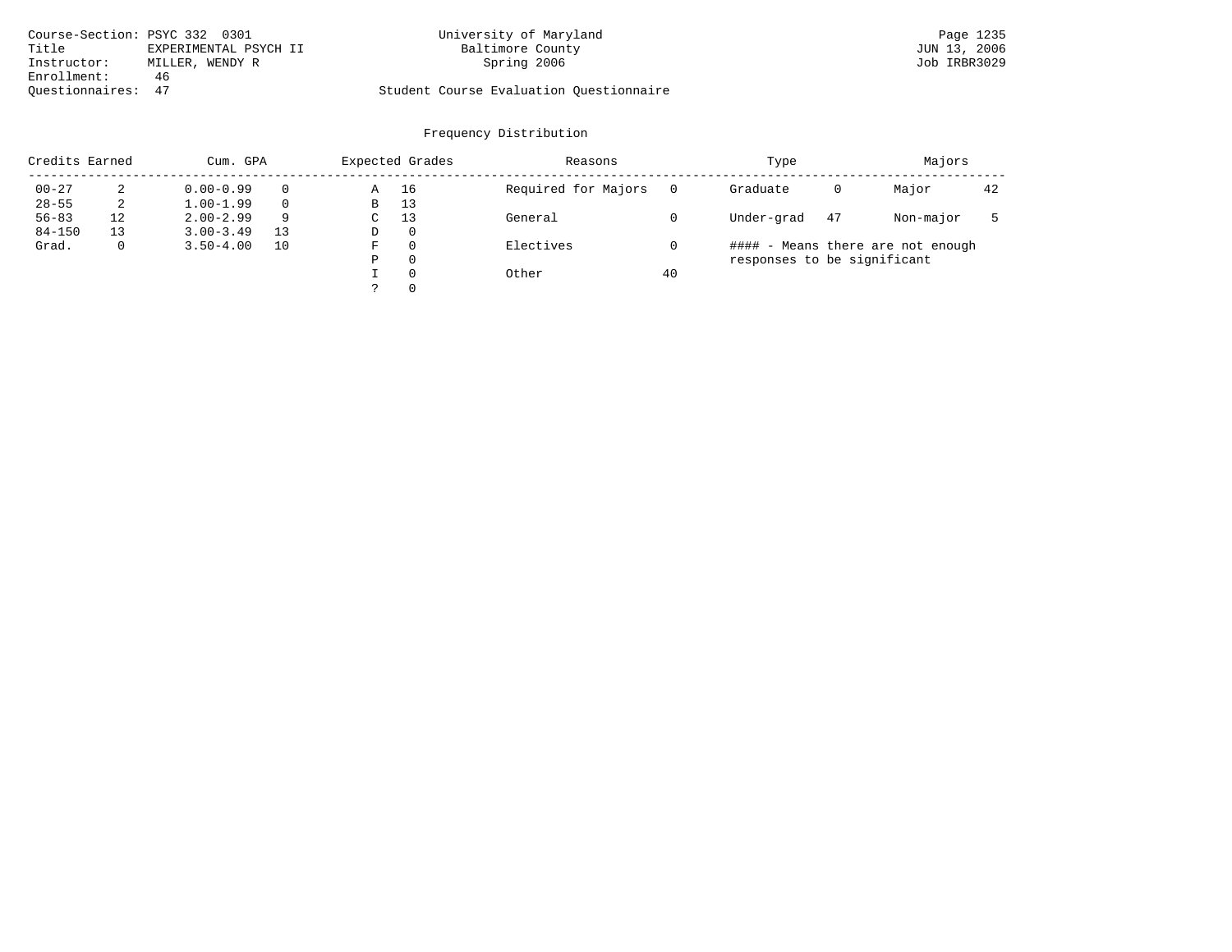Course-Section: PSYC 332 0301
Title: EXPERIMENTAL PSYCH II
Instructor: MILLER, WENDY R
Enrollment: 46
Questionnaires: 47

University of Maryland
Baltimore County
Spring 2006

Student Course Evaluation Questionnaire

JUN 13, 2006
Job IRBR3029

## Frequency Distribution

| Credits Earned | | Cum. GPA | | Expected Grades | | Reasons | | Type | | Majors | |
|---|---|---|---|---|---|---|---|---|---|---|---|
| 00-27 | 2 | 0.00-0.99 | 0 | A | 16 | Required for Majors | 0 | Graduate | 0 | Major | 42 |
| 28-55 | 2 | 1.00-1.99 | 0 | B | 13 | | | | | | |
| 56-83 | 12 | 2.00-2.99 | 9 | C | 13 | General | 0 | Under-grad | 47 | Non-major | 5 |
| 84-150 | 13 | 3.00-3.49 | 13 | D | 0 | | | | | | |
| Grad. | 0 | 3.50-4.00 | 10 | F | 0 | Electives | 0 | | | | |
| | | | | P | 0 | | | | | | |
| | | | | I | 0 | Other | 40 | | | | |
| | | | | ? | 0 | | | | | | |

#### - Means there are not enough responses to be significant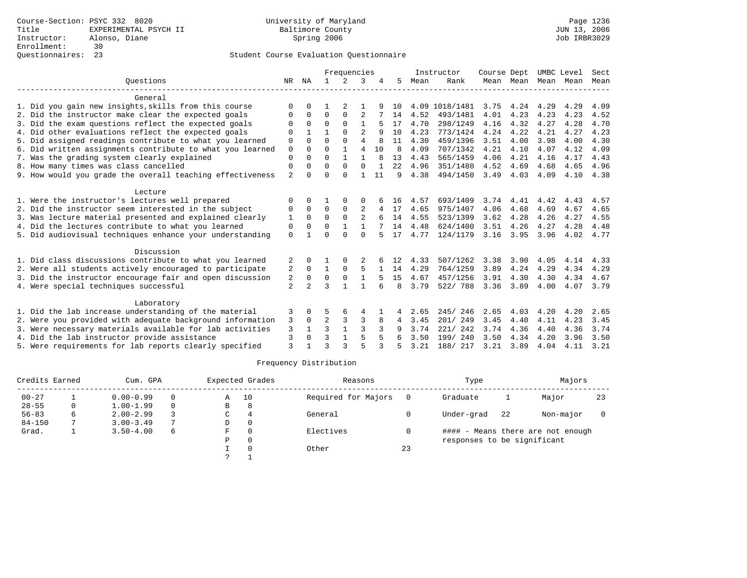Course-Section: PSYC 332 8020
Title: EXPERIMENTAL PSYCH II
Instructor: Alonso, Diane
Enrollment: 30
Questionnaires: 23

University of Maryland
Baltimore County
Spring 2006

Page 1236
JUN 13, 2006
Job IRBR3029

## Student Course Evaluation Questionnaire

| Questions | NR | NA | 1 | 2 | 3 | 4 | 5 | Instructor Mean | Instructor Rank | Course Mean | Dept Mean | UMBC Mean | Level Mean | Sect Mean |
|---|---|---|---|---|---|---|---|---|---|---|---|---|---|---|
| **General** | | | | | | | | | | | | | | |
| 1. Did you gain new insights,skills from this course | 0 | 0 | 1 | 2 | 1 | 9 | 10 | 4.09 | 1018/1481 | 3.75 | 4.24 | 4.29 | 4.29 | 4.09 |
| 2. Did the instructor make clear the expected goals | 0 | 0 | 0 | 0 | 2 | 7 | 14 | 4.52 | 493/1481 | 4.01 | 4.23 | 4.23 | 4.23 | 4.52 |
| 3. Did the exam questions reflect the expected goals | 0 | 0 | 0 | 0 | 1 | 5 | 17 | 4.70 | 298/1249 | 4.16 | 4.32 | 4.27 | 4.28 | 4.70 |
| 4. Did other evaluations reflect the expected goals | 0 | 1 | 1 | 0 | 2 | 9 | 10 | 4.23 | 773/1424 | 4.24 | 4.22 | 4.21 | 4.27 | 4.23 |
| 5. Did assigned readings contribute to what you learned | 0 | 0 | 0 | 0 | 4 | 8 | 11 | 4.30 | 459/1396 | 3.51 | 4.00 | 3.98 | 4.00 | 4.30 |
| 6. Did written assignments contribute to what you learned | 0 | 0 | 0 | 1 | 4 | 10 | 8 | 4.09 | 707/1342 | 4.21 | 4.10 | 4.07 | 4.12 | 4.09 |
| 7. Was the grading system clearly explained | 0 | 0 | 0 | 1 | 1 | 8 | 13 | 4.43 | 565/1459 | 4.06 | 4.21 | 4.16 | 4.17 | 4.43 |
| 8. How many times was class cancelled | 0 | 0 | 0 | 0 | 0 | 1 | 22 | 4.96 | 351/1480 | 4.52 | 4.69 | 4.68 | 4.65 | 4.96 |
| 9. How would you grade the overall teaching effectiveness | 2 | 0 | 0 | 0 | 1 | 11 | 9 | 4.38 | 494/1450 | 3.49 | 4.03 | 4.09 | 4.10 | 4.38 |
| **Lecture** | | | | | | | | | | | | | | |
| 1. Were the instructor's lectures well prepared | 0 | 0 | 1 | 0 | 0 | 6 | 16 | 4.57 | 693/1409 | 3.74 | 4.41 | 4.42 | 4.43 | 4.57 |
| 2. Did the instructor seem interested in the subject | 0 | 0 | 0 | 0 | 2 | 4 | 17 | 4.65 | 975/1407 | 4.06 | 4.68 | 4.69 | 4.67 | 4.65 |
| 3. Was lecture material presented and explained clearly | 1 | 0 | 0 | 0 | 2 | 6 | 14 | 4.55 | 523/1399 | 3.62 | 4.28 | 4.26 | 4.27 | 4.55 |
| 4. Did the lectures contribute to what you learned | 0 | 0 | 0 | 1 | 1 | 7 | 14 | 4.48 | 624/1400 | 3.51 | 4.26 | 4.27 | 4.28 | 4.48 |
| 5. Did audiovisual techniques enhance your understanding | 0 | 1 | 0 | 0 | 0 | 5 | 17 | 4.77 | 124/1179 | 3.16 | 3.95 | 3.96 | 4.02 | 4.77 |
| **Discussion** | | | | | | | | | | | | | | |
| 1. Did class discussions contribute to what you learned | 2 | 0 | 1 | 0 | 2 | 6 | 12 | 4.33 | 507/1262 | 3.38 | 3.90 | 4.05 | 4.14 | 4.33 |
| 2. Were all students actively encouraged to participate | 2 | 0 | 1 | 0 | 5 | 1 | 14 | 4.29 | 764/1259 | 3.89 | 4.24 | 4.29 | 4.34 | 4.29 |
| 3. Did the instructor encourage fair and open discussion | 2 | 0 | 0 | 0 | 1 | 5 | 15 | 4.67 | 457/1256 | 3.91 | 4.30 | 4.30 | 4.34 | 4.67 |
| 4. Were special techniques successful | 2 | 2 | 3 | 1 | 1 | 6 | 8 | 3.79 | 522/ 788 | 3.36 | 3.89 | 4.00 | 4.07 | 3.79 |
| **Laboratory** | | | | | | | | | | | | | | |
| 1. Did the lab increase understanding of the material | 3 | 0 | 5 | 6 | 4 | 1 | 4 | 2.65 | 245/ 246 | 2.65 | 4.03 | 4.20 | 4.20 | 2.65 |
| 2. Were you provided with adequate background information | 3 | 0 | 2 | 3 | 3 | 8 | 4 | 3.45 | 201/ 249 | 3.45 | 4.40 | 4.11 | 4.23 | 3.45 |
| 3. Were necessary materials available for lab activities | 3 | 1 | 3 | 1 | 3 | 3 | 9 | 3.74 | 221/ 242 | 3.74 | 4.36 | 4.40 | 4.36 | 3.74 |
| 4. Did the lab instructor provide assistance | 3 | 0 | 3 | 1 | 5 | 5 | 6 | 3.50 | 199/ 240 | 3.50 | 4.34 | 4.20 | 3.96 | 3.50 |
| 5. Were requirements for lab reports clearly specified | 3 | 1 | 3 | 3 | 5 | 3 | 5 | 3.21 | 188/ 217 | 3.21 | 3.89 | 4.04 | 4.11 | 3.21 |

## Frequency Distribution

| Credits Earned | | Cum. GPA | | Expected Grades | | Reasons | | Type | | Majors | |
|---|---|---|---|---|---|---|---|---|---|---|---|
| 00-27 | 1 | 0.00-0.99 | 0 | A | 10 | Required for Majors | 0 | Graduate | 1 | Major | 23 |
| 28-55 | 0 | 1.00-1.99 | 0 | B | 8 | | | | | | |
| 56-83 | 6 | 2.00-2.99 | 3 | C | 4 | General | 0 | Under-grad | 22 | Non-major | 0 |
| 84-150 | 7 | 3.00-3.49 | 7 | D | 0 | | | | | | |
| Grad. | 1 | 3.50-4.00 | 6 | F | 0 | Electives | 0 | #### - Means there are not enough responses to be significant | | | |
| | | | | P | 0 | | | | | | |
| | | | | I | 0 | Other | 23 | | | | |
| | | | | ? | 1 | | | | | | |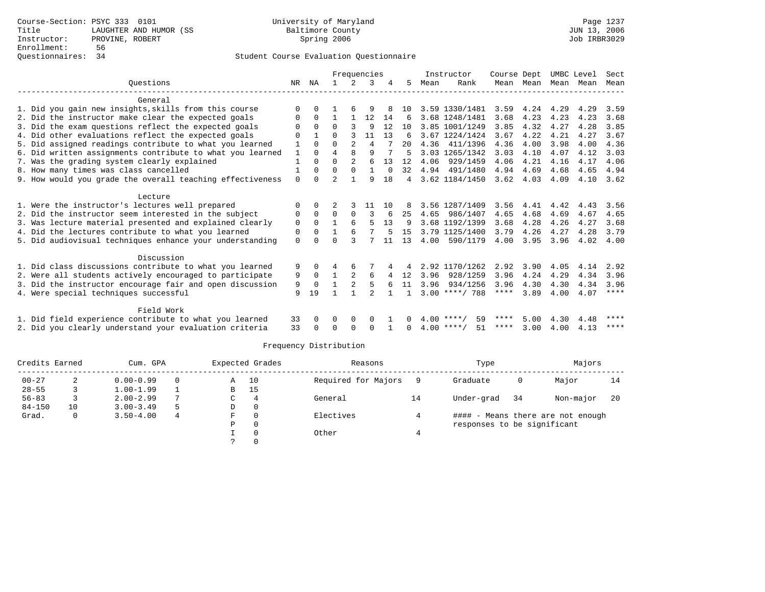Course-Section: PSYC 333 0101
Title: LAUGHTER AND HUMOR (SS
Instructor: PROVINE, ROBERT
Enrollment: 56
Questionnaires: 34

University of Maryland
Baltimore County
Spring 2006

Student Course Evaluation Questionnaire

| Questions | NR | NA | 1 | 2 | 3 | 4 | 5 | Instructor Mean | Rank | Course Mean | Dept Mean | UMBC Level Mean | Level Mean | Sect Mean |
|---|---|---|---|---|---|---|---|---|---|---|---|---|---|---|
| **General** | | | | | | | | | | | | | | |
| 1. Did you gain new insights,skills from this course | 0 | 0 | 1 | 6 | 9 | 8 | 10 | 3.59 | 1330/1481 | 3.59 | 4.24 | 4.29 | 4.29 | 3.59 |
| 2. Did the instructor make clear the expected goals | 0 | 0 | 1 | 1 | 12 | 14 | 6 | 3.68 | 1248/1481 | 3.68 | 4.23 | 4.23 | 4.23 | 3.68 |
| 3. Did the exam questions reflect the expected goals | 0 | 0 | 0 | 3 | 9 | 12 | 10 | 3.85 | 1001/1249 | 3.85 | 4.32 | 4.27 | 4.28 | 3.85 |
| 4. Did other evaluations reflect the expected goals | 0 | 1 | 0 | 3 | 11 | 13 | 6 | 3.67 | 1224/1424 | 3.67 | 4.22 | 4.21 | 4.27 | 3.67 |
| 5. Did assigned readings contribute to what you learned | 1 | 0 | 0 | 2 | 4 | 7 | 20 | 4.36 | 411/1396 | 4.36 | 4.00 | 3.98 | 4.00 | 4.36 |
| 6. Did written assignments contribute to what you learned | 1 | 0 | 4 | 8 | 9 | 7 | 5 | 3.03 | 1265/1342 | 3.03 | 4.10 | 4.07 | 4.12 | 3.03 |
| 7. Was the grading system clearly explained | 1 | 0 | 0 | 2 | 6 | 13 | 12 | 4.06 | 929/1459 | 4.06 | 4.21 | 4.16 | 4.17 | 4.06 |
| 8. How many times was class cancelled | 1 | 0 | 0 | 0 | 1 | 0 | 32 | 4.94 | 491/1480 | 4.94 | 4.69 | 4.68 | 4.65 | 4.94 |
| 9. How would you grade the overall teaching effectiveness | 0 | 0 | 2 | 1 | 9 | 18 | 4 | 3.62 | 1184/1450 | 3.62 | 4.03 | 4.09 | 4.10 | 3.62 |
| **Lecture** | | | | | | | | | | | | | | |
| 1. Were the instructor's lectures well prepared | 0 | 0 | 2 | 3 | 11 | 10 | 8 | 3.56 | 1287/1409 | 3.56 | 4.41 | 4.42 | 4.43 | 3.56 |
| 2. Did the instructor seem interested in the subject | 0 | 0 | 0 | 0 | 3 | 6 | 25 | 4.65 | 986/1407 | 4.65 | 4.68 | 4.69 | 4.67 | 4.65 |
| 3. Was lecture material presented and explained clearly | 0 | 0 | 1 | 6 | 5 | 13 | 9 | 3.68 | 1192/1399 | 3.68 | 4.28 | 4.26 | 4.27 | 3.68 |
| 4. Did the lectures contribute to what you learned | 0 | 0 | 1 | 6 | 7 | 5 | 15 | 3.79 | 1125/1400 | 3.79 | 4.26 | 4.27 | 4.28 | 3.79 |
| 5. Did audiovisual techniques enhance your understanding | 0 | 0 | 0 | 3 | 7 | 11 | 13 | 4.00 | 590/1179 | 4.00 | 3.95 | 3.96 | 4.02 | 4.00 |
| **Discussion** | | | | | | | | | | | | | | |
| 1. Did class discussions contribute to what you learned | 9 | 0 | 4 | 6 | 7 | 4 | 4 | 2.92 | 1170/1262 | 2.92 | 3.90 | 4.05 | 4.14 | 2.92 |
| 2. Were all students actively encouraged to participate | 9 | 0 | 1 | 2 | 6 | 4 | 12 | 3.96 | 928/1259 | 3.96 | 4.24 | 4.29 | 4.34 | 3.96 |
| 3. Did the instructor encourage fair and open discussion | 9 | 0 | 1 | 2 | 5 | 6 | 11 | 3.96 | 934/1256 | 3.96 | 4.30 | 4.30 | 4.34 | 3.96 |
| 4. Were special techniques successful | 9 | 19 | 1 | 1 | 2 | 1 | 1 | 3.00 | ****/ 788 | **** | 3.89 | 4.00 | 4.07 | **** |
| **Field Work** | | | | | | | | | | | | | | |
| 1. Did field experience contribute to what you learned | 33 | 0 | 0 | 0 | 0 | 1 | 0 | 4.00 | ****/ 59 | **** | 5.00 | 4.30 | 4.48 | **** |
| 2. Did you clearly understand your evaluation criteria | 33 | 0 | 0 | 0 | 0 | 1 | 0 | 4.00 | ****/ 51 | **** | 3.00 | 4.00 | 4.13 | **** |

## Frequency Distribution

| Credits Earned | | Cum. GPA | | Expected Grades | | Reasons | | Type | | Majors | |
|---|---|---|---|---|---|---|---|---|---|---|---|
| 00-27 | 2 | 0.00-0.99 | 0 | A | 10 | Required for Majors | 9 | Graduate | 0 | Major | 14 |
| 28-55 | 3 | 1.00-1.99 | 1 | B | 15 | | | | | | |
| 56-83 | 3 | 2.00-2.99 | 7 | C | 4 | General | 14 | Under-grad | 34 | Non-major | 20 |
| 84-150 | 10 | 3.00-3.49 | 5 | D | 0 | | | | | | |
| Grad. | 0 | 3.50-4.00 | 4 | F | 0 | Electives | 4 | #### - Means there are not enough responses to be significant | | | |
| | | | | P | 0 | | | | | | |
| | | | | I | 0 | Other | 4 | | | | |
| | | | | ? | 0 | | | | | | |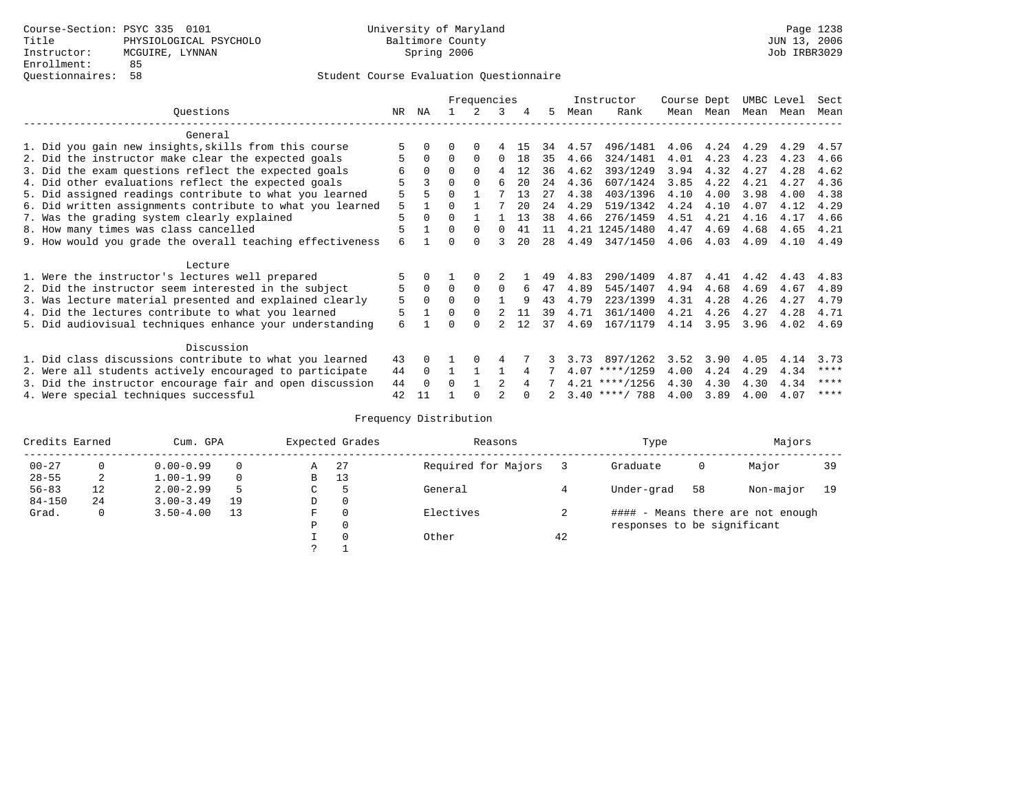Course-Section: PSYC 335 0101
Title: PHYSIOLOGICAL PSYCHOLO
Instructor: MCGUIRE, LYNNAN
Enrollment: 85
Questionnaires: 58

University of Maryland
Baltimore County
Spring 2006

Page 1238
JUN 13, 2006
Job IRBR3029

Student Course Evaluation Questionnaire

| Questions | NR | NA | 1 | 2 | 3 | 4 | 5 | Instructor Mean | Rank | Course Mean | Dept Mean | UMBC Mean | Level Mean | Sect Mean |
|---|---|---|---|---|---|---|---|---|---|---|---|---|---|---|
| **General** | | | | | | | | | | | | | | |
| 1. Did you gain new insights,skills from this course | 5 | 0 | 0 | 0 | 4 | 15 | 34 | 4.57 | 496/1481 | 4.06 | 4.24 | 4.29 | 4.29 | 4.57 |
| 2. Did the instructor make clear the expected goals | 5 | 0 | 0 | 0 | 0 | 18 | 35 | 4.66 | 324/1481 | 4.01 | 4.23 | 4.23 | 4.23 | 4.66 |
| 3. Did the exam questions reflect the expected goals | 6 | 0 | 0 | 0 | 4 | 12 | 36 | 4.62 | 393/1249 | 3.94 | 4.32 | 4.27 | 4.28 | 4.62 |
| 4. Did other evaluations reflect the expected goals | 5 | 3 | 0 | 0 | 6 | 20 | 24 | 4.36 | 607/1424 | 3.85 | 4.22 | 4.21 | 4.27 | 4.36 |
| 5. Did assigned readings contribute to what you learned | 5 | 5 | 0 | 1 | 7 | 13 | 27 | 4.38 | 403/1396 | 4.10 | 4.00 | 3.98 | 4.00 | 4.38 |
| 6. Did written assignments contribute to what you learned | 5 | 1 | 0 | 1 | 7 | 20 | 24 | 4.29 | 519/1342 | 4.24 | 4.10 | 4.07 | 4.12 | 4.29 |
| 7. Was the grading system clearly explained | 5 | 0 | 0 | 1 | 1 | 13 | 38 | 4.66 | 276/1459 | 4.51 | 4.21 | 4.16 | 4.17 | 4.66 |
| 8. How many times was class cancelled | 5 | 1 | 0 | 0 | 0 | 41 | 11 | 4.21 | 1245/1480 | 4.47 | 4.69 | 4.68 | 4.65 | 4.21 |
| 9. How would you grade the overall teaching effectiveness | 6 | 1 | 0 | 0 | 3 | 20 | 28 | 4.49 | 347/1450 | 4.06 | 4.03 | 4.09 | 4.10 | 4.49 |
| **Lecture** | | | | | | | | | | | | | | |
| 1. Were the instructor's lectures well prepared | 5 | 0 | 1 | 0 | 2 | 1 | 49 | 4.83 | 290/1409 | 4.87 | 4.41 | 4.42 | 4.43 | 4.83 |
| 2. Did the instructor seem interested in the subject | 5 | 0 | 0 | 0 | 0 | 6 | 47 | 4.89 | 545/1407 | 4.94 | 4.68 | 4.69 | 4.67 | 4.89 |
| 3. Was lecture material presented and explained clearly | 5 | 0 | 0 | 0 | 1 | 9 | 43 | 4.79 | 223/1399 | 4.31 | 4.28 | 4.26 | 4.27 | 4.79 |
| 4. Did the lectures contribute to what you learned | 5 | 1 | 0 | 0 | 2 | 11 | 39 | 4.71 | 361/1400 | 4.21 | 4.26 | 4.27 | 4.28 | 4.71 |
| 5. Did audiovisual techniques enhance your understanding | 6 | 1 | 0 | 0 | 2 | 12 | 37 | 4.69 | 167/1179 | 4.14 | 3.95 | 3.96 | 4.02 | 4.69 |
| **Discussion** | | | | | | | | | | | | | | |
| 1. Did class discussions contribute to what you learned | 43 | 0 | 1 | 0 | 4 | 7 | 3 | 3.73 | 897/1262 | 3.52 | 3.90 | 4.05 | 4.14 | 3.73 |
| 2. Were all students actively encouraged to participate | 44 | 0 | 1 | 1 | 1 | 4 | 7 | 4.07 | ****/1259 | 4.00 | 4.24 | 4.29 | 4.34 | **** |
| 3. Did the instructor encourage fair and open discussion | 44 | 0 | 0 | 1 | 2 | 4 | 7 | 4.21 | ****/1256 | 4.30 | 4.30 | 4.30 | 4.34 | **** |
| 4. Were special techniques successful | 42 | 11 | 1 | 0 | 2 | 0 | 2 | 3.40 | ****/ 788 | 4.00 | 3.89 | 4.00 | 4.07 | **** |

Frequency Distribution

| Credits Earned | | Cum. GPA | | Expected Grades | | Reasons | | Type | | Majors | |
|---|---|---|---|---|---|---|---|---|---|---|---|
| 00-27 | 0 | 0.00-0.99 | 0 | A | 27 | Required for Majors | 3 | Graduate | 0 | Major | 39 |
| 28-55 | 2 | 1.00-1.99 | 0 | B | 13 | | | | | | |
| 56-83 | 12 | 2.00-2.99 | 5 | C | 5 | General | 4 | Under-grad | 58 | Non-major | 19 |
| 84-150 | 24 | 3.00-3.49 | 19 | D | 0 | | | | | | |
| Grad. | 0 | 3.50-4.00 | 13 | F | 0 | Electives | 2 | #### - Means there are not enough responses to be significant | | | |
| | | | | P | 0 | | | | | | |
| | | | | I | 0 | Other | 42 | | | | |
| | | | | ? | 1 | | | | | | |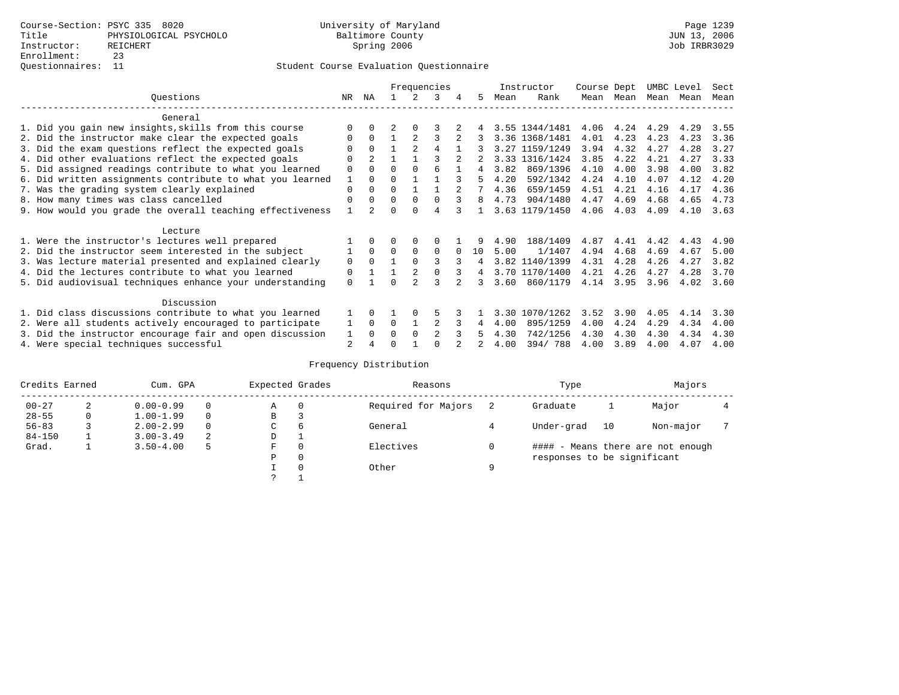Course-Section: PSYC 335 8020
Title: PHYSIOLOGICAL PSYCHOLO
Instructor: REICHERT
Enrollment: 23
Questionnaires: 11

University of Maryland
Baltimore County
Spring 2006

Page 1239
JUN 13, 2006
Job IRBR3029

## Student Course Evaluation Questionnaire

| Questions | NR | NA | 1 | 2 | 3 | 4 | 5 | Instructor Mean | Instructor Rank | Course Mean | Dept Mean | UMBC Mean | Level Mean | Sect Mean |
|---|---|---|---|---|---|---|---|---|---|---|---|---|---|---|
| **General** | | | | | | | | | | | | | | |
| 1. Did you gain new insights,skills from this course | 0 | 0 | 2 | 0 | 3 | 2 | 4 | 3.55 | 1344/1481 | 4.06 | 4.24 | 4.29 | 4.29 | 3.55 |
| 2. Did the instructor make clear the expected goals | 0 | 0 | 1 | 2 | 3 | 2 | 3 | 3.36 | 1368/1481 | 4.01 | 4.23 | 4.23 | 4.23 | 3.36 |
| 3. Did the exam questions reflect the expected goals | 0 | 0 | 1 | 2 | 4 | 1 | 3 | 3.27 | 1159/1249 | 3.94 | 4.32 | 4.27 | 4.28 | 3.27 |
| 4. Did other evaluations reflect the expected goals | 0 | 2 | 1 | 1 | 3 | 2 | 2 | 3.33 | 1316/1424 | 3.85 | 4.22 | 4.21 | 4.27 | 3.33 |
| 5. Did assigned readings contribute to what you learned | 0 | 0 | 0 | 0 | 6 | 1 | 4 | 3.82 | 869/1396 | 4.10 | 4.00 | 3.98 | 4.00 | 3.82 |
| 6. Did written assignments contribute to what you learned | 1 | 0 | 0 | 1 | 1 | 3 | 5 | 4.20 | 592/1342 | 4.24 | 4.10 | 4.07 | 4.12 | 4.20 |
| 7. Was the grading system clearly explained | 0 | 0 | 0 | 1 | 1 | 2 | 7 | 4.36 | 659/1459 | 4.51 | 4.21 | 4.16 | 4.17 | 4.36 |
| 8. How many times was class cancelled | 0 | 0 | 0 | 0 | 0 | 3 | 8 | 4.73 | 904/1480 | 4.47 | 4.69 | 4.68 | 4.65 | 4.73 |
| 9. How would you grade the overall teaching effectiveness | 1 | 2 | 0 | 0 | 4 | 3 | 1 | 3.63 | 1179/1450 | 4.06 | 4.03 | 4.09 | 4.10 | 3.63 |
| **Lecture** | | | | | | | | | | | | | | |
| 1. Were the instructor's lectures well prepared | 1 | 0 | 0 | 0 | 0 | 1 | 9 | 4.90 | 188/1409 | 4.87 | 4.41 | 4.42 | 4.43 | 4.90 |
| 2. Did the instructor seem interested in the subject | 1 | 0 | 0 | 0 | 0 | 0 | 10 | 5.00 | 1/1407 | 4.94 | 4.68 | 4.69 | 4.67 | 5.00 |
| 3. Was lecture material presented and explained clearly | 0 | 0 | 1 | 0 | 3 | 3 | 4 | 3.82 | 1140/1399 | 4.31 | 4.28 | 4.26 | 4.27 | 3.82 |
| 4. Did the lectures contribute to what you learned | 0 | 1 | 1 | 2 | 0 | 3 | 4 | 3.70 | 1170/1400 | 4.21 | 4.26 | 4.27 | 4.28 | 3.70 |
| 5. Did audiovisual techniques enhance your understanding | 0 | 1 | 0 | 2 | 3 | 2 | 3 | 3.60 | 860/1179 | 4.14 | 3.95 | 3.96 | 4.02 | 3.60 |
| **Discussion** | | | | | | | | | | | | | | |
| 1. Did class discussions contribute to what you learned | 1 | 0 | 1 | 0 | 5 | 3 | 1 | 3.30 | 1070/1262 | 3.52 | 3.90 | 4.05 | 4.14 | 3.30 |
| 2. Were all students actively encouraged to participate | 1 | 0 | 0 | 1 | 2 | 3 | 4 | 4.00 | 895/1259 | 4.00 | 4.24 | 4.29 | 4.34 | 4.00 |
| 3. Did the instructor encourage fair and open discussion | 1 | 0 | 0 | 0 | 2 | 3 | 5 | 4.30 | 742/1256 | 4.30 | 4.30 | 4.30 | 4.34 | 4.30 |
| 4. Were special techniques successful | 2 | 4 | 0 | 1 | 0 | 2 | 2 | 4.00 | 394/ 788 | 4.00 | 3.89 | 4.00 | 4.07 | 4.00 |

### Frequency Distribution

| Credits Earned | | Cum. GPA | | Expected Grades | | Reasons | | Type | | Majors | |
|---|---|---|---|---|---|---|---|---|---|---|---|
| 00-27 | 2 | 0.00-0.99 | 0 | A | 0 | Required for Majors | 2 | Graduate | 1 | Major | 4 |
| 28-55 | 0 | 1.00-1.99 | 0 | B | 3 | | | | | | |
| 56-83 | 3 | 2.00-2.99 | 0 | C | 6 | General | 4 | Under-grad | 10 | Non-major | 7 |
| 84-150 | 1 | 3.00-3.49 | 2 | D | 1 | | | | | | |
| Grad. | 1 | 3.50-4.00 | 5 | F | 0 | Electives | 0 | | | | |
| | | | | P | 0 | | | | | | |
| | | | | I | 0 | Other | 9 | | | | |
| | | | | ? | 1 | | | | | | |

#### - Means there are not enough responses to be significant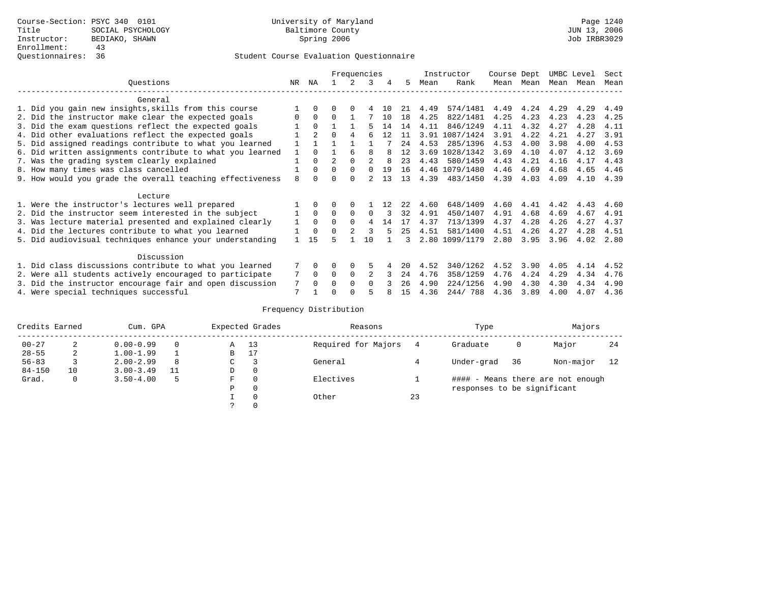Course-Section: PSYC 340 0101
Title: SOCIAL PSYCHOLOGY
Instructor: BEDIAKO, SHAWN
Enrollment: 43
Questionnaires: 36

University of Maryland
Baltimore County
Spring 2006

JUN 13, 2006
Job IRBR3029

Student Course Evaluation Questionnaire

| Questions | NR | NA | 1 | 2 | 3 | 4 | 5 | Instructor Mean | Instructor Rank | Course Mean | Dept Mean | UMBC Mean | Level Mean | Sect Mean |
|---|---|---|---|---|---|---|---|---|---|---|---|---|---|---|
| **General** | | | | | | | | | | | | | | |
| 1. Did you gain new insights,skills from this course | 1 | 0 | 0 | 0 | 4 | 10 | 21 | 4.49 | 574/1481 | 4.49 | 4.24 | 4.29 | 4.29 | 4.49 |
| 2. Did the instructor make clear the expected goals | 0 | 0 | 0 | 1 | 7 | 10 | 18 | 4.25 | 822/1481 | 4.25 | 4.23 | 4.23 | 4.23 | 4.25 |
| 3. Did the exam questions reflect the expected goals | 1 | 0 | 1 | 1 | 5 | 14 | 14 | 4.11 | 846/1249 | 4.11 | 4.32 | 4.27 | 4.28 | 4.11 |
| 4. Did other evaluations reflect the expected goals | 1 | 2 | 0 | 4 | 6 | 12 | 11 | 3.91 | 1087/1424 | 3.91 | 4.22 | 4.21 | 4.27 | 3.91 |
| 5. Did assigned readings contribute to what you learned | 1 | 1 | 1 | 1 | 1 | 7 | 24 | 4.53 | 285/1396 | 4.53 | 4.00 | 3.98 | 4.00 | 4.53 |
| 6. Did written assignments contribute to what you learned | 1 | 0 | 1 | 6 | 8 | 8 | 12 | 3.69 | 1028/1342 | 3.69 | 4.10 | 4.07 | 4.12 | 3.69 |
| 7. Was the grading system clearly explained | 1 | 0 | 2 | 0 | 2 | 8 | 23 | 4.43 | 580/1459 | 4.43 | 4.21 | 4.16 | 4.17 | 4.43 |
| 8. How many times was class cancelled | 1 | 0 | 0 | 0 | 0 | 19 | 16 | 4.46 | 1079/1480 | 4.46 | 4.69 | 4.68 | 4.65 | 4.46 |
| 9. How would you grade the overall teaching effectiveness | 8 | 0 | 0 | 0 | 2 | 13 | 13 | 4.39 | 483/1450 | 4.39 | 4.03 | 4.09 | 4.10 | 4.39 |
| **Lecture** | | | | | | | | | | | | | | |
| 1. Were the instructor's lectures well prepared | 1 | 0 | 0 | 0 | 1 | 12 | 22 | 4.60 | 648/1409 | 4.60 | 4.41 | 4.42 | 4.43 | 4.60 |
| 2. Did the instructor seem interested in the subject | 1 | 0 | 0 | 0 | 0 | 3 | 32 | 4.91 | 450/1407 | 4.91 | 4.68 | 4.69 | 4.67 | 4.91 |
| 3. Was lecture material presented and explained clearly | 1 | 0 | 0 | 0 | 4 | 14 | 17 | 4.37 | 713/1399 | 4.37 | 4.28 | 4.26 | 4.27 | 4.37 |
| 4. Did the lectures contribute to what you learned | 1 | 0 | 0 | 2 | 3 | 5 | 25 | 4.51 | 581/1400 | 4.51 | 4.26 | 4.27 | 4.28 | 4.51 |
| 5. Did audiovisual techniques enhance your understanding | 1 | 15 | 5 | 1 | 10 | 1 | 3 | 2.80 | 1099/1179 | 2.80 | 3.95 | 3.96 | 4.02 | 2.80 |
| **Discussion** | | | | | | | | | | | | | | |
| 1. Did class discussions contribute to what you learned | 7 | 0 | 0 | 0 | 5 | 4 | 20 | 4.52 | 340/1262 | 4.52 | 3.90 | 4.05 | 4.14 | 4.52 |
| 2. Were all students actively encouraged to participate | 7 | 0 | 0 | 0 | 2 | 3 | 24 | 4.76 | 358/1259 | 4.76 | 4.24 | 4.29 | 4.34 | 4.76 |
| 3. Did the instructor encourage fair and open discussion | 7 | 0 | 0 | 0 | 0 | 3 | 26 | 4.90 | 224/1256 | 4.90 | 4.30 | 4.30 | 4.34 | 4.90 |
| 4. Were special techniques successful | 7 | 1 | 0 | 0 | 5 | 8 | 15 | 4.36 | 244/ 788 | 4.36 | 3.89 | 4.00 | 4.07 | 4.36 |

Frequency Distribution

| Credits Earned | | Cum. GPA | | Expected Grades | | Reasons | | Type | | Majors | |
|---|---|---|---|---|---|---|---|---|---|---|---|
| 00-27 | 2 | 0.00-0.99 | 0 | A | 13 | Required for Majors | 4 | Graduate | 0 | Major | 24 |
| 28-55 | 2 | 1.00-1.99 | 1 | B | 17 | | | | | | |
| 56-83 | 3 | 2.00-2.99 | 8 | C | 3 | General | 4 | Under-grad | 36 | Non-major | 12 |
| 84-150 | 10 | 3.00-3.49 | 11 | D | 0 | | | | | | |
| Grad. | 0 | 3.50-4.00 | 5 | F | 0 | Electives | 1 | #### - Means there are not enough responses to be significant | | | |
| | | | | P | 0 | | | | | | |
| | | | | I | 0 | Other | 23 | | | | |
| | | | | ? | 0 | | | | | | |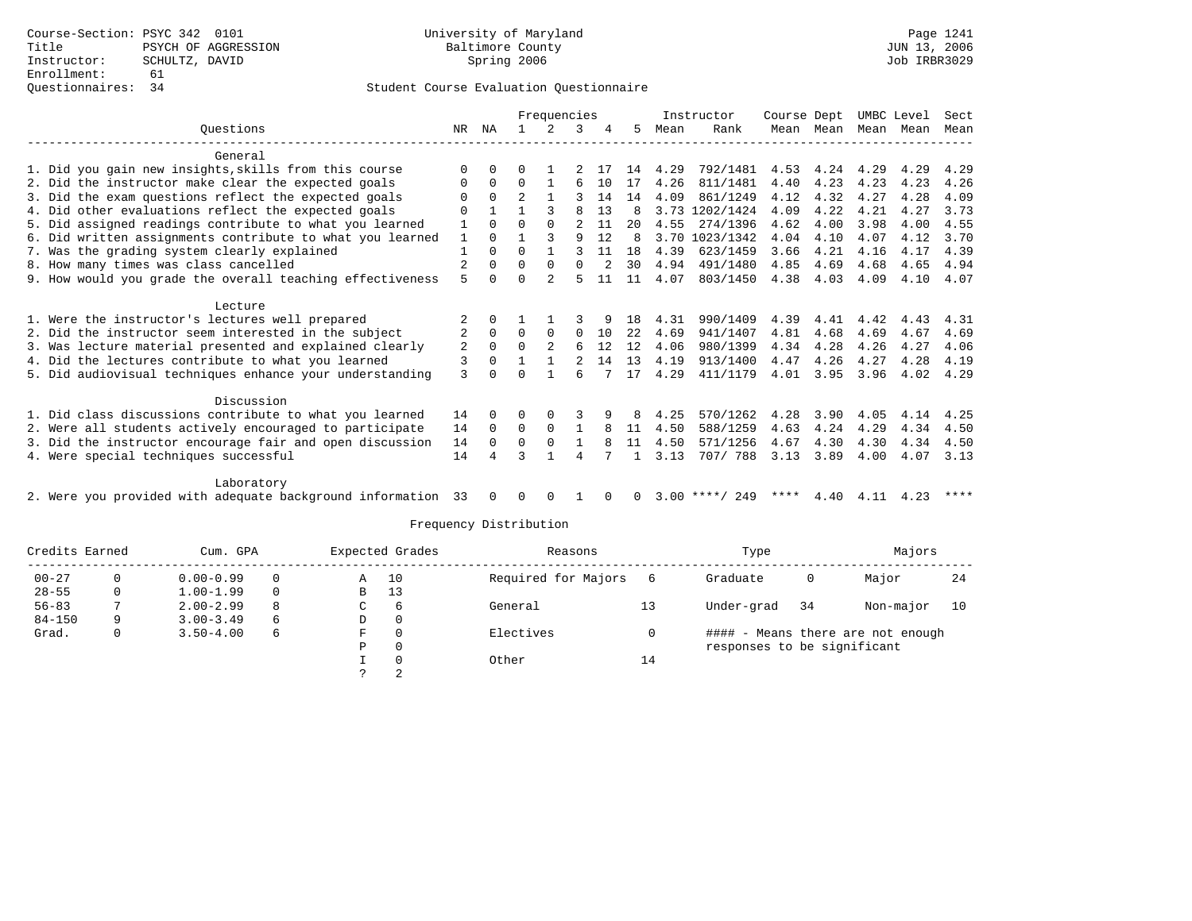Course-Section: PSYC 342 0101
Title: PSYCH OF AGGRESSION
Instructor: SCHULTZ, DAVID
Enrollment: 61
Questionnaires: 34

University of Maryland
Baltimore County
Spring 2006

Page 1241
JUN 13, 2006
Job IRBR3029

Student Course Evaluation Questionnaire

| Questions | NR | NA | 1 | 2 | 3 | 4 | 5 | Instructor Mean | Instructor Rank | Course Mean | Dept Mean | UMBC Mean | Level Mean | Sect Mean |
|---|---|---|---|---|---|---|---|---|---|---|---|---|---|---|
| **General** | | | | | | | | | | | | | | |
| 1. Did you gain new insights,skills from this course | 0 | 0 | 0 | 1 | 2 | 17 | 14 | 4.29 | 792/1481 | 4.53 | 4.24 | 4.29 | 4.29 | 4.29 |
| 2. Did the instructor make clear the expected goals | 0 | 0 | 0 | 1 | 6 | 10 | 17 | 4.26 | 811/1481 | 4.40 | 4.23 | 4.23 | 4.23 | 4.26 |
| 3. Did the exam questions reflect the expected goals | 0 | 0 | 2 | 1 | 3 | 14 | 14 | 4.09 | 861/1249 | 4.12 | 4.32 | 4.27 | 4.28 | 4.09 |
| 4. Did other evaluations reflect the expected goals | 0 | 1 | 1 | 3 | 8 | 13 | 8 | 3.73 | 1202/1424 | 4.09 | 4.22 | 4.21 | 4.27 | 3.73 |
| 5. Did assigned readings contribute to what you learned | 1 | 0 | 0 | 0 | 2 | 11 | 20 | 4.55 | 274/1396 | 4.62 | 4.00 | 3.98 | 4.00 | 4.55 |
| 6. Did written assignments contribute to what you learned | 1 | 0 | 1 | 3 | 9 | 12 | 8 | 3.70 | 1023/1342 | 4.04 | 4.10 | 4.07 | 4.12 | 3.70 |
| 7. Was the grading system clearly explained | 1 | 0 | 0 | 1 | 3 | 11 | 18 | 4.39 | 623/1459 | 3.66 | 4.21 | 4.16 | 4.17 | 4.39 |
| 8. How many times was class cancelled | 2 | 0 | 0 | 0 | 0 | 2 | 30 | 4.94 | 491/1480 | 4.85 | 4.69 | 4.68 | 4.65 | 4.94 |
| 9. How would you grade the overall teaching effectiveness | 5 | 0 | 0 | 2 | 5 | 11 | 11 | 4.07 | 803/1450 | 4.38 | 4.03 | 4.09 | 4.10 | 4.07 |
| **Lecture** | | | | | | | | | | | | | | |
| 1. Were the instructor's lectures well prepared | 2 | 0 | 1 | 1 | 3 | 9 | 18 | 4.31 | 990/1409 | 4.39 | 4.41 | 4.42 | 4.43 | 4.31 |
| 2. Did the instructor seem interested in the subject | 2 | 0 | 0 | 0 | 0 | 10 | 22 | 4.69 | 941/1407 | 4.81 | 4.68 | 4.69 | 4.67 | 4.69 |
| 3. Was lecture material presented and explained clearly | 2 | 0 | 0 | 2 | 6 | 12 | 12 | 4.06 | 980/1399 | 4.34 | 4.28 | 4.26 | 4.27 | 4.06 |
| 4. Did the lectures contribute to what you learned | 3 | 0 | 1 | 1 | 2 | 14 | 13 | 4.19 | 913/1400 | 4.47 | 4.26 | 4.27 | 4.28 | 4.19 |
| 5. Did audiovisual techniques enhance your understanding | 3 | 0 | 0 | 1 | 6 | 7 | 17 | 4.29 | 411/1179 | 4.01 | 3.95 | 3.96 | 4.02 | 4.29 |
| **Discussion** | | | | | | | | | | | | | | |
| 1. Did class discussions contribute to what you learned | 14 | 0 | 0 | 0 | 3 | 9 | 8 | 4.25 | 570/1262 | 4.28 | 3.90 | 4.05 | 4.14 | 4.25 |
| 2. Were all students actively encouraged to participate | 14 | 0 | 0 | 0 | 1 | 8 | 11 | 4.50 | 588/1259 | 4.63 | 4.24 | 4.29 | 4.34 | 4.50 |
| 3. Did the instructor encourage fair and open discussion | 14 | 0 | 0 | 0 | 1 | 8 | 11 | 4.50 | 571/1256 | 4.67 | 4.30 | 4.30 | 4.34 | 4.50 |
| 4. Were special techniques successful | 14 | 4 | 3 | 1 | 4 | 7 | 1 | 3.13 | 707/ 788 | 3.13 | 3.89 | 4.00 | 4.07 | 3.13 |
| **Laboratory** | | | | | | | | | | | | | | |
| 2. Were you provided with adequate background information | 33 | 0 | 0 | 0 | 1 | 0 | 0 | 3.00 | ****/ 249 | **** | 4.40 | 4.11 | 4.23 | **** |

Frequency Distribution

| Credits Earned | | Cum. GPA | | Expected Grades | | Reasons | | Type | | Majors | |
|---|---|---|---|---|---|---|---|---|---|---|---|
| 00-27 | 0 | 0.00-0.99 | 0 | A | 10 | Required for Majors | 6 | Graduate | 0 | Major | 24 |
| 28-55 | 0 | 1.00-1.99 | 0 | B | 13 | | | | | | |
| 56-83 | 7 | 2.00-2.99 | 8 | C | 6 | General | 13 | Under-grad | 34 | Non-major | 10 |
| 84-150 | 9 | 3.00-3.49 | 6 | D | 0 | | | | | | |
| Grad. | 0 | 3.50-4.00 | 6 | F | 0 | Electives | 0 | #### - Means there are not enough responses to be significant | | | |
| | | | | P | 0 | | | | | | |
| | | | | I | 0 | Other | 14 | | | | |
| | | | | ? | 2 | | | | | | |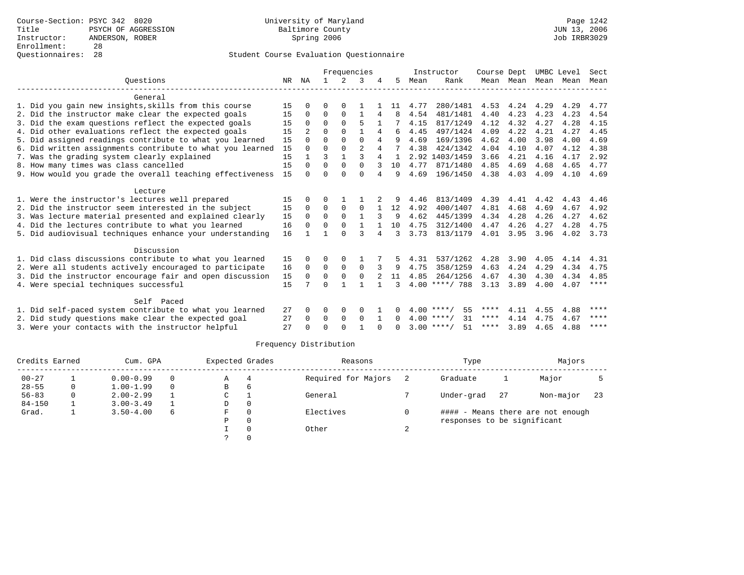Course-Section: PSYC 342 8020
Title: PSYCH OF AGGRESSION
Instructor: ANDERSON, ROBER
Enrollment: 28
Questionnaires: 28

University of Maryland
Baltimore County
Spring 2006

Page 1242
JUN 13, 2006
Job IRBR3029

## Student Course Evaluation Questionnaire

| Questions | NR | NA | 1 | 2 | 3 | 4 | 5 | Instructor Mean | Rank | Course Mean | Dept Mean | UMBC Level Mean | Level Mean | Sect Mean |
|---|---|---|---|---|---|---|---|---|---|---|---|---|---|---|
| **General** | | | | | | | | | | | | | | |
| 1. Did you gain new insights,skills from this course | 15 | 0 | 0 | 0 | 1 | 1 | 11 | 4.77 | 280/1481 | 4.53 | 4.24 | 4.29 | 4.29 | 4.77 |
| 2. Did the instructor make clear the expected goals | 15 | 0 | 0 | 0 | 1 | 4 | 8 | 4.54 | 481/1481 | 4.40 | 4.23 | 4.23 | 4.23 | 4.54 |
| 3. Did the exam questions reflect the expected goals | 15 | 0 | 0 | 0 | 5 | 1 | 7 | 4.15 | 817/1249 | 4.12 | 4.32 | 4.27 | 4.28 | 4.15 |
| 4. Did other evaluations reflect the expected goals | 15 | 2 | 0 | 0 | 1 | 4 | 6 | 4.45 | 497/1424 | 4.09 | 4.22 | 4.21 | 4.27 | 4.45 |
| 5. Did assigned readings contribute to what you learned | 15 | 0 | 0 | 0 | 0 | 4 | 9 | 4.69 | 169/1396 | 4.62 | 4.00 | 3.98 | 4.00 | 4.69 |
| 6. Did written assignments contribute to what you learned | 15 | 0 | 0 | 0 | 2 | 4 | 7 | 4.38 | 424/1342 | 4.04 | 4.10 | 4.07 | 4.12 | 4.38 |
| 7. Was the grading system clearly explained | 15 | 1 | 3 | 1 | 3 | 4 | 1 | 2.92 | 1403/1459 | 3.66 | 4.21 | 4.16 | 4.17 | 2.92 |
| 8. How many times was class cancelled | 15 | 0 | 0 | 0 | 0 | 3 | 10 | 4.77 | 871/1480 | 4.85 | 4.69 | 4.68 | 4.65 | 4.77 |
| 9. How would you grade the overall teaching effectiveness | 15 | 0 | 0 | 0 | 0 | 4 | 9 | 4.69 | 196/1450 | 4.38 | 4.03 | 4.09 | 4.10 | 4.69 |
| **Lecture** | | | | | | | | | | | | | | |
| 1. Were the instructor's lectures well prepared | 15 | 0 | 0 | 1 | 1 | 2 | 9 | 4.46 | 813/1409 | 4.39 | 4.41 | 4.42 | 4.43 | 4.46 |
| 2. Did the instructor seem interested in the subject | 15 | 0 | 0 | 0 | 0 | 1 | 12 | 4.92 | 400/1407 | 4.81 | 4.68 | 4.69 | 4.67 | 4.92 |
| 3. Was lecture material presented and explained clearly | 15 | 0 | 0 | 0 | 1 | 3 | 9 | 4.62 | 445/1399 | 4.34 | 4.28 | 4.26 | 4.27 | 4.62 |
| 4. Did the lectures contribute to what you learned | 16 | 0 | 0 | 0 | 1 | 1 | 10 | 4.75 | 312/1400 | 4.47 | 4.26 | 4.27 | 4.28 | 4.75 |
| 5. Did audiovisual techniques enhance your understanding | 16 | 1 | 1 | 0 | 3 | 4 | 3 | 3.73 | 813/1179 | 4.01 | 3.95 | 3.96 | 4.02 | 3.73 |
| **Discussion** | | | | | | | | | | | | | | |
| 1. Did class discussions contribute to what you learned | 15 | 0 | 0 | 0 | 1 | 7 | 5 | 4.31 | 537/1262 | 4.28 | 3.90 | 4.05 | 4.14 | 4.31 |
| 2. Were all students actively encouraged to participate | 16 | 0 | 0 | 0 | 0 | 3 | 9 | 4.75 | 358/1259 | 4.63 | 4.24 | 4.29 | 4.34 | 4.75 |
| 3. Did the instructor encourage fair and open discussion | 15 | 0 | 0 | 0 | 0 | 2 | 11 | 4.85 | 264/1256 | 4.67 | 4.30 | 4.30 | 4.34 | 4.85 |
| 4. Were special techniques successful | 15 | 7 | 0 | 1 | 1 | 1 | 3 | 4.00 | ****/ 788 | 3.13 | 3.89 | 4.00 | 4.07 | **** |
| **Self Paced** | | | | | | | | | | | | | | |
| 1. Did self-paced system contribute to what you learned | 27 | 0 | 0 | 0 | 0 | 1 | 0 | 4.00 | ****/ 55 | **** | 4.11 | 4.55 | 4.88 | **** |
| 2. Did study questions make clear the expected goal | 27 | 0 | 0 | 0 | 0 | 1 | 0 | 4.00 | ****/ 31 | **** | 4.14 | 4.75 | 4.67 | **** |
| 3. Were your contacts with the instructor helpful | 27 | 0 | 0 | 0 | 1 | 0 | 0 | 3.00 | ****/ 51 | **** | 3.89 | 4.65 | 4.88 | **** |

## Frequency Distribution

| Credits Earned | | Cum. GPA | | Expected Grades | | Reasons | | Type | | Majors | |
|---|---|---|---|---|---|---|---|---|---|---|---|
| 00-27 | 1 | 0.00-0.99 | 0 | A | 4 | Required for Majors | 2 | Graduate | 1 | Major | 5 |
| 28-55 | 0 | 1.00-1.99 | 0 | B | 6 | | | | | | |
| 56-83 | 0 | 2.00-2.99 | 1 | C | 1 | General | 7 | Under-grad | 27 | Non-major | 23 |
| 84-150 | 1 | 3.00-3.49 | 1 | D | 0 | | | | | | |
| Grad. | 1 | 3.50-4.00 | 6 | F | 0 | Electives | 0 | #### - Means there are not enough responses to be significant | | | |
| | | | | P | 0 | | | | | | |
| | | | | I | 0 | Other | 2 | | | | |
| | | | | ? | 0 | | | | | | |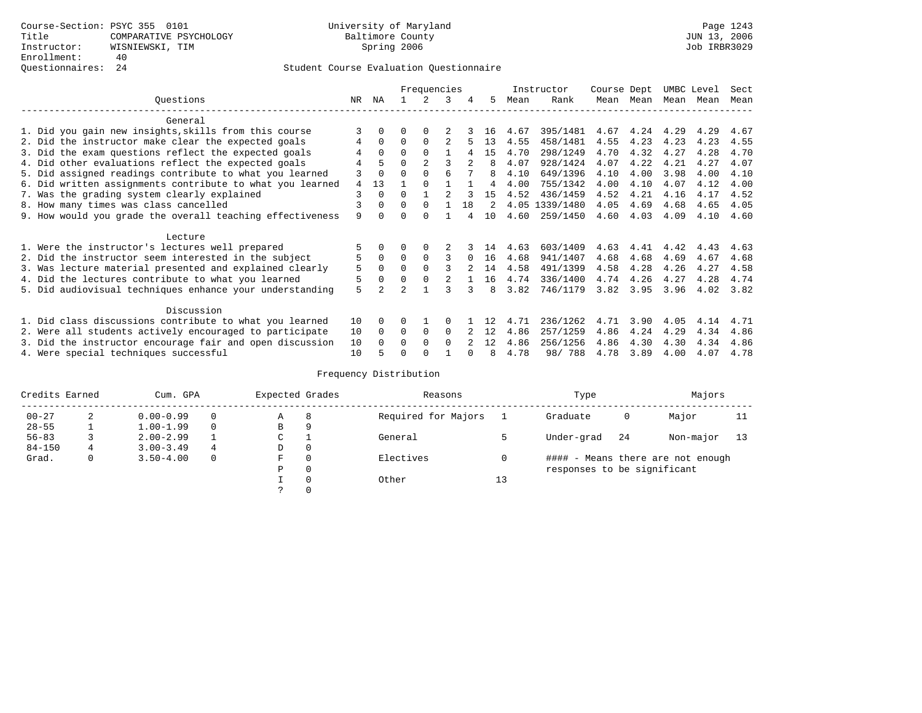Course-Section: PSYC 355 0101
Title: COMPARATIVE PSYCHOLOGY
Instructor: WISNIEWSKI, TIM
Enrollment: 40
Questionnaires: 24

University of Maryland
Baltimore County
Spring 2006

JUN 13, 2006
Job IRBR3029

Student Course Evaluation Questionnaire

| Questions | NR | NA | 1 | 2 | 3 | 4 | 5 | Instructor Mean | Instructor Rank | Course Mean | Dept Mean | UMBC Mean | Level Mean | Sect Mean |
|---|---|---|---|---|---|---|---|---|---|---|---|---|---|---|
| **General** | | | | | | | | | | | | | | |
| 1. Did you gain new insights,skills from this course | 3 | 0 | 0 | 0 | 2 | 3 | 16 | 4.67 | 395/1481 | 4.67 | 4.24 | 4.29 | 4.29 | 4.67 |
| 2. Did the instructor make clear the expected goals | 4 | 0 | 0 | 0 | 2 | 5 | 13 | 4.55 | 458/1481 | 4.55 | 4.23 | 4.23 | 4.23 | 4.55 |
| 3. Did the exam questions reflect the expected goals | 4 | 0 | 0 | 0 | 1 | 4 | 15 | 4.70 | 298/1249 | 4.70 | 4.32 | 4.27 | 4.28 | 4.70 |
| 4. Did other evaluations reflect the expected goals | 4 | 5 | 0 | 2 | 3 | 2 | 8 | 4.07 | 928/1424 | 4.07 | 4.22 | 4.21 | 4.27 | 4.07 |
| 5. Did assigned readings contribute to what you learned | 3 | 0 | 0 | 0 | 6 | 7 | 8 | 4.10 | 649/1396 | 4.10 | 4.00 | 3.98 | 4.00 | 4.10 |
| 6. Did written assignments contribute to what you learned | 4 | 13 | 1 | 0 | 1 | 1 | 4 | 4.00 | 755/1342 | 4.00 | 4.10 | 4.07 | 4.12 | 4.00 |
| 7. Was the grading system clearly explained | 3 | 0 | 0 | 1 | 2 | 3 | 15 | 4.52 | 436/1459 | 4.52 | 4.21 | 4.16 | 4.17 | 4.52 |
| 8. How many times was class cancelled | 3 | 0 | 0 | 0 | 1 | 18 | 2 | 4.05 | 1339/1480 | 4.05 | 4.69 | 4.68 | 4.65 | 4.05 |
| 9. How would you grade the overall teaching effectiveness | 9 | 0 | 0 | 0 | 1 | 4 | 10 | 4.60 | 259/1450 | 4.60 | 4.03 | 4.09 | 4.10 | 4.60 |
| **Lecture** | | | | | | | | | | | | | | |
| 1. Were the instructor's lectures well prepared | 5 | 0 | 0 | 0 | 2 | 3 | 14 | 4.63 | 603/1409 | 4.63 | 4.41 | 4.42 | 4.43 | 4.63 |
| 2. Did the instructor seem interested in the subject | 5 | 0 | 0 | 0 | 3 | 0 | 16 | 4.68 | 941/1407 | 4.68 | 4.68 | 4.69 | 4.67 | 4.68 |
| 3. Was lecture material presented and explained clearly | 5 | 0 | 0 | 0 | 3 | 2 | 14 | 4.58 | 491/1399 | 4.58 | 4.28 | 4.26 | 4.27 | 4.58 |
| 4. Did the lectures contribute to what you learned | 5 | 0 | 0 | 0 | 2 | 1 | 16 | 4.74 | 336/1400 | 4.74 | 4.26 | 4.27 | 4.28 | 4.74 |
| 5. Did audiovisual techniques enhance your understanding | 5 | 2 | 2 | 1 | 3 | 3 | 8 | 3.82 | 746/1179 | 3.82 | 3.95 | 3.96 | 4.02 | 3.82 |
| **Discussion** | | | | | | | | | | | | | | |
| 1. Did class discussions contribute to what you learned | 10 | 0 | 0 | 1 | 0 | 1 | 12 | 4.71 | 236/1262 | 4.71 | 3.90 | 4.05 | 4.14 | 4.71 |
| 2. Were all students actively encouraged to participate | 10 | 0 | 0 | 0 | 0 | 2 | 12 | 4.86 | 257/1259 | 4.86 | 4.24 | 4.29 | 4.34 | 4.86 |
| 3. Did the instructor encourage fair and open discussion | 10 | 0 | 0 | 0 | 0 | 2 | 12 | 4.86 | 256/1256 | 4.86 | 4.30 | 4.30 | 4.34 | 4.86 |
| 4. Were special techniques successful | 10 | 5 | 0 | 0 | 1 | 0 | 8 | 4.78 | 98/ 788 | 4.78 | 3.89 | 4.00 | 4.07 | 4.78 |

Frequency Distribution

| Credits Earned | | Cum. GPA | | Expected Grades | | Reasons | | Type | | Majors | |
|---|---|---|---|---|---|---|---|---|---|---|---|
| 00-27 | 2 | 0.00-0.99 | 0 | A | 8 | Required for Majors | 1 | Graduate | 0 | Major | 11 |
| 28-55 | 1 | 1.00-1.99 | 0 | B | 9 | | | | | | |
| 56-83 | 3 | 2.00-2.99 | 1 | C | 1 | General | 5 | Under-grad | 24 | Non-major | 13 |
| 84-150 | 4 | 3.00-3.49 | 4 | D | 0 | | | | | | |
| Grad. | 0 | 3.50-4.00 | 0 | F | 0 | Electives | 0 | #### - Means there are not enough responses to be significant | | | |
| | | | | P | 0 | | | | | | |
| | | | | I | 0 | Other | 13 | | | | |
| | | | | ? | 0 | | | | | | |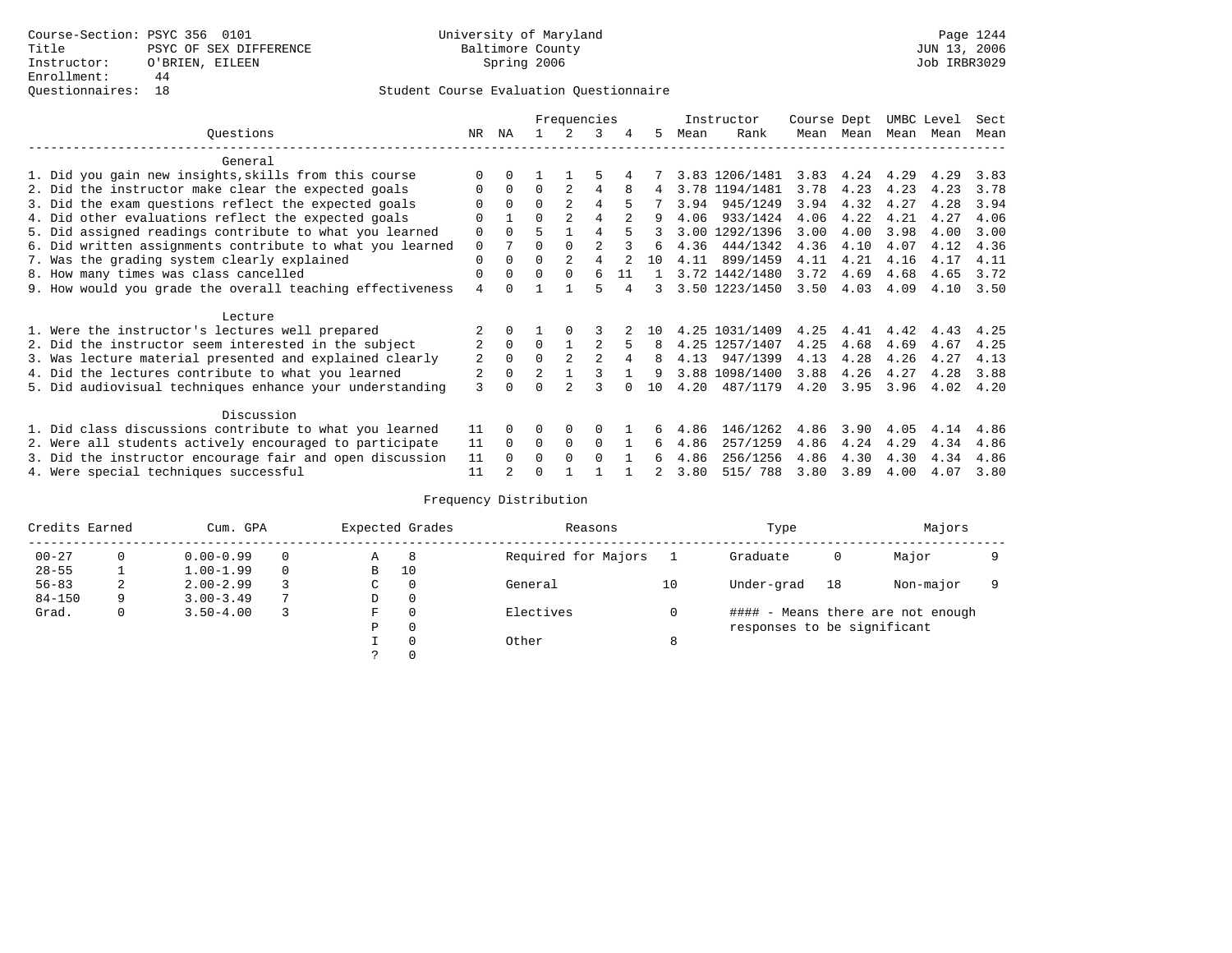Course-Section: PSYC 356 0101
Title: PSYC OF SEX DIFFERENCE
Instructor: O'BRIEN, EILEEN
Enrollment: 44
Questionnaires: 18

University of Maryland
Baltimore County
Spring 2006

Page 1244
JUN 13, 2006
Job IRBR3029

## Student Course Evaluation Questionnaire

| Questions | NR | NA | 1 | 2 | 3 | 4 | 5 | Instructor Mean | Instructor Rank | Course Mean | Dept Mean | UMBC Mean | Level Mean | Sect Mean |
|---|---|---|---|---|---|---|---|---|---|---|---|---|---|---|
| **General** | | | | | | | | | | | | | | |
| 1. Did you gain new insights,skills from this course | 0 | 0 | 1 | 1 | 5 | 4 | 7 | 3.83 | 1206/1481 | 3.83 | 4.24 | 4.29 | 4.29 | 3.83 |
| 2. Did the instructor make clear the expected goals | 0 | 0 | 0 | 2 | 4 | 8 | 4 | 3.78 | 1194/1481 | 3.78 | 4.23 | 4.23 | 4.23 | 3.78 |
| 3. Did the exam questions reflect the expected goals | 0 | 0 | 0 | 2 | 4 | 5 | 7 | 3.94 | 945/1249 | 3.94 | 4.32 | 4.27 | 4.28 | 3.94 |
| 4. Did other evaluations reflect the expected goals | 0 | 1 | 0 | 2 | 4 | 2 | 9 | 4.06 | 933/1424 | 4.06 | 4.22 | 4.21 | 4.27 | 4.06 |
| 5. Did assigned readings contribute to what you learned | 0 | 0 | 5 | 1 | 4 | 5 | 3 | 3.00 | 1292/1396 | 3.00 | 4.00 | 3.98 | 4.00 | 3.00 |
| 6. Did written assignments contribute to what you learned | 0 | 7 | 0 | 0 | 2 | 3 | 6 | 4.36 | 444/1342 | 4.36 | 4.10 | 4.07 | 4.12 | 4.36 |
| 7. Was the grading system clearly explained | 0 | 0 | 0 | 2 | 4 | 2 | 10 | 4.11 | 899/1459 | 4.11 | 4.21 | 4.16 | 4.17 | 4.11 |
| 8. How many times was class cancelled | 0 | 0 | 0 | 0 | 6 | 11 | 1 | 3.72 | 1442/1480 | 3.72 | 4.69 | 4.68 | 4.65 | 3.72 |
| 9. How would you grade the overall teaching effectiveness | 4 | 0 | 1 | 1 | 5 | 4 | 3 | 3.50 | 1223/1450 | 3.50 | 4.03 | 4.09 | 4.10 | 3.50 |
| **Lecture** | | | | | | | | | | | | | | |
| 1. Were the instructor's lectures well prepared | 2 | 0 | 1 | 0 | 3 | 2 | 10 | 4.25 | 1031/1409 | 4.25 | 4.41 | 4.42 | 4.43 | 4.25 |
| 2. Did the instructor seem interested in the subject | 2 | 0 | 0 | 1 | 2 | 5 | 8 | 4.25 | 1257/1407 | 4.25 | 4.68 | 4.69 | 4.67 | 4.25 |
| 3. Was lecture material presented and explained clearly | 2 | 0 | 0 | 2 | 2 | 4 | 8 | 4.13 | 947/1399 | 4.13 | 4.28 | 4.26 | 4.27 | 4.13 |
| 4. Did the lectures contribute to what you learned | 2 | 0 | 2 | 1 | 3 | 1 | 9 | 3.88 | 1098/1400 | 3.88 | 4.26 | 4.27 | 4.28 | 3.88 |
| 5. Did audiovisual techniques enhance your understanding | 3 | 0 | 0 | 2 | 3 | 0 | 10 | 4.20 | 487/1179 | 4.20 | 3.95 | 3.96 | 4.02 | 4.20 |
| **Discussion** | | | | | | | | | | | | | | |
| 1. Did class discussions contribute to what you learned | 11 | 0 | 0 | 0 | 0 | 1 | 6 | 4.86 | 146/1262 | 4.86 | 3.90 | 4.05 | 4.14 | 4.86 |
| 2. Were all students actively encouraged to participate | 11 | 0 | 0 | 0 | 0 | 1 | 6 | 4.86 | 257/1259 | 4.86 | 4.24 | 4.29 | 4.34 | 4.86 |
| 3. Did the instructor encourage fair and open discussion | 11 | 0 | 0 | 0 | 0 | 1 | 6 | 4.86 | 256/1256 | 4.86 | 4.30 | 4.30 | 4.34 | 4.86 |
| 4. Were special techniques successful | 11 | 2 | 0 | 1 | 1 | 1 | 2 | 3.80 | 515/ 788 | 3.80 | 3.89 | 4.00 | 4.07 | 3.80 |

### Frequency Distribution

| Credits Earned | | Cum. GPA | | Expected Grades | | Reasons | | Type | | Majors | |
|---|---|---|---|---|---|---|---|---|---|---|---|
| 00-27 | 0 | 0.00-0.99 | 0 | A | 8 | Required for Majors | 1 | Graduate | 0 | Major | 9 |
| 28-55 | 1 | 1.00-1.99 | 0 | B | 10 | | | | | | |
| 56-83 | 2 | 2.00-2.99 | 3 | C | 0 | General | 10 | Under-grad | 18 | Non-major | 9 |
| 84-150 | 9 | 3.00-3.49 | 7 | D | 0 | | | | | | |
| Grad. | 0 | 3.50-4.00 | 3 | F | 0 | Electives | 0 | | | | |
| | | | | P | 0 | | | | | | |
| | | | | I | 0 | Other | 8 | | | | |
| | | | | ? | 0 | | | | | | |

#### - Means there are not enough responses to be significant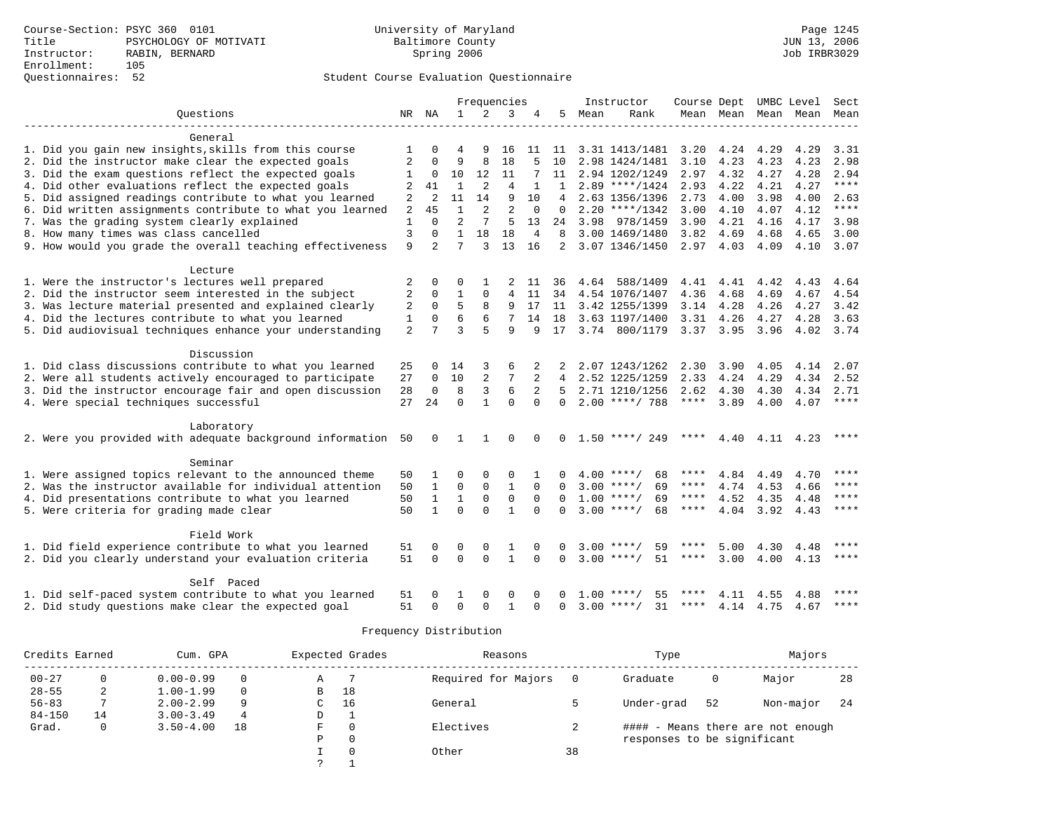Course-Section: PSYC 360 0101
Title: PSYCHOLOGY OF MOTIVATI
Instructor: RABIN, BERNARD
Enrollment: 105
Questionnaires: 52

University of Maryland
Baltimore County
Spring 2006

JUN 13, 2006
Job IRBR3029

## Student Course Evaluation Questionnaire

| Questions | NR | NA | 1 | 2 | 3 | 4 | 5 | Instructor Mean | Instructor Rank | Course Mean | Dept Mean | UMBC Mean | Level Mean | Sect Mean |
|---|---|---|---|---|---|---|---|---|---|---|---|---|---|---|
| **General** | | | | | | | | | | | | | | |
| 1. Did you gain new insights,skills from this course | 1 | 0 | 4 | 9 | 16 | 11 | 11 | 3.31 | 1413/1481 | 3.20 | 4.24 | 4.29 | 4.29 | 3.31 |
| 2. Did the instructor make clear the expected goals | 2 | 0 | 9 | 8 | 18 | 5 | 10 | 2.98 | 1424/1481 | 3.10 | 4.23 | 4.23 | 4.23 | 2.98 |
| 3. Did the exam questions reflect the expected goals | 1 | 0 | 10 | 12 | 11 | 7 | 11 | 2.94 | 1202/1249 | 2.97 | 4.32 | 4.27 | 4.28 | 2.94 |
| 4. Did other evaluations reflect the expected goals | 2 | 41 | 1 | 2 | 4 | 1 | 1 | 2.89 | ****/1424 | 2.93 | 4.22 | 4.21 | 4.27 | **** |
| 5. Did assigned readings contribute to what you learned | 2 | 2 | 11 | 14 | 9 | 10 | 4 | 2.63 | 1356/1396 | 2.73 | 4.00 | 3.98 | 4.00 | 2.63 |
| 6. Did written assignments contribute to what you learned | 2 | 45 | 1 | 2 | 2 | 0 | 0 | 2.20 | ****/1342 | 3.00 | 4.10 | 4.07 | 4.12 | **** |
| 7. Was the grading system clearly explained | 1 | 0 | 2 | 7 | 5 | 13 | 24 | 3.98 | 978/1459 | 3.90 | 4.21 | 4.16 | 4.17 | 3.98 |
| 8. How many times was class cancelled | 3 | 0 | 1 | 18 | 18 | 4 | 8 | 3.00 | 1469/1480 | 3.82 | 4.69 | 4.68 | 4.65 | 3.00 |
| 9. How would you grade the overall teaching effectiveness | 9 | 2 | 7 | 3 | 13 | 16 | 2 | 3.07 | 1346/1450 | 2.97 | 4.03 | 4.09 | 4.10 | 3.07 |
| **Lecture** | | | | | | | | | | | | | | |
| 1. Were the instructor's lectures well prepared | 2 | 0 | 0 | 1 | 2 | 11 | 36 | 4.64 | 588/1409 | 4.41 | 4.41 | 4.42 | 4.43 | 4.64 |
| 2. Did the instructor seem interested in the subject | 2 | 0 | 1 | 0 | 4 | 11 | 34 | 4.54 | 1076/1407 | 4.36 | 4.68 | 4.69 | 4.67 | 4.54 |
| 3. Was lecture material presented and explained clearly | 2 | 0 | 5 | 8 | 9 | 17 | 11 | 3.42 | 1255/1399 | 3.14 | 4.28 | 4.26 | 4.27 | 3.42 |
| 4. Did the lectures contribute to what you learned | 1 | 0 | 6 | 6 | 7 | 14 | 18 | 3.63 | 1197/1400 | 3.31 | 4.26 | 4.27 | 4.28 | 3.63 |
| 5. Did audiovisual techniques enhance your understanding | 2 | 7 | 3 | 5 | 9 | 9 | 17 | 3.74 | 800/1179 | 3.37 | 3.95 | 3.96 | 4.02 | 3.74 |
| **Discussion** | | | | | | | | | | | | | | |
| 1. Did class discussions contribute to what you learned | 25 | 0 | 14 | 3 | 6 | 2 | 2 | 2.07 | 1243/1262 | 2.30 | 3.90 | 4.05 | 4.14 | 2.07 |
| 2. Were all students actively encouraged to participate | 27 | 0 | 10 | 2 | 7 | 2 | 4 | 2.52 | 1225/1259 | 2.33 | 4.24 | 4.29 | 4.34 | 2.52 |
| 3. Did the instructor encourage fair and open discussion | 28 | 0 | 8 | 3 | 6 | 2 | 5 | 2.71 | 1210/1256 | 2.62 | 4.30 | 4.30 | 4.34 | 2.71 |
| 4. Were special techniques successful | 27 | 24 | 0 | 1 | 0 | 0 | 0 | 2.00 | ****/ 788 | **** | 3.89 | 4.00 | 4.07 | **** |
| **Laboratory** | | | | | | | | | | | | | | |
| 2. Were you provided with adequate background information | 50 | 0 | 1 | 1 | 0 | 0 | 0 | 1.50 | ****/ 249 | **** | 4.40 | 4.11 | 4.23 | **** |
| **Seminar** | | | | | | | | | | | | | | |
| 1. Were assigned topics relevant to the announced theme | 50 | 1 | 0 | 0 | 0 | 1 | 0 | 4.00 | ****/ 68 | **** | 4.84 | 4.49 | 4.70 | **** |
| 2. Was the instructor available for individual attention | 50 | 1 | 0 | 0 | 1 | 0 | 0 | 3.00 | ****/ 69 | **** | 4.74 | 4.53 | 4.66 | **** |
| 4. Did presentations contribute to what you learned | 50 | 1 | 1 | 0 | 0 | 0 | 0 | 1.00 | ****/ 69 | **** | 4.52 | 4.35 | 4.48 | **** |
| 5. Were criteria for grading made clear | 50 | 1 | 0 | 0 | 1 | 0 | 0 | 3.00 | ****/ 68 | **** | 4.04 | 3.92 | 4.43 | **** |
| **Field Work** | | | | | | | | | | | | | | |
| 1. Did field experience contribute to what you learned | 51 | 0 | 0 | 0 | 1 | 0 | 0 | 3.00 | ****/ 59 | **** | 5.00 | 4.30 | 4.48 | **** |
| 2. Did you clearly understand your evaluation criteria | 51 | 0 | 0 | 0 | 1 | 0 | 0 | 3.00 | ****/ 51 | **** | 3.00 | 4.00 | 4.13 | **** |
| **Self Paced** | | | | | | | | | | | | | | |
| 1. Did self-paced system contribute to what you learned | 51 | 0 | 1 | 0 | 0 | 0 | 0 | 1.00 | ****/ 55 | **** | 4.11 | 4.55 | 4.88 | **** |
| 2. Did study questions make clear the expected goal | 51 | 0 | 0 | 0 | 1 | 0 | 0 | 3.00 | ****/ 31 | **** | 4.14 | 4.75 | 4.67 | **** |

## Frequency Distribution

| Credits Earned | | Cum. GPA | | Expected Grades | | Reasons | | Type | | Majors | |
|---|---|---|---|---|---|---|---|---|---|---|---|
| 00-27 | 0 | 0.00-0.99 | 0 | A | 7 | Required for Majors | 0 | Graduate | 0 | Major | 28 |
| 28-55 | 2 | 1.00-1.99 | 0 | B | 18 | | | | | | |
| 56-83 | 7 | 2.00-2.99 | 9 | C | 16 | General | 5 | Under-grad | 52 | Non-major | 24 |
| 84-150 | 14 | 3.00-3.49 | 4 | D | 1 | | | | | | |
| Grad. | 0 | 3.50-4.00 | 18 | F | 0 | Electives | 2 | | | | |
| | | | | P | 0 | | | | | | |
| | | | | I | 0 | Other | 38 | | | | |
| | | | | ? | 1 | | | | | | |

#### - Means there are not enough responses to be significant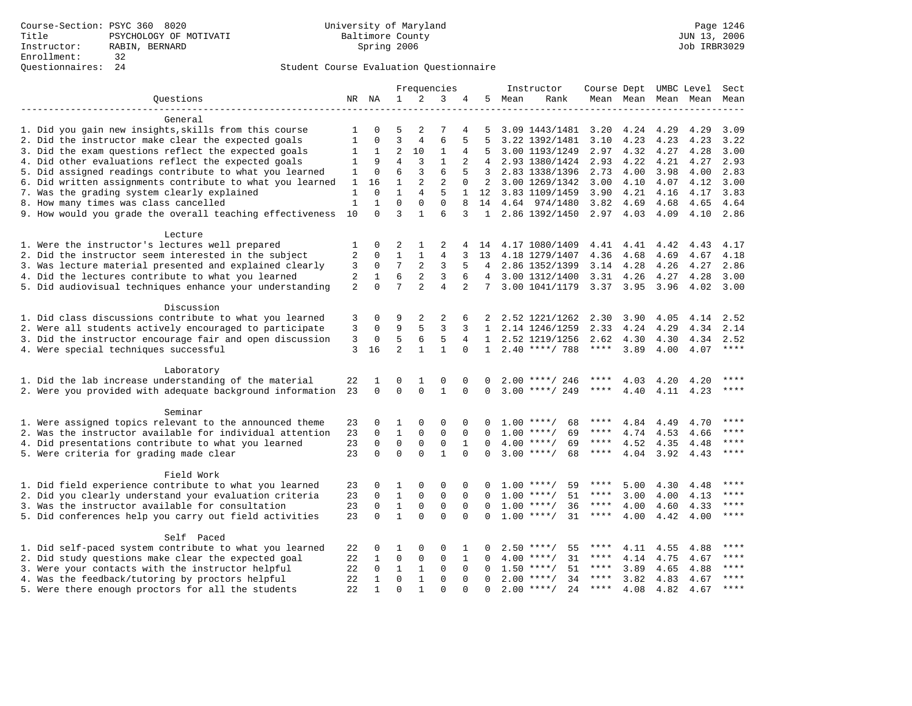Course-Section: PSYC 360 8020
Title: PSYCHOLOGY OF MOTIVATI
Instructor: RABIN, BERNARD
Enrollment: 32
Questionnaires: 24

University of Maryland
Baltimore County
Spring 2006

Page 1246
JUN 13, 2006
Job IRBR3029

Student Course Evaluation Questionnaire

| Questions | NR | NA | 1 | 2 | 3 | 4 | 5 | Instructor Mean | Instructor Rank | Course Mean | Dept Mean | UMBC Level Mean | Level Mean | Sect Mean |
|---|---|---|---|---|---|---|---|---|---|---|---|---|---|---|
| **General** | | | | | | | | | | | | | | |
| 1. Did you gain new insights,skills from this course | 1 | 0 | 5 | 2 | 7 | 4 | 5 | 3.09 | 1443/1481 | 3.20 | 4.24 | 4.29 | 4.29 | 3.09 |
| 2. Did the instructor make clear the expected goals | 1 | 0 | 3 | 4 | 6 | 5 | 5 | 3.22 | 1392/1481 | 3.10 | 4.23 | 4.23 | 4.23 | 3.22 |
| 3. Did the exam questions reflect the expected goals | 1 | 1 | 2 | 10 | 1 | 4 | 5 | 3.00 | 1193/1249 | 2.97 | 4.32 | 4.27 | 4.28 | 3.00 |
| 4. Did other evaluations reflect the expected goals | 1 | 9 | 4 | 3 | 1 | 2 | 4 | 2.93 | 1380/1424 | 2.93 | 4.22 | 4.21 | 4.27 | 2.93 |
| 5. Did assigned readings contribute to what you learned | 1 | 0 | 6 | 3 | 6 | 5 | 3 | 2.83 | 1338/1396 | 2.73 | 4.00 | 3.98 | 4.00 | 2.83 |
| 6. Did written assignments contribute to what you learned | 1 | 16 | 1 | 2 | 2 | 0 | 2 | 3.00 | 1269/1342 | 3.00 | 4.10 | 4.07 | 4.12 | 3.00 |
| 7. Was the grading system clearly explained | 1 | 0 | 1 | 4 | 5 | 1 | 12 | 3.83 | 1109/1459 | 3.90 | 4.21 | 4.16 | 4.17 | 3.83 |
| 8. How many times was class cancelled | 1 | 1 | 0 | 0 | 0 | 8 | 14 | 4.64 | 974/1480 | 3.82 | 4.69 | 4.68 | 4.65 | 4.64 |
| 9. How would you grade the overall teaching effectiveness | 10 | 0 | 3 | 1 | 6 | 3 | 1 | 2.86 | 1392/1450 | 2.97 | 4.03 | 4.09 | 4.10 | 2.86 |
| **Lecture** | | | | | | | | | | | | | | |
| 1. Were the instructor's lectures well prepared | 1 | 0 | 2 | 1 | 2 | 4 | 14 | 4.17 | 1080/1409 | 4.41 | 4.41 | 4.42 | 4.43 | 4.17 |
| 2. Did the instructor seem interested in the subject | 2 | 0 | 1 | 1 | 4 | 3 | 13 | 4.18 | 1279/1407 | 4.36 | 4.68 | 4.69 | 4.67 | 4.18 |
| 3. Was lecture material presented and explained clearly | 3 | 0 | 7 | 2 | 3 | 5 | 4 | 2.86 | 1352/1399 | 3.14 | 4.28 | 4.26 | 4.27 | 2.86 |
| 4. Did the lectures contribute to what you learned | 2 | 1 | 6 | 2 | 3 | 6 | 4 | 3.00 | 1312/1400 | 3.31 | 4.26 | 4.27 | 4.28 | 3.00 |
| 5. Did audiovisual techniques enhance your understanding | 2 | 0 | 7 | 2 | 4 | 2 | 7 | 3.00 | 1041/1179 | 3.37 | 3.95 | 3.96 | 4.02 | 3.00 |
| **Discussion** | | | | | | | | | | | | | | |
| 1. Did class discussions contribute to what you learned | 3 | 0 | 9 | 2 | 2 | 6 | 2 | 2.52 | 1221/1262 | 2.30 | 3.90 | 4.05 | 4.14 | 2.52 |
| 2. Were all students actively encouraged to participate | 3 | 0 | 9 | 5 | 3 | 3 | 1 | 2.14 | 1246/1259 | 2.33 | 4.24 | 4.29 | 4.34 | 2.14 |
| 3. Did the instructor encourage fair and open discussion | 3 | 0 | 5 | 6 | 5 | 4 | 1 | 2.52 | 1219/1256 | 2.62 | 4.30 | 4.30 | 4.34 | 2.52 |
| 4. Were special techniques successful | 3 | 16 | 2 | 1 | 1 | 0 | 1 | 2.40 | ****/ 788 | **** | 3.89 | 4.00 | 4.07 | **** |
| **Laboratory** | | | | | | | | | | | | | | |
| 1. Did the lab increase understanding of the material | 22 | 1 | 0 | 1 | 0 | 0 | 0 | 2.00 | ****/ 246 | **** | 4.03 | 4.20 | 4.20 | **** |
| 2. Were you provided with adequate background information | 23 | 0 | 0 | 0 | 1 | 0 | 0 | 3.00 | ****/ 249 | **** | 4.40 | 4.11 | 4.23 | **** |
| **Seminar** | | | | | | | | | | | | | | |
| 1. Were assigned topics relevant to the announced theme | 23 | 0 | 1 | 0 | 0 | 0 | 0 | 1.00 | ****/ 68 | **** | 4.84 | 4.49 | 4.70 | **** |
| 2. Was the instructor available for individual attention | 23 | 0 | 1 | 0 | 0 | 0 | 0 | 1.00 | ****/ 69 | **** | 4.74 | 4.53 | 4.66 | **** |
| 4. Did presentations contribute to what you learned | 23 | 0 | 0 | 0 | 0 | 1 | 0 | 4.00 | ****/ 69 | **** | 4.52 | 4.35 | 4.48 | **** |
| 5. Were criteria for grading made clear | 23 | 0 | 0 | 0 | 1 | 0 | 0 | 3.00 | ****/ 68 | **** | 4.04 | 3.92 | 4.43 | **** |
| **Field Work** | | | | | | | | | | | | | | |
| 1. Did field experience contribute to what you learned | 23 | 0 | 1 | 0 | 0 | 0 | 0 | 1.00 | ****/ 59 | **** | 5.00 | 4.30 | 4.48 | **** |
| 2. Did you clearly understand your evaluation criteria | 23 | 0 | 1 | 0 | 0 | 0 | 0 | 1.00 | ****/ 51 | **** | 3.00 | 4.00 | 4.13 | **** |
| 3. Was the instructor available for consultation | 23 | 0 | 1 | 0 | 0 | 0 | 0 | 1.00 | ****/ 36 | **** | 4.00 | 4.60 | 4.33 | **** |
| 5. Did conferences help you carry out field activities | 23 | 0 | 1 | 0 | 0 | 0 | 0 | 1.00 | ****/ 31 | **** | 4.00 | 4.42 | 4.00 | **** |
| **Self Paced** | | | | | | | | | | | | | | |
| 1. Did self-paced system contribute to what you learned | 22 | 0 | 1 | 0 | 0 | 1 | 0 | 2.50 | ****/ 55 | **** | 4.11 | 4.55 | 4.88 | **** |
| 2. Did study questions make clear the expected goal | 22 | 1 | 0 | 0 | 0 | 1 | 0 | 4.00 | ****/ 31 | **** | 4.14 | 4.75 | 4.67 | **** |
| 3. Were your contacts with the instructor helpful | 22 | 0 | 1 | 1 | 0 | 0 | 0 | 1.50 | ****/ 51 | **** | 3.89 | 4.65 | 4.88 | **** |
| 4. Was the feedback/tutoring by proctors helpful | 22 | 1 | 0 | 1 | 0 | 0 | 0 | 2.00 | ****/ 34 | **** | 3.82 | 4.83 | 4.67 | **** |
| 5. Were there enough proctors for all the students | 22 | 1 | 0 | 1 | 0 | 0 | 0 | 2.00 | ****/ 24 | **** | 4.08 | 4.82 | 4.67 | **** |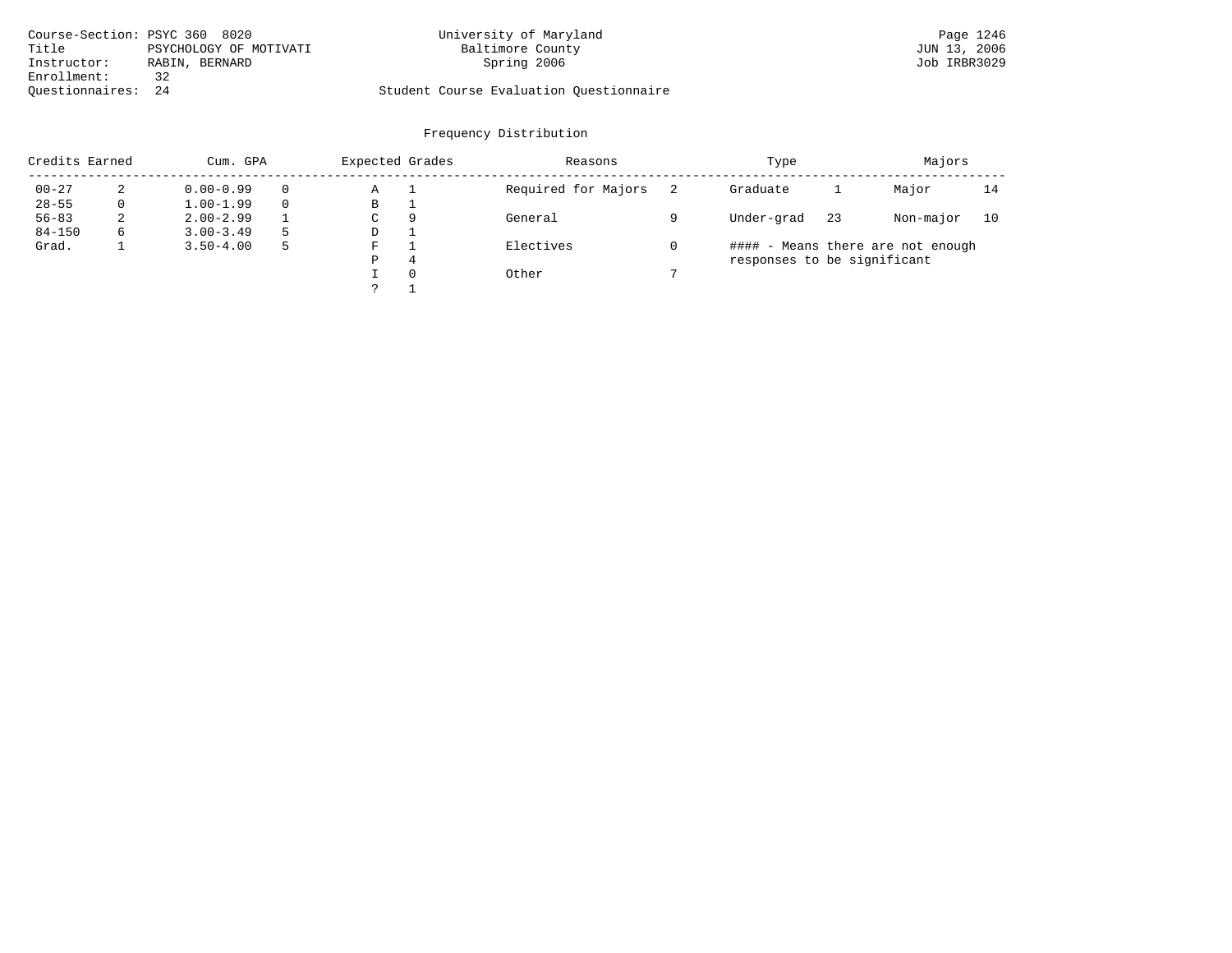Course-Section: PSYC 360 8020
Title: PSYCHOLOGY OF MOTIVATI
Instructor: RABIN, BERNARD
Enrollment: 32
Questionnaires: 24

University of Maryland
Baltimore County
Spring 2006

Student Course Evaluation Questionnaire

JUN 13, 2006
Job IRBR3029

## Frequency Distribution

| Credits Earned | | Cum. GPA | | Expected Grades | | Reasons | | Type | | Majors | |
|---|---|---|---|---|---|---|---|---|---|---|---|
| 00-27 | 2 | 0.00-0.99 | 0 | A | 1 | Required for Majors | 2 | Graduate | 1 | Major | 14 |
| 28-55 | 0 | 1.00-1.99 | 0 | B | 1 | | | | | | |
| 56-83 | 2 | 2.00-2.99 | 1 | C | 9 | General | 9 | Under-grad | 23 | Non-major | 10 |
| 84-150 | 6 | 3.00-3.49 | 5 | D | 1 | | | | | | |
| Grad. | 1 | 3.50-4.00 | 5 | F | 1 | Electives | 0 | | | | |
| | | | | P | 4 | | | | | | |
| | | | | I | 0 | Other | 7 | | | | |
| | | | | ? | 1 | | | | | | |

#### - Means there are not enough responses to be significant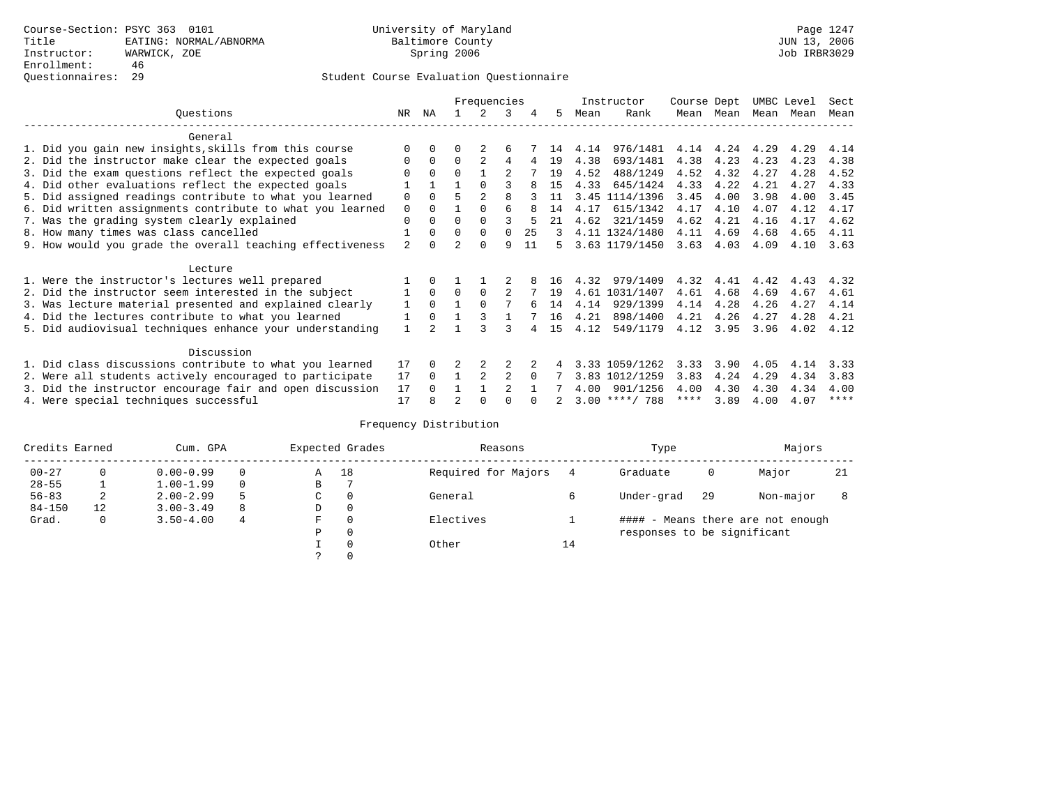Course-Section: PSYC 363 0101
Title: EATING: NORMAL/ABNORMA
Instructor: WARWICK, ZOE
Enrollment: 46
Questionnaires: 29

University of Maryland
Baltimore County
Spring 2006

Page 1247
JUN 13, 2006
Job IRBR3029

## Student Course Evaluation Questionnaire

| Questions | NR | NA | 1 | 2 | 3 | 4 | 5 | Instructor Mean | Instructor Rank | Course Mean | Dept Mean | UMBC Mean | Level Mean | Sect Mean |
|---|---|---|---|---|---|---|---|---|---|---|---|---|---|---|
| **General** | | | | | | | | | | | | | | |
| 1. Did you gain new insights,skills from this course | 0 | 0 | 0 | 2 | 6 | 7 | 14 | 4.14 | 976/1481 | 4.14 | 4.24 | 4.29 | 4.29 | 4.14 |
| 2. Did the instructor make clear the expected goals | 0 | 0 | 0 | 2 | 4 | 4 | 19 | 4.38 | 693/1481 | 4.38 | 4.23 | 4.23 | 4.23 | 4.38 |
| 3. Did the exam questions reflect the expected goals | 0 | 0 | 0 | 1 | 2 | 7 | 19 | 4.52 | 488/1249 | 4.52 | 4.32 | 4.27 | 4.28 | 4.52 |
| 4. Did other evaluations reflect the expected goals | 1 | 1 | 1 | 0 | 3 | 8 | 15 | 4.33 | 645/1424 | 4.33 | 4.22 | 4.21 | 4.27 | 4.33 |
| 5. Did assigned readings contribute to what you learned | 0 | 0 | 5 | 2 | 8 | 3 | 11 | 3.45 | 1114/1396 | 3.45 | 4.00 | 3.98 | 4.00 | 3.45 |
| 6. Did written assignments contribute to what you learned | 0 | 0 | 1 | 0 | 6 | 8 | 14 | 4.17 | 615/1342 | 4.17 | 4.10 | 4.07 | 4.12 | 4.17 |
| 7. Was the grading system clearly explained | 0 | 0 | 0 | 0 | 3 | 5 | 21 | 4.62 | 321/1459 | 4.62 | 4.21 | 4.16 | 4.17 | 4.62 |
| 8. How many times was class cancelled | 1 | 0 | 0 | 0 | 0 | 25 | 3 | 4.11 | 1324/1480 | 4.11 | 4.69 | 4.68 | 4.65 | 4.11 |
| 9. How would you grade the overall teaching effectiveness | 2 | 0 | 2 | 0 | 9 | 11 | 5 | 3.63 | 1179/1450 | 3.63 | 4.03 | 4.09 | 4.10 | 3.63 |
| **Lecture** | | | | | | | | | | | | | | |
| 1. Were the instructor's lectures well prepared | 1 | 0 | 1 | 1 | 2 | 8 | 16 | 4.32 | 979/1409 | 4.32 | 4.41 | 4.42 | 4.43 | 4.32 |
| 2. Did the instructor seem interested in the subject | 1 | 0 | 0 | 0 | 2 | 7 | 19 | 4.61 | 1031/1407 | 4.61 | 4.68 | 4.69 | 4.67 | 4.61 |
| 3. Was lecture material presented and explained clearly | 1 | 0 | 1 | 0 | 7 | 6 | 14 | 4.14 | 929/1399 | 4.14 | 4.28 | 4.26 | 4.27 | 4.14 |
| 4. Did the lectures contribute to what you learned | 1 | 0 | 1 | 3 | 1 | 7 | 16 | 4.21 | 898/1400 | 4.21 | 4.26 | 4.27 | 4.28 | 4.21 |
| 5. Did audiovisual techniques enhance your understanding | 1 | 2 | 1 | 3 | 3 | 4 | 15 | 4.12 | 549/1179 | 4.12 | 3.95 | 3.96 | 4.02 | 4.12 |
| **Discussion** | | | | | | | | | | | | | | |
| 1. Did class discussions contribute to what you learned | 17 | 0 | 2 | 2 | 2 | 2 | 4 | 3.33 | 1059/1262 | 3.33 | 3.90 | 4.05 | 4.14 | 3.33 |
| 2. Were all students actively encouraged to participate | 17 | 0 | 1 | 2 | 2 | 0 | 7 | 3.83 | 1012/1259 | 3.83 | 4.24 | 4.29 | 4.34 | 3.83 |
| 3. Did the instructor encourage fair and open discussion | 17 | 0 | 1 | 1 | 2 | 1 | 7 | 4.00 | 901/1256 | 4.00 | 4.30 | 4.30 | 4.34 | 4.00 |
| 4. Were special techniques successful | 17 | 8 | 2 | 0 | 0 | 0 | 2 | 3.00 | ****/ 788 | **** | 3.89 | 4.00 | 4.07 | **** |

## Frequency Distribution

| Credits Earned | | Cum. GPA | | Expected Grades | | Reasons | | Type | | Majors | |
|---|---|---|---|---|---|---|---|---|---|---|---|
| 00-27 | 0 | 0.00-0.99 | 0 | A | 18 | Required for Majors | 4 | Graduate | 0 | Major | 21 |
| 28-55 | 1 | 1.00-1.99 | 0 | B | 7 | | | | | | |
| 56-83 | 2 | 2.00-2.99 | 5 | C | 0 | General | 6 | Under-grad | 29 | Non-major | 8 |
| 84-150 | 12 | 3.00-3.49 | 8 | D | 0 | | | | | | |
| Grad. | 0 | 3.50-4.00 | 4 | F | 0 | Electives | 1 | #### - Means there are not enough responses to be significant | | | |
| | | | | P | 0 | | | | | | |
| | | | | I | 0 | Other | 14 | | | | |
| | | | | ? | 0 | | | | | | |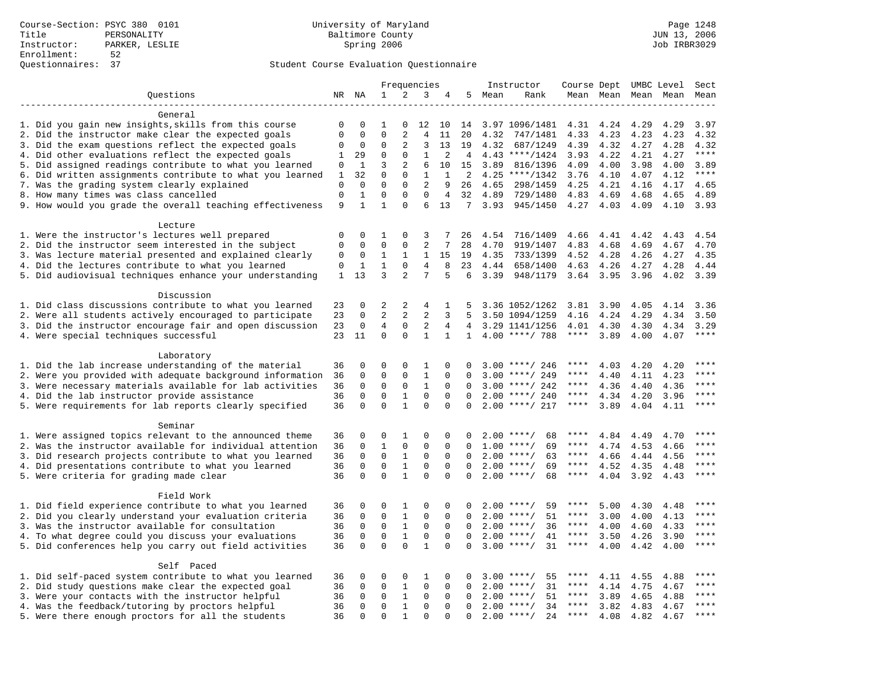Course-Section: PSYC 380 0101
Title: PERSONALITY
Instructor: PARKER, LESLIE
Enrollment: 52
Questionnaires: 37

University of Maryland
Baltimore County
Spring 2006

Student Course Evaluation Questionnaire

| Questions | NR | NA | 1 | 2 | 3 | 4 | 5 | Instructor Mean | Instructor Rank | Course Mean | Dept Mean | UMBC Level Mean | Level Mean | Sect Mean |
|---|---|---|---|---|---|---|---|---|---|---|---|---|---|---|
| **General** | | | | | | | | | | | | | | |
| 1. Did you gain new insights,skills from this course | 0 | 0 | 1 | 0 | 12 | 10 | 14 | 3.97 | 1096/1481 | 4.31 | 4.24 | 4.29 | 4.29 | 3.97 |
| 2. Did the instructor make clear the expected goals | 0 | 0 | 0 | 2 | 4 | 11 | 20 | 4.32 | 747/1481 | 4.33 | 4.23 | 4.23 | 4.23 | 4.32 |
| 3. Did the exam questions reflect the expected goals | 0 | 0 | 0 | 2 | 3 | 13 | 19 | 4.32 | 687/1249 | 4.39 | 4.32 | 4.27 | 4.28 | 4.32 |
| 4. Did other evaluations reflect the expected goals | 1 | 29 | 0 | 0 | 1 | 2 | 4 | 4.43 | ****/1424 | 3.93 | 4.22 | 4.21 | 4.27 | **** |
| 5. Did assigned readings contribute to what you learned | 0 | 1 | 3 | 2 | 6 | 10 | 15 | 3.89 | 816/1396 | 4.09 | 4.00 | 3.98 | 4.00 | 3.89 |
| 6. Did written assignments contribute to what you learned | 1 | 32 | 0 | 0 | 1 | 1 | 2 | 4.25 | ****/1342 | 3.76 | 4.10 | 4.07 | 4.12 | **** |
| 7. Was the grading system clearly explained | 0 | 0 | 0 | 0 | 2 | 9 | 26 | 4.65 | 298/1459 | 4.25 | 4.21 | 4.16 | 4.17 | 4.65 |
| 8. How many times was class cancelled | 0 | 1 | 0 | 0 | 0 | 4 | 32 | 4.89 | 729/1480 | 4.83 | 4.69 | 4.68 | 4.65 | 4.89 |
| 9. How would you grade the overall teaching effectiveness | 9 | 1 | 1 | 0 | 6 | 13 | 7 | 3.93 | 945/1450 | 4.27 | 4.03 | 4.09 | 4.10 | 3.93 |
| **Lecture** | | | | | | | | | | | | | | |
| 1. Were the instructor's lectures well prepared | 0 | 0 | 1 | 0 | 3 | 7 | 26 | 4.54 | 716/1409 | 4.66 | 4.41 | 4.42 | 4.43 | 4.54 |
| 2. Did the instructor seem interested in the subject | 0 | 0 | 0 | 0 | 2 | 7 | 28 | 4.70 | 919/1407 | 4.83 | 4.68 | 4.69 | 4.67 | 4.70 |
| 3. Was lecture material presented and explained clearly | 0 | 0 | 1 | 1 | 1 | 15 | 19 | 4.35 | 733/1399 | 4.52 | 4.28 | 4.26 | 4.27 | 4.35 |
| 4. Did the lectures contribute to what you learned | 0 | 1 | 1 | 0 | 4 | 8 | 23 | 4.44 | 658/1400 | 4.63 | 4.26 | 4.27 | 4.28 | 4.44 |
| 5. Did audiovisual techniques enhance your understanding | 1 | 13 | 3 | 2 | 7 | 5 | 6 | 3.39 | 948/1179 | 3.64 | 3.95 | 3.96 | 4.02 | 3.39 |
| **Discussion** | | | | | | | | | | | | | | |
| 1. Did class discussions contribute to what you learned | 23 | 0 | 2 | 2 | 4 | 1 | 5 | 3.36 | 1052/1262 | 3.81 | 3.90 | 4.05 | 4.14 | 3.36 |
| 2. Were all students actively encouraged to participate | 23 | 0 | 2 | 2 | 2 | 3 | 5 | 3.50 | 1094/1259 | 4.16 | 4.24 | 4.29 | 4.34 | 3.50 |
| 3. Did the instructor encourage fair and open discussion | 23 | 0 | 4 | 0 | 2 | 4 | 4 | 3.29 | 1141/1256 | 4.01 | 4.30 | 4.30 | 4.34 | 3.29 |
| 4. Were special techniques successful | 23 | 11 | 0 | 0 | 1 | 1 | 1 | 4.00 | ****/ 788 | **** | 3.89 | 4.00 | 4.07 | **** |
| **Laboratory** | | | | | | | | | | | | | | |
| 1. Did the lab increase understanding of the material | 36 | 0 | 0 | 0 | 1 | 0 | 0 | 3.00 | ****/ 246 | **** | 4.03 | 4.20 | 4.20 | **** |
| 2. Were you provided with adequate background information | 36 | 0 | 0 | 0 | 1 | 0 | 0 | 3.00 | ****/ 249 | **** | 4.40 | 4.11 | 4.23 | **** |
| 3. Were necessary materials available for lab activities | 36 | 0 | 0 | 0 | 1 | 0 | 0 | 3.00 | ****/ 242 | **** | 4.36 | 4.40 | 4.36 | **** |
| 4. Did the lab instructor provide assistance | 36 | 0 | 0 | 1 | 0 | 0 | 0 | 2.00 | ****/ 240 | **** | 4.34 | 4.20 | 3.96 | **** |
| 5. Were requirements for lab reports clearly specified | 36 | 0 | 0 | 1 | 0 | 0 | 0 | 2.00 | ****/ 217 | **** | 3.89 | 4.04 | 4.11 | **** |
| **Seminar** | | | | | | | | | | | | | | |
| 1. Were assigned topics relevant to the announced theme | 36 | 0 | 0 | 1 | 0 | 0 | 0 | 2.00 | ****/ 68 | **** | 4.84 | 4.49 | 4.70 | **** |
| 2. Was the instructor available for individual attention | 36 | 0 | 1 | 0 | 0 | 0 | 0 | 1.00 | ****/ 69 | **** | 4.74 | 4.53 | 4.66 | **** |
| 3. Did research projects contribute to what you learned | 36 | 0 | 0 | 1 | 0 | 0 | 0 | 2.00 | ****/ 63 | **** | 4.66 | 4.44 | 4.56 | **** |
| 4. Did presentations contribute to what you learned | 36 | 0 | 0 | 1 | 0 | 0 | 0 | 2.00 | ****/ 69 | **** | 4.52 | 4.35 | 4.48 | **** |
| 5. Were criteria for grading made clear | 36 | 0 | 0 | 1 | 0 | 0 | 0 | 2.00 | ****/ 68 | **** | 4.04 | 3.92 | 4.43 | **** |
| **Field Work** | | | | | | | | | | | | | | |
| 1. Did field experience contribute to what you learned | 36 | 0 | 0 | 1 | 0 | 0 | 0 | 2.00 | ****/ 59 | **** | 5.00 | 4.30 | 4.48 | **** |
| 2. Did you clearly understand your evaluation criteria | 36 | 0 | 0 | 1 | 0 | 0 | 0 | 2.00 | ****/ 51 | **** | 3.00 | 4.00 | 4.13 | **** |
| 3. Was the instructor available for consultation | 36 | 0 | 0 | 1 | 0 | 0 | 0 | 2.00 | ****/ 36 | **** | 4.00 | 4.60 | 4.33 | **** |
| 4. To what degree could you discuss your evaluations | 36 | 0 | 0 | 1 | 0 | 0 | 0 | 2.00 | ****/ 41 | **** | 3.50 | 4.26 | 3.90 | **** |
| 5. Did conferences help you carry out field activities | 36 | 0 | 0 | 0 | 1 | 0 | 0 | 3.00 | ****/ 31 | **** | 4.00 | 4.42 | 4.00 | **** |
| **Self Paced** | | | | | | | | | | | | | | |
| 1. Did self-paced system contribute to what you learned | 36 | 0 | 0 | 0 | 1 | 0 | 0 | 3.00 | ****/ 55 | **** | 4.11 | 4.55 | 4.88 | **** |
| 2. Did study questions make clear the expected goal | 36 | 0 | 0 | 1 | 0 | 0 | 0 | 2.00 | ****/ 31 | **** | 4.14 | 4.75 | 4.67 | **** |
| 3. Were your contacts with the instructor helpful | 36 | 0 | 0 | 1 | 0 | 0 | 0 | 2.00 | ****/ 51 | **** | 3.89 | 4.65 | 4.88 | **** |
| 4. Was the feedback/tutoring by proctors helpful | 36 | 0 | 0 | 1 | 0 | 0 | 0 | 2.00 | ****/ 34 | **** | 3.82 | 4.83 | 4.67 | **** |
| 5. Were there enough proctors for all the students | 36 | 0 | 0 | 1 | 0 | 0 | 0 | 2.00 | ****/ 24 | **** | 4.08 | 4.82 | 4.67 | **** |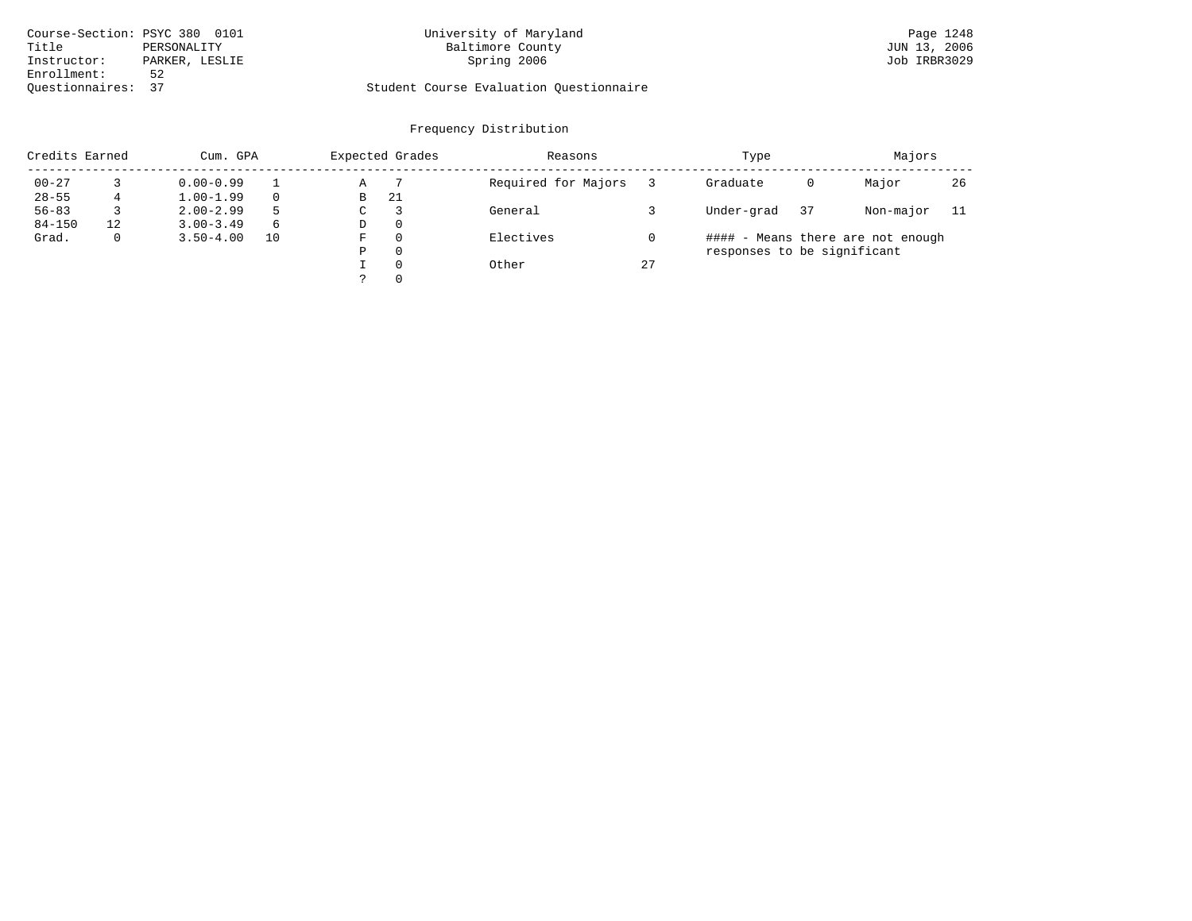Course-Section: PSYC 380 0101
Title: PERSONALITY
Instructor: PARKER, LESLIE
Enrollment: 52
Questionnaires: 37

University of Maryland
Baltimore County
Spring 2006

Student Course Evaluation Questionnaire

Page 1248
JUN 13, 2006
Job IRBR3029

## Frequency Distribution

| Credits Earned | | Cum. GPA | | Expected Grades | | Reasons | | Type | | Majors | |
|---|---|---|---|---|---|---|---|---|---|---|---|
| 00-27 | 3 | 0.00-0.99 | 1 | A | 7 | Required for Majors | 3 | Graduate | 0 | Major | 26 |
| 28-55 | 4 | 1.00-1.99 | 0 | B | 21 | | | | | | |
| 56-83 | 3 | 2.00-2.99 | 5 | C | 3 | General | 3 | Under-grad | 37 | Non-major | 11 |
| 84-150 | 12 | 3.00-3.49 | 6 | D | 0 | | | | | | |
| Grad. | 0 | 3.50-4.00 | 10 | F | 0 | Electives | 0 | | | | |
| | | | | P | 0 | | | | | | |
| | | | | I | 0 | Other | 27 | | | | |
| | | | | ? | 0 | | | | | | |

#### - Means there are not enough responses to be significant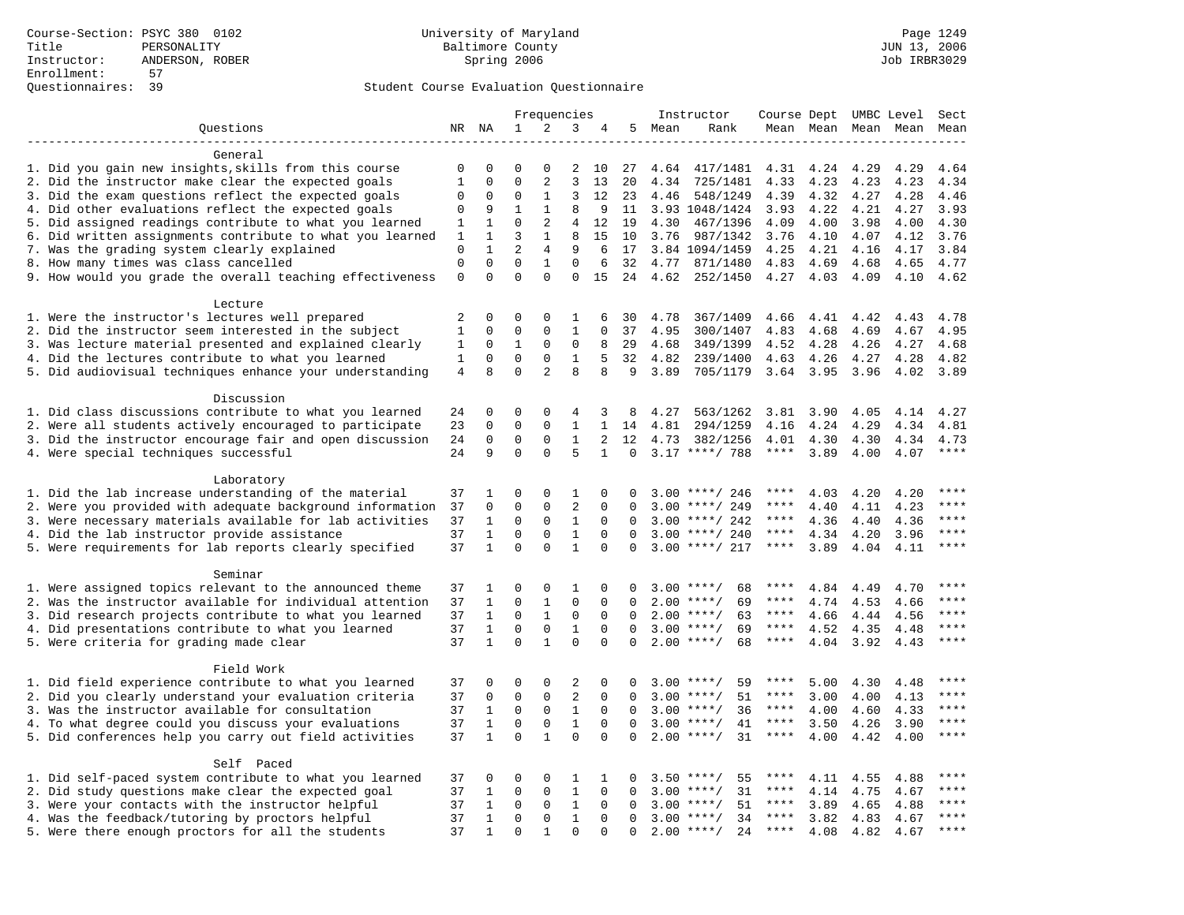Course-Section: PSYC 380 0102
Title: PERSONALITY
Instructor: ANDERSON, ROBER
Enrollment: 57
Questionnaires: 39

University of Maryland
Baltimore County
Spring 2006

JUN 13, 2006
Job IRBR3029

## Student Course Evaluation Questionnaire

| Questions | NR | NA | 1 | 2 | 3 | 4 | 5 | Instructor Mean | Instructor Rank | Course Mean | Dept Mean | UMBC Mean | Level Mean | Sect Mean |
|---|---|---|---|---|---|---|---|---|---|---|---|---|---|---|
| **General** | | | | | | | | | | | | | | |
| 1. Did you gain new insights,skills from this course | 0 | 0 | 0 | 0 | 2 | 10 | 27 | 4.64 | 417/1481 | 4.31 | 4.24 | 4.29 | 4.29 | 4.64 |
| 2. Did the instructor make clear the expected goals | 1 | 0 | 0 | 2 | 3 | 13 | 20 | 4.34 | 725/1481 | 4.33 | 4.23 | 4.23 | 4.23 | 4.34 |
| 3. Did the exam questions reflect the expected goals | 0 | 0 | 0 | 1 | 3 | 12 | 23 | 4.46 | 548/1249 | 4.39 | 4.32 | 4.27 | 4.28 | 4.46 |
| 4. Did other evaluations reflect the expected goals | 0 | 9 | 1 | 1 | 8 | 9 | 11 | 3.93 | 1048/1424 | 3.93 | 4.22 | 4.21 | 4.27 | 3.93 |
| 5. Did assigned readings contribute to what you learned | 1 | 1 | 0 | 2 | 4 | 12 | 19 | 4.30 | 467/1396 | 4.09 | 4.00 | 3.98 | 4.00 | 4.30 |
| 6. Did written assignments contribute to what you learned | 1 | 1 | 3 | 1 | 8 | 15 | 10 | 3.76 | 987/1342 | 3.76 | 4.10 | 4.07 | 4.12 | 3.76 |
| 7. Was the grading system clearly explained | 0 | 1 | 2 | 4 | 9 | 6 | 17 | 3.84 | 1094/1459 | 4.25 | 4.21 | 4.16 | 4.17 | 3.84 |
| 8. How many times was class cancelled | 0 | 0 | 0 | 1 | 0 | 6 | 32 | 4.77 | 871/1480 | 4.83 | 4.69 | 4.68 | 4.65 | 4.77 |
| 9. How would you grade the overall teaching effectiveness | 0 | 0 | 0 | 0 | 0 | 15 | 24 | 4.62 | 252/1450 | 4.27 | 4.03 | 4.09 | 4.10 | 4.62 |
| **Lecture** | | | | | | | | | | | | | | |
| 1. Were the instructor's lectures well prepared | 2 | 0 | 0 | 0 | 1 | 6 | 30 | 4.78 | 367/1409 | 4.66 | 4.41 | 4.42 | 4.43 | 4.78 |
| 2. Did the instructor seem interested in the subject | 1 | 0 | 0 | 0 | 1 | 0 | 37 | 4.95 | 300/1407 | 4.83 | 4.68 | 4.69 | 4.67 | 4.95 |
| 3. Was lecture material presented and explained clearly | 1 | 0 | 1 | 0 | 0 | 8 | 29 | 4.68 | 349/1399 | 4.52 | 4.28 | 4.26 | 4.27 | 4.68 |
| 4. Did the lectures contribute to what you learned | 1 | 0 | 0 | 0 | 1 | 5 | 32 | 4.82 | 239/1400 | 4.63 | 4.26 | 4.27 | 4.28 | 4.82 |
| 5. Did audiovisual techniques enhance your understanding | 4 | 8 | 0 | 2 | 8 | 8 | 9 | 3.89 | 705/1179 | 3.64 | 3.95 | 3.96 | 4.02 | 3.89 |
| **Discussion** | | | | | | | | | | | | | | |
| 1. Did class discussions contribute to what you learned | 24 | 0 | 0 | 0 | 4 | 3 | 8 | 4.27 | 563/1262 | 3.81 | 3.90 | 4.05 | 4.14 | 4.27 |
| 2. Were all students actively encouraged to participate | 23 | 0 | 0 | 0 | 1 | 1 | 14 | 4.81 | 294/1259 | 4.16 | 4.24 | 4.29 | 4.34 | 4.81 |
| 3. Did the instructor encourage fair and open discussion | 24 | 0 | 0 | 0 | 1 | 2 | 12 | 4.73 | 382/1256 | 4.01 | 4.30 | 4.30 | 4.34 | 4.73 |
| 4. Were special techniques successful | 24 | 9 | 0 | 0 | 5 | 1 | 0 | 3.17 | ****/ 788 | **** | 3.89 | 4.00 | 4.07 | **** |
| **Laboratory** | | | | | | | | | | | | | | |
| 1. Did the lab increase understanding of the material | 37 | 1 | 0 | 0 | 1 | 0 | 0 | 3.00 | ****/ 246 | **** | 4.03 | 4.20 | 4.20 | **** |
| 2. Were you provided with adequate background information | 37 | 0 | 0 | 0 | 2 | 0 | 0 | 3.00 | ****/ 249 | **** | 4.40 | 4.11 | 4.23 | **** |
| 3. Were necessary materials available for lab activities | 37 | 1 | 0 | 0 | 1 | 0 | 0 | 3.00 | ****/ 242 | **** | 4.36 | 4.40 | 4.36 | **** |
| 4. Did the lab instructor provide assistance | 37 | 1 | 0 | 0 | 1 | 0 | 0 | 3.00 | ****/ 240 | **** | 4.34 | 4.20 | 3.96 | **** |
| 5. Were requirements for lab reports clearly specified | 37 | 1 | 0 | 0 | 1 | 0 | 0 | 3.00 | ****/ 217 | **** | 3.89 | 4.04 | 4.11 | **** |
| **Seminar** | | | | | | | | | | | | | | |
| 1. Were assigned topics relevant to the announced theme | 37 | 1 | 0 | 0 | 1 | 0 | 0 | 3.00 | ****/ 68 | **** | 4.84 | 4.49 | 4.70 | **** |
| 2. Was the instructor available for individual attention | 37 | 1 | 0 | 1 | 0 | 0 | 0 | 2.00 | ****/ 69 | **** | 4.74 | 4.53 | 4.66 | **** |
| 3. Did research projects contribute to what you learned | 37 | 1 | 0 | 1 | 0 | 0 | 0 | 2.00 | ****/ 63 | **** | 4.66 | 4.44 | 4.56 | **** |
| 4. Did presentations contribute to what you learned | 37 | 1 | 0 | 0 | 1 | 0 | 0 | 3.00 | ****/ 69 | **** | 4.52 | 4.35 | 4.48 | **** |
| 5. Were criteria for grading made clear | 37 | 1 | 0 | 1 | 0 | 0 | 0 | 2.00 | ****/ 68 | **** | 4.04 | 3.92 | 4.43 | **** |
| **Field Work** | | | | | | | | | | | | | | |
| 1. Did field experience contribute to what you learned | 37 | 0 | 0 | 0 | 2 | 0 | 0 | 3.00 | ****/ 59 | **** | 5.00 | 4.30 | 4.48 | **** |
| 2. Did you clearly understand your evaluation criteria | 37 | 0 | 0 | 0 | 2 | 0 | 0 | 3.00 | ****/ 51 | **** | 3.00 | 4.00 | 4.13 | **** |
| 3. Was the instructor available for consultation | 37 | 1 | 0 | 0 | 1 | 0 | 0 | 3.00 | ****/ 36 | **** | 4.00 | 4.60 | 4.33 | **** |
| 4. To what degree could you discuss your evaluations | 37 | 1 | 0 | 0 | 1 | 0 | 0 | 3.00 | ****/ 41 | **** | 3.50 | 4.26 | 3.90 | **** |
| 5. Did conferences help you carry out field activities | 37 | 1 | 0 | 1 | 0 | 0 | 0 | 2.00 | ****/ 31 | **** | 4.00 | 4.42 | 4.00 | **** |
| **Self Paced** | | | | | | | | | | | | | | |
| 1. Did self-paced system contribute to what you learned | 37 | 0 | 0 | 0 | 1 | 1 | 0 | 3.50 | ****/ 55 | **** | 4.11 | 4.55 | 4.88 | **** |
| 2. Did study questions make clear the expected goal | 37 | 1 | 0 | 0 | 1 | 0 | 0 | 3.00 | ****/ 31 | **** | 4.14 | 4.75 | 4.67 | **** |
| 3. Were your contacts with the instructor helpful | 37 | 1 | 0 | 0 | 1 | 0 | 0 | 3.00 | ****/ 51 | **** | 3.89 | 4.65 | 4.88 | **** |
| 4. Was the feedback/tutoring by proctors helpful | 37 | 1 | 0 | 0 | 1 | 0 | 0 | 3.00 | ****/ 34 | **** | 3.82 | 4.83 | 4.67 | **** |
| 5. Were there enough proctors for all the students | 37 | 1 | 0 | 1 | 0 | 0 | 0 | 2.00 | ****/ 24 | **** | 4.08 | 4.82 | 4.67 | **** |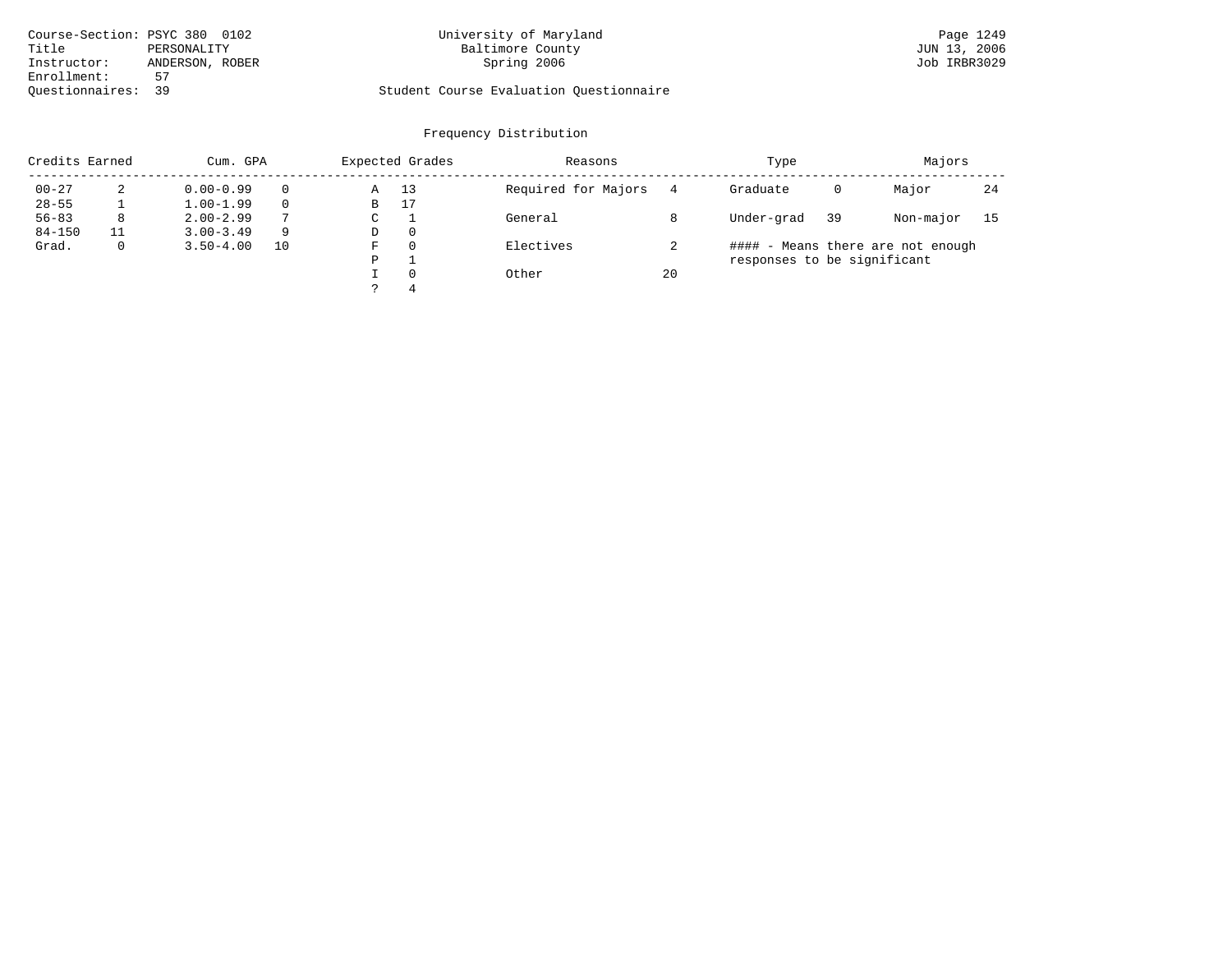Course-Section: PSYC 380 0102
Title: PERSONALITY
Instructor: ANDERSON, ROBER
Enrollment: 57
Questionnaires: 39

University of Maryland
Baltimore County
Spring 2006

Student Course Evaluation Questionnaire

## Frequency Distribution

| Credits Earned | | Cum. GPA | | Expected Grades | | Reasons | | Type | | Majors | |
|---|---|---|---|---|---|---|---|---|---|---|---|
| 00-27 | 2 | 0.00-0.99 | 0 | A | 13 | Required for Majors | 4 | Graduate | 0 | Major | 24 |
| 28-55 | 1 | 1.00-1.99 | 0 | B | 17 | | | | | | |
| 56-83 | 8 | 2.00-2.99 | 7 | C | 1 | General | 8 | Under-grad | 39 | Non-major | 15 |
| 84-150 | 11 | 3.00-3.49 | 9 | D | 0 | | | | | | |
| Grad. | 0 | 3.50-4.00 | 10 | F | 0 | Electives | 2 | | | | |
| | | | | P | 1 | | | | | | |
| | | | | I | 0 | Other | 20 | | | | |
| | | | | ? | 4 | | | | | | |

#### - Means there are not enough responses to be significant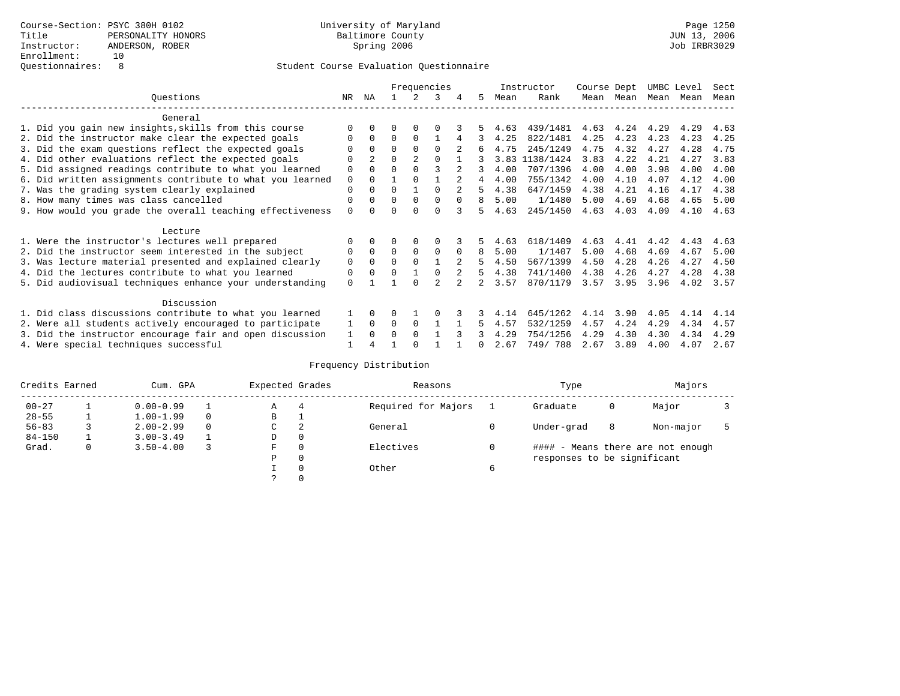Course-Section: PSYC 380H 0102
Title: PERSONALITY HONORS
Instructor: ANDERSON, ROBER
Enrollment: 10
Questionnaires: 8

University of Maryland
Baltimore County
Spring 2006

Student Course Evaluation Questionnaire

| Questions | NR | NA | 1 | 2 | 3 | 4 | 5 | Instructor Mean | Instructor Rank | Course Mean | Dept Mean | UMBC Mean | Level Mean | Sect Mean |
|---|---|---|---|---|---|---|---|---|---|---|---|---|---|---|
| **General** | | | | | | | | | | | | | | |
| 1. Did you gain new insights,skills from this course | 0 | 0 | 0 | 0 | 0 | 3 | 5 | 4.63 | 439/1481 | 4.63 | 4.24 | 4.29 | 4.29 | 4.63 |
| 2. Did the instructor make clear the expected goals | 0 | 0 | 0 | 0 | 1 | 4 | 3 | 4.25 | 822/1481 | 4.25 | 4.23 | 4.23 | 4.23 | 4.25 |
| 3. Did the exam questions reflect the expected goals | 0 | 0 | 0 | 0 | 0 | 2 | 6 | 4.75 | 245/1249 | 4.75 | 4.32 | 4.27 | 4.28 | 4.75 |
| 4. Did other evaluations reflect the expected goals | 0 | 2 | 0 | 2 | 0 | 1 | 3 | 3.83 | 1138/1424 | 3.83 | 4.22 | 4.21 | 4.27 | 3.83 |
| 5. Did assigned readings contribute to what you learned | 0 | 0 | 0 | 0 | 3 | 2 | 3 | 4.00 | 707/1396 | 4.00 | 4.00 | 3.98 | 4.00 | 4.00 |
| 6. Did written assignments contribute to what you learned | 0 | 0 | 1 | 0 | 1 | 2 | 4 | 4.00 | 755/1342 | 4.00 | 4.10 | 4.07 | 4.12 | 4.00 |
| 7. Was the grading system clearly explained | 0 | 0 | 0 | 1 | 0 | 2 | 5 | 4.38 | 647/1459 | 4.38 | 4.21 | 4.16 | 4.17 | 4.38 |
| 8. How many times was class cancelled | 0 | 0 | 0 | 0 | 0 | 0 | 8 | 5.00 | 1/1480 | 5.00 | 4.69 | 4.68 | 4.65 | 5.00 |
| 9. How would you grade the overall teaching effectiveness | 0 | 0 | 0 | 0 | 0 | 3 | 5 | 4.63 | 245/1450 | 4.63 | 4.03 | 4.09 | 4.10 | 4.63 |
| **Lecture** | | | | | | | | | | | | | | |
| 1. Were the instructor's lectures well prepared | 0 | 0 | 0 | 0 | 0 | 3 | 5 | 4.63 | 618/1409 | 4.63 | 4.41 | 4.42 | 4.43 | 4.63 |
| 2. Did the instructor seem interested in the subject | 0 | 0 | 0 | 0 | 0 | 0 | 8 | 5.00 | 1/1407 | 5.00 | 4.68 | 4.69 | 4.67 | 5.00 |
| 3. Was lecture material presented and explained clearly | 0 | 0 | 0 | 0 | 1 | 2 | 5 | 4.50 | 567/1399 | 4.50 | 4.28 | 4.26 | 4.27 | 4.50 |
| 4. Did the lectures contribute to what you learned | 0 | 0 | 0 | 1 | 0 | 2 | 5 | 4.38 | 741/1400 | 4.38 | 4.26 | 4.27 | 4.28 | 4.38 |
| 5. Did audiovisual techniques enhance your understanding | 0 | 1 | 1 | 0 | 2 | 2 | 2 | 3.57 | 870/1179 | 3.57 | 3.95 | 3.96 | 4.02 | 3.57 |
| **Discussion** | | | | | | | | | | | | | | |
| 1. Did class discussions contribute to what you learned | 1 | 0 | 0 | 1 | 0 | 3 | 3 | 4.14 | 645/1262 | 4.14 | 3.90 | 4.05 | 4.14 | 4.14 |
| 2. Were all students actively encouraged to participate | 1 | 0 | 0 | 0 | 1 | 1 | 5 | 4.57 | 532/1259 | 4.57 | 4.24 | 4.29 | 4.34 | 4.57 |
| 3. Did the instructor encourage fair and open discussion | 1 | 0 | 0 | 0 | 1 | 3 | 3 | 4.29 | 754/1256 | 4.29 | 4.30 | 4.30 | 4.34 | 4.29 |
| 4. Were special techniques successful | 1 | 4 | 1 | 0 | 1 | 1 | 0 | 2.67 | 749/ 788 | 2.67 | 3.89 | 4.00 | 4.07 | 2.67 |

Frequency Distribution

| Credits Earned | | Cum. GPA | | Expected Grades | | Reasons | | Type | | Majors | |
|---|---|---|---|---|---|---|---|---|---|---|---|
| 00-27 | 1 | 0.00-0.99 | 1 | A | 4 | Required for Majors | 1 | Graduate | 0 | Major | 3 |
| 28-55 | 1 | 1.00-1.99 | 0 | B | 1 | | | | | | |
| 56-83 | 3 | 2.00-2.99 | 0 | C | 2 | General | 0 | Under-grad | 8 | Non-major | 5 |
| 84-150 | 1 | 3.00-3.49 | 1 | D | 0 | | | | | | |
| Grad. | 0 | 3.50-4.00 | 3 | F | 0 | Electives | 0 | #### - Means there are not enough responses to be significant | | | |
| | | | | P | 0 | | | | | | |
| | | | | I | 0 | Other | 6 | | | | |
| | | | | ? | 0 | | | | | | |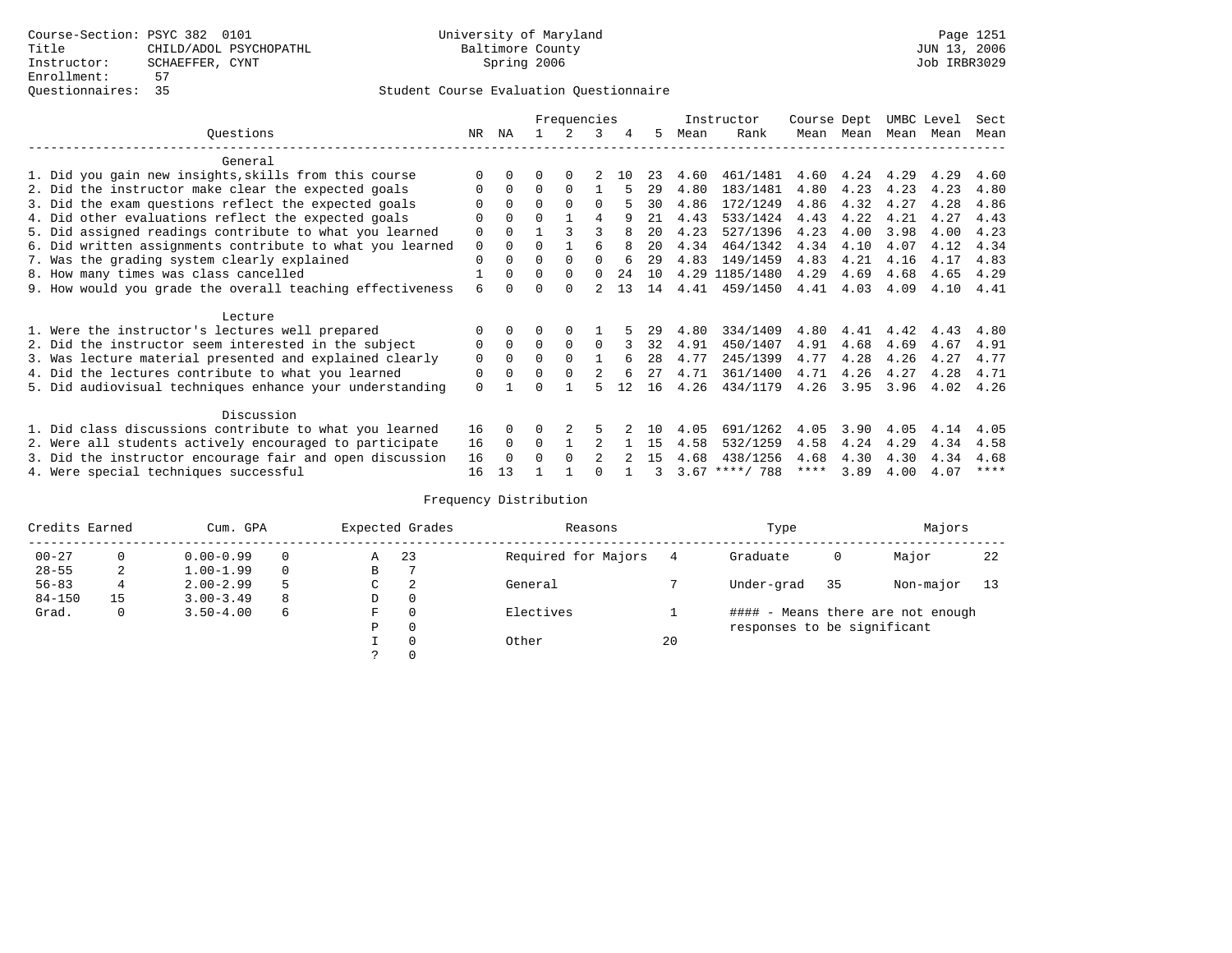Course-Section: PSYC 382 0101
Title: CHILD/ADOL PSYCHOPATHL
Instructor: SCHAEFFER, CYNT
Enrollment: 57
Questionnaires: 35

University of Maryland
Baltimore County
Spring 2006

JUN 13, 2006
Job IRBR3029

## Student Course Evaluation Questionnaire

| Questions | NR | NA | 1 | 2 | 3 | 4 | 5 | Instructor Mean | Instructor Rank | Course Mean | Dept Mean | UMBC Mean | Level Mean | Sect Mean |
|---|---|---|---|---|---|---|---|---|---|---|---|---|---|---|
| **General** | | | | | | | | | | | | | | |
| 1. Did you gain new insights,skills from this course | 0 | 0 | 0 | 0 | 2 | 10 | 23 | 4.60 | 461/1481 | 4.60 | 4.24 | 4.29 | 4.29 | 4.60 |
| 2. Did the instructor make clear the expected goals | 0 | 0 | 0 | 0 | 1 | 5 | 29 | 4.80 | 183/1481 | 4.80 | 4.23 | 4.23 | 4.23 | 4.80 |
| 3. Did the exam questions reflect the expected goals | 0 | 0 | 0 | 0 | 0 | 5 | 30 | 4.86 | 172/1249 | 4.86 | 4.32 | 4.27 | 4.28 | 4.86 |
| 4. Did other evaluations reflect the expected goals | 0 | 0 | 0 | 1 | 4 | 9 | 21 | 4.43 | 533/1424 | 4.43 | 4.22 | 4.21 | 4.27 | 4.43 |
| 5. Did assigned readings contribute to what you learned | 0 | 0 | 1 | 3 | 3 | 8 | 20 | 4.23 | 527/1396 | 4.23 | 4.00 | 3.98 | 4.00 | 4.23 |
| 6. Did written assignments contribute to what you learned | 0 | 0 | 0 | 1 | 6 | 8 | 20 | 4.34 | 464/1342 | 4.34 | 4.10 | 4.07 | 4.12 | 4.34 |
| 7. Was the grading system clearly explained | 0 | 0 | 0 | 0 | 0 | 6 | 29 | 4.83 | 149/1459 | 4.83 | 4.21 | 4.16 | 4.17 | 4.83 |
| 8. How many times was class cancelled | 1 | 0 | 0 | 0 | 0 | 24 | 10 | 4.29 | 1185/1480 | 4.29 | 4.69 | 4.68 | 4.65 | 4.29 |
| 9. How would you grade the overall teaching effectiveness | 6 | 0 | 0 | 0 | 2 | 13 | 14 | 4.41 | 459/1450 | 4.41 | 4.03 | 4.09 | 4.10 | 4.41 |
| **Lecture** | | | | | | | | | | | | | | |
| 1. Were the instructor's lectures well prepared | 0 | 0 | 0 | 0 | 1 | 5 | 29 | 4.80 | 334/1409 | 4.80 | 4.41 | 4.42 | 4.43 | 4.80 |
| 2. Did the instructor seem interested in the subject | 0 | 0 | 0 | 0 | 0 | 3 | 32 | 4.91 | 450/1407 | 4.91 | 4.68 | 4.69 | 4.67 | 4.91 |
| 3. Was lecture material presented and explained clearly | 0 | 0 | 0 | 0 | 1 | 6 | 28 | 4.77 | 245/1399 | 4.77 | 4.28 | 4.26 | 4.27 | 4.77 |
| 4. Did the lectures contribute to what you learned | 0 | 0 | 0 | 0 | 2 | 6 | 27 | 4.71 | 361/1400 | 4.71 | 4.26 | 4.27 | 4.28 | 4.71 |
| 5. Did audiovisual techniques enhance your understanding | 0 | 1 | 0 | 1 | 5 | 12 | 16 | 4.26 | 434/1179 | 4.26 | 3.95 | 3.96 | 4.02 | 4.26 |
| **Discussion** | | | | | | | | | | | | | | |
| 1. Did class discussions contribute to what you learned | 16 | 0 | 0 | 2 | 5 | 2 | 10 | 4.05 | 691/1262 | 4.05 | 3.90 | 4.05 | 4.14 | 4.05 |
| 2. Were all students actively encouraged to participate | 16 | 0 | 0 | 1 | 2 | 1 | 15 | 4.58 | 532/1259 | 4.58 | 4.24 | 4.29 | 4.34 | 4.58 |
| 3. Did the instructor encourage fair and open discussion | 16 | 0 | 0 | 0 | 2 | 2 | 15 | 4.68 | 438/1256 | 4.68 | 4.30 | 4.30 | 4.34 | 4.68 |
| 4. Were special techniques successful | 16 | 13 | 1 | 1 | 0 | 1 | 3 | 3.67 | ****/ 788 | **** | 3.89 | 4.00 | 4.07 | **** |

## Frequency Distribution

| Credits Earned | | Cum. GPA | | Expected Grades | | Reasons | | Type | | Majors | |
|---|---|---|---|---|---|---|---|---|---|---|---|
| 00-27 | 0 | 0.00-0.99 | 0 | A | 23 | Required for Majors | 4 | Graduate | 0 | Major | 22 |
| 28-55 | 2 | 1.00-1.99 | 0 | B | 7 | | | | | | |
| 56-83 | 4 | 2.00-2.99 | 5 | C | 2 | General | 7 | Under-grad | 35 | Non-major | 13 |
| 84-150 | 15 | 3.00-3.49 | 8 | D | 0 | | | | | | |
| Grad. | 0 | 3.50-4.00 | 6 | F | 0 | Electives | 1 | #### - Means there are not enough responses to be significant | | | |
| | | | | P | 0 | | | | | | |
| | | | | I | 0 | Other | 20 | | | | |
| | | | | ? | 0 | | | | | | |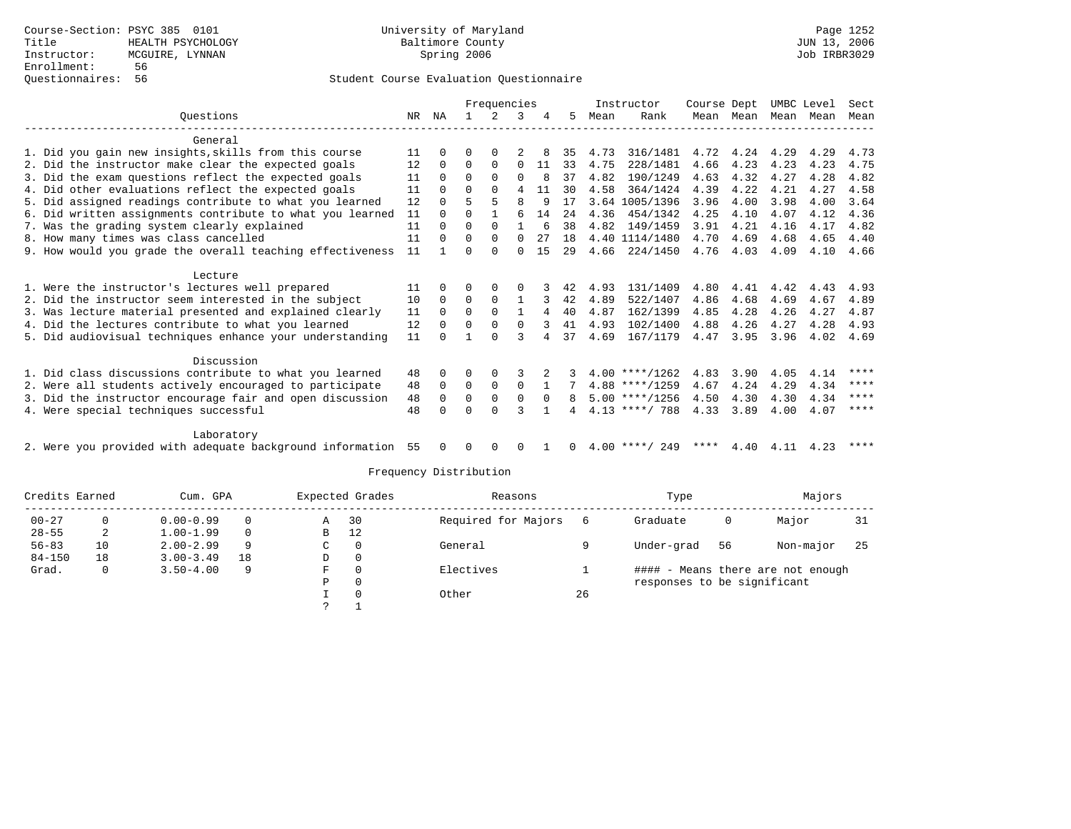Course-Section: PSYC 385 0101
Title: HEALTH PSYCHOLOGY
Instructor: MCGUIRE, LYNNAN
Enrollment: 56
Questionnaires: 56

University of Maryland
Baltimore County
Spring 2006

Page 1252
JUN 13, 2006
Job IRBR3029

Student Course Evaluation Questionnaire

| Questions | NR | NA | 1 | 2 | 3 | 4 | 5 | Instructor Mean | Instructor Rank | Course Mean | Dept Mean | UMBC Level Mean | Level Mean | Sect Mean |
|---|---|---|---|---|---|---|---|---|---|---|---|---|---|---|
| **General** | | | | | | | | | | | | | | |
| 1. Did you gain new insights,skills from this course | 11 | 0 | 0 | 0 | 2 | 8 | 35 | 4.73 | 316/1481 | 4.72 | 4.24 | 4.29 | 4.29 | 4.73 |
| 2. Did the instructor make clear the expected goals | 12 | 0 | 0 | 0 | 0 | 11 | 33 | 4.75 | 228/1481 | 4.66 | 4.23 | 4.23 | 4.23 | 4.75 |
| 3. Did the exam questions reflect the expected goals | 11 | 0 | 0 | 0 | 0 | 8 | 37 | 4.82 | 190/1249 | 4.63 | 4.32 | 4.27 | 4.28 | 4.82 |
| 4. Did other evaluations reflect the expected goals | 11 | 0 | 0 | 0 | 4 | 11 | 30 | 4.58 | 364/1424 | 4.39 | 4.22 | 4.21 | 4.27 | 4.58 |
| 5. Did assigned readings contribute to what you learned | 12 | 0 | 5 | 5 | 8 | 9 | 17 | 3.64 | 1005/1396 | 3.96 | 4.00 | 3.98 | 4.00 | 3.64 |
| 6. Did written assignments contribute to what you learned | 11 | 0 | 0 | 1 | 6 | 14 | 24 | 4.36 | 454/1342 | 4.25 | 4.10 | 4.07 | 4.12 | 4.36 |
| 7. Was the grading system clearly explained | 11 | 0 | 0 | 0 | 1 | 6 | 38 | 4.82 | 149/1459 | 3.91 | 4.21 | 4.16 | 4.17 | 4.82 |
| 8. How many times was class cancelled | 11 | 0 | 0 | 0 | 0 | 27 | 18 | 4.40 | 1114/1480 | 4.70 | 4.69 | 4.68 | 4.65 | 4.40 |
| 9. How would you grade the overall teaching effectiveness | 11 | 1 | 0 | 0 | 0 | 15 | 29 | 4.66 | 224/1450 | 4.76 | 4.03 | 4.09 | 4.10 | 4.66 |
| **Lecture** | | | | | | | | | | | | | | |
| 1. Were the instructor's lectures well prepared | 11 | 0 | 0 | 0 | 0 | 3 | 42 | 4.93 | 131/1409 | 4.80 | 4.41 | 4.42 | 4.43 | 4.93 |
| 2. Did the instructor seem interested in the subject | 10 | 0 | 0 | 0 | 1 | 3 | 42 | 4.89 | 522/1407 | 4.86 | 4.68 | 4.69 | 4.67 | 4.89 |
| 3. Was lecture material presented and explained clearly | 11 | 0 | 0 | 0 | 1 | 4 | 40 | 4.87 | 162/1399 | 4.85 | 4.28 | 4.26 | 4.27 | 4.87 |
| 4. Did the lectures contribute to what you learned | 12 | 0 | 0 | 0 | 0 | 3 | 41 | 4.93 | 102/1400 | 4.88 | 4.26 | 4.27 | 4.28 | 4.93 |
| 5. Did audiovisual techniques enhance your understanding | 11 | 0 | 1 | 0 | 3 | 4 | 37 | 4.69 | 167/1179 | 4.47 | 3.95 | 3.96 | 4.02 | 4.69 |
| **Discussion** | | | | | | | | | | | | | | |
| 1. Did class discussions contribute to what you learned | 48 | 0 | 0 | 0 | 3 | 2 | 3 | 4.00 | ****/1262 | 4.83 | 3.90 | 4.05 | 4.14 | **** |
| 2. Were all students actively encouraged to participate | 48 | 0 | 0 | 0 | 0 | 1 | 7 | 4.88 | ****/1259 | 4.67 | 4.24 | 4.29 | 4.34 | **** |
| 3. Did the instructor encourage fair and open discussion | 48 | 0 | 0 | 0 | 0 | 0 | 8 | 5.00 | ****/1256 | 4.50 | 4.30 | 4.30 | 4.34 | **** |
| 4. Were special techniques successful | 48 | 0 | 0 | 0 | 3 | 1 | 4 | 4.13 | ****/ 788 | 4.33 | 3.89 | 4.00 | 4.07 | **** |
| **Laboratory** | | | | | | | | | | | | | | |
| 2. Were you provided with adequate background information | 55 | 0 | 0 | 0 | 0 | 1 | 0 | 4.00 | ****/ 249 | **** | 4.40 | 4.11 | 4.23 | **** |

Frequency Distribution

| Credits Earned | | Cum. GPA | | Expected Grades | | Reasons | | Type | | Majors | |
|---|---|---|---|---|---|---|---|---|---|---|---|
| 00-27 | 0 | 0.00-0.99 | 0 | A | 30 | Required for Majors | 6 | Graduate | 0 | Major | 31 |
| 28-55 | 2 | 1.00-1.99 | 0 | B | 12 | | | | | | |
| 56-83 | 10 | 2.00-2.99 | 9 | C | 0 | General | 9 | Under-grad | 56 | Non-major | 25 |
| 84-150 | 18 | 3.00-3.49 | 18 | D | 0 | | | | | | |
| Grad. | 0 | 3.50-4.00 | 9 | F | 0 | Electives | 1 | #### - Means there are not enough responses to be significant | | | |
| | | | | P | 0 | | | | | | |
| | | | | I | 0 | Other | 26 | | | | |
| | | | | ? | 1 | | | | | | |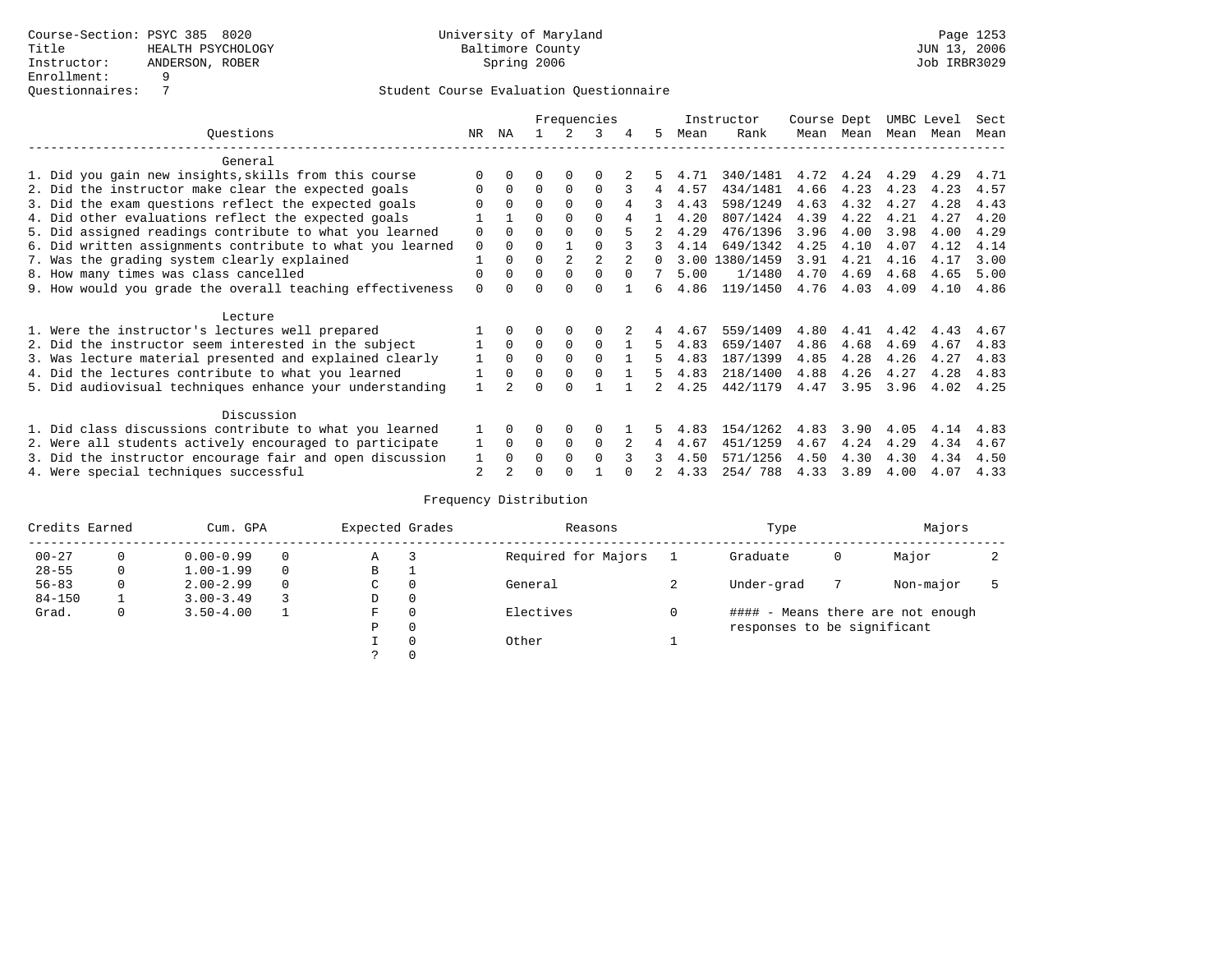Course-Section: PSYC 385 8020
Title: HEALTH PSYCHOLOGY
Instructor: ANDERSON, ROBER
Enrollment: 9
Questionnaires: 7

University of Maryland
Baltimore County
Spring 2006

Page 1253
JUN 13, 2006
Job IRBR3029

## Student Course Evaluation Questionnaire

| Questions | NR | NA | 1 | 2 | 3 | 4 | 5 | Instructor Mean | Instructor Rank | Course Mean | Dept Mean | UMBC Mean | Level Mean | Sect Mean |
|---|---|---|---|---|---|---|---|---|---|---|---|---|---|---|
| **General** | | | | | | | | | | | | | | |
| 1. Did you gain new insights,skills from this course | 0 | 0 | 0 | 0 | 0 | 2 | 5 | 4.71 | 340/1481 | 4.72 | 4.24 | 4.29 | 4.29 | 4.71 |
| 2. Did the instructor make clear the expected goals | 0 | 0 | 0 | 0 | 0 | 3 | 4 | 4.57 | 434/1481 | 4.66 | 4.23 | 4.23 | 4.23 | 4.57 |
| 3. Did the exam questions reflect the expected goals | 0 | 0 | 0 | 0 | 0 | 4 | 3 | 4.43 | 598/1249 | 4.63 | 4.32 | 4.27 | 4.28 | 4.43 |
| 4. Did other evaluations reflect the expected goals | 1 | 1 | 0 | 0 | 0 | 4 | 1 | 4.20 | 807/1424 | 4.39 | 4.22 | 4.21 | 4.27 | 4.20 |
| 5. Did assigned readings contribute to what you learned | 0 | 0 | 0 | 0 | 0 | 5 | 2 | 4.29 | 476/1396 | 3.96 | 4.00 | 3.98 | 4.00 | 4.29 |
| 6. Did written assignments contribute to what you learned | 0 | 0 | 0 | 1 | 0 | 3 | 3 | 4.14 | 649/1342 | 4.25 | 4.10 | 4.07 | 4.12 | 4.14 |
| 7. Was the grading system clearly explained | 1 | 0 | 0 | 2 | 2 | 2 | 0 | 3.00 | 1380/1459 | 3.91 | 4.21 | 4.16 | 4.17 | 3.00 |
| 8. How many times was class cancelled | 0 | 0 | 0 | 0 | 0 | 0 | 7 | 5.00 | 1/1480 | 4.70 | 4.69 | 4.68 | 4.65 | 5.00 |
| 9. How would you grade the overall teaching effectiveness | 0 | 0 | 0 | 0 | 0 | 1 | 6 | 4.86 | 119/1450 | 4.76 | 4.03 | 4.09 | 4.10 | 4.86 |
| **Lecture** | | | | | | | | | | | | | | |
| 1. Were the instructor's lectures well prepared | 1 | 0 | 0 | 0 | 0 | 2 | 4 | 4.67 | 559/1409 | 4.80 | 4.41 | 4.42 | 4.43 | 4.67 |
| 2. Did the instructor seem interested in the subject | 1 | 0 | 0 | 0 | 0 | 1 | 5 | 4.83 | 659/1407 | 4.86 | 4.68 | 4.69 | 4.67 | 4.83 |
| 3. Was lecture material presented and explained clearly | 1 | 0 | 0 | 0 | 0 | 1 | 5 | 4.83 | 187/1399 | 4.85 | 4.28 | 4.26 | 4.27 | 4.83 |
| 4. Did the lectures contribute to what you learned | 1 | 0 | 0 | 0 | 0 | 1 | 5 | 4.83 | 218/1400 | 4.88 | 4.26 | 4.27 | 4.28 | 4.83 |
| 5. Did audiovisual techniques enhance your understanding | 1 | 2 | 0 | 0 | 1 | 1 | 2 | 4.25 | 442/1179 | 4.47 | 3.95 | 3.96 | 4.02 | 4.25 |
| **Discussion** | | | | | | | | | | | | | | |
| 1. Did class discussions contribute to what you learned | 1 | 0 | 0 | 0 | 0 | 1 | 5 | 4.83 | 154/1262 | 4.83 | 3.90 | 4.05 | 4.14 | 4.83 |
| 2. Were all students actively encouraged to participate | 1 | 0 | 0 | 0 | 0 | 2 | 4 | 4.67 | 451/1259 | 4.67 | 4.24 | 4.29 | 4.34 | 4.67 |
| 3. Did the instructor encourage fair and open discussion | 1 | 0 | 0 | 0 | 0 | 3 | 3 | 4.50 | 571/1256 | 4.50 | 4.30 | 4.30 | 4.34 | 4.50 |
| 4. Were special techniques successful | 2 | 2 | 0 | 0 | 1 | 0 | 2 | 4.33 | 254/ 788 | 4.33 | 3.89 | 4.00 | 4.07 | 4.33 |

## Frequency Distribution

| Credits Earned | | Cum. GPA | | Expected Grades | | Reasons | | Type | | Majors | |
|---|---|---|---|---|---|---|---|---|---|---|---|
| 00-27 | 0 | 0.00-0.99 | 0 | A | 3 | Required for Majors | 1 | Graduate | 0 | Major | 2 |
| 28-55 | 0 | 1.00-1.99 | 0 | B | 1 | | | | | | |
| 56-83 | 0 | 2.00-2.99 | 0 | C | 0 | General | 2 | Under-grad | 7 | Non-major | 5 |
| 84-150 | 1 | 3.00-3.49 | 3 | D | 0 | | | | | | |
| Grad. | 0 | 3.50-4.00 | 1 | F | 0 | Electives | 0 | #### - Means there are not enough responses to be significant | | | |
| | | | | P | 0 | | | | | | |
| | | | | I | 0 | Other | 1 | | | | |
| | | | | ? | 0 | | | | | | |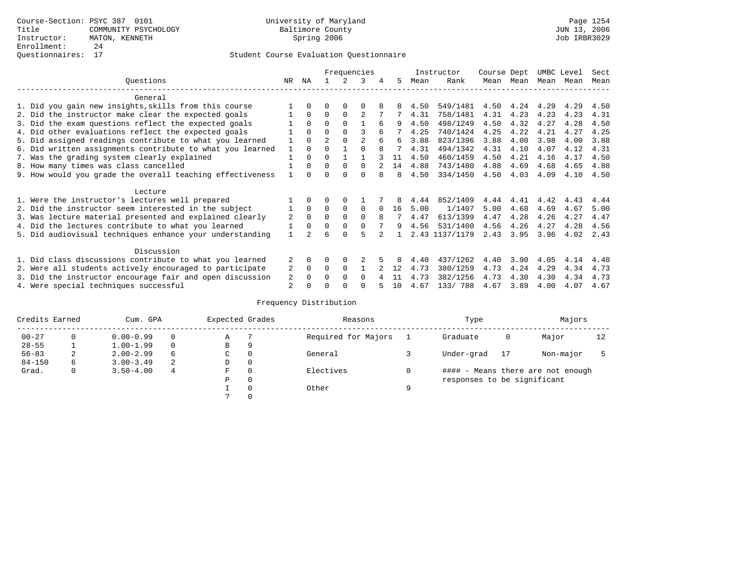Course-Section: PSYC 387 0101
Title: COMMUNITY PSYCHOLOGY
Instructor: MATON, KENNETH
Enrollment: 24
Questionnaires: 17

University of Maryland
Baltimore County
Spring 2006

Page 1254
JUN 13, 2006
Job IRBR3029

## Student Course Evaluation Questionnaire

| Questions | NR | NA | 1 | 2 | 3 | 4 | 5 | Instructor Mean | Instructor Rank | Course Mean | Dept Mean | UMBC Mean | Level Mean | Sect Mean |
|---|---|---|---|---|---|---|---|---|---|---|---|---|---|---|
| **General** | | | | | | | | | | | | | | |
| 1. Did you gain new insights,skills from this course | 1 | 0 | 0 | 0 | 0 | 8 | 8 | 4.50 | 549/1481 | 4.50 | 4.24 | 4.29 | 4.29 | 4.50 |
| 2. Did the instructor make clear the expected goals | 1 | 0 | 0 | 0 | 2 | 7 | 7 | 4.31 | 758/1481 | 4.31 | 4.23 | 4.23 | 4.23 | 4.31 |
| 3. Did the exam questions reflect the expected goals | 1 | 0 | 0 | 0 | 1 | 6 | 9 | 4.50 | 498/1249 | 4.50 | 4.32 | 4.27 | 4.28 | 4.50 |
| 4. Did other evaluations reflect the expected goals | 1 | 0 | 0 | 0 | 3 | 6 | 7 | 4.25 | 740/1424 | 4.25 | 4.22 | 4.21 | 4.27 | 4.25 |
| 5. Did assigned readings contribute to what you learned | 1 | 0 | 2 | 0 | 2 | 6 | 6 | 3.88 | 823/1396 | 3.88 | 4.00 | 3.98 | 4.00 | 3.88 |
| 6. Did written assignments contribute to what you learned | 1 | 0 | 0 | 1 | 0 | 8 | 7 | 4.31 | 494/1342 | 4.31 | 4.10 | 4.07 | 4.12 | 4.31 |
| 7. Was the grading system clearly explained | 1 | 0 | 0 | 1 | 1 | 3 | 11 | 4.50 | 460/1459 | 4.50 | 4.21 | 4.16 | 4.17 | 4.50 |
| 8. How many times was class cancelled | 1 | 0 | 0 | 0 | 0 | 2 | 14 | 4.88 | 743/1480 | 4.88 | 4.69 | 4.68 | 4.65 | 4.88 |
| 9. How would you grade the overall teaching effectiveness | 1 | 0 | 0 | 0 | 0 | 8 | 8 | 4.50 | 334/1450 | 4.50 | 4.03 | 4.09 | 4.10 | 4.50 |
| **Lecture** | | | | | | | | | | | | | | |
| 1. Were the instructor's lectures well prepared | 1 | 0 | 0 | 0 | 1 | 7 | 8 | 4.44 | 852/1409 | 4.44 | 4.41 | 4.42 | 4.43 | 4.44 |
| 2. Did the instructor seem interested in the subject | 1 | 0 | 0 | 0 | 0 | 0 | 16 | 5.00 | 1/1407 | 5.00 | 4.68 | 4.69 | 4.67 | 5.00 |
| 3. Was lecture material presented and explained clearly | 2 | 0 | 0 | 0 | 0 | 8 | 7 | 4.47 | 613/1399 | 4.47 | 4.28 | 4.26 | 4.27 | 4.47 |
| 4. Did the lectures contribute to what you learned | 1 | 0 | 0 | 0 | 0 | 7 | 9 | 4.56 | 531/1400 | 4.56 | 4.26 | 4.27 | 4.28 | 4.56 |
| 5. Did audiovisual techniques enhance your understanding | 1 | 2 | 6 | 0 | 5 | 2 | 1 | 2.43 | 1137/1179 | 2.43 | 3.95 | 3.96 | 4.02 | 2.43 |
| **Discussion** | | | | | | | | | | | | | | |
| 1. Did class discussions contribute to what you learned | 2 | 0 | 0 | 0 | 2 | 5 | 8 | 4.40 | 437/1262 | 4.40 | 3.90 | 4.05 | 4.14 | 4.40 |
| 2. Were all students actively encouraged to participate | 2 | 0 | 0 | 0 | 1 | 2 | 12 | 4.73 | 380/1259 | 4.73 | 4.24 | 4.29 | 4.34 | 4.73 |
| 3. Did the instructor encourage fair and open discussion | 2 | 0 | 0 | 0 | 0 | 4 | 11 | 4.73 | 382/1256 | 4.73 | 4.30 | 4.30 | 4.34 | 4.73 |
| 4. Were special techniques successful | 2 | 0 | 0 | 0 | 0 | 5 | 10 | 4.67 | 133/ 788 | 4.67 | 3.89 | 4.00 | 4.07 | 4.67 |

## Frequency Distribution

| Credits Earned | | Cum. GPA | | Expected Grades | | Reasons | | Type | | Majors | |
|---|---|---|---|---|---|---|---|---|---|---|---|
| 00-27 | 0 | 0.00-0.99 | 0 | A | 7 | Required for Majors | 1 | Graduate | 0 | Major | 12 |
| 28-55 | 1 | 1.00-1.99 | 0 | B | 9 | | | | | | |
| 56-83 | 2 | 2.00-2.99 | 6 | C | 0 | General | 3 | Under-grad | 17 | Non-major | 5 |
| 84-150 | 6 | 3.00-3.49 | 2 | D | 0 | | | | | | |
| Grad. | 0 | 3.50-4.00 | 4 | F | 0 | Electives | 0 | #### - Means there are not enough responses to be significant | | | |
| | | | | P | 0 | | | | | | |
| | | | | I | 0 | Other | 9 | | | | |
| | | | | ? | 0 | | | | | | |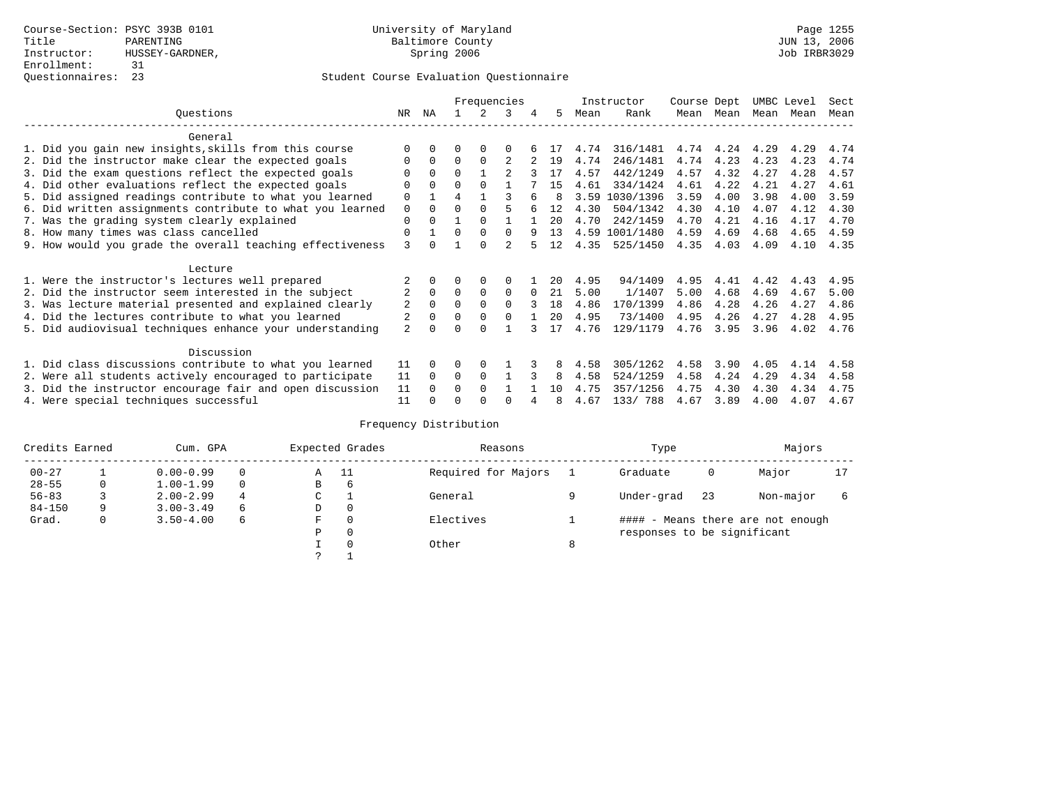Course-Section: PSYC 393B 0101
Title: PARENTING
Instructor: HUSSEY-GARDNER,
Enrollment: 31
Questionnaires: 23

University of Maryland
Baltimore County
Spring 2006

Page 1255
JUN 13, 2006
Job IRBR3029

Student Course Evaluation Questionnaire

| Questions | NR | NA | 1 | 2 | 3 | 4 | 5 | Instructor Mean | Rank | Course Mean | Dept Mean | UMBC Mean | Level Mean | Sect Mean |
|---|---|---|---|---|---|---|---|---|---|---|---|---|---|---|
| **General** | | | | | | | | | | | | | | |
| 1. Did you gain new insights,skills from this course | 0 | 0 | 0 | 0 | 0 | 6 | 17 | 4.74 | 316/1481 | 4.74 | 4.24 | 4.29 | 4.29 | 4.74 |
| 2. Did the instructor make clear the expected goals | 0 | 0 | 0 | 0 | 2 | 2 | 19 | 4.74 | 246/1481 | 4.74 | 4.23 | 4.23 | 4.23 | 4.74 |
| 3. Did the exam questions reflect the expected goals | 0 | 0 | 0 | 1 | 2 | 3 | 17 | 4.57 | 442/1249 | 4.57 | 4.32 | 4.27 | 4.28 | 4.57 |
| 4. Did other evaluations reflect the expected goals | 0 | 0 | 0 | 0 | 1 | 7 | 15 | 4.61 | 334/1424 | 4.61 | 4.22 | 4.21 | 4.27 | 4.61 |
| 5. Did assigned readings contribute to what you learned | 0 | 1 | 4 | 1 | 3 | 6 | 8 | 3.59 | 1030/1396 | 3.59 | 4.00 | 3.98 | 4.00 | 3.59 |
| 6. Did written assignments contribute to what you learned | 0 | 0 | 0 | 0 | 5 | 6 | 12 | 4.30 | 504/1342 | 4.30 | 4.10 | 4.07 | 4.12 | 4.30 |
| 7. Was the grading system clearly explained | 0 | 0 | 1 | 0 | 1 | 1 | 20 | 4.70 | 242/1459 | 4.70 | 4.21 | 4.16 | 4.17 | 4.70 |
| 8. How many times was class cancelled | 0 | 1 | 0 | 0 | 0 | 9 | 13 | 4.59 | 1001/1480 | 4.59 | 4.69 | 4.68 | 4.65 | 4.59 |
| 9. How would you grade the overall teaching effectiveness | 3 | 0 | 1 | 0 | 2 | 5 | 12 | 4.35 | 525/1450 | 4.35 | 4.03 | 4.09 | 4.10 | 4.35 |
| **Lecture** | | | | | | | | | | | | | | |
| 1. Were the instructor's lectures well prepared | 2 | 0 | 0 | 0 | 0 | 1 | 20 | 4.95 | 94/1409 | 4.95 | 4.41 | 4.42 | 4.43 | 4.95 |
| 2. Did the instructor seem interested in the subject | 2 | 0 | 0 | 0 | 0 | 0 | 21 | 5.00 | 1/1407 | 5.00 | 4.68 | 4.69 | 4.67 | 5.00 |
| 3. Was lecture material presented and explained clearly | 2 | 0 | 0 | 0 | 0 | 3 | 18 | 4.86 | 170/1399 | 4.86 | 4.28 | 4.26 | 4.27 | 4.86 |
| 4. Did the lectures contribute to what you learned | 2 | 0 | 0 | 0 | 0 | 1 | 20 | 4.95 | 73/1400 | 4.95 | 4.26 | 4.27 | 4.28 | 4.95 |
| 5. Did audiovisual techniques enhance your understanding | 2 | 0 | 0 | 0 | 1 | 3 | 17 | 4.76 | 129/1179 | 4.76 | 3.95 | 3.96 | 4.02 | 4.76 |
| **Discussion** | | | | | | | | | | | | | | |
| 1. Did class discussions contribute to what you learned | 11 | 0 | 0 | 0 | 1 | 3 | 8 | 4.58 | 305/1262 | 4.58 | 3.90 | 4.05 | 4.14 | 4.58 |
| 2. Were all students actively encouraged to participate | 11 | 0 | 0 | 0 | 1 | 3 | 8 | 4.58 | 524/1259 | 4.58 | 4.24 | 4.29 | 4.34 | 4.58 |
| 3. Did the instructor encourage fair and open discussion | 11 | 0 | 0 | 0 | 1 | 1 | 10 | 4.75 | 357/1256 | 4.75 | 4.30 | 4.30 | 4.34 | 4.75 |
| 4. Were special techniques successful | 11 | 0 | 0 | 0 | 0 | 4 | 8 | 4.67 | 133/ 788 | 4.67 | 3.89 | 4.00 | 4.07 | 4.67 |

Frequency Distribution

| Credits Earned | | Cum. GPA | | Expected Grades | | Reasons | | Type | | Majors | |
|---|---|---|---|---|---|---|---|---|---|---|---|
| 00-27 | 1 | 0.00-0.99 | 0 | A | 11 | Required for Majors | 1 | Graduate | 0 | Major | 17 |
| 28-55 | 0 | 1.00-1.99 | 0 | B | 6 | | | | | | |
| 56-83 | 3 | 2.00-2.99 | 4 | C | 1 | General | 9 | Under-grad | 23 | Non-major | 6 |
| 84-150 | 9 | 3.00-3.49 | 6 | D | 0 | | | | | | |
| Grad. | 0 | 3.50-4.00 | 6 | F | 0 | Electives | 1 | #### - Means there are not enough | | | |
| | | | | P | 0 | | | responses to be significant | | | |
| | | | | I | 0 | Other | 8 | | | | |
| | | | | ? | 1 | | | | | | |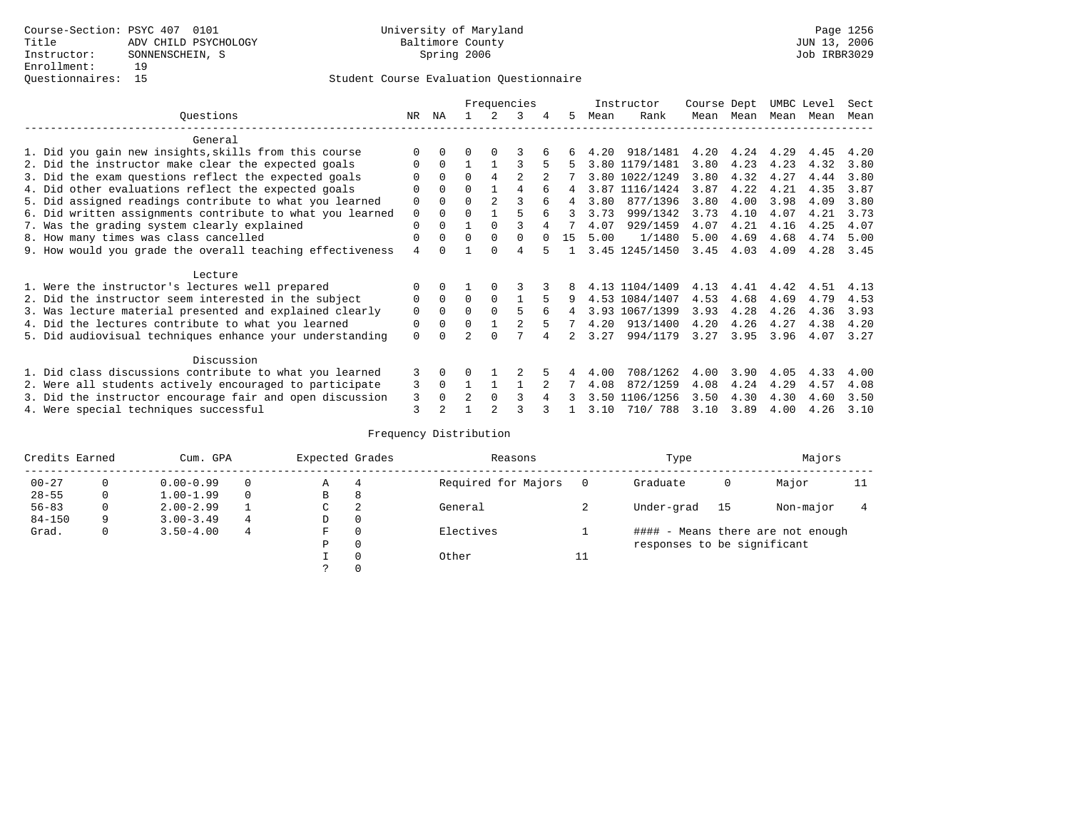Course-Section: PSYC 407 0101
Title: ADV CHILD PSYCHOLOGY
Instructor: SONNENSCHEIN, S
Enrollment: 19
Questionnaires: 15

University of Maryland
Baltimore County
Spring 2006

JUN 13, 2006
Job IRBR3029

## Student Course Evaluation Questionnaire

| Questions | NR | NA | 1 | 2 | 3 | 4 | 5 | Instructor Mean | Instructor Rank | Course Mean | Dept Mean | UMBC Mean | Level Mean | Sect Mean |
|---|---|---|---|---|---|---|---|---|---|---|---|---|---|---|
| **General** | | | | | | | | | | | | | | |
| 1. Did you gain new insights,skills from this course | 0 | 0 | 0 | 0 | 3 | 6 | 6 | 4.20 | 918/1481 | 4.20 | 4.24 | 4.29 | 4.45 | 4.20 |
| 2. Did the instructor make clear the expected goals | 0 | 0 | 1 | 1 | 3 | 5 | 5 | 3.80 | 1179/1481 | 3.80 | 4.23 | 4.23 | 4.32 | 3.80 |
| 3. Did the exam questions reflect the expected goals | 0 | 0 | 0 | 4 | 2 | 2 | 7 | 3.80 | 1022/1249 | 3.80 | 4.32 | 4.27 | 4.44 | 3.80 |
| 4. Did other evaluations reflect the expected goals | 0 | 0 | 0 | 1 | 4 | 6 | 4 | 3.87 | 1116/1424 | 3.87 | 4.22 | 4.21 | 4.35 | 3.87 |
| 5. Did assigned readings contribute to what you learned | 0 | 0 | 0 | 2 | 3 | 6 | 4 | 3.80 | 877/1396 | 3.80 | 4.00 | 3.98 | 4.09 | 3.80 |
| 6. Did written assignments contribute to what you learned | 0 | 0 | 0 | 1 | 5 | 6 | 3 | 3.73 | 999/1342 | 3.73 | 4.10 | 4.07 | 4.21 | 3.73 |
| 7. Was the grading system clearly explained | 0 | 0 | 1 | 0 | 3 | 4 | 7 | 4.07 | 929/1459 | 4.07 | 4.21 | 4.16 | 4.25 | 4.07 |
| 8. How many times was class cancelled | 0 | 0 | 0 | 0 | 0 | 0 | 15 | 5.00 | 1/1480 | 5.00 | 4.69 | 4.68 | 4.74 | 5.00 |
| 9. How would you grade the overall teaching effectiveness | 4 | 0 | 1 | 0 | 4 | 5 | 1 | 3.45 | 1245/1450 | 3.45 | 4.03 | 4.09 | 4.28 | 3.45 |
| **Lecture** | | | | | | | | | | | | | | |
| 1. Were the instructor's lectures well prepared | 0 | 0 | 1 | 0 | 3 | 3 | 8 | 4.13 | 1104/1409 | 4.13 | 4.41 | 4.42 | 4.51 | 4.13 |
| 2. Did the instructor seem interested in the subject | 0 | 0 | 0 | 0 | 1 | 5 | 9 | 4.53 | 1084/1407 | 4.53 | 4.68 | 4.69 | 4.79 | 4.53 |
| 3. Was lecture material presented and explained clearly | 0 | 0 | 0 | 0 | 5 | 6 | 4 | 3.93 | 1067/1399 | 3.93 | 4.28 | 4.26 | 4.36 | 3.93 |
| 4. Did the lectures contribute to what you learned | 0 | 0 | 0 | 1 | 2 | 5 | 7 | 4.20 | 913/1400 | 4.20 | 4.26 | 4.27 | 4.38 | 4.20 |
| 5. Did audiovisual techniques enhance your understanding | 0 | 0 | 2 | 0 | 7 | 4 | 2 | 3.27 | 994/1179 | 3.27 | 3.95 | 3.96 | 4.07 | 3.27 |
| **Discussion** | | | | | | | | | | | | | | |
| 1. Did class discussions contribute to what you learned | 3 | 0 | 0 | 1 | 2 | 5 | 4 | 4.00 | 708/1262 | 4.00 | 3.90 | 4.05 | 4.33 | 4.00 |
| 2. Were all students actively encouraged to participate | 3 | 0 | 1 | 1 | 1 | 2 | 7 | 4.08 | 872/1259 | 4.08 | 4.24 | 4.29 | 4.57 | 4.08 |
| 3. Did the instructor encourage fair and open discussion | 3 | 0 | 2 | 0 | 3 | 4 | 3 | 3.50 | 1106/1256 | 3.50 | 4.30 | 4.30 | 4.60 | 3.50 |
| 4. Were special techniques successful | 3 | 2 | 1 | 2 | 3 | 3 | 1 | 3.10 | 710/ 788 | 3.10 | 3.89 | 4.00 | 4.26 | 3.10 |

## Frequency Distribution

| Credits Earned | | Cum. GPA | | Expected Grades | | Reasons | | Type | | Majors | |
|---|---|---|---|---|---|---|---|---|---|---|---|
| 00-27 | 0 | 0.00-0.99 | 0 | A | 4 | Required for Majors | 0 | Graduate | 0 | Major | 11 |
| 28-55 | 0 | 1.00-1.99 | 0 | B | 8 | | | | | | |
| 56-83 | 0 | 2.00-2.99 | 1 | C | 2 | General | 2 | Under-grad | 15 | Non-major | 4 |
| 84-150 | 9 | 3.00-3.49 | 4 | D | 0 | | | | | | |
| Grad. | 0 | 3.50-4.00 | 4 | F | 0 | Electives | 1 | #### - Means there are not enough responses to be significant | | | |
| | | | | P | 0 | | | | | | |
| | | | | I | 0 | Other | 11 | | | | |
| | | | | ? | 0 | | | | | | |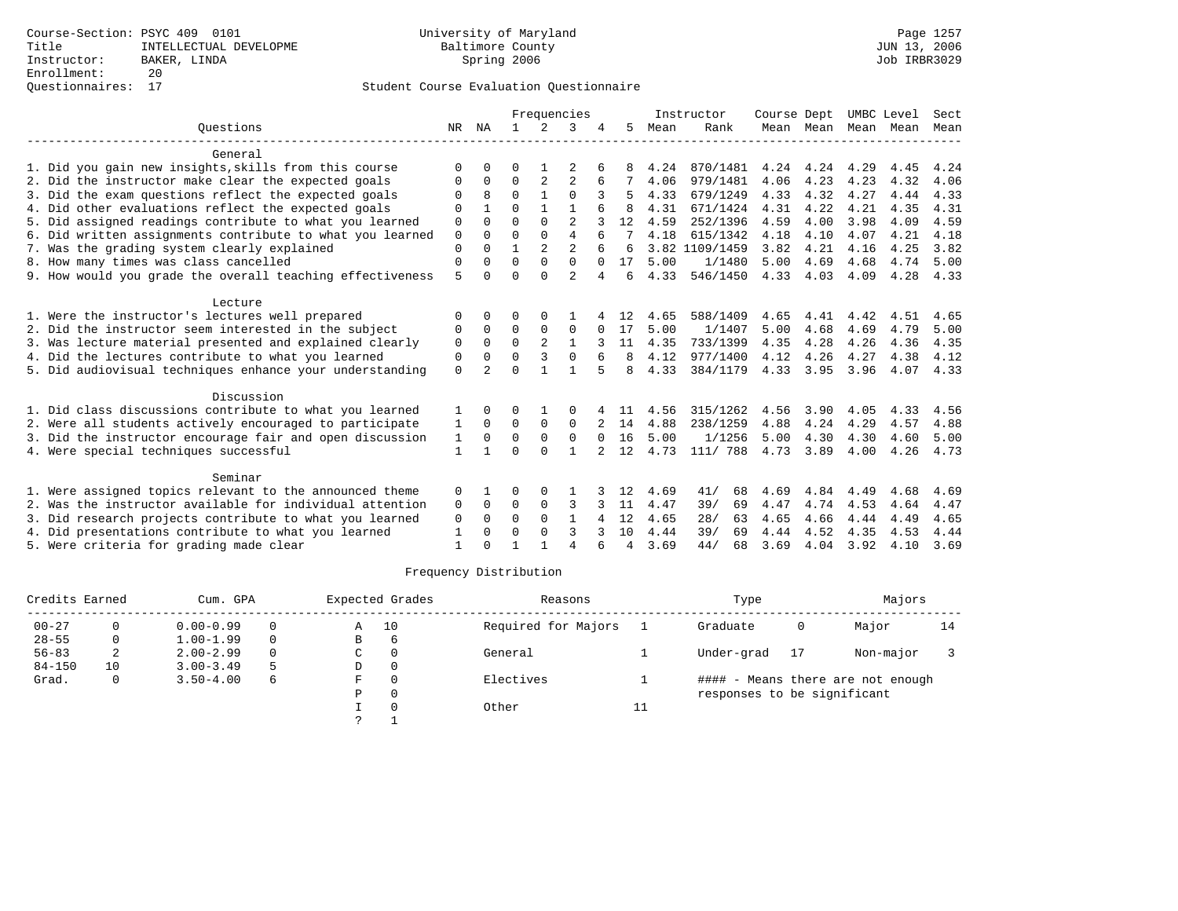Course-Section: PSYC 409 0101
Title: INTELLECTUAL DEVELOPME
Instructor: BAKER, LINDA
Enrollment: 20
Questionnaires: 17

University of Maryland
Baltimore County
Spring 2006

Page 1257
JUN 13, 2006
Job IRBR3029

Student Course Evaluation Questionnaire

| Questions | NR | NA | 1 | 2 | 3 | 4 | 5 | Instructor Mean | Rank | Course Mean | Dept Mean | UMBC Mean | Level Mean | Sect Mean |
|---|---|---|---|---|---|---|---|---|---|---|---|---|---|---|
| **General** | | | | | | | | | | | | | | |
| 1. Did you gain new insights,skills from this course | 0 | 0 | 0 | 1 | 2 | 6 | 8 | 4.24 | 870/1481 | 4.24 | 4.24 | 4.29 | 4.45 | 4.24 |
| 2. Did the instructor make clear the expected goals | 0 | 0 | 0 | 2 | 2 | 6 | 7 | 4.06 | 979/1481 | 4.06 | 4.23 | 4.23 | 4.32 | 4.06 |
| 3. Did the exam questions reflect the expected goals | 0 | 8 | 0 | 1 | 0 | 3 | 5 | 4.33 | 679/1249 | 4.33 | 4.32 | 4.27 | 4.44 | 4.33 |
| 4. Did other evaluations reflect the expected goals | 0 | 1 | 0 | 1 | 1 | 6 | 8 | 4.31 | 671/1424 | 4.31 | 4.22 | 4.21 | 4.35 | 4.31 |
| 5. Did assigned readings contribute to what you learned | 0 | 0 | 0 | 0 | 2 | 3 | 12 | 4.59 | 252/1396 | 4.59 | 4.00 | 3.98 | 4.09 | 4.59 |
| 6. Did written assignments contribute to what you learned | 0 | 0 | 0 | 0 | 4 | 6 | 7 | 4.18 | 615/1342 | 4.18 | 4.10 | 4.07 | 4.21 | 4.18 |
| 7. Was the grading system clearly explained | 0 | 0 | 1 | 2 | 2 | 6 | 6 | 3.82 | 1109/1459 | 3.82 | 4.21 | 4.16 | 4.25 | 3.82 |
| 8. How many times was class cancelled | 0 | 0 | 0 | 0 | 0 | 0 | 17 | 5.00 | 1/1480 | 5.00 | 4.69 | 4.68 | 4.74 | 5.00 |
| 9. How would you grade the overall teaching effectiveness | 5 | 0 | 0 | 0 | 2 | 4 | 6 | 4.33 | 546/1450 | 4.33 | 4.03 | 4.09 | 4.28 | 4.33 |
| **Lecture** | | | | | | | | | | | | | | |
| 1. Were the instructor's lectures well prepared | 0 | 0 | 0 | 0 | 1 | 4 | 12 | 4.65 | 588/1409 | 4.65 | 4.41 | 4.42 | 4.51 | 4.65 |
| 2. Did the instructor seem interested in the subject | 0 | 0 | 0 | 0 | 0 | 0 | 17 | 5.00 | 1/1407 | 5.00 | 4.68 | 4.69 | 4.79 | 5.00 |
| 3. Was lecture material presented and explained clearly | 0 | 0 | 0 | 2 | 1 | 3 | 11 | 4.35 | 733/1399 | 4.35 | 4.28 | 4.26 | 4.36 | 4.35 |
| 4. Did the lectures contribute to what you learned | 0 | 0 | 0 | 3 | 0 | 6 | 8 | 4.12 | 977/1400 | 4.12 | 4.26 | 4.27 | 4.38 | 4.12 |
| 5. Did audiovisual techniques enhance your understanding | 0 | 2 | 0 | 1 | 1 | 5 | 8 | 4.33 | 384/1179 | 4.33 | 3.95 | 3.96 | 4.07 | 4.33 |
| **Discussion** | | | | | | | | | | | | | | |
| 1. Did class discussions contribute to what you learned | 1 | 0 | 0 | 1 | 0 | 4 | 11 | 4.56 | 315/1262 | 4.56 | 3.90 | 4.05 | 4.33 | 4.56 |
| 2. Were all students actively encouraged to participate | 1 | 0 | 0 | 0 | 0 | 2 | 14 | 4.88 | 238/1259 | 4.88 | 4.24 | 4.29 | 4.57 | 4.88 |
| 3. Did the instructor encourage fair and open discussion | 1 | 0 | 0 | 0 | 0 | 0 | 16 | 5.00 | 1/1256 | 5.00 | 4.30 | 4.30 | 4.60 | 5.00 |
| 4. Were special techniques successful | 1 | 1 | 0 | 0 | 1 | 2 | 12 | 4.73 | 111/ 788 | 4.73 | 3.89 | 4.00 | 4.26 | 4.73 |
| **Seminar** | | | | | | | | | | | | | | |
| 1. Were assigned topics relevant to the announced theme | 0 | 1 | 0 | 0 | 1 | 3 | 12 | 4.69 | 41/ 68 | 4.69 | 4.84 | 4.49 | 4.68 | 4.69 |
| 2. Was the instructor available for individual attention | 0 | 0 | 0 | 0 | 3 | 3 | 11 | 4.47 | 39/ 69 | 4.47 | 4.74 | 4.53 | 4.64 | 4.47 |
| 3. Did research projects contribute to what you learned | 0 | 0 | 0 | 0 | 1 | 4 | 12 | 4.65 | 28/ 63 | 4.65 | 4.66 | 4.44 | 4.49 | 4.65 |
| 4. Did presentations contribute to what you learned | 1 | 0 | 0 | 0 | 3 | 3 | 10 | 4.44 | 39/ 69 | 4.44 | 4.52 | 4.35 | 4.53 | 4.44 |
| 5. Were criteria for grading made clear | 1 | 0 | 1 | 1 | 4 | 6 | 4 | 3.69 | 44/ 68 | 3.69 | 4.04 | 3.92 | 4.10 | 3.69 |

Frequency Distribution

| Credits Earned | | Cum. GPA | | Expected Grades | | Reasons | | Type | | Majors | |
|---|---|---|---|---|---|---|---|---|---|---|---|
| 00-27 | 0 | 0.00-0.99 | 0 | A | 10 | Required for Majors | 1 | Graduate | 0 | Major | 14 |
| 28-55 | 0 | 1.00-1.99 | 0 | B | 6 | | | | | | |
| 56-83 | 2 | 2.00-2.99 | 0 | C | 0 | General | 1 | Under-grad | 17 | Non-major | 3 |
| 84-150 | 10 | 3.00-3.49 | 5 | D | 0 | | | | | | |
| Grad. | 0 | 3.50-4.00 | 6 | F | 0 | Electives | 1 | #### - Means there are not enough responses to be significant | | | |
| | | | | P | 0 | | | | | | |
| | | | | I | 0 | Other | 11 | | | | |
| | | | | ? | 1 | | | | | | |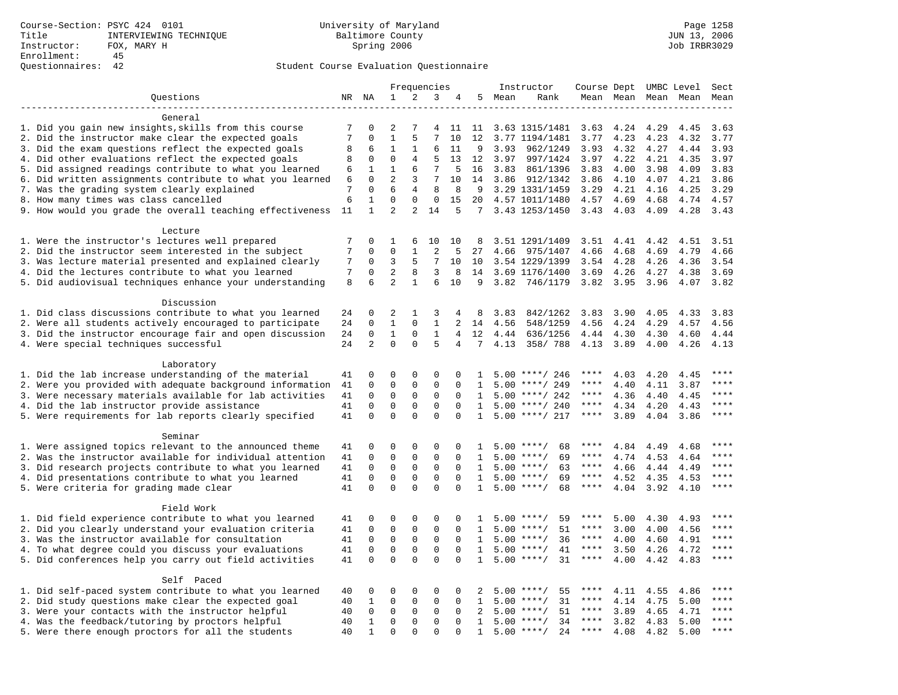Course-Section: PSYC 424 0101
Title: INTERVIEWING TECHNIQUE
Instructor: FOX, MARY H
Enrollment: 45
Questionnaires: 42

University of Maryland
Baltimore County
Spring 2006

Page 1258
JUN 13, 2006
Job IRBR3029

Student Course Evaluation Questionnaire

| Questions | NR | NA | 1 | 2 | 3 | 4 | 5 | Instructor Mean | Rank | Course Mean | Dept Mean | UMBC Level Mean | Level Mean | Sect Mean |
|---|---|---|---|---|---|---|---|---|---|---|---|---|---|---|
| **General** | | | | | | | | | | | | | | |
| 1. Did you gain new insights,skills from this course | 7 | 0 | 2 | 7 | 4 | 11 | 11 | 3.63 | 1315/1481 | 3.63 | 4.24 | 4.29 | 4.45 | 3.63 |
| 2. Did the instructor make clear the expected goals | 7 | 0 | 1 | 5 | 7 | 10 | 12 | 3.77 | 1194/1481 | 3.77 | 4.23 | 4.23 | 4.32 | 3.77 |
| 3. Did the exam questions reflect the expected goals | 8 | 6 | 1 | 1 | 6 | 11 | 9 | 3.93 | 962/1249 | 3.93 | 4.32 | 4.27 | 4.44 | 3.93 |
| 4. Did other evaluations reflect the expected goals | 8 | 0 | 0 | 4 | 5 | 13 | 12 | 3.97 | 997/1424 | 3.97 | 4.22 | 4.21 | 4.35 | 3.97 |
| 5. Did assigned readings contribute to what you learned | 6 | 1 | 1 | 6 | 7 | 5 | 16 | 3.83 | 861/1396 | 3.83 | 4.00 | 3.98 | 4.09 | 3.83 |
| 6. Did written assignments contribute to what you learned | 6 | 0 | 2 | 3 | 7 | 10 | 14 | 3.86 | 912/1342 | 3.86 | 4.10 | 4.07 | 4.21 | 3.86 |
| 7. Was the grading system clearly explained | 7 | 0 | 6 | 4 | 8 | 8 | 9 | 3.29 | 1331/1459 | 3.29 | 4.21 | 4.16 | 4.25 | 3.29 |
| 8. How many times was class cancelled | 6 | 1 | 0 | 0 | 0 | 15 | 20 | 4.57 | 1011/1480 | 4.57 | 4.69 | 4.68 | 4.74 | 4.57 |
| 9. How would you grade the overall teaching effectiveness | 11 | 1 | 2 | 2 | 14 | 5 | 7 | 3.43 | 1253/1450 | 3.43 | 4.03 | 4.09 | 4.28 | 3.43 |
| **Lecture** | | | | | | | | | | | | | | |
| 1. Were the instructor's lectures well prepared | 7 | 0 | 1 | 6 | 10 | 10 | 8 | 3.51 | 1291/1409 | 3.51 | 4.41 | 4.42 | 4.51 | 3.51 |
| 2. Did the instructor seem interested in the subject | 7 | 0 | 0 | 1 | 2 | 5 | 27 | 4.66 | 975/1407 | 4.66 | 4.68 | 4.69 | 4.79 | 4.66 |
| 3. Was lecture material presented and explained clearly | 7 | 0 | 3 | 5 | 7 | 10 | 10 | 3.54 | 1229/1399 | 3.54 | 4.28 | 4.26 | 4.36 | 3.54 |
| 4. Did the lectures contribute to what you learned | 7 | 0 | 2 | 8 | 3 | 8 | 14 | 3.69 | 1176/1400 | 3.69 | 4.26 | 4.27 | 4.38 | 3.69 |
| 5. Did audiovisual techniques enhance your understanding | 8 | 6 | 2 | 1 | 6 | 10 | 9 | 3.82 | 746/1179 | 3.82 | 3.95 | 3.96 | 4.07 | 3.82 |
| **Discussion** | | | | | | | | | | | | | | |
| 1. Did class discussions contribute to what you learned | 24 | 0 | 2 | 1 | 3 | 4 | 8 | 3.83 | 842/1262 | 3.83 | 3.90 | 4.05 | 4.33 | 3.83 |
| 2. Were all students actively encouraged to participate | 24 | 0 | 1 | 0 | 1 | 2 | 14 | 4.56 | 548/1259 | 4.56 | 4.24 | 4.29 | 4.57 | 4.56 |
| 3. Did the instructor encourage fair and open discussion | 24 | 0 | 1 | 0 | 1 | 4 | 12 | 4.44 | 636/1256 | 4.44 | 4.30 | 4.30 | 4.60 | 4.44 |
| 4. Were special techniques successful | 24 | 2 | 0 | 0 | 5 | 4 | 7 | 4.13 | 358/ 788 | 4.13 | 3.89 | 4.00 | 4.26 | 4.13 |
| **Laboratory** | | | | | | | | | | | | | | |
| 1. Did the lab increase understanding of the material | 41 | 0 | 0 | 0 | 0 | 0 | 1 | 5.00 | ****/ 246 | **** | 4.03 | 4.20 | 4.45 | **** |
| 2. Were you provided with adequate background information | 41 | 0 | 0 | 0 | 0 | 0 | 1 | 5.00 | ****/ 249 | **** | 4.40 | 4.11 | 3.87 | **** |
| 3. Were necessary materials available for lab activities | 41 | 0 | 0 | 0 | 0 | 0 | 1 | 5.00 | ****/ 242 | **** | 4.36 | 4.40 | 4.45 | **** |
| 4. Did the lab instructor provide assistance | 41 | 0 | 0 | 0 | 0 | 0 | 1 | 5.00 | ****/ 240 | **** | 4.34 | 4.20 | 4.43 | **** |
| 5. Were requirements for lab reports clearly specified | 41 | 0 | 0 | 0 | 0 | 0 | 1 | 5.00 | ****/ 217 | **** | 3.89 | 4.04 | 3.86 | **** |
| **Seminar** | | | | | | | | | | | | | | |
| 1. Were assigned topics relevant to the announced theme | 41 | 0 | 0 | 0 | 0 | 0 | 1 | 5.00 | ****/ 68 | **** | 4.84 | 4.49 | 4.68 | **** |
| 2. Was the instructor available for individual attention | 41 | 0 | 0 | 0 | 0 | 0 | 1 | 5.00 | ****/ 69 | **** | 4.74 | 4.53 | 4.64 | **** |
| 3. Did research projects contribute to what you learned | 41 | 0 | 0 | 0 | 0 | 0 | 1 | 5.00 | ****/ 63 | **** | 4.66 | 4.44 | 4.49 | **** |
| 4. Did presentations contribute to what you learned | 41 | 0 | 0 | 0 | 0 | 0 | 1 | 5.00 | ****/ 69 | **** | 4.52 | 4.35 | 4.53 | **** |
| 5. Were criteria for grading made clear | 41 | 0 | 0 | 0 | 0 | 0 | 1 | 5.00 | ****/ 68 | **** | 4.04 | 3.92 | 4.10 | **** |
| **Field Work** | | | | | | | | | | | | | | |
| 1. Did field experience contribute to what you learned | 41 | 0 | 0 | 0 | 0 | 0 | 1 | 5.00 | ****/ 59 | **** | 5.00 | 4.30 | 4.93 | **** |
| 2. Did you clearly understand your evaluation criteria | 41 | 0 | 0 | 0 | 0 | 0 | 1 | 5.00 | ****/ 51 | **** | 3.00 | 4.00 | 4.56 | **** |
| 3. Was the instructor available for consultation | 41 | 0 | 0 | 0 | 0 | 0 | 1 | 5.00 | ****/ 36 | **** | 4.00 | 4.60 | 4.91 | **** |
| 4. To what degree could you discuss your evaluations | 41 | 0 | 0 | 0 | 0 | 0 | 1 | 5.00 | ****/ 41 | **** | 3.50 | 4.26 | 4.72 | **** |
| 5. Did conferences help you carry out field activities | 41 | 0 | 0 | 0 | 0 | 0 | 1 | 5.00 | ****/ 31 | **** | 4.00 | 4.42 | 4.83 | **** |
| **Self Paced** | | | | | | | | | | | | | | |
| 1. Did self-paced system contribute to what you learned | 40 | 0 | 0 | 0 | 0 | 0 | 2 | 5.00 | ****/ 55 | **** | 4.11 | 4.55 | 4.86 | **** |
| 2. Did study questions make clear the expected goal | 40 | 1 | 0 | 0 | 0 | 0 | 1 | 5.00 | ****/ 31 | **** | 4.14 | 4.75 | 5.00 | **** |
| 3. Were your contacts with the instructor helpful | 40 | 0 | 0 | 0 | 0 | 0 | 2 | 5.00 | ****/ 51 | **** | 3.89 | 4.65 | 4.71 | **** |
| 4. Was the feedback/tutoring by proctors helpful | 40 | 1 | 0 | 0 | 0 | 0 | 1 | 5.00 | ****/ 34 | **** | 3.82 | 4.83 | 5.00 | **** |
| 5. Were there enough proctors for all the students | 40 | 1 | 0 | 0 | 0 | 0 | 1 | 5.00 | ****/ 24 | **** | 4.08 | 4.82 | 5.00 | **** |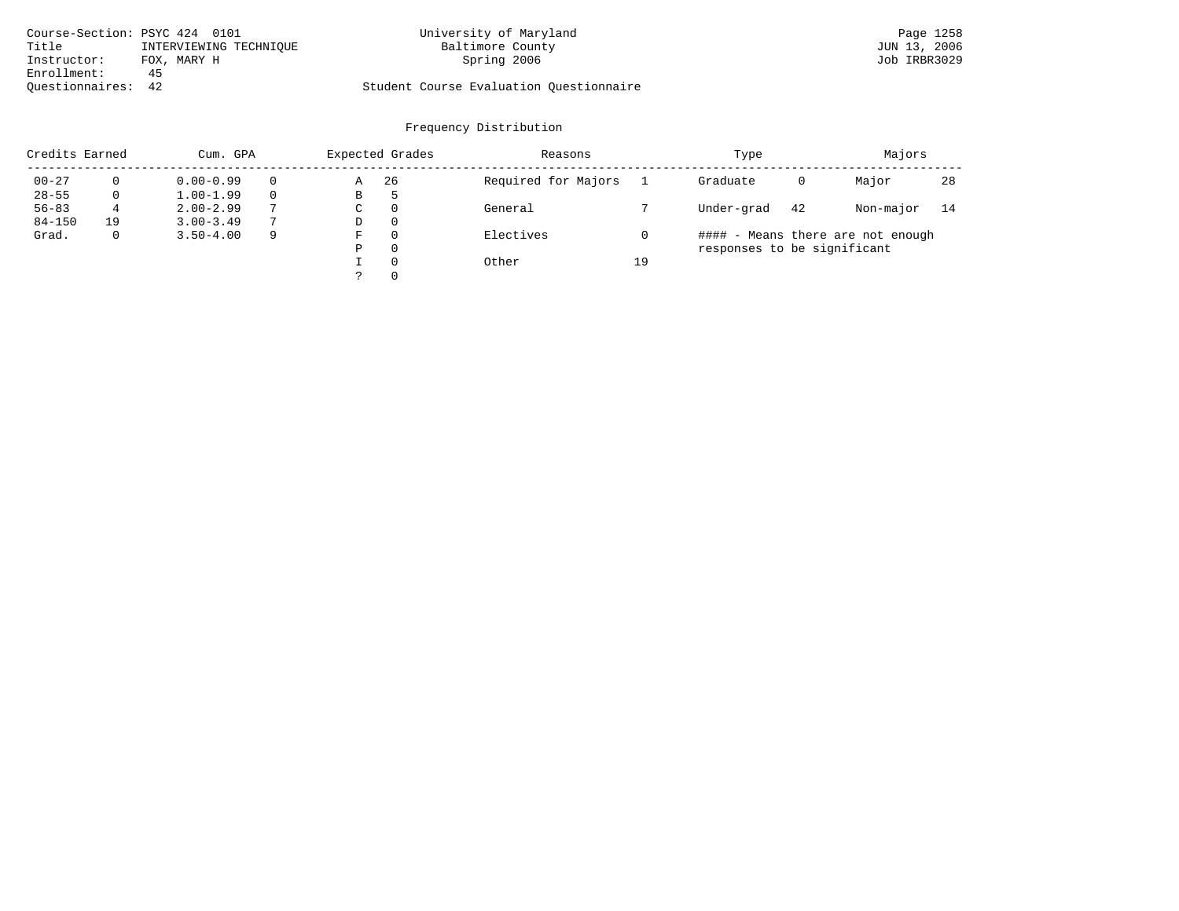Course-Section: PSYC 424 0101
Title: INTERVIEWING TECHNIQUE
Instructor: FOX, MARY H
Enrollment: 45
Questionnaires: 42

University of Maryland
Baltimore County
Spring 2006

Student Course Evaluation Questionnaire

JUN 13, 2006
Job IRBR3029

## Frequency Distribution

| Credits Earned | | Cum. GPA | | Expected Grades | | Reasons | | Type | | Majors | |
|---|---|---|---|---|---|---|---|---|---|---|---|
| 00-27 | 0 | 0.00-0.99 | 0 | A | 26 | Required for Majors | 1 | Graduate | 0 | Major | 28 |
| 28-55 | 0 | 1.00-1.99 | 0 | B | 5 | | | | | | |
| 56-83 | 4 | 2.00-2.99 | 7 | C | 0 | General | 7 | Under-grad | 42 | Non-major | 14 |
| 84-150 | 19 | 3.00-3.49 | 7 | D | 0 | | | | | | |
| Grad. | 0 | 3.50-4.00 | 9 | F | 0 | Electives | 0 | | | | |
| | | | | P | 0 | | | | | | |
| | | | | I | 0 | Other | 19 | | | | |
| | | | | ? | 0 | | | | | | |

#### - Means there are not enough responses to be significant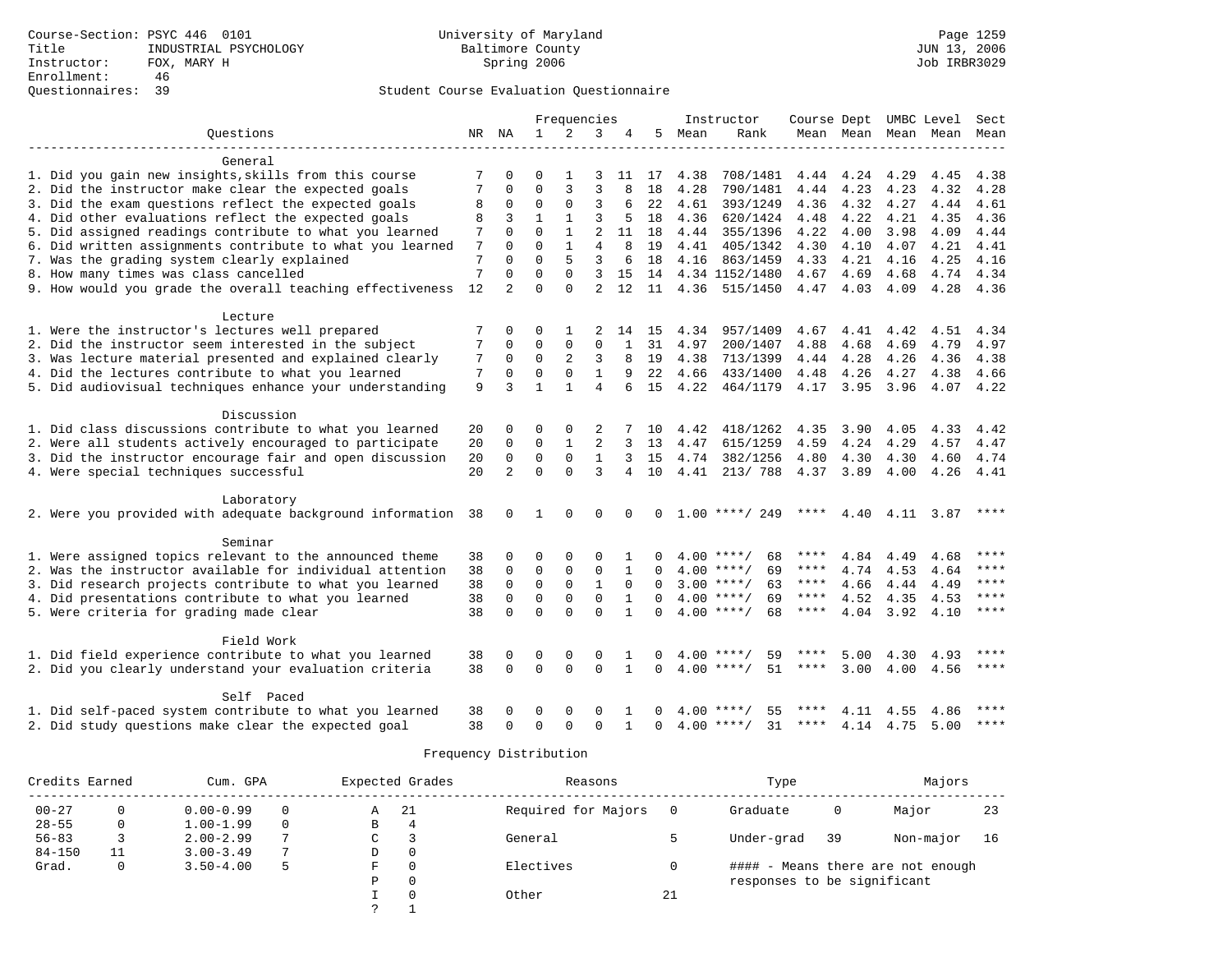Course-Section: PSYC 446 0101
Title: INDUSTRIAL PSYCHOLOGY
Instructor: FOX, MARY H
Enrollment: 46
Questionnaires: 39

University of Maryland
Baltimore County
Spring 2006

JUN 13, 2006
Job IRBR3029

## Student Course Evaluation Questionnaire

| Questions | NR | NA | 1 | 2 | 3 | 4 | 5 | Instructor Mean | Rank | Course Mean | Dept Mean | UMBC Mean | Level Mean | Sect Mean |
|---|---|---|---|---|---|---|---|---|---|---|---|---|---|---|
| **General** | | | | | | | | | | | | | | |
| 1. Did you gain new insights,skills from this course | 7 | 0 | 0 | 1 | 3 | 11 | 17 | 4.38 | 708/1481 | 4.44 | 4.24 | 4.29 | 4.45 | 4.38 |
| 2. Did the instructor make clear the expected goals | 7 | 0 | 0 | 3 | 3 | 8 | 18 | 4.28 | 790/1481 | 4.44 | 4.23 | 4.23 | 4.32 | 4.28 |
| 3. Did the exam questions reflect the expected goals | 8 | 0 | 0 | 0 | 3 | 6 | 22 | 4.61 | 393/1249 | 4.36 | 4.32 | 4.27 | 4.44 | 4.61 |
| 4. Did other evaluations reflect the expected goals | 8 | 3 | 1 | 1 | 3 | 5 | 18 | 4.36 | 620/1424 | 4.48 | 4.22 | 4.21 | 4.35 | 4.36 |
| 5. Did assigned readings contribute to what you learned | 7 | 0 | 0 | 1 | 2 | 11 | 18 | 4.44 | 355/1396 | 4.22 | 4.00 | 3.98 | 4.09 | 4.44 |
| 6. Did written assignments contribute to what you learned | 7 | 0 | 0 | 1 | 4 | 8 | 19 | 4.41 | 405/1342 | 4.30 | 4.10 | 4.07 | 4.21 | 4.41 |
| 7. Was the grading system clearly explained | 7 | 0 | 0 | 5 | 3 | 6 | 18 | 4.16 | 863/1459 | 4.33 | 4.21 | 4.16 | 4.25 | 4.16 |
| 8. How many times was class cancelled | 7 | 0 | 0 | 0 | 3 | 15 | 14 | 4.34 | 1152/1480 | 4.67 | 4.69 | 4.68 | 4.74 | 4.34 |
| 9. How would you grade the overall teaching effectiveness | 12 | 2 | 0 | 0 | 2 | 12 | 11 | 4.36 | 515/1450 | 4.47 | 4.03 | 4.09 | 4.28 | 4.36 |
| **Lecture** | | | | | | | | | | | | | | |
| 1. Were the instructor's lectures well prepared | 7 | 0 | 0 | 1 | 2 | 14 | 15 | 4.34 | 957/1409 | 4.67 | 4.41 | 4.42 | 4.51 | 4.34 |
| 2. Did the instructor seem interested in the subject | 7 | 0 | 0 | 0 | 0 | 1 | 31 | 4.97 | 200/1407 | 4.88 | 4.68 | 4.69 | 4.79 | 4.97 |
| 3. Was lecture material presented and explained clearly | 7 | 0 | 0 | 2 | 3 | 8 | 19 | 4.38 | 713/1399 | 4.44 | 4.28 | 4.26 | 4.36 | 4.38 |
| 4. Did the lectures contribute to what you learned | 7 | 0 | 0 | 0 | 1 | 9 | 22 | 4.66 | 433/1400 | 4.48 | 4.26 | 4.27 | 4.38 | 4.66 |
| 5. Did audiovisual techniques enhance your understanding | 9 | 3 | 1 | 1 | 4 | 6 | 15 | 4.22 | 464/1179 | 4.17 | 3.95 | 3.96 | 4.07 | 4.22 |
| **Discussion** | | | | | | | | | | | | | | |
| 1. Did class discussions contribute to what you learned | 20 | 0 | 0 | 0 | 2 | 7 | 10 | 4.42 | 418/1262 | 4.35 | 3.90 | 4.05 | 4.33 | 4.42 |
| 2. Were all students actively encouraged to participate | 20 | 0 | 0 | 1 | 2 | 3 | 13 | 4.47 | 615/1259 | 4.59 | 4.24 | 4.29 | 4.57 | 4.47 |
| 3. Did the instructor encourage fair and open discussion | 20 | 0 | 0 | 0 | 1 | 3 | 15 | 4.74 | 382/1256 | 4.80 | 4.30 | 4.30 | 4.60 | 4.74 |
| 4. Were special techniques successful | 20 | 2 | 0 | 0 | 3 | 4 | 10 | 4.41 | 213/ 788 | 4.37 | 3.89 | 4.00 | 4.26 | 4.41 |
| **Laboratory** | | | | | | | | | | | | | | |
| 2. Were you provided with adequate background information | 38 | 0 | 1 | 0 | 0 | 0 | 0 | 1.00 | ****/ 249 | **** | 4.40 | 4.11 | 3.87 | **** |
| **Seminar** | | | | | | | | | | | | | | |
| 1. Were assigned topics relevant to the announced theme | 38 | 0 | 0 | 0 | 0 | 1 | 0 | 4.00 | ****/ 68 | **** | 4.84 | 4.49 | 4.68 | **** |
| 2. Was the instructor available for individual attention | 38 | 0 | 0 | 0 | 0 | 1 | 0 | 4.00 | ****/ 69 | **** | 4.74 | 4.53 | 4.64 | **** |
| 3. Did research projects contribute to what you learned | 38 | 0 | 0 | 0 | 1 | 0 | 0 | 3.00 | ****/ 63 | **** | 4.66 | 4.44 | 4.49 | **** |
| 4. Did presentations contribute to what you learned | 38 | 0 | 0 | 0 | 0 | 1 | 0 | 4.00 | ****/ 69 | **** | 4.52 | 4.35 | 4.53 | **** |
| 5. Were criteria for grading made clear | 38 | 0 | 0 | 0 | 0 | 1 | 0 | 4.00 | ****/ 68 | **** | 4.04 | 3.92 | 4.10 | **** |
| **Field Work** | | | | | | | | | | | | | | |
| 1. Did field experience contribute to what you learned | 38 | 0 | 0 | 0 | 0 | 1 | 0 | 4.00 | ****/ 59 | **** | 5.00 | 4.30 | 4.93 | **** |
| 2. Did you clearly understand your evaluation criteria | 38 | 0 | 0 | 0 | 0 | 1 | 0 | 4.00 | ****/ 51 | **** | 3.00 | 4.00 | 4.56 | **** |
| **Self Paced** | | | | | | | | | | | | | | |
| 1. Did self-paced system contribute to what you learned | 38 | 0 | 0 | 0 | 0 | 1 | 0 | 4.00 | ****/ 55 | **** | 4.11 | 4.55 | 4.86 | **** |
| 2. Did study questions make clear the expected goal | 38 | 0 | 0 | 0 | 0 | 1 | 0 | 4.00 | ****/ 31 | **** | 4.14 | 4.75 | 5.00 | **** |

### Frequency Distribution

| Credits Earned | | Cum. GPA | | Expected Grades | | Reasons | | Type | | Majors | |
|---|---|---|---|---|---|---|---|---|---|---|---|
| 00-27 | 0 | 0.00-0.99 | 0 | A | 21 | Required for Majors | 0 | Graduate | 0 | Major | 23 |
| 28-55 | 0 | 1.00-1.99 | 0 | B | 4 | | | | | | |
| 56-83 | 3 | 2.00-2.99 | 7 | C | 3 | General | 5 | Under-grad | 39 | Non-major | 16 |
| 84-150 | 11 | 3.00-3.49 | 7 | D | 0 | | | | | | |
| Grad. | 0 | 3.50-4.00 | 5 | F | 0 | Electives | 0 | | | | |
| | | | | P | 0 | | | | | | |
| | | | | I | 0 | Other | 21 | | | | |
| | | | | ? | 1 | | | | | | |

#### - Means there are not enough responses to be significant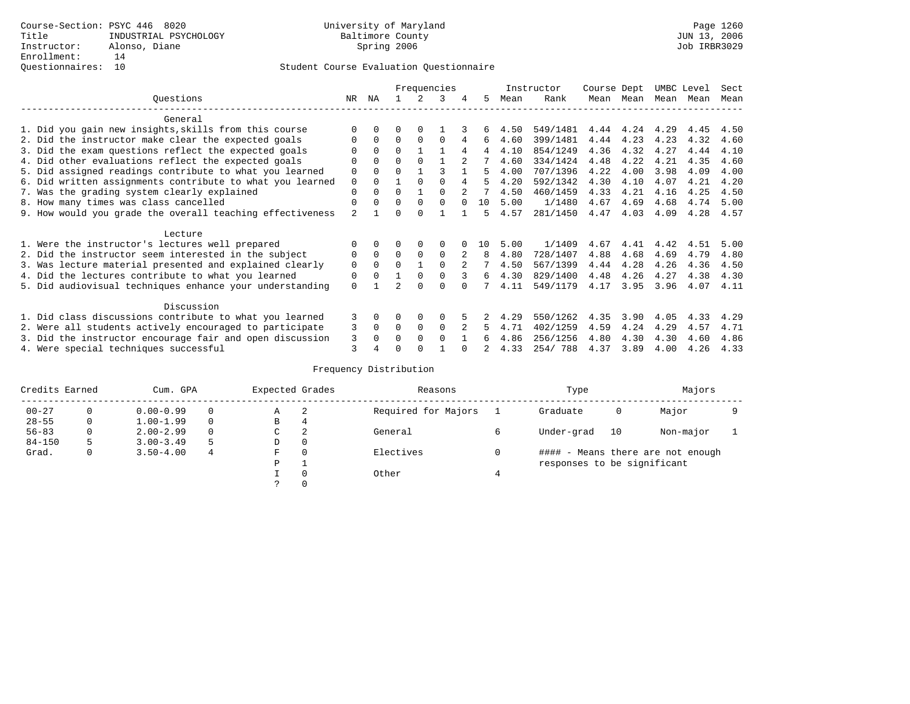Course-Section: PSYC 446 8020
Title: INDUSTRIAL PSYCHOLOGY
Instructor: Alonso, Diane
Enrollment: 14
Questionnaires: 10

University of Maryland
Baltimore County
Spring 2006

Page 1260
JUN 13, 2006
Job IRBR3029

## Student Course Evaluation Questionnaire

| Questions | NR | NA | 1 | 2 | 3 | 4 | 5 | Instructor Mean | Rank | Course Mean | Dept Mean | UMBC Mean | Level Mean | Sect Mean |
|---|---|---|---|---|---|---|---|---|---|---|---|---|---|---|
| **General** | | | | | | | | | | | | | | |
| 1. Did you gain new insights,skills from this course | 0 | 0 | 0 | 0 | 1 | 3 | 6 | 4.50 | 549/1481 | 4.44 | 4.24 | 4.29 | 4.45 | 4.50 |
| 2. Did the instructor make clear the expected goals | 0 | 0 | 0 | 0 | 0 | 4 | 6 | 4.60 | 399/1481 | 4.44 | 4.23 | 4.23 | 4.32 | 4.60 |
| 3. Did the exam questions reflect the expected goals | 0 | 0 | 0 | 1 | 1 | 4 | 4 | 4.10 | 854/1249 | 4.36 | 4.32 | 4.27 | 4.44 | 4.10 |
| 4. Did other evaluations reflect the expected goals | 0 | 0 | 0 | 0 | 1 | 2 | 7 | 4.60 | 334/1424 | 4.48 | 4.22 | 4.21 | 4.35 | 4.60 |
| 5. Did assigned readings contribute to what you learned | 0 | 0 | 0 | 1 | 3 | 1 | 5 | 4.00 | 707/1396 | 4.22 | 4.00 | 3.98 | 4.09 | 4.00 |
| 6. Did written assignments contribute to what you learned | 0 | 0 | 1 | 0 | 0 | 4 | 5 | 4.20 | 592/1342 | 4.30 | 4.10 | 4.07 | 4.21 | 4.20 |
| 7. Was the grading system clearly explained | 0 | 0 | 0 | 1 | 0 | 2 | 7 | 4.50 | 460/1459 | 4.33 | 4.21 | 4.16 | 4.25 | 4.50 |
| 8. How many times was class cancelled | 0 | 0 | 0 | 0 | 0 | 0 | 10 | 5.00 | 1/1480 | 4.67 | 4.69 | 4.68 | 4.74 | 5.00 |
| 9. How would you grade the overall teaching effectiveness | 2 | 1 | 0 | 0 | 1 | 1 | 5 | 4.57 | 281/1450 | 4.47 | 4.03 | 4.09 | 4.28 | 4.57 |
| **Lecture** | | | | | | | | | | | | | | |
| 1. Were the instructor's lectures well prepared | 0 | 0 | 0 | 0 | 0 | 0 | 10 | 5.00 | 1/1409 | 4.67 | 4.41 | 4.42 | 4.51 | 5.00 |
| 2. Did the instructor seem interested in the subject | 0 | 0 | 0 | 0 | 0 | 2 | 8 | 4.80 | 728/1407 | 4.88 | 4.68 | 4.69 | 4.79 | 4.80 |
| 3. Was lecture material presented and explained clearly | 0 | 0 | 0 | 1 | 0 | 2 | 7 | 4.50 | 567/1399 | 4.44 | 4.28 | 4.26 | 4.36 | 4.50 |
| 4. Did the lectures contribute to what you learned | 0 | 0 | 1 | 0 | 0 | 3 | 6 | 4.30 | 829/1400 | 4.48 | 4.26 | 4.27 | 4.38 | 4.30 |
| 5. Did audiovisual techniques enhance your understanding | 0 | 1 | 2 | 0 | 0 | 0 | 7 | 4.11 | 549/1179 | 4.17 | 3.95 | 3.96 | 4.07 | 4.11 |
| **Discussion** | | | | | | | | | | | | | | |
| 1. Did class discussions contribute to what you learned | 3 | 0 | 0 | 0 | 0 | 5 | 2 | 4.29 | 550/1262 | 4.35 | 3.90 | 4.05 | 4.33 | 4.29 |
| 2. Were all students actively encouraged to participate | 3 | 0 | 0 | 0 | 0 | 2 | 5 | 4.71 | 402/1259 | 4.59 | 4.24 | 4.29 | 4.57 | 4.71 |
| 3. Did the instructor encourage fair and open discussion | 3 | 0 | 0 | 0 | 0 | 1 | 6 | 4.86 | 256/1256 | 4.80 | 4.30 | 4.30 | 4.60 | 4.86 |
| 4. Were special techniques successful | 3 | 4 | 0 | 0 | 1 | 0 | 2 | 4.33 | 254/ 788 | 4.37 | 3.89 | 4.00 | 4.26 | 4.33 |

## Frequency Distribution

| Credits Earned | | Cum. GPA | | Expected Grades | | Reasons | | Type | | Majors | |
|---|---|---|---|---|---|---|---|---|---|---|---|
| 00-27 | 0 | 0.00-0.99 | 0 | A | 2 | Required for Majors | 1 | Graduate | 0 | Major | 9 |
| 28-55 | 0 | 1.00-1.99 | 0 | B | 4 | | | | | | |
| 56-83 | 0 | 2.00-2.99 | 0 | C | 2 | General | 6 | Under-grad | 10 | Non-major | 1 |
| 84-150 | 5 | 3.00-3.49 | 5 | D | 0 | | | | | | |
| Grad. | 0 | 3.50-4.00 | 4 | F | 0 | Electives | 0 | | | | |
| | | | | P | 1 | | | | | | |
| | | | | I | 0 | Other | 4 | | | | |
| | | | | ? | 0 | | | | | | |

#### - Means there are not enough responses to be significant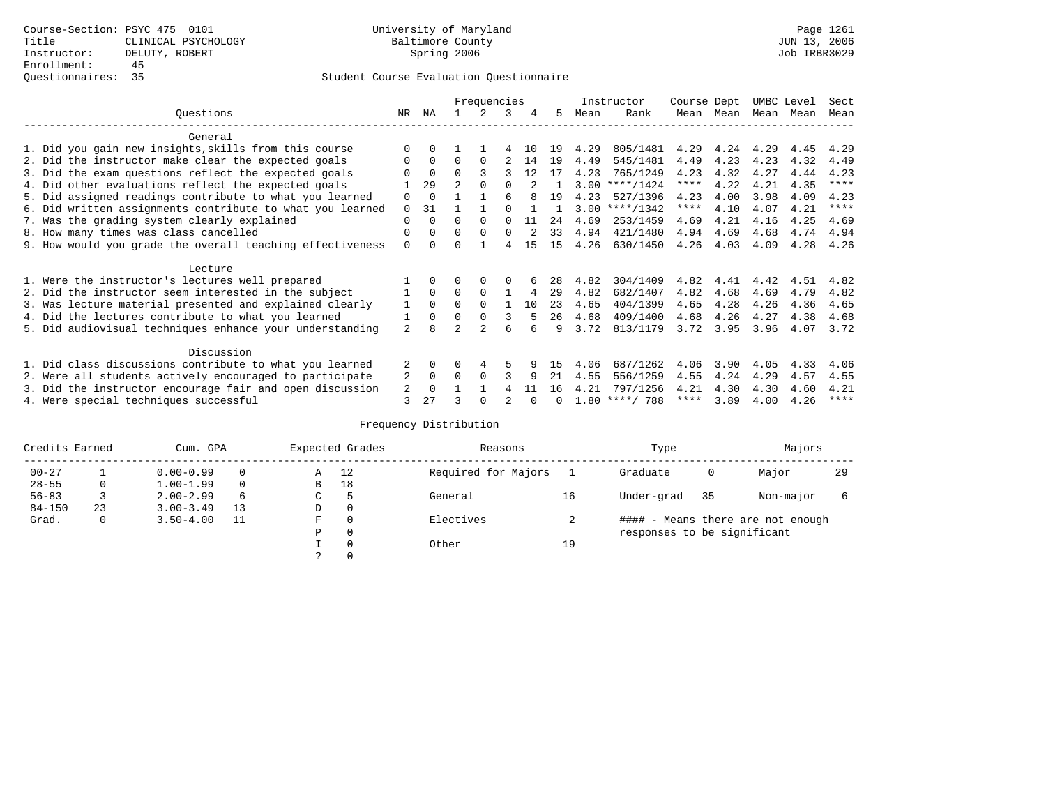Course-Section: PSYC 475 0101
Title: CLINICAL PSYCHOLOGY
Instructor: DELUTY, ROBERT
Enrollment: 45
Questionnaires: 35

University of Maryland
Baltimore County
Spring 2006

JUN 13, 2006
Job IRBR3029

Student Course Evaluation Questionnaire

| Questions | NR | NA | 1 | 2 | 3 | 4 | 5 | Instructor Mean | Instructor Rank | Course Mean | Dept Mean | UMBC Mean | Level Mean | Sect Mean |
|---|---|---|---|---|---|---|---|---|---|---|---|---|---|---|
| **General** | | | | | | | | | | | | | | |
| 1. Did you gain new insights,skills from this course | 0 | 0 | 1 | 1 | 4 | 10 | 19 | 4.29 | 805/1481 | 4.29 | 4.24 | 4.29 | 4.45 | 4.29 |
| 2. Did the instructor make clear the expected goals | 0 | 0 | 0 | 0 | 2 | 14 | 19 | 4.49 | 545/1481 | 4.49 | 4.23 | 4.23 | 4.32 | 4.49 |
| 3. Did the exam questions reflect the expected goals | 0 | 0 | 0 | 3 | 3 | 12 | 17 | 4.23 | 765/1249 | 4.23 | 4.32 | 4.27 | 4.44 | 4.23 |
| 4. Did other evaluations reflect the expected goals | 1 | 29 | 2 | 0 | 0 | 2 | 1 | 3.00 | ****/1424 | **** | 4.22 | 4.21 | 4.35 | **** |
| 5. Did assigned readings contribute to what you learned | 0 | 0 | 1 | 1 | 6 | 8 | 19 | 4.23 | 527/1396 | 4.23 | 4.00 | 3.98 | 4.09 | 4.23 |
| 6. Did written assignments contribute to what you learned | 0 | 31 | 1 | 1 | 0 | 1 | 1 | 3.00 | ****/1342 | **** | 4.10 | 4.07 | 4.21 | **** |
| 7. Was the grading system clearly explained | 0 | 0 | 0 | 0 | 0 | 11 | 24 | 4.69 | 253/1459 | 4.69 | 4.21 | 4.16 | 4.25 | 4.69 |
| 8. How many times was class cancelled | 0 | 0 | 0 | 0 | 0 | 2 | 33 | 4.94 | 421/1480 | 4.94 | 4.69 | 4.68 | 4.74 | 4.94 |
| 9. How would you grade the overall teaching effectiveness | 0 | 0 | 0 | 1 | 4 | 15 | 15 | 4.26 | 630/1450 | 4.26 | 4.03 | 4.09 | 4.28 | 4.26 |
| **Lecture** | | | | | | | | | | | | | | |
| 1. Were the instructor's lectures well prepared | 1 | 0 | 0 | 0 | 0 | 6 | 28 | 4.82 | 304/1409 | 4.82 | 4.41 | 4.42 | 4.51 | 4.82 |
| 2. Did the instructor seem interested in the subject | 1 | 0 | 0 | 0 | 1 | 4 | 29 | 4.82 | 682/1407 | 4.82 | 4.68 | 4.69 | 4.79 | 4.82 |
| 3. Was lecture material presented and explained clearly | 1 | 0 | 0 | 0 | 1 | 10 | 23 | 4.65 | 404/1399 | 4.65 | 4.28 | 4.26 | 4.36 | 4.65 |
| 4. Did the lectures contribute to what you learned | 1 | 0 | 0 | 0 | 3 | 5 | 26 | 4.68 | 409/1400 | 4.68 | 4.26 | 4.27 | 4.38 | 4.68 |
| 5. Did audiovisual techniques enhance your understanding | 2 | 8 | 2 | 2 | 6 | 6 | 9 | 3.72 | 813/1179 | 3.72 | 3.95 | 3.96 | 4.07 | 3.72 |
| **Discussion** | | | | | | | | | | | | | | |
| 1. Did class discussions contribute to what you learned | 2 | 0 | 0 | 4 | 5 | 9 | 15 | 4.06 | 687/1262 | 4.06 | 3.90 | 4.05 | 4.33 | 4.06 |
| 2. Were all students actively encouraged to participate | 2 | 0 | 0 | 0 | 3 | 9 | 21 | 4.55 | 556/1259 | 4.55 | 4.24 | 4.29 | 4.57 | 4.55 |
| 3. Did the instructor encourage fair and open discussion | 2 | 0 | 1 | 1 | 4 | 11 | 16 | 4.21 | 797/1256 | 4.21 | 4.30 | 4.30 | 4.60 | 4.21 |
| 4. Were special techniques successful | 3 | 27 | 3 | 0 | 2 | 0 | 0 | 1.80 | ****/ 788 | **** | 3.89 | 4.00 | 4.26 | **** |

## Frequency Distribution

| Credits Earned | | Cum. GPA | | Expected Grades | | Reasons | | Type | | Majors | |
|---|---|---|---|---|---|---|---|---|---|---|---|
| 00-27 | 1 | 0.00-0.99 | 0 | A | 12 | Required for Majors | 1 | Graduate | 0 | Major | 29 |
| 28-55 | 0 | 1.00-1.99 | 0 | B | 18 | | | | | | |
| 56-83 | 3 | 2.00-2.99 | 6 | C | 5 | General | 16 | Under-grad | 35 | Non-major | 6 |
| 84-150 | 23 | 3.00-3.49 | 13 | D | 0 | | | | | | |
| Grad. | 0 | 3.50-4.00 | 11 | F | 0 | Electives | 2 | #### - Means there are not enough responses to be significant | | | |
| | | | | P | 0 | | | | | | |
| | | | | I | 0 | Other | 19 | | | | |
| | | | | ? | 0 | | | | | | |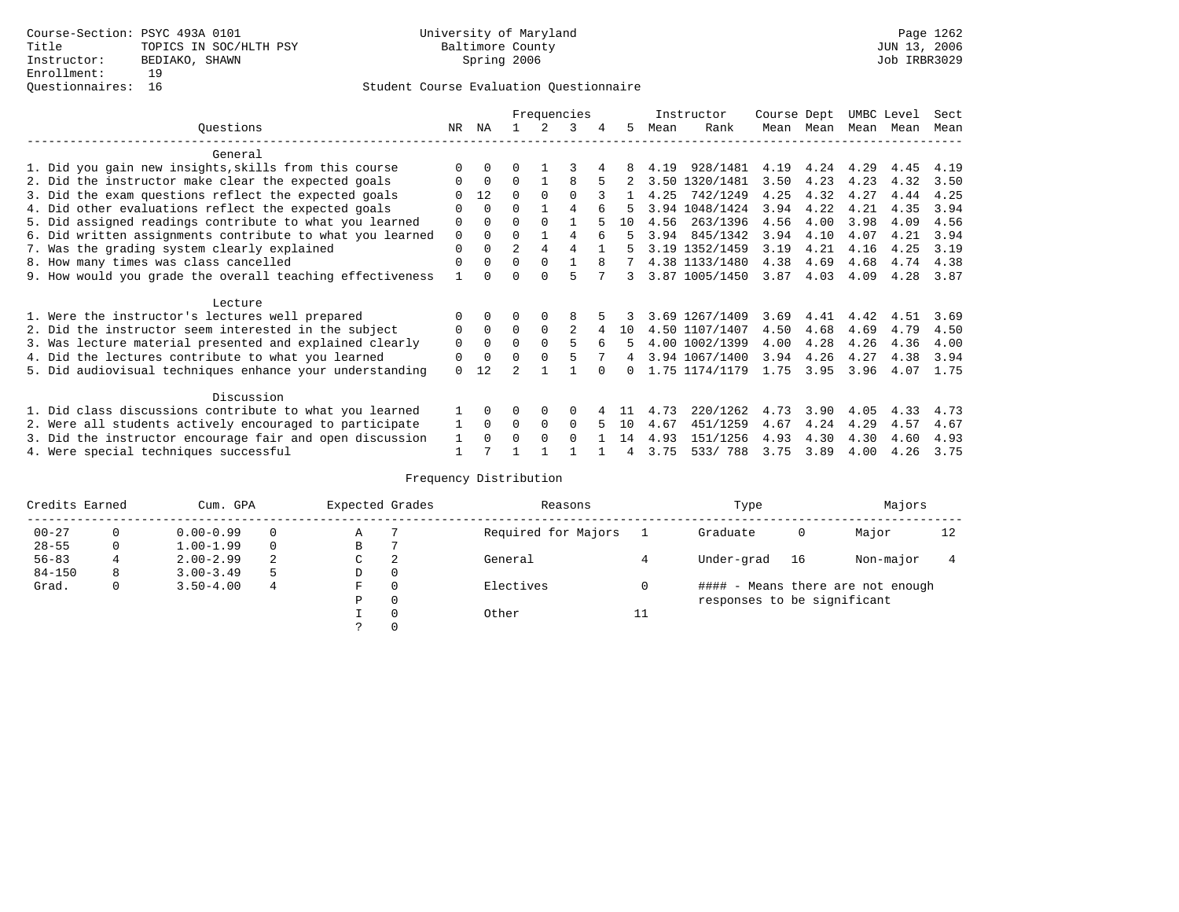Course-Section: PSYC 493A 0101
Title: TOPICS IN SOC/HLTH PSY
Instructor: BEDIAKO, SHAWN
Enrollment: 19
Questionnaires: 16

University of Maryland
Baltimore County
Spring 2006

Page 1262
JUN 13, 2006
Job IRBR3029

## Student Course Evaluation Questionnaire

| Questions | NR | NA | 1 | 2 | 3 | 4 | 5 | Instructor Mean | Instructor Rank | Course Mean | Dept Mean | UMBC Mean | Level Mean | Sect Mean |
|---|---|---|---|---|---|---|---|---|---|---|---|---|---|---|
| **General** | | | | | | | | | | | | | | |
| 1. Did you gain new insights,skills from this course | 0 | 0 | 0 | 1 | 3 | 4 | 8 | 4.19 | 928/1481 | 4.19 | 4.24 | 4.29 | 4.45 | 4.19 |
| 2. Did the instructor make clear the expected goals | 0 | 0 | 0 | 1 | 8 | 5 | 2 | 3.50 | 1320/1481 | 3.50 | 4.23 | 4.23 | 4.32 | 3.50 |
| 3. Did the exam questions reflect the expected goals | 0 | 12 | 0 | 0 | 0 | 3 | 1 | 4.25 | 742/1249 | 4.25 | 4.32 | 4.27 | 4.44 | 4.25 |
| 4. Did other evaluations reflect the expected goals | 0 | 0 | 0 | 1 | 4 | 6 | 5 | 3.94 | 1048/1424 | 3.94 | 4.22 | 4.21 | 4.35 | 3.94 |
| 5. Did assigned readings contribute to what you learned | 0 | 0 | 0 | 0 | 1 | 5 | 10 | 4.56 | 263/1396 | 4.56 | 4.00 | 3.98 | 4.09 | 4.56 |
| 6. Did written assignments contribute to what you learned | 0 | 0 | 0 | 1 | 4 | 6 | 5 | 3.94 | 845/1342 | 3.94 | 4.10 | 4.07 | 4.21 | 3.94 |
| 7. Was the grading system clearly explained | 0 | 0 | 2 | 4 | 4 | 1 | 5 | 3.19 | 1352/1459 | 3.19 | 4.21 | 4.16 | 4.25 | 3.19 |
| 8. How many times was class cancelled | 0 | 0 | 0 | 0 | 1 | 8 | 7 | 4.38 | 1133/1480 | 4.38 | 4.69 | 4.68 | 4.74 | 4.38 |
| 9. How would you grade the overall teaching effectiveness | 1 | 0 | 0 | 0 | 5 | 7 | 3 | 3.87 | 1005/1450 | 3.87 | 4.03 | 4.09 | 4.28 | 3.87 |
| **Lecture** | | | | | | | | | | | | | | |
| 1. Were the instructor's lectures well prepared | 0 | 0 | 0 | 0 | 8 | 5 | 3 | 3.69 | 1267/1409 | 3.69 | 4.41 | 4.42 | 4.51 | 3.69 |
| 2. Did the instructor seem interested in the subject | 0 | 0 | 0 | 0 | 2 | 4 | 10 | 4.50 | 1107/1407 | 4.50 | 4.68 | 4.69 | 4.79 | 4.50 |
| 3. Was lecture material presented and explained clearly | 0 | 0 | 0 | 0 | 5 | 6 | 5 | 4.00 | 1002/1399 | 4.00 | 4.28 | 4.26 | 4.36 | 4.00 |
| 4. Did the lectures contribute to what you learned | 0 | 0 | 0 | 0 | 5 | 7 | 4 | 3.94 | 1067/1400 | 3.94 | 4.26 | 4.27 | 4.38 | 3.94 |
| 5. Did audiovisual techniques enhance your understanding | 0 | 12 | 2 | 1 | 1 | 0 | 0 | 1.75 | 1174/1179 | 1.75 | 3.95 | 3.96 | 4.07 | 1.75 |
| **Discussion** | | | | | | | | | | | | | | |
| 1. Did class discussions contribute to what you learned | 1 | 0 | 0 | 0 | 0 | 4 | 11 | 4.73 | 220/1262 | 4.73 | 3.90 | 4.05 | 4.33 | 4.73 |
| 2. Were all students actively encouraged to participate | 1 | 0 | 0 | 0 | 0 | 5 | 10 | 4.67 | 451/1259 | 4.67 | 4.24 | 4.29 | 4.57 | 4.67 |
| 3. Did the instructor encourage fair and open discussion | 1 | 0 | 0 | 0 | 0 | 1 | 14 | 4.93 | 151/1256 | 4.93 | 4.30 | 4.30 | 4.60 | 4.93 |
| 4. Were special techniques successful | 1 | 7 | 1 | 1 | 1 | 1 | 4 | 3.75 | 533/ 788 | 3.75 | 3.89 | 4.00 | 4.26 | 3.75 |

## Frequency Distribution

| Credits Earned | | Cum. GPA | | Expected Grades | | Reasons | | Type | | Majors | |
|---|---|---|---|---|---|---|---|---|---|---|---|
| 00-27 | 0 | 0.00-0.99 | 0 | A | 7 | Required for Majors | 1 | Graduate | 0 | Major | 12 |
| 28-55 | 0 | 1.00-1.99 | 0 | B | 7 | | | | | | |
| 56-83 | 4 | 2.00-2.99 | 2 | C | 2 | General | 4 | Under-grad | 16 | Non-major | 4 |
| 84-150 | 8 | 3.00-3.49 | 5 | D | 0 | | | | | | |
| Grad. | 0 | 3.50-4.00 | 4 | F | 0 | Electives | 0 | #### - Means there are not enough responses to be significant | | | |
| | | | | P | 0 | | | | | | |
| | | | | I | 0 | Other | 11 | | | | |
| | | | | ? | 0 | | | | | | |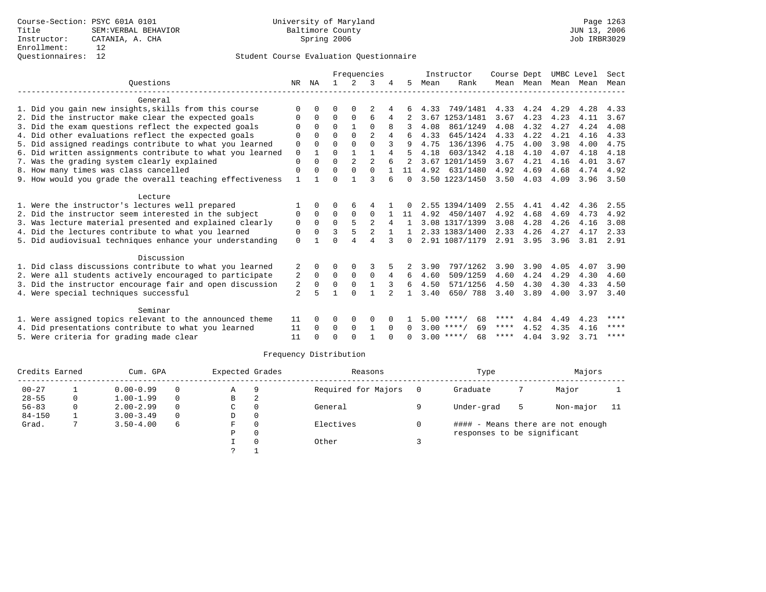Course-Section: PSYC 601A 0101
Title: SEM:VERBAL BEHAVIOR
Instructor: CATANIA, A. CHA
Enrollment: 12
Questionnaires: 12

University of Maryland
Baltimore County
Spring 2006

Page 1263
JUN 13, 2006
Job IRBR3029

## Student Course Evaluation Questionnaire

| Questions | NR | NA | 1 | 2 | 3 | 4 | 5 | Instructor Mean | Instructor Rank | Course Mean | Dept Mean | UMBC Mean | Level Mean | Sect Mean |
|---|---|---|---|---|---|---|---|---|---|---|---|---|---|---|
| **General** | | | | | | | | | | | | | | |
| 1. Did you gain new insights,skills from this course | 0 | 0 | 0 | 0 | 2 | 4 | 6 | 4.33 | 749/1481 | 4.33 | 4.24 | 4.29 | 4.28 | 4.33 |
| 2. Did the instructor make clear the expected goals | 0 | 0 | 0 | 0 | 6 | 4 | 2 | 3.67 | 1253/1481 | 3.67 | 4.23 | 4.23 | 4.11 | 3.67 |
| 3. Did the exam questions reflect the expected goals | 0 | 0 | 0 | 1 | 0 | 8 | 3 | 4.08 | 861/1249 | 4.08 | 4.32 | 4.27 | 4.24 | 4.08 |
| 4. Did other evaluations reflect the expected goals | 0 | 0 | 0 | 0 | 2 | 4 | 6 | 4.33 | 645/1424 | 4.33 | 4.22 | 4.21 | 4.16 | 4.33 |
| 5. Did assigned readings contribute to what you learned | 0 | 0 | 0 | 0 | 0 | 3 | 9 | 4.75 | 136/1396 | 4.75 | 4.00 | 3.98 | 4.00 | 4.75 |
| 6. Did written assignments contribute to what you learned | 0 | 1 | 0 | 1 | 1 | 4 | 5 | 4.18 | 603/1342 | 4.18 | 4.10 | 4.07 | 4.18 | 4.18 |
| 7. Was the grading system clearly explained | 0 | 0 | 0 | 2 | 2 | 6 | 2 | 3.67 | 1201/1459 | 3.67 | 4.21 | 4.16 | 4.01 | 3.67 |
| 8. How many times was class cancelled | 0 | 0 | 0 | 0 | 0 | 1 | 11 | 4.92 | 631/1480 | 4.92 | 4.69 | 4.68 | 4.74 | 4.92 |
| 9. How would you grade the overall teaching effectiveness | 1 | 1 | 0 | 1 | 3 | 6 | 0 | 3.50 | 1223/1450 | 3.50 | 4.03 | 4.09 | 3.96 | 3.50 |
| **Lecture** | | | | | | | | | | | | | | |
| 1. Were the instructor's lectures well prepared | 1 | 0 | 0 | 6 | 4 | 1 | 0 | 2.55 | 1394/1409 | 2.55 | 4.41 | 4.42 | 4.36 | 2.55 |
| 2. Did the instructor seem interested in the subject | 0 | 0 | 0 | 0 | 0 | 1 | 11 | 4.92 | 450/1407 | 4.92 | 4.68 | 4.69 | 4.73 | 4.92 |
| 3. Was lecture material presented and explained clearly | 0 | 0 | 0 | 5 | 2 | 4 | 1 | 3.08 | 1317/1399 | 3.08 | 4.28 | 4.26 | 4.16 | 3.08 |
| 4. Did the lectures contribute to what you learned | 0 | 0 | 3 | 5 | 2 | 1 | 1 | 2.33 | 1383/1400 | 2.33 | 4.26 | 4.27 | 4.17 | 2.33 |
| 5. Did audiovisual techniques enhance your understanding | 0 | 1 | 0 | 4 | 4 | 3 | 0 | 2.91 | 1087/1179 | 2.91 | 3.95 | 3.96 | 3.81 | 2.91 |
| **Discussion** | | | | | | | | | | | | | | |
| 1. Did class discussions contribute to what you learned | 2 | 0 | 0 | 0 | 3 | 5 | 2 | 3.90 | 797/1262 | 3.90 | 3.90 | 4.05 | 4.07 | 3.90 |
| 2. Were all students actively encouraged to participate | 2 | 0 | 0 | 0 | 0 | 4 | 6 | 4.60 | 509/1259 | 4.60 | 4.24 | 4.29 | 4.30 | 4.60 |
| 3. Did the instructor encourage fair and open discussion | 2 | 0 | 0 | 0 | 1 | 3 | 6 | 4.50 | 571/1256 | 4.50 | 4.30 | 4.30 | 4.33 | 4.50 |
| 4. Were special techniques successful | 2 | 5 | 1 | 0 | 1 | 2 | 1 | 3.40 | 650/ 788 | 3.40 | 3.89 | 4.00 | 3.97 | 3.40 |
| **Seminar** | | | | | | | | | | | | | | |
| 1. Were assigned topics relevant to the announced theme | 11 | 0 | 0 | 0 | 0 | 0 | 1 | 5.00 | ****/ 68 | **** | 4.84 | 4.49 | 4.23 | **** |
| 4. Did presentations contribute to what you learned | 11 | 0 | 0 | 0 | 1 | 0 | 0 | 3.00 | ****/ 69 | **** | 4.52 | 4.35 | 4.16 | **** |
| 5. Were criteria for grading made clear | 11 | 0 | 0 | 0 | 1 | 0 | 0 | 3.00 | ****/ 68 | **** | 4.04 | 3.92 | 3.71 | **** |

### Frequency Distribution

| Credits Earned | | Cum. GPA | | Expected Grades | | Reasons | | Type | | Majors | |
|---|---|---|---|---|---|---|---|---|---|---|---|
| 00-27 | 1 | 0.00-0.99 | 0 | A | 9 | Required for Majors | 0 | Graduate | 7 | Major | 1 |
| 28-55 | 0 | 1.00-1.99 | 0 | B | 2 | | | | | | |
| 56-83 | 0 | 2.00-2.99 | 0 | C | 0 | General | 9 | Under-grad | 5 | Non-major | 11 |
| 84-150 | 1 | 3.00-3.49 | 0 | D | 0 | | | | | | |
| Grad. | 7 | 3.50-4.00 | 6 | F | 0 | Electives | 0 | | | | |
| | | | | P | 0 | | | | | | |
| | | | | I | 0 | Other | 3 | | | | |
| | | | | ? | 1 | | | | | | |

#### - Means there are not enough responses to be significant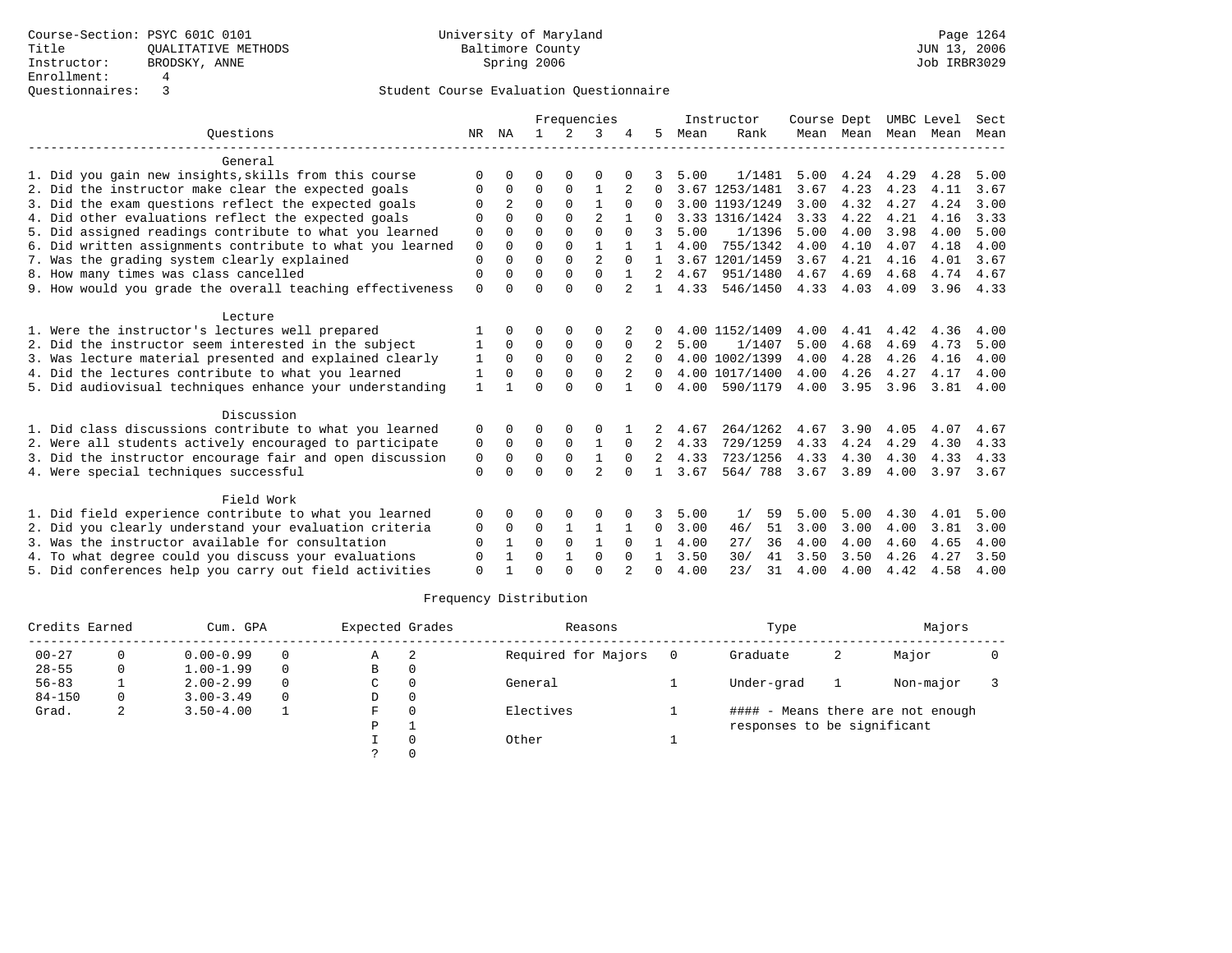Course-Section: PSYC 601C 0101
Title: QUALITATIVE METHODS
Instructor: BRODSKY, ANNE
Enrollment: 4
Questionnaires: 3

University of Maryland
Baltimore County
Spring 2006

JUN 13, 2006
Job IRBR3029

## Student Course Evaluation Questionnaire

| Questions | NR | NA | 1 | 2 | 3 | 4 | 5 | Instructor Mean | Rank | Course Mean | Dept Mean | UMBC Mean | Level Mean | Sect Mean |
|---|---|---|---|---|---|---|---|---|---|---|---|---|---|---|
| **General** | | | | | | | | | | | | | | |
| 1. Did you gain new insights,skills from this course | 0 | 0 | 0 | 0 | 0 | 0 | 3 | 5.00 | 1/1481 | 5.00 | 4.24 | 4.29 | 4.28 | 5.00 |
| 2. Did the instructor make clear the expected goals | 0 | 0 | 0 | 0 | 1 | 2 | 0 | 3.67 | 1253/1481 | 3.67 | 4.23 | 4.23 | 4.11 | 3.67 |
| 3. Did the exam questions reflect the expected goals | 0 | 2 | 0 | 0 | 1 | 0 | 0 | 3.00 | 1193/1249 | 3.00 | 4.32 | 4.27 | 4.24 | 3.00 |
| 4. Did other evaluations reflect the expected goals | 0 | 0 | 0 | 0 | 2 | 1 | 0 | 3.33 | 1316/1424 | 3.33 | 4.22 | 4.21 | 4.16 | 3.33 |
| 5. Did assigned readings contribute to what you learned | 0 | 0 | 0 | 0 | 0 | 0 | 3 | 5.00 | 1/1396 | 5.00 | 4.00 | 3.98 | 4.00 | 5.00 |
| 6. Did written assignments contribute to what you learned | 0 | 0 | 0 | 0 | 1 | 1 | 1 | 4.00 | 755/1342 | 4.00 | 4.10 | 4.07 | 4.18 | 4.00 |
| 7. Was the grading system clearly explained | 0 | 0 | 0 | 0 | 2 | 0 | 1 | 3.67 | 1201/1459 | 3.67 | 4.21 | 4.16 | 4.01 | 3.67 |
| 8. How many times was class cancelled | 0 | 0 | 0 | 0 | 0 | 1 | 2 | 4.67 | 951/1480 | 4.67 | 4.69 | 4.68 | 4.74 | 4.67 |
| 9. How would you grade the overall teaching effectiveness | 0 | 0 | 0 | 0 | 0 | 2 | 1 | 4.33 | 546/1450 | 4.33 | 4.03 | 4.09 | 3.96 | 4.33 |
| **Lecture** | | | | | | | | | | | | | | |
| 1. Were the instructor's lectures well prepared | 1 | 0 | 0 | 0 | 0 | 2 | 0 | 4.00 | 1152/1409 | 4.00 | 4.41 | 4.42 | 4.36 | 4.00 |
| 2. Did the instructor seem interested in the subject | 1 | 0 | 0 | 0 | 0 | 0 | 2 | 5.00 | 1/1407 | 5.00 | 4.68 | 4.69 | 4.73 | 5.00 |
| 3. Was lecture material presented and explained clearly | 1 | 0 | 0 | 0 | 0 | 2 | 0 | 4.00 | 1002/1399 | 4.00 | 4.28 | 4.26 | 4.16 | 4.00 |
| 4. Did the lectures contribute to what you learned | 1 | 0 | 0 | 0 | 0 | 2 | 0 | 4.00 | 1017/1400 | 4.00 | 4.26 | 4.27 | 4.17 | 4.00 |
| 5. Did audiovisual techniques enhance your understanding | 1 | 1 | 0 | 0 | 0 | 1 | 0 | 4.00 | 590/1179 | 4.00 | 3.95 | 3.96 | 3.81 | 4.00 |
| **Discussion** | | | | | | | | | | | | | | |
| 1. Did class discussions contribute to what you learned | 0 | 0 | 0 | 0 | 0 | 1 | 2 | 4.67 | 264/1262 | 4.67 | 3.90 | 4.05 | 4.07 | 4.67 |
| 2. Were all students actively encouraged to participate | 0 | 0 | 0 | 0 | 1 | 0 | 2 | 4.33 | 729/1259 | 4.33 | 4.24 | 4.29 | 4.30 | 4.33 |
| 3. Did the instructor encourage fair and open discussion | 0 | 0 | 0 | 0 | 1 | 0 | 2 | 4.33 | 723/1256 | 4.33 | 4.30 | 4.30 | 4.33 | 4.33 |
| 4. Were special techniques successful | 0 | 0 | 0 | 0 | 2 | 0 | 1 | 3.67 | 564/ 788 | 3.67 | 3.89 | 4.00 | 3.97 | 3.67 |
| **Field Work** | | | | | | | | | | | | | | |
| 1. Did field experience contribute to what you learned | 0 | 0 | 0 | 0 | 0 | 0 | 3 | 5.00 | 1/ 59 | 5.00 | 5.00 | 4.30 | 4.01 | 5.00 |
| 2. Did you clearly understand your evaluation criteria | 0 | 0 | 0 | 1 | 1 | 1 | 0 | 3.00 | 46/ 51 | 3.00 | 3.00 | 4.00 | 3.81 | 3.00 |
| 3. Was the instructor available for consultation | 0 | 1 | 0 | 0 | 1 | 0 | 1 | 4.00 | 27/ 36 | 4.00 | 4.00 | 4.60 | 4.65 | 4.00 |
| 4. To what degree could you discuss your evaluations | 0 | 1 | 0 | 1 | 0 | 0 | 1 | 3.50 | 30/ 41 | 3.50 | 3.50 | 4.26 | 4.27 | 3.50 |
| 5. Did conferences help you carry out field activities | 0 | 1 | 0 | 0 | 0 | 2 | 0 | 4.00 | 23/ 31 | 4.00 | 4.00 | 4.42 | 4.58 | 4.00 |

## Frequency Distribution

| Credits Earned | | Cum. GPA | | Expected Grades | | Reasons | | Type | | Majors | |
|---|---|---|---|---|---|---|---|---|---|---|---|
| 00-27 | 0 | 0.00-0.99 | 0 | A | 2 | Required for Majors | 0 | Graduate | 2 | Major | 0 |
| 28-55 | 0 | 1.00-1.99 | 0 | B | 0 | | | | | | |
| 56-83 | 1 | 2.00-2.99 | 0 | C | 0 | General | 1 | Under-grad | 1 | Non-major | 3 |
| 84-150 | 0 | 3.00-3.49 | 0 | D | 0 | | | | | | |
| Grad. | 2 | 3.50-4.00 | 1 | F | 0 | Electives | 1 | #### - Means there are not enough responses to be significant | | | |
| | | | | P | 1 | | | | | | |
| | | | | I | 0 | Other | 1 | | | | |
| | | | | ? | 0 | | | | | | |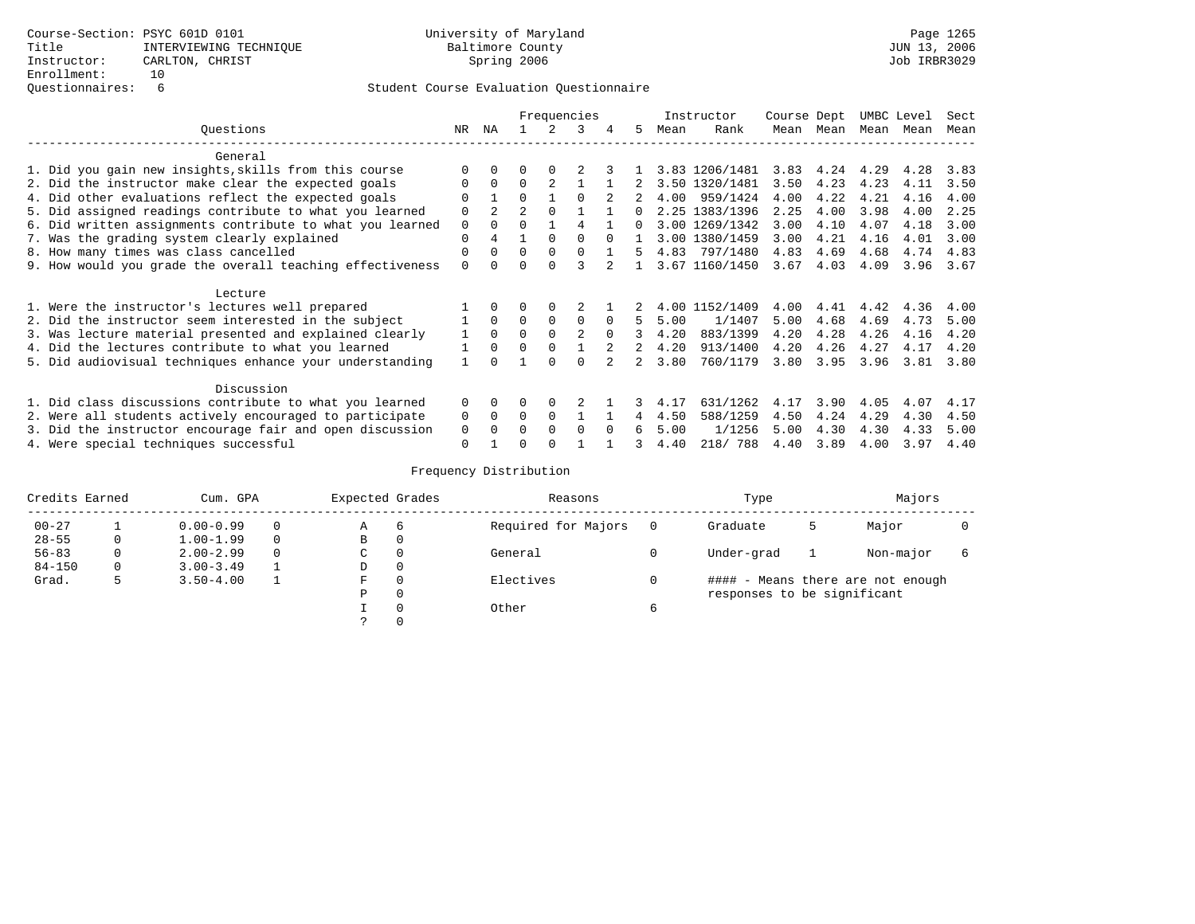Course-Section: PSYC 601D 0101
Title: INTERVIEWING TECHNIQUE
Instructor: CARLTON, CHRIST
Enrollment: 10
Questionnaires: 6

University of Maryland
Baltimore County
Spring 2006

Student Course Evaluation Questionnaire

| Questions | NR | NA | 1 | 2 | 3 | 4 | 5 | Instructor Mean | Instructor Rank | Course Mean | Dept Mean | UMBC Mean | Level Mean | Sect Mean |
|---|---|---|---|---|---|---|---|---|---|---|---|---|---|---|
| **General** | | | | | | | | | | | | | | |
| 1. Did you gain new insights,skills from this course | 0 | 0 | 0 | 0 | 2 | 3 | 1 | 3.83 | 1206/1481 | 3.83 | 4.24 | 4.29 | 4.28 | 3.83 |
| 2. Did the instructor make clear the expected goals | 0 | 0 | 0 | 2 | 1 | 1 | 2 | 3.50 | 1320/1481 | 3.50 | 4.23 | 4.23 | 4.11 | 3.50 |
| 4. Did other evaluations reflect the expected goals | 0 | 1 | 0 | 1 | 0 | 2 | 2 | 4.00 | 959/1424 | 4.00 | 4.22 | 4.21 | 4.16 | 4.00 |
| 5. Did assigned readings contribute to what you learned | 0 | 2 | 2 | 0 | 1 | 1 | 0 | 2.25 | 1383/1396 | 2.25 | 4.00 | 3.98 | 4.00 | 2.25 |
| 6. Did written assignments contribute to what you learned | 0 | 0 | 0 | 1 | 4 | 1 | 0 | 3.00 | 1269/1342 | 3.00 | 4.10 | 4.07 | 4.18 | 3.00 |
| 7. Was the grading system clearly explained | 0 | 4 | 1 | 0 | 0 | 0 | 1 | 3.00 | 1380/1459 | 3.00 | 4.21 | 4.16 | 4.01 | 3.00 |
| 8. How many times was class cancelled | 0 | 0 | 0 | 0 | 0 | 1 | 5 | 4.83 | 797/1480 | 4.83 | 4.69 | 4.68 | 4.74 | 4.83 |
| 9. How would you grade the overall teaching effectiveness | 0 | 0 | 0 | 0 | 3 | 2 | 1 | 3.67 | 1160/1450 | 3.67 | 4.03 | 4.09 | 3.96 | 3.67 |
| **Lecture** | | | | | | | | | | | | | | |
| 1. Were the instructor's lectures well prepared | 1 | 0 | 0 | 0 | 2 | 1 | 2 | 4.00 | 1152/1409 | 4.00 | 4.41 | 4.42 | 4.36 | 4.00 |
| 2. Did the instructor seem interested in the subject | 1 | 0 | 0 | 0 | 0 | 0 | 5 | 5.00 | 1/1407 | 5.00 | 4.68 | 4.69 | 4.73 | 5.00 |
| 3. Was lecture material presented and explained clearly | 1 | 0 | 0 | 0 | 2 | 0 | 3 | 4.20 | 883/1399 | 4.20 | 4.28 | 4.26 | 4.16 | 4.20 |
| 4. Did the lectures contribute to what you learned | 1 | 0 | 0 | 0 | 1 | 2 | 2 | 4.20 | 913/1400 | 4.20 | 4.26 | 4.27 | 4.17 | 4.20 |
| 5. Did audiovisual techniques enhance your understanding | 1 | 0 | 1 | 0 | 0 | 2 | 2 | 3.80 | 760/1179 | 3.80 | 3.95 | 3.96 | 3.81 | 3.80 |
| **Discussion** | | | | | | | | | | | | | | |
| 1. Did class discussions contribute to what you learned | 0 | 0 | 0 | 0 | 2 | 1 | 3 | 4.17 | 631/1262 | 4.17 | 3.90 | 4.05 | 4.07 | 4.17 |
| 2. Were all students actively encouraged to participate | 0 | 0 | 0 | 0 | 1 | 1 | 4 | 4.50 | 588/1259 | 4.50 | 4.24 | 4.29 | 4.30 | 4.50 |
| 3. Did the instructor encourage fair and open discussion | 0 | 0 | 0 | 0 | 0 | 0 | 6 | 5.00 | 1/1256 | 5.00 | 4.30 | 4.30 | 4.33 | 5.00 |
| 4. Were special techniques successful | 0 | 1 | 0 | 0 | 1 | 1 | 3 | 4.40 | 218/ 788 | 4.40 | 3.89 | 4.00 | 3.97 | 4.40 |

Frequency Distribution

| Credits Earned | | Cum. GPA | | Expected Grades | | Reasons | | Type | | Majors | |
|---|---|---|---|---|---|---|---|---|---|---|---|
| 00-27 | 1 | 0.00-0.99 | 0 | A | 6 | Required for Majors | 0 | Graduate | 5 | Major | 0 |
| 28-55 | 0 | 1.00-1.99 | 0 | B | 0 | | | | | | |
| 56-83 | 0 | 2.00-2.99 | 0 | C | 0 | General | 0 | Under-grad | 1 | Non-major | 6 |
| 84-150 | 0 | 3.00-3.49 | 1 | D | 0 | | | | | | |
| Grad. | 5 | 3.50-4.00 | 1 | F | 0 | Electives | 0 | #### - Means there are not enough responses to be significant | | | |
| | | | | P | 0 | | | | | | |
| | | | | I | 0 | Other | 6 | | | | |
| | | | | ? | 0 | | | | | | |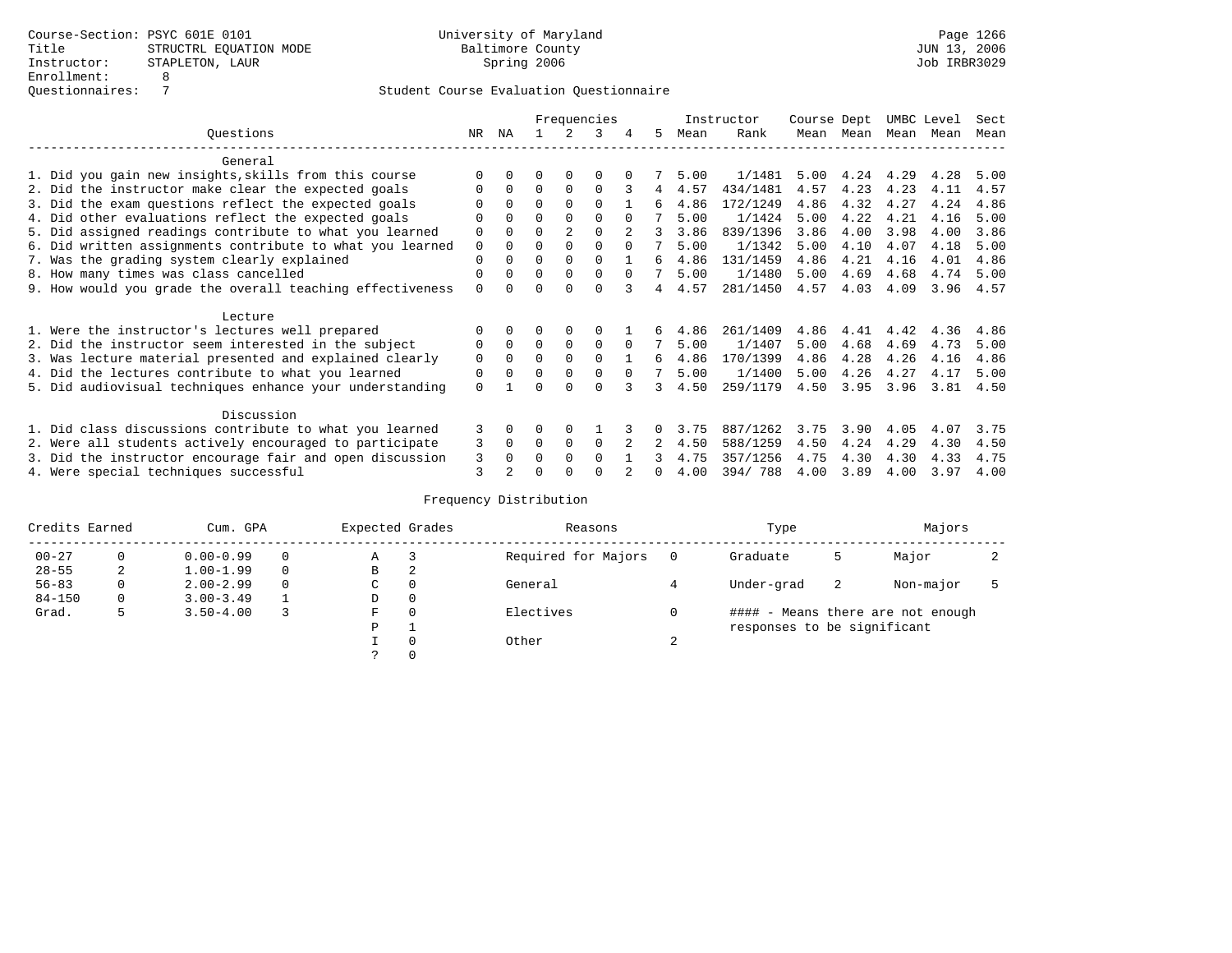Course-Section: PSYC 601E 0101
Title: STRUCTRL EQUATION MODE
Instructor: STAPLETON, LAUR
Enrollment: 8
Questionnaires: 7

University of Maryland
Baltimore County
Spring 2006

Page 1266
JUN 13, 2006
Job IRBR3029

## Student Course Evaluation Questionnaire

| Questions | NR | NA | 1 | 2 | 3 | 4 | 5 | Instructor Mean | Instructor Rank | Course Mean | Dept Mean | UMBC Mean | Level Mean | Sect Mean |
|---|---|---|---|---|---|---|---|---|---|---|---|---|---|---|
| **General** | | | | | | | | | | | | | | |
| 1. Did you gain new insights,skills from this course | 0 | 0 | 0 | 0 | 0 | 0 | 7 | 5.00 | 1/1481 | 5.00 | 4.24 | 4.29 | 4.28 | 5.00 |
| 2. Did the instructor make clear the expected goals | 0 | 0 | 0 | 0 | 0 | 3 | 4 | 4.57 | 434/1481 | 4.57 | 4.23 | 4.23 | 4.11 | 4.57 |
| 3. Did the exam questions reflect the expected goals | 0 | 0 | 0 | 0 | 0 | 1 | 6 | 4.86 | 172/1249 | 4.86 | 4.32 | 4.27 | 4.24 | 4.86 |
| 4. Did other evaluations reflect the expected goals | 0 | 0 | 0 | 0 | 0 | 0 | 7 | 5.00 | 1/1424 | 5.00 | 4.22 | 4.21 | 4.16 | 5.00 |
| 5. Did assigned readings contribute to what you learned | 0 | 0 | 0 | 2 | 0 | 2 | 3 | 3.86 | 839/1396 | 3.86 | 4.00 | 3.98 | 4.00 | 3.86 |
| 6. Did written assignments contribute to what you learned | 0 | 0 | 0 | 0 | 0 | 0 | 7 | 5.00 | 1/1342 | 5.00 | 4.10 | 4.07 | 4.18 | 5.00 |
| 7. Was the grading system clearly explained | 0 | 0 | 0 | 0 | 0 | 1 | 6 | 4.86 | 131/1459 | 4.86 | 4.21 | 4.16 | 4.01 | 4.86 |
| 8. How many times was class cancelled | 0 | 0 | 0 | 0 | 0 | 0 | 7 | 5.00 | 1/1480 | 5.00 | 4.69 | 4.68 | 4.74 | 5.00 |
| 9. How would you grade the overall teaching effectiveness | 0 | 0 | 0 | 0 | 0 | 3 | 4 | 4.57 | 281/1450 | 4.57 | 4.03 | 4.09 | 3.96 | 4.57 |
| **Lecture** | | | | | | | | | | | | | | |
| 1. Were the instructor's lectures well prepared | 0 | 0 | 0 | 0 | 0 | 1 | 6 | 4.86 | 261/1409 | 4.86 | 4.41 | 4.42 | 4.36 | 4.86 |
| 2. Did the instructor seem interested in the subject | 0 | 0 | 0 | 0 | 0 | 0 | 7 | 5.00 | 1/1407 | 5.00 | 4.68 | 4.69 | 4.73 | 5.00 |
| 3. Was lecture material presented and explained clearly | 0 | 0 | 0 | 0 | 0 | 1 | 6 | 4.86 | 170/1399 | 4.86 | 4.28 | 4.26 | 4.16 | 4.86 |
| 4. Did the lectures contribute to what you learned | 0 | 0 | 0 | 0 | 0 | 0 | 7 | 5.00 | 1/1400 | 5.00 | 4.26 | 4.27 | 4.17 | 5.00 |
| 5. Did audiovisual techniques enhance your understanding | 0 | 1 | 0 | 0 | 0 | 3 | 3 | 4.50 | 259/1179 | 4.50 | 3.95 | 3.96 | 3.81 | 4.50 |
| **Discussion** | | | | | | | | | | | | | | |
| 1. Did class discussions contribute to what you learned | 3 | 0 | 0 | 0 | 1 | 3 | 0 | 3.75 | 887/1262 | 3.75 | 3.90 | 4.05 | 4.07 | 3.75 |
| 2. Were all students actively encouraged to participate | 3 | 0 | 0 | 0 | 0 | 2 | 2 | 4.50 | 588/1259 | 4.50 | 4.24 | 4.29 | 4.30 | 4.50 |
| 3. Did the instructor encourage fair and open discussion | 3 | 0 | 0 | 0 | 0 | 1 | 3 | 4.75 | 357/1256 | 4.75 | 4.30 | 4.30 | 4.33 | 4.75 |
| 4. Were special techniques successful | 3 | 2 | 0 | 0 | 0 | 2 | 0 | 4.00 | 394/ 788 | 4.00 | 3.89 | 4.00 | 3.97 | 4.00 |

### Frequency Distribution

| Credits Earned | | Cum. GPA | | Expected Grades | | Reasons | | Type | | Majors | |
|---|---|---|---|---|---|---|---|---|---|---|---|
| 00-27 | 0 | 0.00-0.99 | 0 | A | 3 | Required for Majors | 0 | Graduate | 5 | Major | 2 |
| 28-55 | 2 | 1.00-1.99 | 0 | B | 2 | | | | | | |
| 56-83 | 0 | 2.00-2.99 | 0 | C | 0 | General | 4 | Under-grad | 2 | Non-major | 5 |
| 84-150 | 0 | 3.00-3.49 | 1 | D | 0 | | | | | | |
| Grad. | 5 | 3.50-4.00 | 3 | F | 0 | Electives | 0 | #### - Means there are not enough responses to be significant | | | |
| | | | | P | 1 | | | | | | |
| | | | | I | 0 | Other | 2 | | | | |
| | | | | ? | 0 | | | | | | |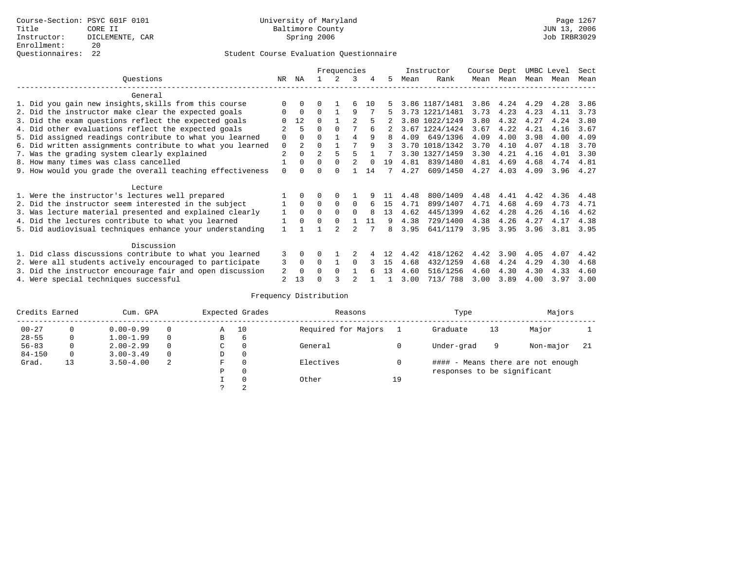Course-Section: PSYC 601F 0101
Title: CORE II
Instructor: DICLEMENTE, CAR
Enrollment: 20
Questionnaires: 22

University of Maryland
Baltimore County
Spring 2006

Page 1267
JUN 13, 2006
Job IRBR3029

## Student Course Evaluation Questionnaire

| Questions | NR | NA | 1 | 2 | 3 | 4 | 5 | Instructor Mean | Rank | Course Mean | Dept Mean | UMBC Mean | Level Mean | Sect Mean |
|---|---|---|---|---|---|---|---|---|---|---|---|---|---|---|
| **General** | | | | | | | | | | | | | | |
| 1. Did you gain new insights,skills from this course | 0 | 0 | 0 | 1 | 6 | 10 | 5 | 3.86 | 1187/1481 | 3.86 | 4.24 | 4.29 | 4.28 | 3.86 |
| 2. Did the instructor make clear the expected goals | 0 | 0 | 0 | 1 | 9 | 7 | 5 | 3.73 | 1221/1481 | 3.73 | 4.23 | 4.23 | 4.11 | 3.73 |
| 3. Did the exam questions reflect the expected goals | 0 | 12 | 0 | 1 | 2 | 5 | 2 | 3.80 | 1022/1249 | 3.80 | 4.32 | 4.27 | 4.24 | 3.80 |
| 4. Did other evaluations reflect the expected goals | 2 | 5 | 0 | 0 | 7 | 6 | 2 | 3.67 | 1224/1424 | 3.67 | 4.22 | 4.21 | 4.16 | 3.67 |
| 5. Did assigned readings contribute to what you learned | 0 | 0 | 0 | 1 | 4 | 9 | 8 | 4.09 | 649/1396 | 4.09 | 4.00 | 3.98 | 4.00 | 4.09 |
| 6. Did written assignments contribute to what you learned | 0 | 2 | 0 | 1 | 7 | 9 | 3 | 3.70 | 1018/1342 | 3.70 | 4.10 | 4.07 | 4.18 | 3.70 |
| 7. Was the grading system clearly explained | 2 | 0 | 2 | 5 | 5 | 1 | 7 | 3.30 | 1327/1459 | 3.30 | 4.21 | 4.16 | 4.01 | 3.30 |
| 8. How many times was class cancelled | 1 | 0 | 0 | 0 | 2 | 0 | 19 | 4.81 | 839/1480 | 4.81 | 4.69 | 4.68 | 4.74 | 4.81 |
| 9. How would you grade the overall teaching effectiveness | 0 | 0 | 0 | 0 | 1 | 14 | 7 | 4.27 | 609/1450 | 4.27 | 4.03 | 4.09 | 3.96 | 4.27 |
| **Lecture** | | | | | | | | | | | | | | |
| 1. Were the instructor's lectures well prepared | 1 | 0 | 0 | 0 | 1 | 9 | 11 | 4.48 | 800/1409 | 4.48 | 4.41 | 4.42 | 4.36 | 4.48 |
| 2. Did the instructor seem interested in the subject | 1 | 0 | 0 | 0 | 0 | 6 | 15 | 4.71 | 899/1407 | 4.71 | 4.68 | 4.69 | 4.73 | 4.71 |
| 3. Was lecture material presented and explained clearly | 1 | 0 | 0 | 0 | 0 | 8 | 13 | 4.62 | 445/1399 | 4.62 | 4.28 | 4.26 | 4.16 | 4.62 |
| 4. Did the lectures contribute to what you learned | 1 | 0 | 0 | 0 | 1 | 11 | 9 | 4.38 | 729/1400 | 4.38 | 4.26 | 4.27 | 4.17 | 4.38 |
| 5. Did audiovisual techniques enhance your understanding | 1 | 1 | 1 | 2 | 2 | 7 | 8 | 3.95 | 641/1179 | 3.95 | 3.95 | 3.96 | 3.81 | 3.95 |
| **Discussion** | | | | | | | | | | | | | | |
| 1. Did class discussions contribute to what you learned | 3 | 0 | 0 | 1 | 2 | 4 | 12 | 4.42 | 418/1262 | 4.42 | 3.90 | 4.05 | 4.07 | 4.42 |
| 2. Were all students actively encouraged to participate | 3 | 0 | 0 | 1 | 0 | 3 | 15 | 4.68 | 432/1259 | 4.68 | 4.24 | 4.29 | 4.30 | 4.68 |
| 3. Did the instructor encourage fair and open discussion | 2 | 0 | 0 | 0 | 1 | 6 | 13 | 4.60 | 516/1256 | 4.60 | 4.30 | 4.30 | 4.33 | 4.60 |
| 4. Were special techniques successful | 2 | 13 | 0 | 3 | 2 | 1 | 1 | 3.00 | 713/ 788 | 3.00 | 3.89 | 4.00 | 3.97 | 3.00 |

### Frequency Distribution

| Credits Earned | | Cum. GPA | | Expected Grades | | Reasons | | Type | | Majors | |
|---|---|---|---|---|---|---|---|---|---|---|---|
| 00-27 | 0 | 0.00-0.99 | 0 | A | 10 | Required for Majors | 1 | Graduate | 13 | Major | 1 |
| 28-55 | 0 | 1.00-1.99 | 0 | B | 6 | | | | | | |
| 56-83 | 0 | 2.00-2.99 | 0 | C | 0 | General | 0 | Under-grad | 9 | Non-major | 21 |
| 84-150 | 0 | 3.00-3.49 | 0 | D | 0 | | | | | | |
| Grad. | 13 | 3.50-4.00 | 2 | F | 0 | Electives | 0 | #### - Means there are not enough responses to be significant | | | |
| | | | | P | 0 | | | | | | |
| | | | | I | 0 | Other | 19 | | | | |
| | | | | ? | 2 | | | | | | |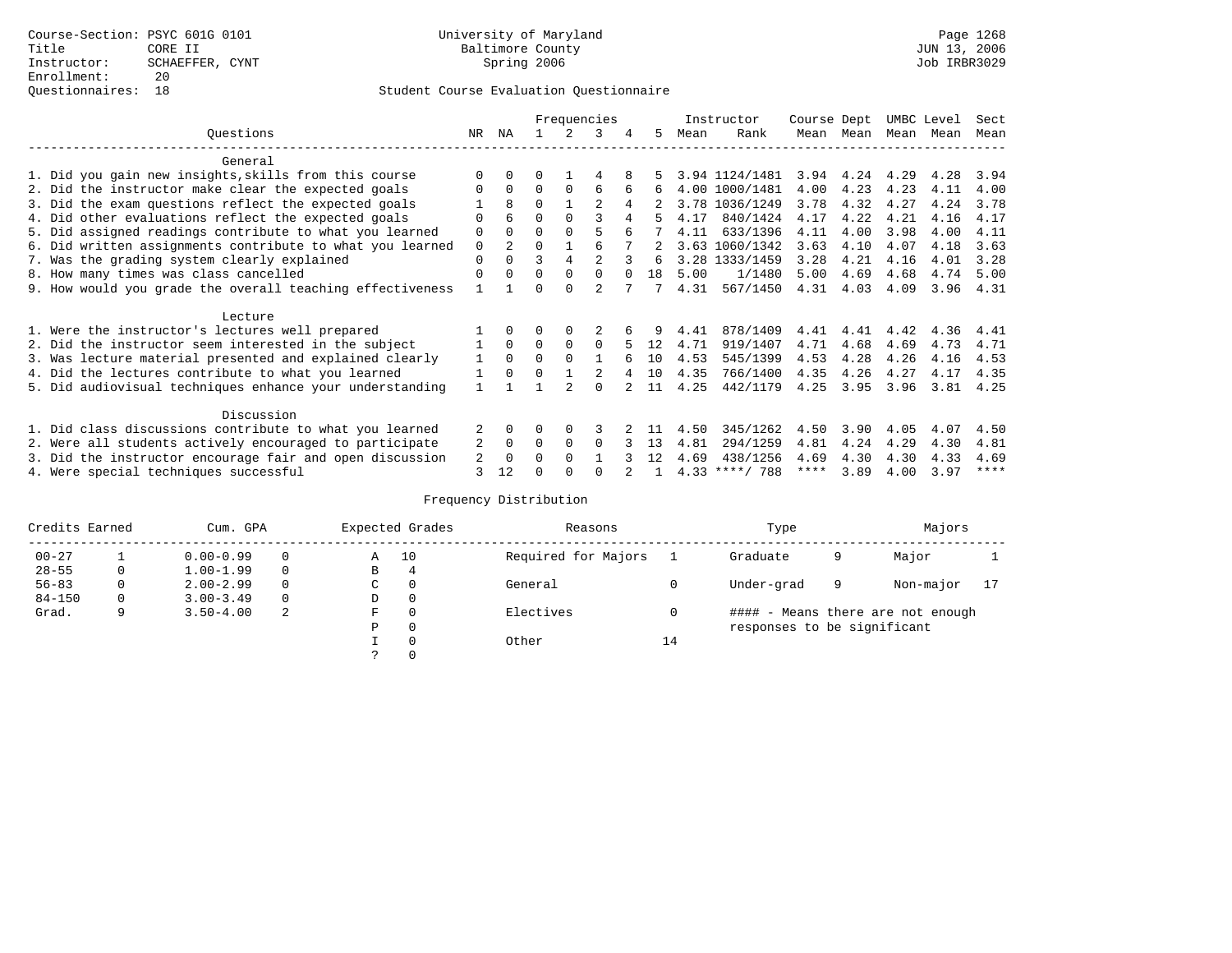Course-Section: PSYC 601G 0101
Title: CORE II
Instructor: SCHAEFFER, CYNT
Enrollment: 20
Questionnaires: 18

University of Maryland
Baltimore County
Spring 2006

JUN 13, 2006
Job IRBR3029

## Student Course Evaluation Questionnaire

| Questions | NR | NA | 1 | 2 | 3 | 4 | 5 | Instructor Mean | Instructor Rank | Course Mean | Dept Mean | UMBC Mean | Level Mean | Sect Mean |
|---|---|---|---|---|---|---|---|---|---|---|---|---|---|---|
| **General** | | | | | | | | | | | | | | |
| 1. Did you gain new insights,skills from this course | 0 | 0 | 0 | 1 | 4 | 8 | 5 | 3.94 | 1124/1481 | 3.94 | 4.24 | 4.29 | 4.28 | 3.94 |
| 2. Did the instructor make clear the expected goals | 0 | 0 | 0 | 0 | 6 | 6 | 6 | 4.00 | 1000/1481 | 4.00 | 4.23 | 4.23 | 4.11 | 4.00 |
| 3. Did the exam questions reflect the expected goals | 1 | 8 | 0 | 1 | 2 | 4 | 2 | 3.78 | 1036/1249 | 3.78 | 4.32 | 4.27 | 4.24 | 3.78 |
| 4. Did other evaluations reflect the expected goals | 0 | 6 | 0 | 0 | 3 | 4 | 5 | 4.17 | 840/1424 | 4.17 | 4.22 | 4.21 | 4.16 | 4.17 |
| 5. Did assigned readings contribute to what you learned | 0 | 0 | 0 | 0 | 5 | 6 | 7 | 4.11 | 633/1396 | 4.11 | 4.00 | 3.98 | 4.00 | 4.11 |
| 6. Did written assignments contribute to what you learned | 0 | 2 | 0 | 1 | 6 | 7 | 2 | 3.63 | 1060/1342 | 3.63 | 4.10 | 4.07 | 4.18 | 3.63 |
| 7. Was the grading system clearly explained | 0 | 0 | 3 | 4 | 2 | 3 | 6 | 3.28 | 1333/1459 | 3.28 | 4.21 | 4.16 | 4.01 | 3.28 |
| 8. How many times was class cancelled | 0 | 0 | 0 | 0 | 0 | 0 | 18 | 5.00 | 1/1480 | 5.00 | 4.69 | 4.68 | 4.74 | 5.00 |
| 9. How would you grade the overall teaching effectiveness | 1 | 1 | 0 | 0 | 2 | 7 | 7 | 4.31 | 567/1450 | 4.31 | 4.03 | 4.09 | 3.96 | 4.31 |
| **Lecture** | | | | | | | | | | | | | | |
| 1. Were the instructor's lectures well prepared | 1 | 0 | 0 | 0 | 2 | 6 | 9 | 4.41 | 878/1409 | 4.41 | 4.41 | 4.42 | 4.36 | 4.41 |
| 2. Did the instructor seem interested in the subject | 1 | 0 | 0 | 0 | 0 | 5 | 12 | 4.71 | 919/1407 | 4.71 | 4.68 | 4.69 | 4.73 | 4.71 |
| 3. Was lecture material presented and explained clearly | 1 | 0 | 0 | 0 | 1 | 6 | 10 | 4.53 | 545/1399 | 4.53 | 4.28 | 4.26 | 4.16 | 4.53 |
| 4. Did the lectures contribute to what you learned | 1 | 0 | 0 | 1 | 2 | 4 | 10 | 4.35 | 766/1400 | 4.35 | 4.26 | 4.27 | 4.17 | 4.35 |
| 5. Did audiovisual techniques enhance your understanding | 1 | 1 | 1 | 2 | 0 | 2 | 11 | 4.25 | 442/1179 | 4.25 | 3.95 | 3.96 | 3.81 | 4.25 |
| **Discussion** | | | | | | | | | | | | | | |
| 1. Did class discussions contribute to what you learned | 2 | 0 | 0 | 0 | 3 | 2 | 11 | 4.50 | 345/1262 | 4.50 | 3.90 | 4.05 | 4.07 | 4.50 |
| 2. Were all students actively encouraged to participate | 2 | 0 | 0 | 0 | 0 | 3 | 13 | 4.81 | 294/1259 | 4.81 | 4.24 | 4.29 | 4.30 | 4.81 |
| 3. Did the instructor encourage fair and open discussion | 2 | 0 | 0 | 0 | 1 | 3 | 12 | 4.69 | 438/1256 | 4.69 | 4.30 | 4.30 | 4.33 | 4.69 |
| 4. Were special techniques successful | 3 | 12 | 0 | 0 | 0 | 2 | 1 | 4.33 | ****/ 788 | **** | 3.89 | 4.00 | 3.97 | **** |

## Frequency Distribution

| Credits Earned | | Cum. GPA | | Expected Grades | | Reasons | | Type | | Majors | |
|---|---|---|---|---|---|---|---|---|---|---|---|
| 00-27 | 1 | 0.00-0.99 | 0 | A | 10 | Required for Majors | 1 | Graduate | 9 | Major | 1 |
| 28-55 | 0 | 1.00-1.99 | 0 | B | 4 | | | | | | |
| 56-83 | 0 | 2.00-2.99 | 0 | C | 0 | General | 0 | Under-grad | 9 | Non-major | 17 |
| 84-150 | 0 | 3.00-3.49 | 0 | D | 0 | | | | | | |
| Grad. | 9 | 3.50-4.00 | 2 | F | 0 | Electives | 0 | #### - Means there are not enough responses to be significant | | | |
| | | | | P | 0 | | | | | | |
| | | | | I | 0 | Other | 14 | | | | |
| | | | | ? | 0 | | | | | | |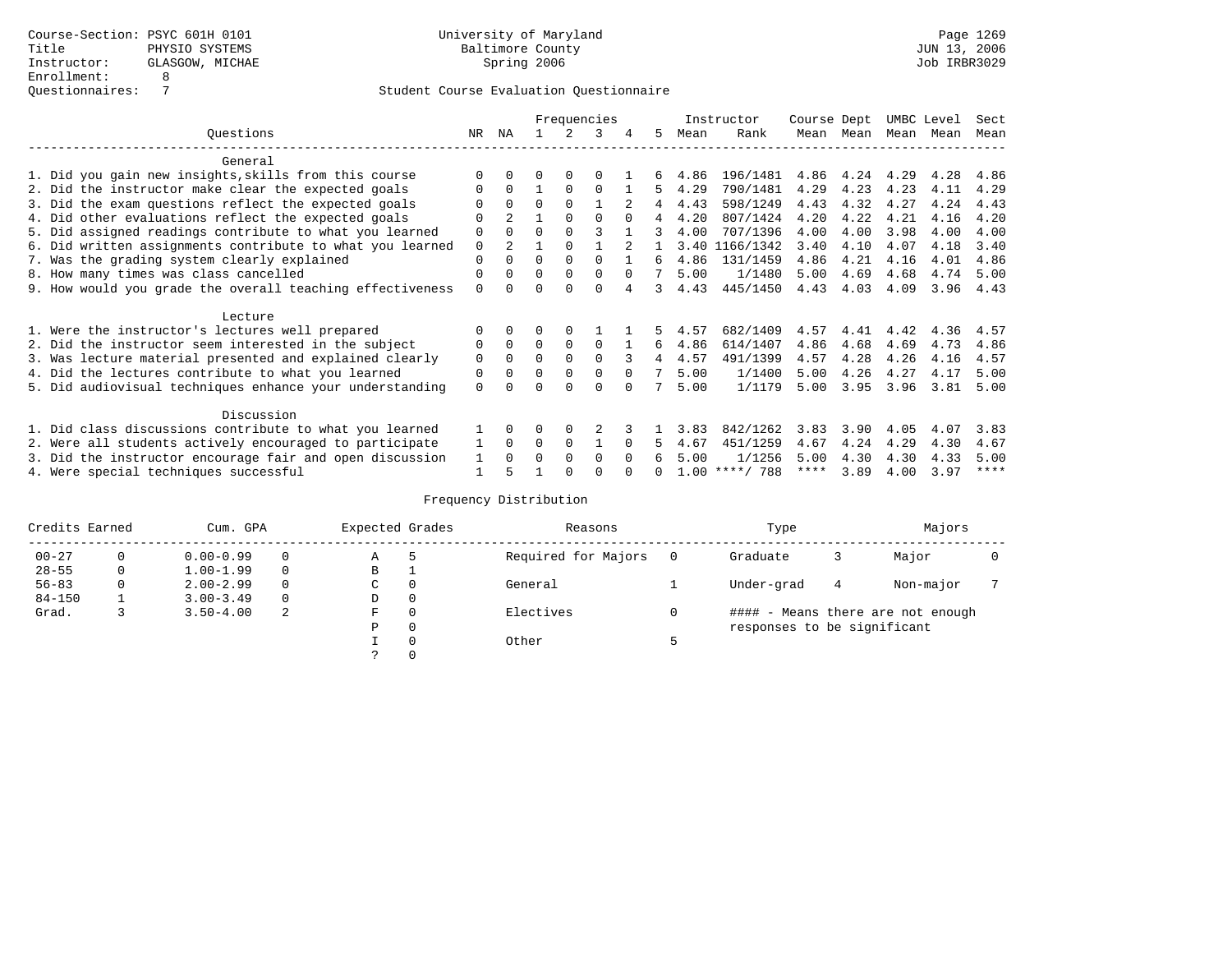Course-Section: PSYC 601H 0101
Title: PHYSIO SYSTEMS
Instructor: GLASGOW, MICHAE
Enrollment: 8
Questionnaires: 7

University of Maryland
Baltimore County
Spring 2006

Page 1269
JUN 13, 2006
Job IRBR3029

Student Course Evaluation Questionnaire

| Questions | NR | NA | 1 | 2 | 3 | 4 | 5 | Instructor Mean | Instructor Rank | Course Mean | Dept Mean | UMBC Mean | Level Mean | Sect Mean |
|---|---|---|---|---|---|---|---|---|---|---|---|---|---|---|
| **General** | | | | | | | | | | | | | | |
| 1. Did you gain new insights,skills from this course | 0 | 0 | 0 | 0 | 0 | 1 | 6 | 4.86 | 196/1481 | 4.86 | 4.24 | 4.29 | 4.28 | 4.86 |
| 2. Did the instructor make clear the expected goals | 0 | 0 | 1 | 0 | 0 | 1 | 5 | 4.29 | 790/1481 | 4.29 | 4.23 | 4.23 | 4.11 | 4.29 |
| 3. Did the exam questions reflect the expected goals | 0 | 0 | 0 | 0 | 1 | 2 | 4 | 4.43 | 598/1249 | 4.43 | 4.32 | 4.27 | 4.24 | 4.43 |
| 4. Did other evaluations reflect the expected goals | 0 | 2 | 1 | 0 | 0 | 0 | 4 | 4.20 | 807/1424 | 4.20 | 4.22 | 4.21 | 4.16 | 4.20 |
| 5. Did assigned readings contribute to what you learned | 0 | 0 | 0 | 0 | 3 | 1 | 3 | 4.00 | 707/1396 | 4.00 | 4.00 | 3.98 | 4.00 | 4.00 |
| 6. Did written assignments contribute to what you learned | 0 | 2 | 1 | 0 | 1 | 2 | 1 | 3.40 | 1166/1342 | 3.40 | 4.10 | 4.07 | 4.18 | 3.40 |
| 7. Was the grading system clearly explained | 0 | 0 | 0 | 0 | 0 | 1 | 6 | 4.86 | 131/1459 | 4.86 | 4.21 | 4.16 | 4.01 | 4.86 |
| 8. How many times was class cancelled | 0 | 0 | 0 | 0 | 0 | 0 | 7 | 5.00 | 1/1480 | 5.00 | 4.69 | 4.68 | 4.74 | 5.00 |
| 9. How would you grade the overall teaching effectiveness | 0 | 0 | 0 | 0 | 0 | 4 | 3 | 4.43 | 445/1450 | 4.43 | 4.03 | 4.09 | 3.96 | 4.43 |
| **Lecture** | | | | | | | | | | | | | | |
| 1. Were the instructor's lectures well prepared | 0 | 0 | 0 | 0 | 1 | 1 | 5 | 4.57 | 682/1409 | 4.57 | 4.41 | 4.42 | 4.36 | 4.57 |
| 2. Did the instructor seem interested in the subject | 0 | 0 | 0 | 0 | 0 | 1 | 6 | 4.86 | 614/1407 | 4.86 | 4.68 | 4.69 | 4.73 | 4.86 |
| 3. Was lecture material presented and explained clearly | 0 | 0 | 0 | 0 | 0 | 3 | 4 | 4.57 | 491/1399 | 4.57 | 4.28 | 4.26 | 4.16 | 4.57 |
| 4. Did the lectures contribute to what you learned | 0 | 0 | 0 | 0 | 0 | 0 | 7 | 5.00 | 1/1400 | 5.00 | 4.26 | 4.27 | 4.17 | 5.00 |
| 5. Did audiovisual techniques enhance your understanding | 0 | 0 | 0 | 0 | 0 | 0 | 7 | 5.00 | 1/1179 | 5.00 | 3.95 | 3.96 | 3.81 | 5.00 |
| **Discussion** | | | | | | | | | | | | | | |
| 1. Did class discussions contribute to what you learned | 1 | 0 | 0 | 0 | 2 | 3 | 1 | 3.83 | 842/1262 | 3.83 | 3.90 | 4.05 | 4.07 | 3.83 |
| 2. Were all students actively encouraged to participate | 1 | 0 | 0 | 0 | 1 | 0 | 5 | 4.67 | 451/1259 | 4.67 | 4.24 | 4.29 | 4.30 | 4.67 |
| 3. Did the instructor encourage fair and open discussion | 1 | 0 | 0 | 0 | 0 | 0 | 6 | 5.00 | 1/1256 | 5.00 | 4.30 | 4.30 | 4.33 | 5.00 |
| 4. Were special techniques successful | 1 | 5 | 1 | 0 | 0 | 0 | 0 | 1.00 | ****/ 788 | **** | 3.89 | 4.00 | 3.97 | **** |

Frequency Distribution

| Credits Earned | | Cum. GPA | | Expected Grades | | Reasons | | Type | | Majors | |
|---|---|---|---|---|---|---|---|---|---|---|---|
| 00-27 | 0 | 0.00-0.99 | 0 | A | 5 | Required for Majors | 0 | Graduate | 3 | Major | 0 |
| 28-55 | 0 | 1.00-1.99 | 0 | B | 1 | | | | | | |
| 56-83 | 0 | 2.00-2.99 | 0 | C | 0 | General | 1 | Under-grad | 4 | Non-major | 7 |
| 84-150 | 1 | 3.00-3.49 | 0 | D | 0 | | | | | | |
| Grad. | 3 | 3.50-4.00 | 2 | F | 0 | Electives | 0 | #### - Means there are not enough responses to be significant | | | |
| | | | | P | 0 | | | | | | |
| | | | | I | 0 | Other | 5 | | | | |
| | | | | ? | 0 | | | | | | |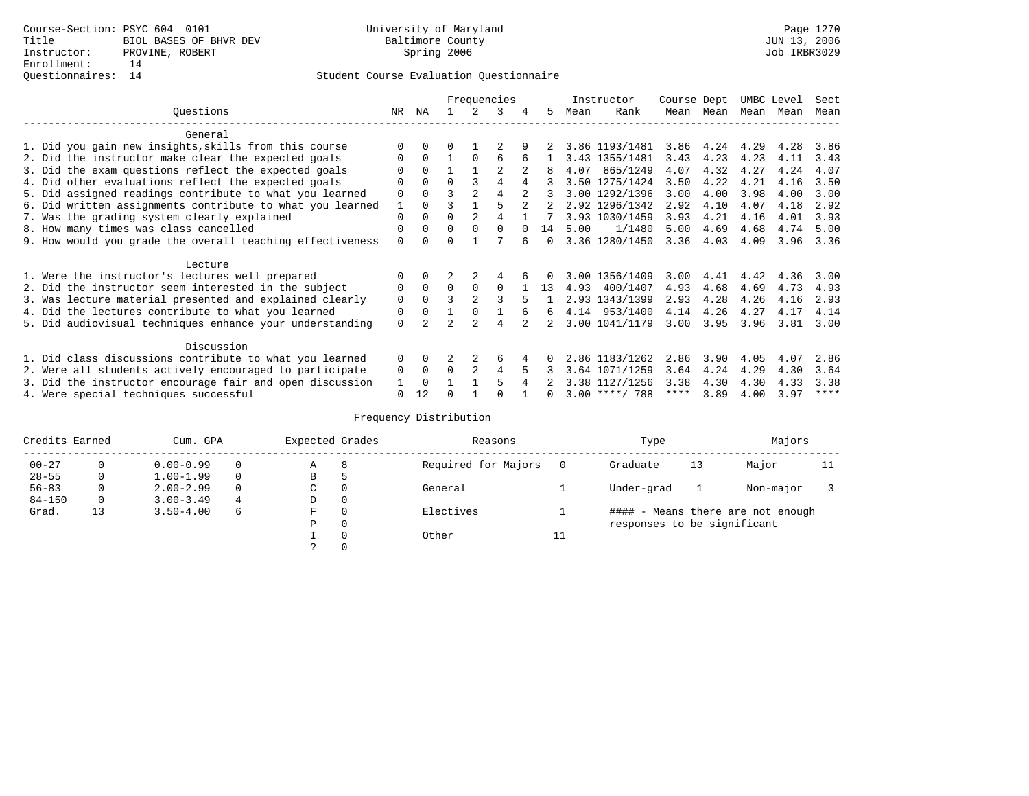Course-Section: PSYC 604 0101
Title: BIOL BASES OF BHVR DEV
Instructor: PROVINE, ROBERT
Enrollment: 14
Questionnaires: 14

University of Maryland
Baltimore County
Spring 2006

Page 1270
JUN 13, 2006
Job IRBR3029

## Student Course Evaluation Questionnaire

| Questions | NR | NA | 1 | 2 | 3 | 4 | 5 | Instructor Mean | Rank | Course Mean | Dept Mean | UMBC Mean | Level Mean | Sect Mean |
|---|---|---|---|---|---|---|---|---|---|---|---|---|---|---|
| **General** | | | | | | | | | | | | | | |
| 1. Did you gain new insights,skills from this course | 0 | 0 | 0 | 1 | 2 | 9 | 2 | 3.86 | 1193/1481 | 3.86 | 4.24 | 4.29 | 4.28 | 3.86 |
| 2. Did the instructor make clear the expected goals | 0 | 0 | 1 | 0 | 6 | 6 | 1 | 3.43 | 1355/1481 | 3.43 | 4.23 | 4.23 | 4.11 | 3.43 |
| 3. Did the exam questions reflect the expected goals | 0 | 0 | 1 | 1 | 2 | 2 | 8 | 4.07 | 865/1249 | 4.07 | 4.32 | 4.27 | 4.24 | 4.07 |
| 4. Did other evaluations reflect the expected goals | 0 | 0 | 0 | 3 | 4 | 4 | 3 | 3.50 | 1275/1424 | 3.50 | 4.22 | 4.21 | 4.16 | 3.50 |
| 5. Did assigned readings contribute to what you learned | 0 | 0 | 3 | 2 | 4 | 2 | 3 | 3.00 | 1292/1396 | 3.00 | 4.00 | 3.98 | 4.00 | 3.00 |
| 6. Did written assignments contribute to what you learned | 1 | 0 | 3 | 1 | 5 | 2 | 2 | 2.92 | 1296/1342 | 2.92 | 4.10 | 4.07 | 4.18 | 2.92 |
| 7. Was the grading system clearly explained | 0 | 0 | 0 | 2 | 4 | 1 | 7 | 3.93 | 1030/1459 | 3.93 | 4.21 | 4.16 | 4.01 | 3.93 |
| 8. How many times was class cancelled | 0 | 0 | 0 | 0 | 0 | 0 | 14 | 5.00 | 1/1480 | 5.00 | 4.69 | 4.68 | 4.74 | 5.00 |
| 9. How would you grade the overall teaching effectiveness | 0 | 0 | 0 | 1 | 7 | 6 | 0 | 3.36 | 1280/1450 | 3.36 | 4.03 | 4.09 | 3.96 | 3.36 |
| **Lecture** | | | | | | | | | | | | | | |
| 1. Were the instructor's lectures well prepared | 0 | 0 | 2 | 2 | 4 | 6 | 0 | 3.00 | 1356/1409 | 3.00 | 4.41 | 4.42 | 4.36 | 3.00 |
| 2. Did the instructor seem interested in the subject | 0 | 0 | 0 | 0 | 0 | 1 | 13 | 4.93 | 400/1407 | 4.93 | 4.68 | 4.69 | 4.73 | 4.93 |
| 3. Was lecture material presented and explained clearly | 0 | 0 | 3 | 2 | 3 | 5 | 1 | 2.93 | 1343/1399 | 2.93 | 4.28 | 4.26 | 4.16 | 2.93 |
| 4. Did the lectures contribute to what you learned | 0 | 0 | 1 | 0 | 1 | 6 | 6 | 4.14 | 953/1400 | 4.14 | 4.26 | 4.27 | 4.17 | 4.14 |
| 5. Did audiovisual techniques enhance your understanding | 0 | 2 | 2 | 2 | 4 | 2 | 2 | 3.00 | 1041/1179 | 3.00 | 3.95 | 3.96 | 3.81 | 3.00 |
| **Discussion** | | | | | | | | | | | | | | |
| 1. Did class discussions contribute to what you learned | 0 | 0 | 2 | 2 | 6 | 4 | 0 | 2.86 | 1183/1262 | 2.86 | 3.90 | 4.05 | 4.07 | 2.86 |
| 2. Were all students actively encouraged to participate | 0 | 0 | 0 | 2 | 4 | 5 | 3 | 3.64 | 1071/1259 | 3.64 | 4.24 | 4.29 | 4.30 | 3.64 |
| 3. Did the instructor encourage fair and open discussion | 1 | 0 | 1 | 1 | 5 | 4 | 2 | 3.38 | 1127/1256 | 3.38 | 4.30 | 4.30 | 4.33 | 3.38 |
| 4. Were special techniques successful | 0 | 12 | 0 | 1 | 0 | 1 | 0 | 3.00 | ****/ 788 | **** | 3.89 | 4.00 | 3.97 | **** |

## Frequency Distribution

| Credits Earned | | Cum. GPA | | Expected Grades | | Reasons | | Type | | Majors | |
|---|---|---|---|---|---|---|---|---|---|---|---|
| 00-27 | 0 | 0.00-0.99 | 0 | A | 8 | Required for Majors | 0 | Graduate | 13 | Major | 11 |
| 28-55 | 0 | 1.00-1.99 | 0 | B | 5 | | | | | | |
| 56-83 | 0 | 2.00-2.99 | 0 | C | 0 | General | 1 | Under-grad | 1 | Non-major | 3 |
| 84-150 | 0 | 3.00-3.49 | 4 | D | 0 | | | | | | |
| Grad. | 13 | 3.50-4.00 | 6 | F | 0 | Electives | 1 | | | | |
| | | | | P | 0 | | | | | | |
| | | | | I | 0 | Other | 11 | | | | |
| | | | | ? | 0 | | | | | | |

#### - Means there are not enough responses to be significant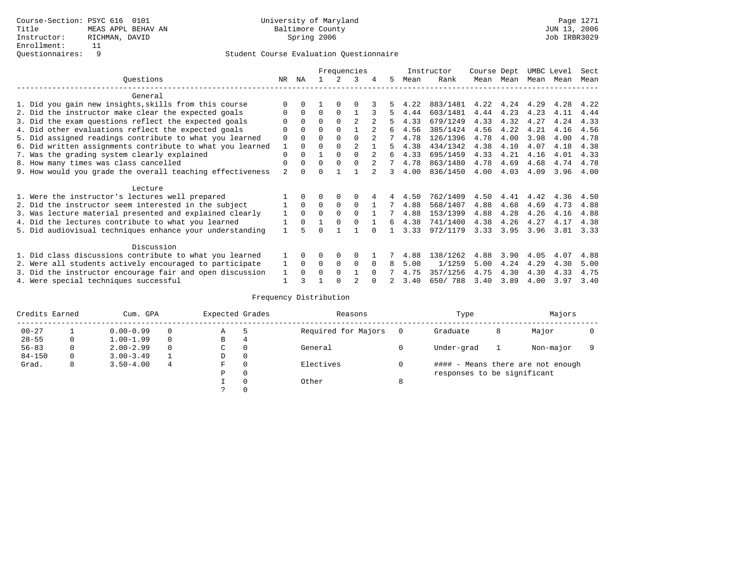Course-Section: PSYC 616 0101
Title: MEAS APPL BEHAV AN
Instructor: RICHMAN, DAVID
Enrollment: 11
Questionnaires: 9

University of Maryland
Baltimore County
Spring 2006

JUN 13, 2006
Job IRBR3029

Student Course Evaluation Questionnaire

| Questions | NR | NA | 1 | 2 | 3 | 4 | 5 | Instructor Mean | Instructor Rank | Course Mean | Dept Mean | UMBC Mean | Level Mean | Sect Mean |
|---|---|---|---|---|---|---|---|---|---|---|---|---|---|---|
| **General** | | | | | | | | | | | | | | |
| 1. Did you gain new insights,skills from this course | 0 | 0 | 1 | 0 | 0 | 3 | 5 | 4.22 | 883/1481 | 4.22 | 4.24 | 4.29 | 4.28 | 4.22 |
| 2. Did the instructor make clear the expected goals | 0 | 0 | 0 | 0 | 1 | 3 | 5 | 4.44 | 603/1481 | 4.44 | 4.23 | 4.23 | 4.11 | 4.44 |
| 3. Did the exam questions reflect the expected goals | 0 | 0 | 0 | 0 | 2 | 2 | 5 | 4.33 | 679/1249 | 4.33 | 4.32 | 4.27 | 4.24 | 4.33 |
| 4. Did other evaluations reflect the expected goals | 0 | 0 | 0 | 0 | 1 | 2 | 6 | 4.56 | 385/1424 | 4.56 | 4.22 | 4.21 | 4.16 | 4.56 |
| 5. Did assigned readings contribute to what you learned | 0 | 0 | 0 | 0 | 0 | 2 | 7 | 4.78 | 126/1396 | 4.78 | 4.00 | 3.98 | 4.00 | 4.78 |
| 6. Did written assignments contribute to what you learned | 1 | 0 | 0 | 0 | 2 | 1 | 5 | 4.38 | 434/1342 | 4.38 | 4.10 | 4.07 | 4.18 | 4.38 |
| 7. Was the grading system clearly explained | 0 | 0 | 1 | 0 | 0 | 2 | 6 | 4.33 | 695/1459 | 4.33 | 4.21 | 4.16 | 4.01 | 4.33 |
| 8. How many times was class cancelled | 0 | 0 | 0 | 0 | 0 | 2 | 7 | 4.78 | 863/1480 | 4.78 | 4.69 | 4.68 | 4.74 | 4.78 |
| 9. How would you grade the overall teaching effectiveness | 2 | 0 | 0 | 1 | 1 | 2 | 3 | 4.00 | 836/1450 | 4.00 | 4.03 | 4.09 | 3.96 | 4.00 |
| **Lecture** | | | | | | | | | | | | | | |
| 1. Were the instructor's lectures well prepared | 1 | 0 | 0 | 0 | 0 | 4 | 4 | 4.50 | 762/1409 | 4.50 | 4.41 | 4.42 | 4.36 | 4.50 |
| 2. Did the instructor seem interested in the subject | 1 | 0 | 0 | 0 | 0 | 1 | 7 | 4.88 | 568/1407 | 4.88 | 4.68 | 4.69 | 4.73 | 4.88 |
| 3. Was lecture material presented and explained clearly | 1 | 0 | 0 | 0 | 0 | 1 | 7 | 4.88 | 153/1399 | 4.88 | 4.28 | 4.26 | 4.16 | 4.88 |
| 4. Did the lectures contribute to what you learned | 1 | 0 | 1 | 0 | 0 | 1 | 6 | 4.38 | 741/1400 | 4.38 | 4.26 | 4.27 | 4.17 | 4.38 |
| 5. Did audiovisual techniques enhance your understanding | 1 | 5 | 0 | 1 | 1 | 0 | 1 | 3.33 | 972/1179 | 3.33 | 3.95 | 3.96 | 3.81 | 3.33 |
| **Discussion** | | | | | | | | | | | | | | |
| 1. Did class discussions contribute to what you learned | 1 | 0 | 0 | 0 | 0 | 1 | 7 | 4.88 | 138/1262 | 4.88 | 3.90 | 4.05 | 4.07 | 4.88 |
| 2. Were all students actively encouraged to participate | 1 | 0 | 0 | 0 | 0 | 0 | 8 | 5.00 | 1/1259 | 5.00 | 4.24 | 4.29 | 4.30 | 5.00 |
| 3. Did the instructor encourage fair and open discussion | 1 | 0 | 0 | 0 | 1 | 0 | 7 | 4.75 | 357/1256 | 4.75 | 4.30 | 4.30 | 4.33 | 4.75 |
| 4. Were special techniques successful | 1 | 3 | 1 | 0 | 2 | 0 | 2 | 3.40 | 650/ 788 | 3.40 | 3.89 | 4.00 | 3.97 | 3.40 |

Frequency Distribution

| Credits Earned | | Cum. GPA | | Expected Grades | | Reasons | | Type | | Majors | |
|---|---|---|---|---|---|---|---|---|---|---|---|
| 00-27 | 1 | 0.00-0.99 | 0 | A | 5 | Required for Majors | 0 | Graduate | 8 | Major | 0 |
| 28-55 | 0 | 1.00-1.99 | 0 | B | 4 | | | | | | |
| 56-83 | 0 | 2.00-2.99 | 0 | C | 0 | General | 0 | Under-grad | 1 | Non-major | 9 |
| 84-150 | 0 | 3.00-3.49 | 1 | D | 0 | | | | | | |
| Grad. | 8 | 3.50-4.00 | 4 | F | 0 | Electives | 0 | #### - Means there are not enough responses to be significant | | | |
| | | | | P | 0 | | | | | | |
| | | | | I | 0 | Other | 8 | | | | |
| | | | | ? | 0 | | | | | | |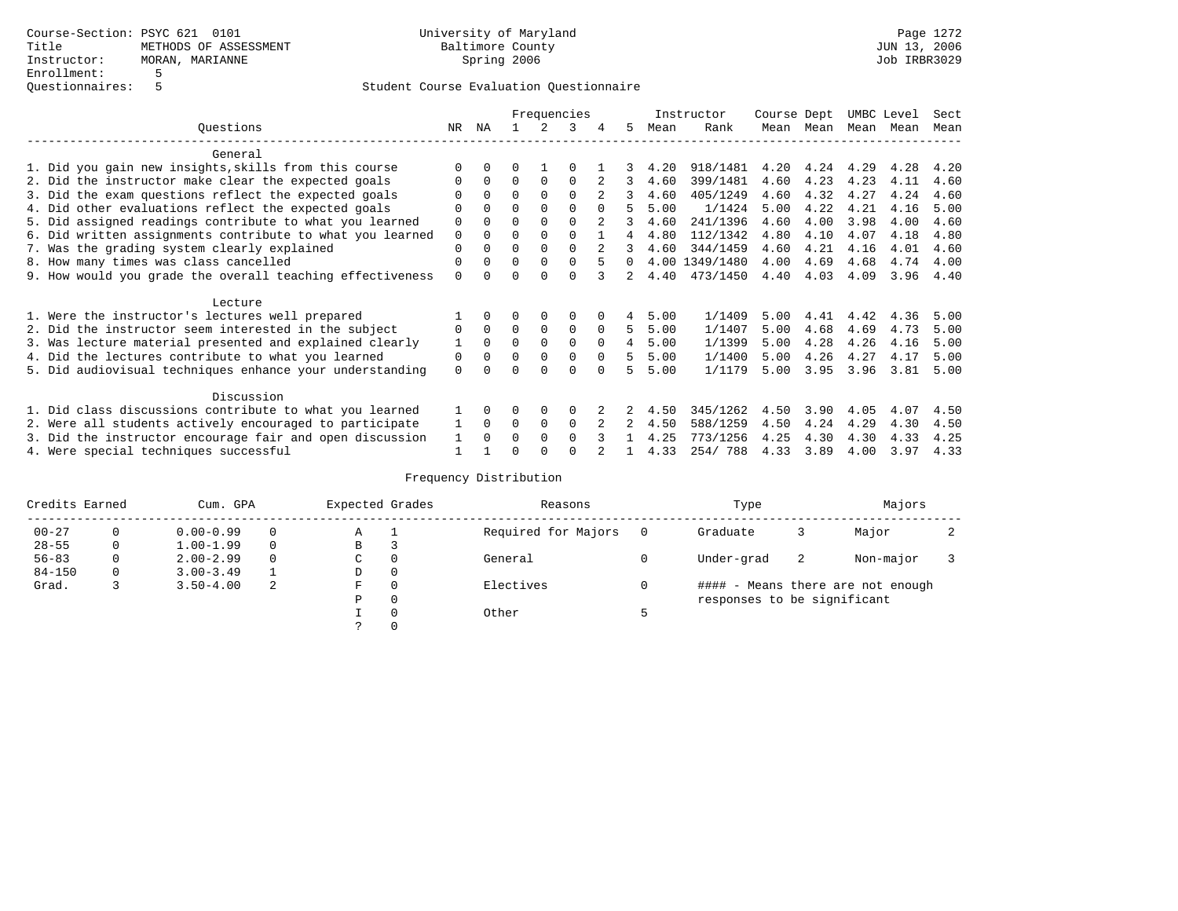Course-Section: PSYC 621 0101
Title: METHODS OF ASSESSMENT
Instructor: MORAN, MARIANNE
Enrollment: 5
Questionnaires: 5

University of Maryland Baltimore County
Spring 2006

JUN 13, 2006
Job IRBR3029

Student Course Evaluation Questionnaire

| Questions | NR | NA | 1 | 2 | 3 | 4 | 5 | Instructor Mean | Rank | Course Mean | Dept Mean | UMBC Mean | Level Mean | Sect Mean |
|---|---|---|---|---|---|---|---|---|---|---|---|---|---|---|
| **General** | | | | | | | | | | | | | | |
| 1. Did you gain new insights,skills from this course | 0 | 0 | 0 | 1 | 0 | 1 | 3 | 4.20 | 918/1481 | 4.20 | 4.24 | 4.29 | 4.28 | 4.20 |
| 2. Did the instructor make clear the expected goals | 0 | 0 | 0 | 0 | 0 | 2 | 3 | 4.60 | 399/1481 | 4.60 | 4.23 | 4.23 | 4.11 | 4.60 |
| 3. Did the exam questions reflect the expected goals | 0 | 0 | 0 | 0 | 0 | 2 | 3 | 4.60 | 405/1249 | 4.60 | 4.32 | 4.27 | 4.24 | 4.60 |
| 4. Did other evaluations reflect the expected goals | 0 | 0 | 0 | 0 | 0 | 0 | 5 | 5.00 | 1/1424 | 5.00 | 4.22 | 4.21 | 4.16 | 5.00 |
| 5. Did assigned readings contribute to what you learned | 0 | 0 | 0 | 0 | 0 | 2 | 3 | 4.60 | 241/1396 | 4.60 | 4.00 | 3.98 | 4.00 | 4.60 |
| 6. Did written assignments contribute to what you learned | 0 | 0 | 0 | 0 | 0 | 1 | 4 | 4.80 | 112/1342 | 4.80 | 4.10 | 4.07 | 4.18 | 4.80 |
| 7. Was the grading system clearly explained | 0 | 0 | 0 | 0 | 0 | 2 | 3 | 4.60 | 344/1459 | 4.60 | 4.21 | 4.16 | 4.01 | 4.60 |
| 8. How many times was class cancelled | 0 | 0 | 0 | 0 | 0 | 5 | 0 | 4.00 | 1349/1480 | 4.00 | 4.69 | 4.68 | 4.74 | 4.00 |
| 9. How would you grade the overall teaching effectiveness | 0 | 0 | 0 | 0 | 0 | 3 | 2 | 4.40 | 473/1450 | 4.40 | 4.03 | 4.09 | 3.96 | 4.40 |
| **Lecture** | | | | | | | | | | | | | | |
| 1. Were the instructor's lectures well prepared | 1 | 0 | 0 | 0 | 0 | 0 | 4 | 5.00 | 1/1409 | 5.00 | 4.41 | 4.42 | 4.36 | 5.00 |
| 2. Did the instructor seem interested in the subject | 0 | 0 | 0 | 0 | 0 | 0 | 5 | 5.00 | 1/1407 | 5.00 | 4.68 | 4.69 | 4.73 | 5.00 |
| 3. Was lecture material presented and explained clearly | 1 | 0 | 0 | 0 | 0 | 0 | 4 | 5.00 | 1/1399 | 5.00 | 4.28 | 4.26 | 4.16 | 5.00 |
| 4. Did the lectures contribute to what you learned | 0 | 0 | 0 | 0 | 0 | 0 | 5 | 5.00 | 1/1400 | 5.00 | 4.26 | 4.27 | 4.17 | 5.00 |
| 5. Did audiovisual techniques enhance your understanding | 0 | 0 | 0 | 0 | 0 | 0 | 5 | 5.00 | 1/1179 | 5.00 | 3.95 | 3.96 | 3.81 | 5.00 |
| **Discussion** | | | | | | | | | | | | | | |
| 1. Did class discussions contribute to what you learned | 1 | 0 | 0 | 0 | 0 | 2 | 2 | 4.50 | 345/1262 | 4.50 | 3.90 | 4.05 | 4.07 | 4.50 |
| 2. Were all students actively encouraged to participate | 1 | 0 | 0 | 0 | 0 | 2 | 2 | 4.50 | 588/1259 | 4.50 | 4.24 | 4.29 | 4.30 | 4.50 |
| 3. Did the instructor encourage fair and open discussion | 1 | 0 | 0 | 0 | 0 | 3 | 1 | 4.25 | 773/1256 | 4.25 | 4.30 | 4.30 | 4.33 | 4.25 |
| 4. Were special techniques successful | 1 | 1 | 0 | 0 | 0 | 2 | 1 | 4.33 | 254/ 788 | 4.33 | 3.89 | 4.00 | 3.97 | 4.33 |

Frequency Distribution

| Credits Earned | | Cum. GPA | | Expected Grades | | Reasons | | Type | | Majors | |
|---|---|---|---|---|---|---|---|---|---|---|---|
| 00-27 | 0 | 0.00-0.99 | 0 | A | 1 | Required for Majors | 0 | Graduate | 3 | Major | 2 |
| 28-55 | 0 | 1.00-1.99 | 0 | B | 3 | | | | | | |
| 56-83 | 0 | 2.00-2.99 | 0 | C | 0 | General | 0 | Under-grad | 2 | Non-major | 3 |
| 84-150 | 0 | 3.00-3.49 | 1 | D | 0 | | | | | | |
| Grad. | 3 | 3.50-4.00 | 2 | F | 0 | Electives | 0 | #### - Means there are not enough responses to be significant | | | |
| | | | | P | 0 | | | | | | |
| | | | | I | 0 | Other | 5 | | | | |
| | | | | ? | 0 | | | | | | |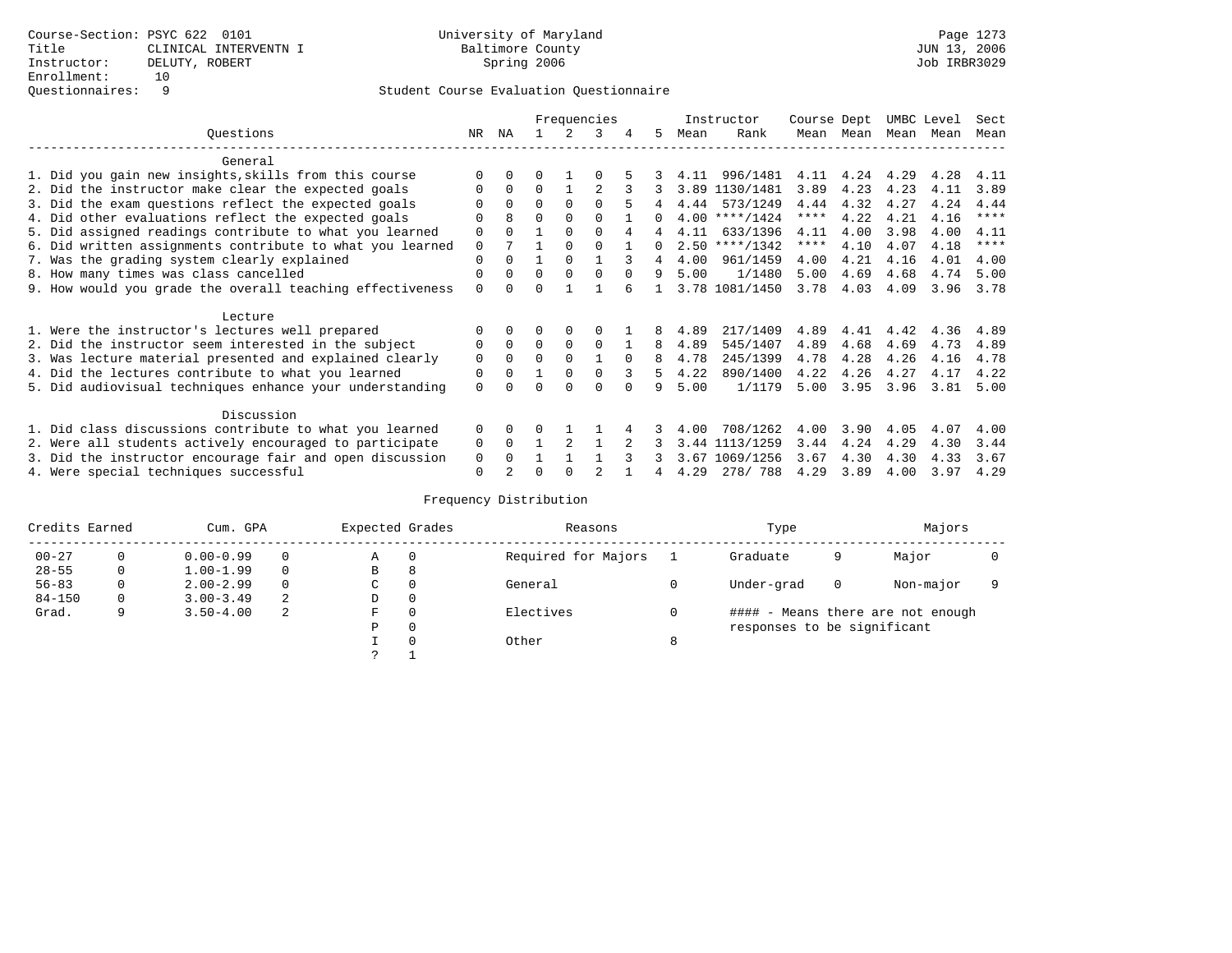Course-Section: PSYC 622 0101
Title: CLINICAL INTERVENTN I
Instructor: DELUTY, ROBERT
Enrollment: 10
Questionnaires: 9

University of Maryland
Baltimore County
Spring 2006

JUN 13, 2006
Job IRBR3029

## Student Course Evaluation Questionnaire

| Questions | NR | NA | 1 | 2 | 3 | 4 | 5 | Instructor Mean | Instructor Rank | Course Mean | Dept Mean | UMBC Mean | Level Mean | Sect Mean |
|---|---|---|---|---|---|---|---|---|---|---|---|---|---|---|
| **General** | | | | | | | | | | | | | | |
| 1. Did you gain new insights,skills from this course | 0 | 0 | 0 | 1 | 0 | 5 | 3 | 4.11 | 996/1481 | 4.11 | 4.24 | 4.29 | 4.28 | 4.11 |
| 2. Did the instructor make clear the expected goals | 0 | 0 | 0 | 1 | 2 | 3 | 3 | 3.89 | 1130/1481 | 3.89 | 4.23 | 4.23 | 4.11 | 3.89 |
| 3. Did the exam questions reflect the expected goals | 0 | 0 | 0 | 0 | 0 | 5 | 4 | 4.44 | 573/1249 | 4.44 | 4.32 | 4.27 | 4.24 | 4.44 |
| 4. Did other evaluations reflect the expected goals | 0 | 8 | 0 | 0 | 0 | 1 | 0 | 4.00 | ****/1424 | **** | 4.22 | 4.21 | 4.16 | **** |
| 5. Did assigned readings contribute to what you learned | 0 | 0 | 1 | 0 | 0 | 4 | 4 | 4.11 | 633/1396 | 4.11 | 4.00 | 3.98 | 4.00 | 4.11 |
| 6. Did written assignments contribute to what you learned | 0 | 7 | 1 | 0 | 0 | 1 | 0 | 2.50 | ****/1342 | **** | 4.10 | 4.07 | 4.18 | **** |
| 7. Was the grading system clearly explained | 0 | 0 | 1 | 0 | 1 | 3 | 4 | 4.00 | 961/1459 | 4.00 | 4.21 | 4.16 | 4.01 | 4.00 |
| 8. How many times was class cancelled | 0 | 0 | 0 | 0 | 0 | 0 | 9 | 5.00 | 1/1480 | 5.00 | 4.69 | 4.68 | 4.74 | 5.00 |
| 9. How would you grade the overall teaching effectiveness | 0 | 0 | 0 | 1 | 1 | 6 | 1 | 3.78 | 1081/1450 | 3.78 | 4.03 | 4.09 | 3.96 | 3.78 |
| **Lecture** | | | | | | | | | | | | | | |
| 1. Were the instructor's lectures well prepared | 0 | 0 | 0 | 0 | 0 | 1 | 8 | 4.89 | 217/1409 | 4.89 | 4.41 | 4.42 | 4.36 | 4.89 |
| 2. Did the instructor seem interested in the subject | 0 | 0 | 0 | 0 | 0 | 1 | 8 | 4.89 | 545/1407 | 4.89 | 4.68 | 4.69 | 4.73 | 4.89 |
| 3. Was lecture material presented and explained clearly | 0 | 0 | 0 | 0 | 1 | 0 | 8 | 4.78 | 245/1399 | 4.78 | 4.28 | 4.26 | 4.16 | 4.78 |
| 4. Did the lectures contribute to what you learned | 0 | 0 | 1 | 0 | 0 | 3 | 5 | 4.22 | 890/1400 | 4.22 | 4.26 | 4.27 | 4.17 | 4.22 |
| 5. Did audiovisual techniques enhance your understanding | 0 | 0 | 0 | 0 | 0 | 0 | 9 | 5.00 | 1/1179 | 5.00 | 3.95 | 3.96 | 3.81 | 5.00 |
| **Discussion** | | | | | | | | | | | | | | |
| 1. Did class discussions contribute to what you learned | 0 | 0 | 0 | 1 | 1 | 4 | 3 | 4.00 | 708/1262 | 4.00 | 3.90 | 4.05 | 4.07 | 4.00 |
| 2. Were all students actively encouraged to participate | 0 | 0 | 1 | 2 | 1 | 2 | 3 | 3.44 | 1113/1259 | 3.44 | 4.24 | 4.29 | 4.30 | 3.44 |
| 3. Did the instructor encourage fair and open discussion | 0 | 0 | 1 | 1 | 1 | 3 | 3 | 3.67 | 1069/1256 | 3.67 | 4.30 | 4.30 | 4.33 | 3.67 |
| 4. Were special techniques successful | 0 | 2 | 0 | 0 | 2 | 1 | 4 | 4.29 | 278/ 788 | 4.29 | 3.89 | 4.00 | 3.97 | 4.29 |

## Frequency Distribution

| Credits Earned | | Cum. GPA | | Expected Grades | | Reasons | | Type | | Majors | |
|---|---|---|---|---|---|---|---|---|---|---|---|
| 00-27 | 0 | 0.00-0.99 | 0 | A | 0 | Required for Majors | 1 | Graduate | 9 | Major | 0 |
| 28-55 | 0 | 1.00-1.99 | 0 | B | 8 | | | | | | |
| 56-83 | 0 | 2.00-2.99 | 0 | C | 0 | General | 0 | Under-grad | 0 | Non-major | 9 |
| 84-150 | 0 | 3.00-3.49 | 2 | D | 0 | | | | | | |
| Grad. | 9 | 3.50-4.00 | 2 | F | 0 | Electives | 0 | #### - Means there are not enough responses to be significant | | | |
| | | | | P | 0 | | | | | | |
| | | | | I | 0 | Other | 8 | | | | |
| | | | | ? | 1 | | | | | | |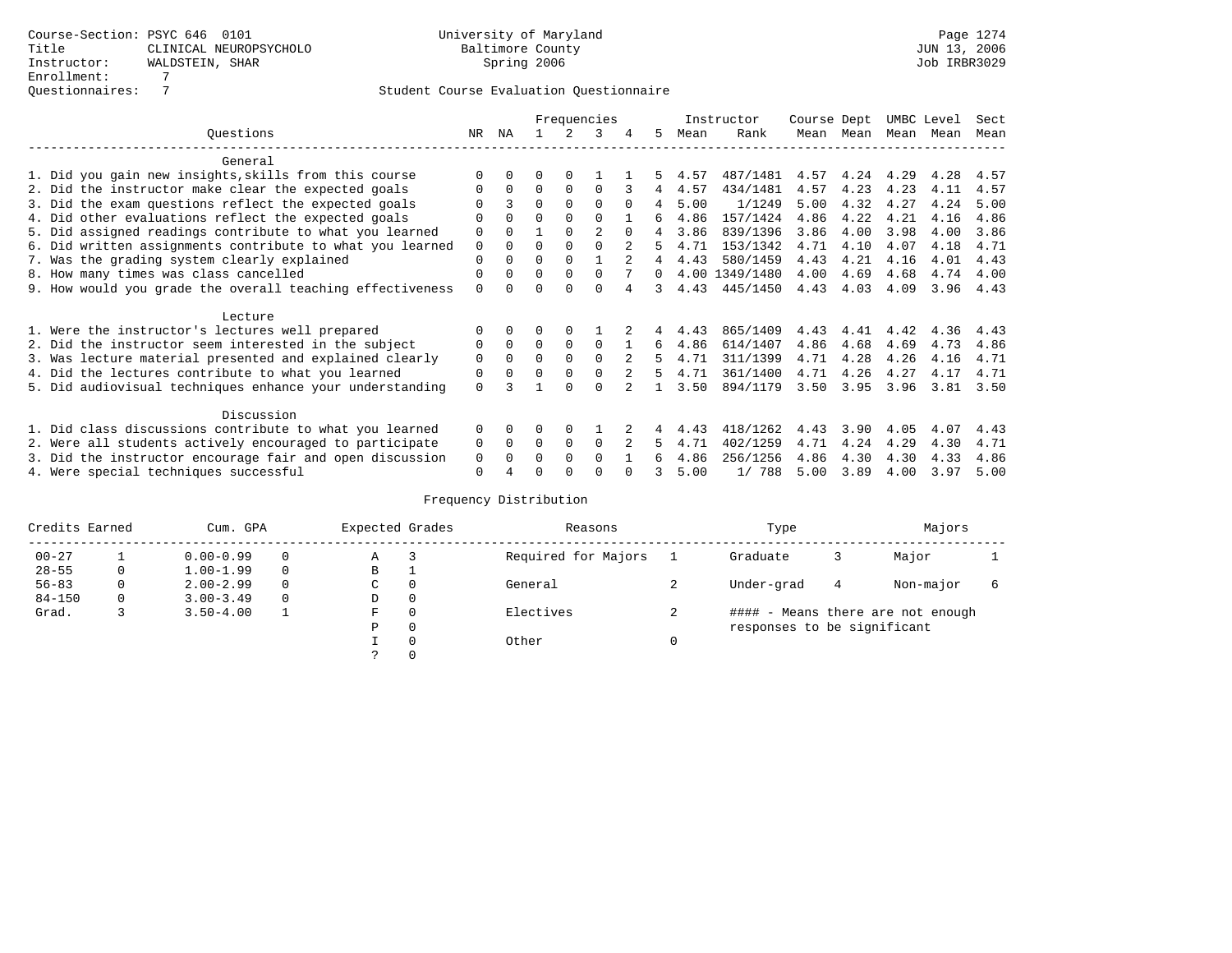Course-Section: PSYC 646 0101
Title: CLINICAL NEUROPSYCHOLO
Instructor: WALDSTEIN, SHAR
Enrollment: 7
Questionnaires: 7

University of Maryland
Baltimore County
Spring 2006

JUN 13, 2006
Job IRBR3029

Student Course Evaluation Questionnaire

| Questions | NR | NA | 1 | 2 | 3 | 4 | 5 | Instructor Mean | Instructor Rank | Course Mean | Dept Mean | UMBC Mean | Level Mean | Sect Mean |
|---|---|---|---|---|---|---|---|---|---|---|---|---|---|---|
| **General** | | | | | | | | | | | | | | |
| 1. Did you gain new insights,skills from this course | 0 | 0 | 0 | 0 | 1 | 1 | 5 | 4.57 | 487/1481 | 4.57 | 4.24 | 4.29 | 4.28 | 4.57 |
| 2. Did the instructor make clear the expected goals | 0 | 0 | 0 | 0 | 0 | 3 | 4 | 4.57 | 434/1481 | 4.57 | 4.23 | 4.23 | 4.11 | 4.57 |
| 3. Did the exam questions reflect the expected goals | 0 | 3 | 0 | 0 | 0 | 0 | 4 | 5.00 | 1/1249 | 5.00 | 4.32 | 4.27 | 4.24 | 5.00 |
| 4. Did other evaluations reflect the expected goals | 0 | 0 | 0 | 0 | 0 | 1 | 6 | 4.86 | 157/1424 | 4.86 | 4.22 | 4.21 | 4.16 | 4.86 |
| 5. Did assigned readings contribute to what you learned | 0 | 0 | 1 | 0 | 2 | 0 | 4 | 3.86 | 839/1396 | 3.86 | 4.00 | 3.98 | 4.00 | 3.86 |
| 6. Did written assignments contribute to what you learned | 0 | 0 | 0 | 0 | 0 | 2 | 5 | 4.71 | 153/1342 | 4.71 | 4.10 | 4.07 | 4.18 | 4.71 |
| 7. Was the grading system clearly explained | 0 | 0 | 0 | 0 | 1 | 2 | 4 | 4.43 | 580/1459 | 4.43 | 4.21 | 4.16 | 4.01 | 4.43 |
| 8. How many times was class cancelled | 0 | 0 | 0 | 0 | 0 | 7 | 0 | 4.00 | 1349/1480 | 4.00 | 4.69 | 4.68 | 4.74 | 4.00 |
| 9. How would you grade the overall teaching effectiveness | 0 | 0 | 0 | 0 | 0 | 4 | 3 | 4.43 | 445/1450 | 4.43 | 4.03 | 4.09 | 3.96 | 4.43 |
| **Lecture** | | | | | | | | | | | | | | |
| 1. Were the instructor's lectures well prepared | 0 | 0 | 0 | 0 | 1 | 2 | 4 | 4.43 | 865/1409 | 4.43 | 4.41 | 4.42 | 4.36 | 4.43 |
| 2. Did the instructor seem interested in the subject | 0 | 0 | 0 | 0 | 0 | 1 | 6 | 4.86 | 614/1407 | 4.86 | 4.68 | 4.69 | 4.73 | 4.86 |
| 3. Was lecture material presented and explained clearly | 0 | 0 | 0 | 0 | 0 | 2 | 5 | 4.71 | 311/1399 | 4.71 | 4.28 | 4.26 | 4.16 | 4.71 |
| 4. Did the lectures contribute to what you learned | 0 | 0 | 0 | 0 | 0 | 2 | 5 | 4.71 | 361/1400 | 4.71 | 4.26 | 4.27 | 4.17 | 4.71 |
| 5. Did audiovisual techniques enhance your understanding | 0 | 3 | 1 | 0 | 0 | 2 | 1 | 3.50 | 894/1179 | 3.50 | 3.95 | 3.96 | 3.81 | 3.50 |
| **Discussion** | | | | | | | | | | | | | | |
| 1. Did class discussions contribute to what you learned | 0 | 0 | 0 | 0 | 1 | 2 | 4 | 4.43 | 418/1262 | 4.43 | 3.90 | 4.05 | 4.07 | 4.43 |
| 2. Were all students actively encouraged to participate | 0 | 0 | 0 | 0 | 0 | 2 | 5 | 4.71 | 402/1259 | 4.71 | 4.24 | 4.29 | 4.30 | 4.71 |
| 3. Did the instructor encourage fair and open discussion | 0 | 0 | 0 | 0 | 0 | 1 | 6 | 4.86 | 256/1256 | 4.86 | 4.30 | 4.30 | 4.33 | 4.86 |
| 4. Were special techniques successful | 0 | 4 | 0 | 0 | 0 | 0 | 3 | 5.00 | 1/ 788 | 5.00 | 3.89 | 4.00 | 3.97 | 5.00 |

Frequency Distribution

| Credits Earned | | Cum. GPA | | Expected Grades | | Reasons | | Type | | Majors | |
|---|---|---|---|---|---|---|---|---|---|---|---|
| 00-27 | 1 | 0.00-0.99 | 0 | A | 3 | Required for Majors | 1 | Graduate | 3 | Major | 1 |
| 28-55 | 0 | 1.00-1.99 | 0 | B | 1 | | | | | | |
| 56-83 | 0 | 2.00-2.99 | 0 | C | 0 | General | 2 | Under-grad | 4 | Non-major | 6 |
| 84-150 | 0 | 3.00-3.49 | 0 | D | 0 | | | | | | |
| Grad. | 3 | 3.50-4.00 | 1 | F | 0 | Electives | 2 | | | | |
| | | | | P | 0 | | | | | | |
| | | | | I | 0 | Other | 0 | | | | |
| | | | | ? | 0 | | | | | | |

#### - Means there are not enough responses to be significant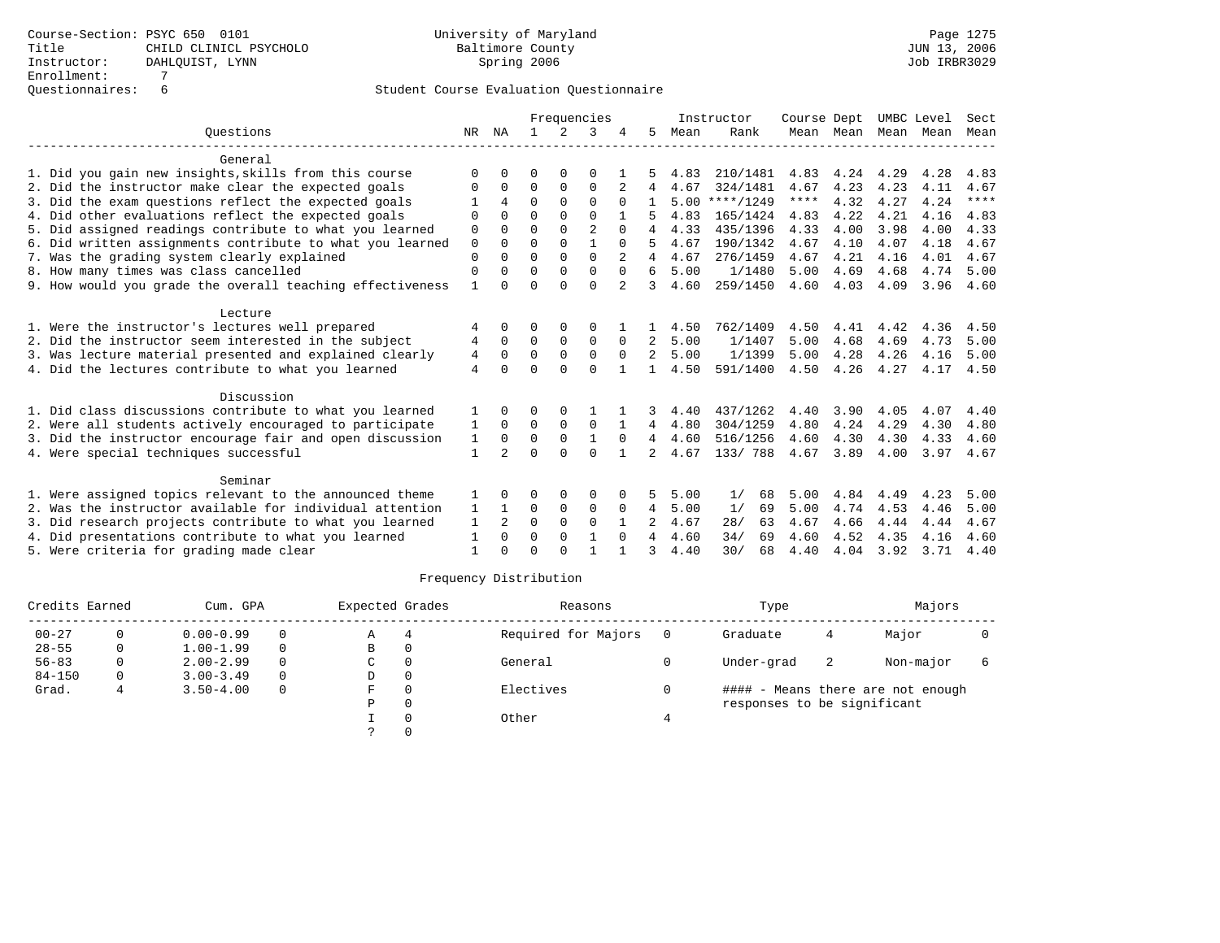Course-Section: PSYC 650 0101
Title: CHILD CLINICL PSYCHOLO
Instructor: DAHLQUIST, LYNN
Enrollment: 7
Questionnaires: 6

University of Maryland
Baltimore County
Spring 2006

JUN 13, 2006
Job IRBR3029

Student Course Evaluation Questionnaire

| Questions | NR | NA | 1 | 2 | 3 | 4 | 5 | Instructor Mean | Instructor Rank | Course Mean | Dept Mean | UMBC Mean | Level Mean | Sect Mean |
|---|---|---|---|---|---|---|---|---|---|---|---|---|---|---|
| **General** | | | | | | | | | | | | | | |
| 1. Did you gain new insights,skills from this course | 0 | 0 | 0 | 0 | 0 | 1 | 5 | 4.83 | 210/1481 | 4.83 | 4.24 | 4.29 | 4.28 | 4.83 |
| 2. Did the instructor make clear the expected goals | 0 | 0 | 0 | 0 | 0 | 2 | 4 | 4.67 | 324/1481 | 4.67 | 4.23 | 4.23 | 4.11 | 4.67 |
| 3. Did the exam questions reflect the expected goals | 1 | 4 | 0 | 0 | 0 | 0 | 1 | 5.00 | ****/1249 | **** | 4.32 | 4.27 | 4.24 | **** |
| 4. Did other evaluations reflect the expected goals | 0 | 0 | 0 | 0 | 0 | 1 | 5 | 4.83 | 165/1424 | 4.83 | 4.22 | 4.21 | 4.16 | 4.83 |
| 5. Did assigned readings contribute to what you learned | 0 | 0 | 0 | 0 | 2 | 0 | 4 | 4.33 | 435/1396 | 4.33 | 4.00 | 3.98 | 4.00 | 4.33 |
| 6. Did written assignments contribute to what you learned | 0 | 0 | 0 | 0 | 1 | 0 | 5 | 4.67 | 190/1342 | 4.67 | 4.10 | 4.07 | 4.18 | 4.67 |
| 7. Was the grading system clearly explained | 0 | 0 | 0 | 0 | 0 | 2 | 4 | 4.67 | 276/1459 | 4.67 | 4.21 | 4.16 | 4.01 | 4.67 |
| 8. How many times was class cancelled | 0 | 0 | 0 | 0 | 0 | 0 | 6 | 5.00 | 1/1480 | 5.00 | 4.69 | 4.68 | 4.74 | 5.00 |
| 9. How would you grade the overall teaching effectiveness | 1 | 0 | 0 | 0 | 0 | 2 | 3 | 4.60 | 259/1450 | 4.60 | 4.03 | 4.09 | 3.96 | 4.60 |
| **Lecture** | | | | | | | | | | | | | | |
| 1. Were the instructor's lectures well prepared | 4 | 0 | 0 | 0 | 0 | 1 | 1 | 4.50 | 762/1409 | 4.50 | 4.41 | 4.42 | 4.36 | 4.50 |
| 2. Did the instructor seem interested in the subject | 4 | 0 | 0 | 0 | 0 | 0 | 2 | 5.00 | 1/1407 | 5.00 | 4.68 | 4.69 | 4.73 | 5.00 |
| 3. Was lecture material presented and explained clearly | 4 | 0 | 0 | 0 | 0 | 0 | 2 | 5.00 | 1/1399 | 5.00 | 4.28 | 4.26 | 4.16 | 5.00 |
| 4. Did the lectures contribute to what you learned | 4 | 0 | 0 | 0 | 0 | 1 | 1 | 4.50 | 591/1400 | 4.50 | 4.26 | 4.27 | 4.17 | 4.50 |
| **Discussion** | | | | | | | | | | | | | | |
| 1. Did class discussions contribute to what you learned | 1 | 0 | 0 | 0 | 1 | 1 | 3 | 4.40 | 437/1262 | 4.40 | 3.90 | 4.05 | 4.07 | 4.40 |
| 2. Were all students actively encouraged to participate | 1 | 0 | 0 | 0 | 0 | 1 | 4 | 4.80 | 304/1259 | 4.80 | 4.24 | 4.29 | 4.30 | 4.80 |
| 3. Did the instructor encourage fair and open discussion | 1 | 0 | 0 | 0 | 1 | 0 | 4 | 4.60 | 516/1256 | 4.60 | 4.30 | 4.30 | 4.33 | 4.60 |
| 4. Were special techniques successful | 1 | 2 | 0 | 0 | 0 | 1 | 2 | 4.67 | 133/ 788 | 4.67 | 3.89 | 4.00 | 3.97 | 4.67 |
| **Seminar** | | | | | | | | | | | | | | |
| 1. Were assigned topics relevant to the announced theme | 1 | 0 | 0 | 0 | 0 | 0 | 5 | 5.00 | 1/ 68 | 5.00 | 4.84 | 4.49 | 4.23 | 5.00 |
| 2. Was the instructor available for individual attention | 1 | 1 | 0 | 0 | 0 | 0 | 4 | 5.00 | 1/ 69 | 5.00 | 4.74 | 4.53 | 4.46 | 5.00 |
| 3. Did research projects contribute to what you learned | 1 | 2 | 0 | 0 | 0 | 1 | 2 | 4.67 | 28/ 63 | 4.67 | 4.66 | 4.44 | 4.44 | 4.67 |
| 4. Did presentations contribute to what you learned | 1 | 0 | 0 | 0 | 1 | 0 | 4 | 4.60 | 34/ 69 | 4.60 | 4.52 | 4.35 | 4.16 | 4.60 |
| 5. Were criteria for grading made clear | 1 | 0 | 0 | 0 | 1 | 1 | 3 | 4.40 | 30/ 68 | 4.40 | 4.04 | 3.92 | 3.71 | 4.40 |

Frequency Distribution

| Credits Earned | | Cum. GPA | | Expected Grades | | Reasons | | Type | | Majors | |
|---|---|---|---|---|---|---|---|---|---|---|---|
| 00-27 | 0 | 0.00-0.99 | 0 | A | 4 | Required for Majors | 0 | Graduate | 4 | Major | 0 |
| 28-55 | 0 | 1.00-1.99 | 0 | B | 0 | | | | | | |
| 56-83 | 0 | 2.00-2.99 | 0 | C | 0 | General | 0 | Under-grad | 2 | Non-major | 6 |
| 84-150 | 0 | 3.00-3.49 | 0 | D | 0 | | | | | | |
| Grad. | 4 | 3.50-4.00 | 0 | F | 0 | Electives | 0 | | | | |
| | | | | P | 0 | | | | | | |
| | | | | I | 0 | Other | 4 | | | | |
| | | | | ? | 0 | | | | | | |

#### - Means there are not enough responses to be significant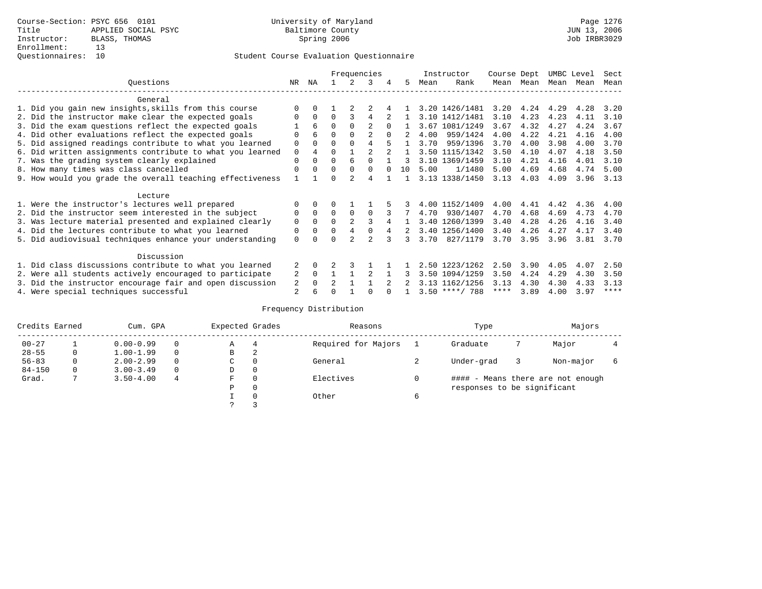Course-Section: PSYC 656 0101
Title: APPLIED SOCIAL PSYC
Instructor: BLASS, THOMAS
Enrollment: 13
Questionnaires: 10

University of Maryland
Baltimore County
Spring 2006

Student Course Evaluation Questionnaire

| Questions | NR | NA | 1 | 2 | 3 | 4 | 5 | Instructor Mean | Instructor Rank | Course Mean | Dept Mean | UMBC Mean | Level Mean | Sect Mean |
|---|---|---|---|---|---|---|---|---|---|---|---|---|---|---|
| **General** | | | | | | | | | | | | | | |
| 1. Did you gain new insights,skills from this course | 0 | 0 | 1 | 2 | 2 | 4 | 1 | 3.20 | 1426/1481 | 3.20 | 4.24 | 4.29 | 4.28 | 3.20 |
| 2. Did the instructor make clear the expected goals | 0 | 0 | 0 | 3 | 4 | 2 | 1 | 3.10 | 1412/1481 | 3.10 | 4.23 | 4.23 | 4.11 | 3.10 |
| 3. Did the exam questions reflect the expected goals | 1 | 6 | 0 | 0 | 2 | 0 | 1 | 3.67 | 1081/1249 | 3.67 | 4.32 | 4.27 | 4.24 | 3.67 |
| 4. Did other evaluations reflect the expected goals | 0 | 6 | 0 | 0 | 2 | 0 | 2 | 4.00 | 959/1424 | 4.00 | 4.22 | 4.21 | 4.16 | 4.00 |
| 5. Did assigned readings contribute to what you learned | 0 | 0 | 0 | 0 | 4 | 5 | 1 | 3.70 | 959/1396 | 3.70 | 4.00 | 3.98 | 4.00 | 3.70 |
| 6. Did written assignments contribute to what you learned | 0 | 4 | 0 | 1 | 2 | 2 | 1 | 3.50 | 1115/1342 | 3.50 | 4.10 | 4.07 | 4.18 | 3.50 |
| 7. Was the grading system clearly explained | 0 | 0 | 0 | 6 | 0 | 1 | 3 | 3.10 | 1369/1459 | 3.10 | 4.21 | 4.16 | 4.01 | 3.10 |
| 8. How many times was class cancelled | 0 | 0 | 0 | 0 | 0 | 0 | 10 | 5.00 | 1/1480 | 5.00 | 4.69 | 4.68 | 4.74 | 5.00 |
| 9. How would you grade the overall teaching effectiveness | 1 | 1 | 0 | 2 | 4 | 1 | 1 | 3.13 | 1338/1450 | 3.13 | 4.03 | 4.09 | 3.96 | 3.13 |
| **Lecture** | | | | | | | | | | | | | | |
| 1. Were the instructor's lectures well prepared | 0 | 0 | 0 | 1 | 1 | 5 | 3 | 4.00 | 1152/1409 | 4.00 | 4.41 | 4.42 | 4.36 | 4.00 |
| 2. Did the instructor seem interested in the subject | 0 | 0 | 0 | 0 | 0 | 3 | 7 | 4.70 | 930/1407 | 4.70 | 4.68 | 4.69 | 4.73 | 4.70 |
| 3. Was lecture material presented and explained clearly | 0 | 0 | 0 | 2 | 3 | 4 | 1 | 3.40 | 1260/1399 | 3.40 | 4.28 | 4.26 | 4.16 | 3.40 |
| 4. Did the lectures contribute to what you learned | 0 | 0 | 0 | 4 | 0 | 4 | 2 | 3.40 | 1256/1400 | 3.40 | 4.26 | 4.27 | 4.17 | 3.40 |
| 5. Did audiovisual techniques enhance your understanding | 0 | 0 | 0 | 2 | 2 | 3 | 3 | 3.70 | 827/1179 | 3.70 | 3.95 | 3.96 | 3.81 | 3.70 |
| **Discussion** | | | | | | | | | | | | | | |
| 1. Did class discussions contribute to what you learned | 2 | 0 | 2 | 3 | 1 | 1 | 1 | 2.50 | 1223/1262 | 2.50 | 3.90 | 4.05 | 4.07 | 2.50 |
| 2. Were all students actively encouraged to participate | 2 | 0 | 1 | 1 | 2 | 1 | 3 | 3.50 | 1094/1259 | 3.50 | 4.24 | 4.29 | 4.30 | 3.50 |
| 3. Did the instructor encourage fair and open discussion | 2 | 0 | 2 | 1 | 1 | 2 | 2 | 3.13 | 1162/1256 | 3.13 | 4.30 | 4.30 | 4.33 | 3.13 |
| 4. Were special techniques successful | 2 | 6 | 0 | 1 | 0 | 0 | 1 | 3.50 | ****/ 788 | **** | 3.89 | 4.00 | 3.97 | **** |

## Frequency Distribution

| Credits Earned | | Cum. GPA | | Expected Grades | | Reasons | | Type | | Majors | |
|---|---|---|---|---|---|---|---|---|---|---|---|
| 00-27 | 1 | 0.00-0.99 | 0 | A | 4 | Required for Majors | 1 | Graduate | 7 | Major | 4 |
| 28-55 | 0 | 1.00-1.99 | 0 | B | 2 | | | | | | |
| 56-83 | 0 | 2.00-2.99 | 0 | C | 0 | General | 2 | Under-grad | 3 | Non-major | 6 |
| 84-150 | 0 | 3.00-3.49 | 0 | D | 0 | | | | | | |
| Grad. | 7 | 3.50-4.00 | 4 | F | 0 | Electives | 0 | #### - Means there are not enough responses to be significant | | | |
| | | | | P | 0 | | | | | | |
| | | | | I | 0 | Other | 6 | | | | |
| | | | | ? | 3 | | | | | | |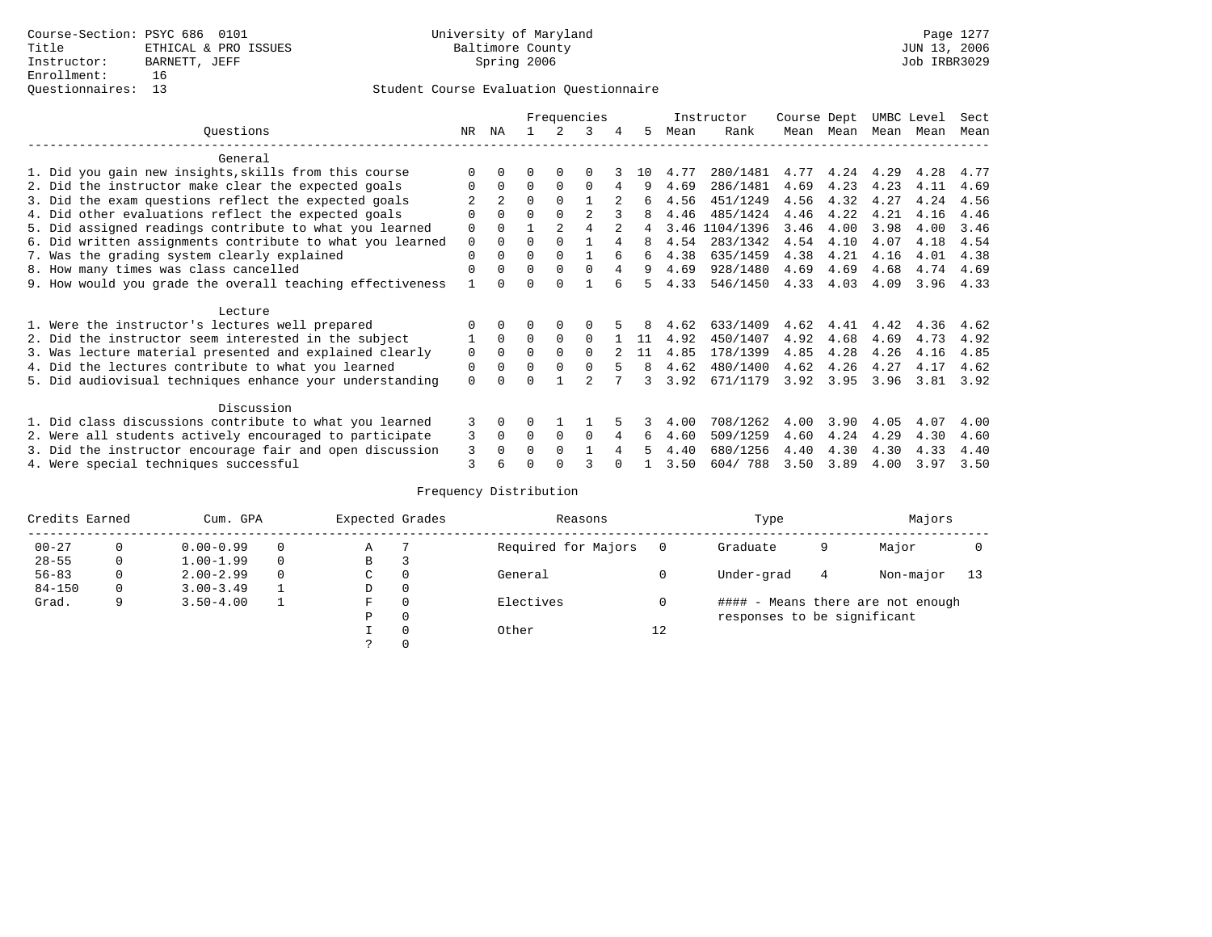Course-Section: PSYC 686 0101
Title: ETHICAL & PRO ISSUES
Instructor: BARNETT, JEFF
Enrollment: 16
Questionnaires: 13

University of Maryland
Baltimore County
Spring 2006

Page 1277
JUN 13, 2006
Job IRBR3029

## Student Course Evaluation Questionnaire

| Questions | NR | NA | 1 | 2 | 3 | 4 | 5 | Instructor Mean | Instructor Rank | Course Mean | Dept Mean | UMBC Mean | Level Mean | Sect Mean |
|---|---|---|---|---|---|---|---|---|---|---|---|---|---|---|
| **General** | | | | | | | | | | | | | | |
| 1. Did you gain new insights,skills from this course | 0 | 0 | 0 | 0 | 0 | 3 | 10 | 4.77 | 280/1481 | 4.77 | 4.24 | 4.29 | 4.28 | 4.77 |
| 2. Did the instructor make clear the expected goals | 0 | 0 | 0 | 0 | 0 | 4 | 9 | 4.69 | 286/1481 | 4.69 | 4.23 | 4.23 | 4.11 | 4.69 |
| 3. Did the exam questions reflect the expected goals | 2 | 2 | 0 | 0 | 1 | 2 | 6 | 4.56 | 451/1249 | 4.56 | 4.32 | 4.27 | 4.24 | 4.56 |
| 4. Did other evaluations reflect the expected goals | 0 | 0 | 0 | 0 | 2 | 3 | 8 | 4.46 | 485/1424 | 4.46 | 4.22 | 4.21 | 4.16 | 4.46 |
| 5. Did assigned readings contribute to what you learned | 0 | 0 | 1 | 2 | 4 | 2 | 4 | 3.46 | 1104/1396 | 3.46 | 4.00 | 3.98 | 4.00 | 3.46 |
| 6. Did written assignments contribute to what you learned | 0 | 0 | 0 | 0 | 1 | 4 | 8 | 4.54 | 283/1342 | 4.54 | 4.10 | 4.07 | 4.18 | 4.54 |
| 7. Was the grading system clearly explained | 0 | 0 | 0 | 0 | 1 | 6 | 6 | 4.38 | 635/1459 | 4.38 | 4.21 | 4.16 | 4.01 | 4.38 |
| 8. How many times was class cancelled | 0 | 0 | 0 | 0 | 0 | 4 | 9 | 4.69 | 928/1480 | 4.69 | 4.69 | 4.68 | 4.74 | 4.69 |
| 9. How would you grade the overall teaching effectiveness | 1 | 0 | 0 | 0 | 1 | 6 | 5 | 4.33 | 546/1450 | 4.33 | 4.03 | 4.09 | 3.96 | 4.33 |
| **Lecture** | | | | | | | | | | | | | | |
| 1. Were the instructor's lectures well prepared | 0 | 0 | 0 | 0 | 0 | 5 | 8 | 4.62 | 633/1409 | 4.62 | 4.41 | 4.42 | 4.36 | 4.62 |
| 2. Did the instructor seem interested in the subject | 1 | 0 | 0 | 0 | 0 | 1 | 11 | 4.92 | 450/1407 | 4.92 | 4.68 | 4.69 | 4.73 | 4.92 |
| 3. Was lecture material presented and explained clearly | 0 | 0 | 0 | 0 | 0 | 2 | 11 | 4.85 | 178/1399 | 4.85 | 4.28 | 4.26 | 4.16 | 4.85 |
| 4. Did the lectures contribute to what you learned | 0 | 0 | 0 | 0 | 0 | 5 | 8 | 4.62 | 480/1400 | 4.62 | 4.26 | 4.27 | 4.17 | 4.62 |
| 5. Did audiovisual techniques enhance your understanding | 0 | 0 | 0 | 1 | 2 | 7 | 3 | 3.92 | 671/1179 | 3.92 | 3.95 | 3.96 | 3.81 | 3.92 |
| **Discussion** | | | | | | | | | | | | | | |
| 1. Did class discussions contribute to what you learned | 3 | 0 | 0 | 1 | 1 | 5 | 3 | 4.00 | 708/1262 | 4.00 | 3.90 | 4.05 | 4.07 | 4.00 |
| 2. Were all students actively encouraged to participate | 3 | 0 | 0 | 0 | 0 | 4 | 6 | 4.60 | 509/1259 | 4.60 | 4.24 | 4.29 | 4.30 | 4.60 |
| 3. Did the instructor encourage fair and open discussion | 3 | 0 | 0 | 0 | 1 | 4 | 5 | 4.40 | 680/1256 | 4.40 | 4.30 | 4.30 | 4.33 | 4.40 |
| 4. Were special techniques successful | 3 | 6 | 0 | 0 | 3 | 0 | 1 | 3.50 | 604/ 788 | 3.50 | 3.89 | 4.00 | 3.97 | 3.50 |

## Frequency Distribution

| Credits Earned | | Cum. GPA | | Expected Grades | | Reasons | | Type | | Majors | |
|---|---|---|---|---|---|---|---|---|---|---|---|
| 00-27 | 0 | 0.00-0.99 | 0 | A | 7 | Required for Majors | 0 | Graduate | 9 | Major | 0 |
| 28-55 | 0 | 1.00-1.99 | 0 | B | 3 | | | | | | |
| 56-83 | 0 | 2.00-2.99 | 0 | C | 0 | General | 0 | Under-grad | 4 | Non-major | 13 |
| 84-150 | 0 | 3.00-3.49 | 1 | D | 0 | | | | | | |
| Grad. | 9 | 3.50-4.00 | 1 | F | 0 | Electives | 0 | #### - Means there are not enough responses to be significant | | | |
| | | | | P | 0 | | | | | | |
| | | | | I | 0 | Other | 12 | | | | |
| | | | | ? | 0 | | | | | | |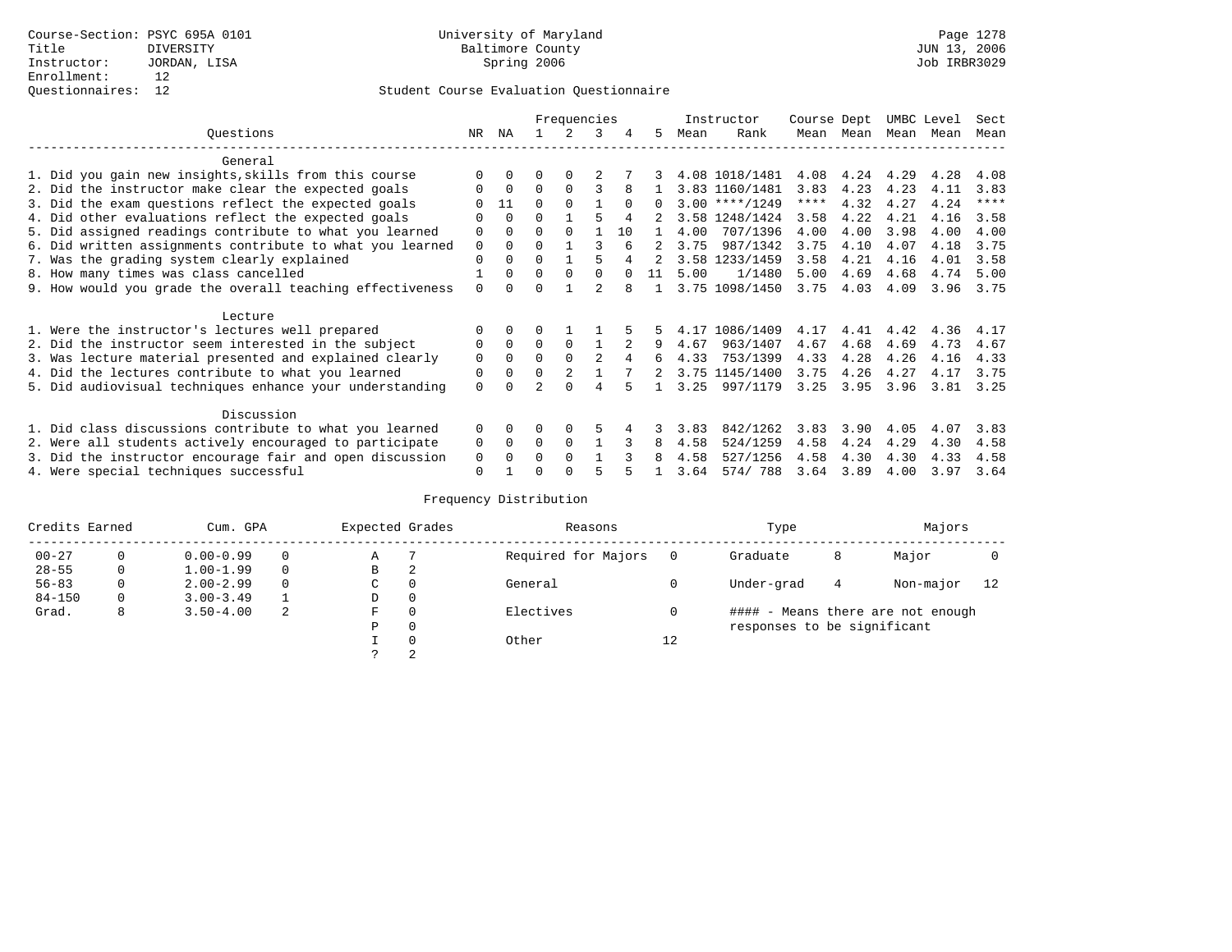Course-Section: PSYC 695A 0101
Title: DIVERSITY
Instructor: JORDAN, LISA
Enrollment: 12
Questionnaires: 12

University of Maryland
Baltimore County
Spring 2006

JUN 13, 2006
Job IRBR3029

## Student Course Evaluation Questionnaire

| Questions | NR | NA | 1 | 2 | 3 | 4 | 5 | Instructor Mean | Instructor Rank | Course Mean | Dept Mean | UMBC Mean | Level Mean | Sect Mean |
|---|---|---|---|---|---|---|---|---|---|---|---|---|---|---|
| **General** | | | | | | | | | | | | | | |
| 1. Did you gain new insights,skills from this course | 0 | 0 | 0 | 0 | 2 | 7 | 3 | 4.08 | 1018/1481 | 4.08 | 4.24 | 4.29 | 4.28 | 4.08 |
| 2. Did the instructor make clear the expected goals | 0 | 0 | 0 | 0 | 3 | 8 | 1 | 3.83 | 1160/1481 | 3.83 | 4.23 | 4.23 | 4.11 | 3.83 |
| 3. Did the exam questions reflect the expected goals | 0 | 11 | 0 | 0 | 1 | 0 | 0 | 3.00 | ****/1249 | **** | 4.32 | 4.27 | 4.24 | **** |
| 4. Did other evaluations reflect the expected goals | 0 | 0 | 0 | 1 | 5 | 4 | 2 | 3.58 | 1248/1424 | 3.58 | 4.22 | 4.21 | 4.16 | 3.58 |
| 5. Did assigned readings contribute to what you learned | 0 | 0 | 0 | 0 | 1 | 10 | 1 | 4.00 | 707/1396 | 4.00 | 4.00 | 3.98 | 4.00 | 4.00 |
| 6. Did written assignments contribute to what you learned | 0 | 0 | 0 | 1 | 3 | 6 | 2 | 3.75 | 987/1342 | 3.75 | 4.10 | 4.07 | 4.18 | 3.75 |
| 7. Was the grading system clearly explained | 0 | 0 | 0 | 1 | 5 | 4 | 2 | 3.58 | 1233/1459 | 3.58 | 4.21 | 4.16 | 4.01 | 3.58 |
| 8. How many times was class cancelled | 1 | 0 | 0 | 0 | 0 | 0 | 11 | 5.00 | 1/1480 | 5.00 | 4.69 | 4.68 | 4.74 | 5.00 |
| 9. How would you grade the overall teaching effectiveness | 0 | 0 | 0 | 1 | 2 | 8 | 1 | 3.75 | 1098/1450 | 3.75 | 4.03 | 4.09 | 3.96 | 3.75 |
| **Lecture** | | | | | | | | | | | | | | |
| 1. Were the instructor's lectures well prepared | 0 | 0 | 0 | 1 | 1 | 5 | 5 | 4.17 | 1086/1409 | 4.17 | 4.41 | 4.42 | 4.36 | 4.17 |
| 2. Did the instructor seem interested in the subject | 0 | 0 | 0 | 0 | 1 | 2 | 9 | 4.67 | 963/1407 | 4.67 | 4.68 | 4.69 | 4.73 | 4.67 |
| 3. Was lecture material presented and explained clearly | 0 | 0 | 0 | 0 | 2 | 4 | 6 | 4.33 | 753/1399 | 4.33 | 4.28 | 4.26 | 4.16 | 4.33 |
| 4. Did the lectures contribute to what you learned | 0 | 0 | 0 | 2 | 1 | 7 | 2 | 3.75 | 1145/1400 | 3.75 | 4.26 | 4.27 | 4.17 | 3.75 |
| 5. Did audiovisual techniques enhance your understanding | 0 | 0 | 2 | 0 | 4 | 5 | 1 | 3.25 | 997/1179 | 3.25 | 3.95 | 3.96 | 3.81 | 3.25 |
| **Discussion** | | | | | | | | | | | | | | |
| 1. Did class discussions contribute to what you learned | 0 | 0 | 0 | 0 | 5 | 4 | 3 | 3.83 | 842/1262 | 3.83 | 3.90 | 4.05 | 4.07 | 3.83 |
| 2. Were all students actively encouraged to participate | 0 | 0 | 0 | 0 | 1 | 3 | 8 | 4.58 | 524/1259 | 4.58 | 4.24 | 4.29 | 4.30 | 4.58 |
| 3. Did the instructor encourage fair and open discussion | 0 | 0 | 0 | 0 | 1 | 3 | 8 | 4.58 | 527/1256 | 4.58 | 4.30 | 4.30 | 4.33 | 4.58 |
| 4. Were special techniques successful | 0 | 1 | 0 | 0 | 5 | 5 | 1 | 3.64 | 574/ 788 | 3.64 | 3.89 | 4.00 | 3.97 | 3.64 |

### Frequency Distribution

| Credits Earned | | Cum. GPA | | Expected Grades | | Reasons | | Type | | Majors | |
|---|---|---|---|---|---|---|---|---|---|---|---|
| 00-27 | 0 | 0.00-0.99 | 0 | A | 7 | Required for Majors | 0 | Graduate | 8 | Major | 0 |
| 28-55 | 0 | 1.00-1.99 | 0 | B | 2 | | | | | | |
| 56-83 | 0 | 2.00-2.99 | 0 | C | 0 | General | 0 | Under-grad | 4 | Non-major | 12 |
| 84-150 | 0 | 3.00-3.49 | 1 | D | 0 | | | | | | |
| Grad. | 8 | 3.50-4.00 | 2 | F | 0 | Electives | 0 | | | | |
| | | | | P | 0 | | | | | | |
| | | | | I | 0 | Other | 12 | | | | |
| | | | | ? | 2 | | | | | | |

#### - Means there are not enough responses to be significant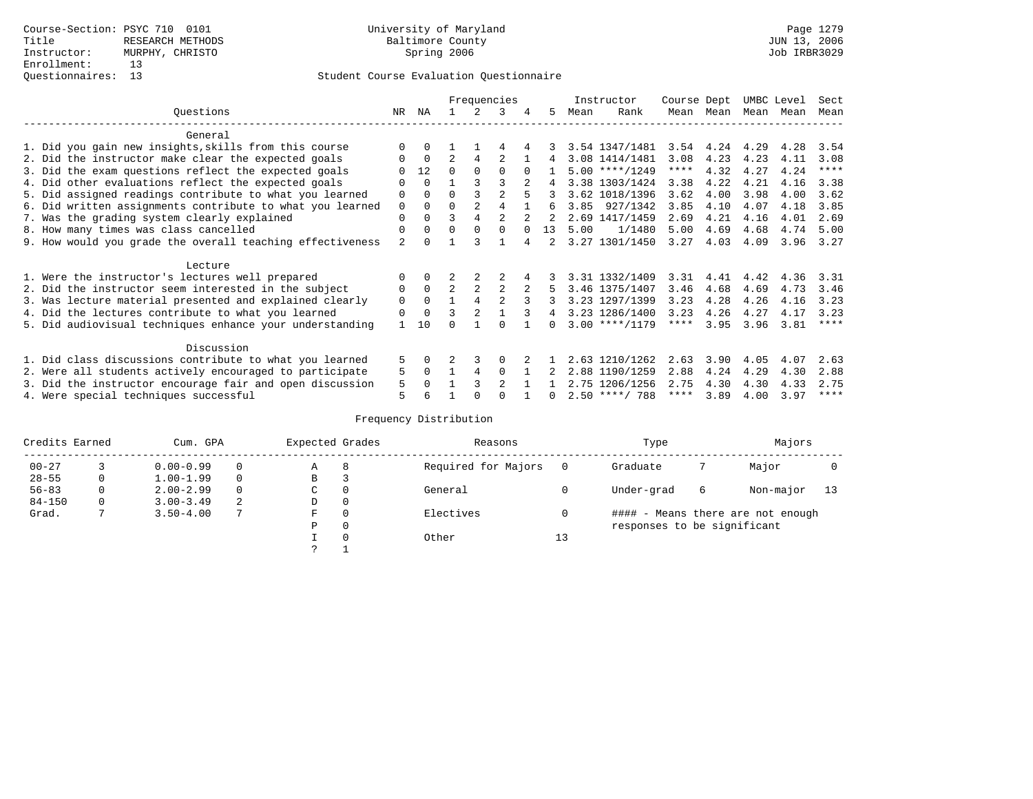Course-Section: PSYC 710 0101
Title: RESEARCH METHODS
Instructor: MURPHY, CHRISTO
Enrollment: 13
Questionnaires: 13

University of Maryland
Baltimore County
Spring 2006

Student Course Evaluation Questionnaire

| Questions | NR | NA | 1 | 2 | 3 | 4 | 5 | Instructor Mean | Rank | Course Mean | Dept Mean | UMBC Mean | Level Mean | Sect Mean |
|---|---|---|---|---|---|---|---|---|---|---|---|---|---|---|
| **General** | | | | | | | | | | | | | | |
| 1. Did you gain new insights,skills from this course | 0 | 0 | 1 | 1 | 4 | 4 | 3 | 3.54 | 1347/1481 | 3.54 | 4.24 | 4.29 | 4.28 | 3.54 |
| 2. Did the instructor make clear the expected goals | 0 | 0 | 2 | 4 | 2 | 1 | 4 | 3.08 | 1414/1481 | 3.08 | 4.23 | 4.23 | 4.11 | 3.08 |
| 3. Did the exam questions reflect the expected goals | 0 | 12 | 0 | 0 | 0 | 0 | 1 | 5.00 | ****/1249 | **** | 4.32 | 4.27 | 4.24 | **** |
| 4. Did other evaluations reflect the expected goals | 0 | 0 | 1 | 3 | 3 | 2 | 4 | 3.38 | 1303/1424 | 3.38 | 4.22 | 4.21 | 4.16 | 3.38 |
| 5. Did assigned readings contribute to what you learned | 0 | 0 | 0 | 3 | 2 | 5 | 3 | 3.62 | 1018/1396 | 3.62 | 4.00 | 3.98 | 4.00 | 3.62 |
| 6. Did written assignments contribute to what you learned | 0 | 0 | 0 | 2 | 4 | 1 | 6 | 3.85 | 927/1342 | 3.85 | 4.10 | 4.07 | 4.18 | 3.85 |
| 7. Was the grading system clearly explained | 0 | 0 | 3 | 4 | 2 | 2 | 2 | 2.69 | 1417/1459 | 2.69 | 4.21 | 4.16 | 4.01 | 2.69 |
| 8. How many times was class cancelled | 0 | 0 | 0 | 0 | 0 | 0 | 13 | 5.00 | 1/1480 | 5.00 | 4.69 | 4.68 | 4.74 | 5.00 |
| 9. How would you grade the overall teaching effectiveness | 2 | 0 | 1 | 3 | 1 | 4 | 2 | 3.27 | 1301/1450 | 3.27 | 4.03 | 4.09 | 3.96 | 3.27 |
| **Lecture** | | | | | | | | | | | | | | |
| 1. Were the instructor's lectures well prepared | 0 | 0 | 2 | 2 | 2 | 4 | 3 | 3.31 | 1332/1409 | 3.31 | 4.41 | 4.42 | 4.36 | 3.31 |
| 2. Did the instructor seem interested in the subject | 0 | 0 | 2 | 2 | 2 | 2 | 5 | 3.46 | 1375/1407 | 3.46 | 4.68 | 4.69 | 4.73 | 3.46 |
| 3. Was lecture material presented and explained clearly | 0 | 0 | 1 | 4 | 2 | 3 | 3 | 3.23 | 1297/1399 | 3.23 | 4.28 | 4.26 | 4.16 | 3.23 |
| 4. Did the lectures contribute to what you learned | 0 | 0 | 3 | 2 | 1 | 3 | 4 | 3.23 | 1286/1400 | 3.23 | 4.26 | 4.27 | 4.17 | 3.23 |
| 5. Did audiovisual techniques enhance your understanding | 1 | 10 | 0 | 1 | 0 | 1 | 0 | 3.00 | ****/1179 | **** | 3.95 | 3.96 | 3.81 | **** |
| **Discussion** | | | | | | | | | | | | | | |
| 1. Did class discussions contribute to what you learned | 5 | 0 | 2 | 3 | 0 | 2 | 1 | 2.63 | 1210/1262 | 2.63 | 3.90 | 4.05 | 4.07 | 2.63 |
| 2. Were all students actively encouraged to participate | 5 | 0 | 1 | 4 | 0 | 1 | 2 | 2.88 | 1190/1259 | 2.88 | 4.24 | 4.29 | 4.30 | 2.88 |
| 3. Did the instructor encourage fair and open discussion | 5 | 0 | 1 | 3 | 2 | 1 | 1 | 2.75 | 1206/1256 | 2.75 | 4.30 | 4.30 | 4.33 | 2.75 |
| 4. Were special techniques successful | 5 | 6 | 1 | 0 | 0 | 1 | 0 | 2.50 | ****/ 788 | **** | 3.89 | 4.00 | 3.97 | **** |

## Frequency Distribution

| Credits Earned | | Cum. GPA | | Expected Grades | | Reasons | | Type | | Majors | |
|---|---|---|---|---|---|---|---|---|---|---|---|
| 00-27 | 3 | 0.00-0.99 | 0 | A | 8 | Required for Majors | 0 | Graduate | 7 | Major | 0 |
| 28-55 | 0 | 1.00-1.99 | 0 | B | 3 | | | | | | |
| 56-83 | 0 | 2.00-2.99 | 0 | C | 0 | General | 0 | Under-grad | 6 | Non-major | 13 |
| 84-150 | 0 | 3.00-3.49 | 2 | D | 0 | | | | | | |
| Grad. | 7 | 3.50-4.00 | 7 | F | 0 | Electives | 0 | #### - Means there are not enough responses to be significant | | | |
| | | | | P | 0 | | | | | | |
| | | | | I | 0 | Other | 13 | | | | |
| | | | | ? | 1 | | | | | | |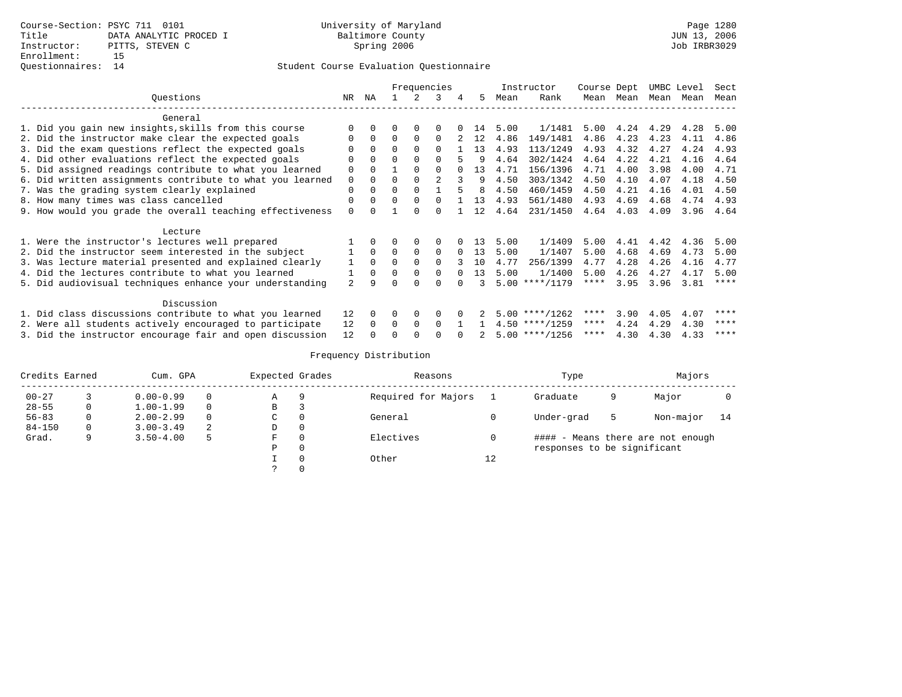Course-Section: PSYC 711 0101
Title: DATA ANALYTIC PROCED I
Instructor: PITTS, STEVEN C
Enrollment: 15
Questionnaires: 14

University of Maryland
Baltimore County
Spring 2006

Page 1280
JUN 13, 2006
Job IRBR3029

Student Course Evaluation Questionnaire

| Questions | NR | NA | 1 | 2 | 3 | 4 | 5 | Instructor Mean | Instructor Rank | Course Mean | Dept Mean | UMBC Mean | Level Mean | Sect Mean |
|---|---|---|---|---|---|---|---|---|---|---|---|---|---|---|
| **General** | | | | | | | | | | | | | | |
| 1. Did you gain new insights,skills from this course | 0 | 0 | 0 | 0 | 0 | 0 | 14 | 5.00 | 1/1481 | 5.00 | 4.24 | 4.29 | 4.28 | 5.00 |
| 2. Did the instructor make clear the expected goals | 0 | 0 | 0 | 0 | 0 | 2 | 12 | 4.86 | 149/1481 | 4.86 | 4.23 | 4.23 | 4.11 | 4.86 |
| 3. Did the exam questions reflect the expected goals | 0 | 0 | 0 | 0 | 0 | 1 | 13 | 4.93 | 113/1249 | 4.93 | 4.32 | 4.27 | 4.24 | 4.93 |
| 4. Did other evaluations reflect the expected goals | 0 | 0 | 0 | 0 | 0 | 5 | 9 | 4.64 | 302/1424 | 4.64 | 4.22 | 4.21 | 4.16 | 4.64 |
| 5. Did assigned readings contribute to what you learned | 0 | 0 | 1 | 0 | 0 | 0 | 13 | 4.71 | 156/1396 | 4.71 | 4.00 | 3.98 | 4.00 | 4.71 |
| 6. Did written assignments contribute to what you learned | 0 | 0 | 0 | 0 | 2 | 3 | 9 | 4.50 | 303/1342 | 4.50 | 4.10 | 4.07 | 4.18 | 4.50 |
| 7. Was the grading system clearly explained | 0 | 0 | 0 | 0 | 1 | 5 | 8 | 4.50 | 460/1459 | 4.50 | 4.21 | 4.16 | 4.01 | 4.50 |
| 8. How many times was class cancelled | 0 | 0 | 0 | 0 | 0 | 1 | 13 | 4.93 | 561/1480 | 4.93 | 4.69 | 4.68 | 4.74 | 4.93 |
| 9. How would you grade the overall teaching effectiveness | 0 | 0 | 1 | 0 | 0 | 1 | 12 | 4.64 | 231/1450 | 4.64 | 4.03 | 4.09 | 3.96 | 4.64 |
| **Lecture** | | | | | | | | | | | | | | |
| 1. Were the instructor's lectures well prepared | 1 | 0 | 0 | 0 | 0 | 0 | 13 | 5.00 | 1/1409 | 5.00 | 4.41 | 4.42 | 4.36 | 5.00 |
| 2. Did the instructor seem interested in the subject | 1 | 0 | 0 | 0 | 0 | 0 | 13 | 5.00 | 1/1407 | 5.00 | 4.68 | 4.69 | 4.73 | 5.00 |
| 3. Was lecture material presented and explained clearly | 1 | 0 | 0 | 0 | 0 | 3 | 10 | 4.77 | 256/1399 | 4.77 | 4.28 | 4.26 | 4.16 | 4.77 |
| 4. Did the lectures contribute to what you learned | 1 | 0 | 0 | 0 | 0 | 0 | 13 | 5.00 | 1/1400 | 5.00 | 4.26 | 4.27 | 4.17 | 5.00 |
| 5. Did audiovisual techniques enhance your understanding | 2 | 9 | 0 | 0 | 0 | 0 | 3 | 5.00 | ****/1179 | **** | 3.95 | 3.96 | 3.81 | **** |
| **Discussion** | | | | | | | | | | | | | | |
| 1. Did class discussions contribute to what you learned | 12 | 0 | 0 | 0 | 0 | 0 | 2 | 5.00 | ****/1262 | **** | 3.90 | 4.05 | 4.07 | **** |
| 2. Were all students actively encouraged to participate | 12 | 0 | 0 | 0 | 0 | 1 | 1 | 4.50 | ****/1259 | **** | 4.24 | 4.29 | 4.30 | **** |
| 3. Did the instructor encourage fair and open discussion | 12 | 0 | 0 | 0 | 0 | 0 | 2 | 5.00 | ****/1256 | **** | 4.30 | 4.30 | 4.33 | **** |

## Frequency Distribution

| Credits Earned | | Cum. GPA | | Expected Grades | | Reasons | | Type | | Majors | |
|---|---|---|---|---|---|---|---|---|---|---|---|
| 00-27 | 3 | 0.00-0.99 | 0 | A | 9 | Required for Majors | 1 | Graduate | 9 | Major | 0 |
| 28-55 | 0 | 1.00-1.99 | 0 | B | 3 | | | | | | |
| 56-83 | 0 | 2.00-2.99 | 0 | C | 0 | General | 0 | Under-grad | 5 | Non-major | 14 |
| 84-150 | 0 | 3.00-3.49 | 2 | D | 0 | | | | | | |
| Grad. | 9 | 3.50-4.00 | 5 | F | 0 | Electives | 0 | #### - Means there are not enough responses to be significant | | | |
| | | | | P | 0 | | | | | | |
| | | | | I | 0 | Other | 12 | | | | |
| | | | | ? | 0 | | | | | | |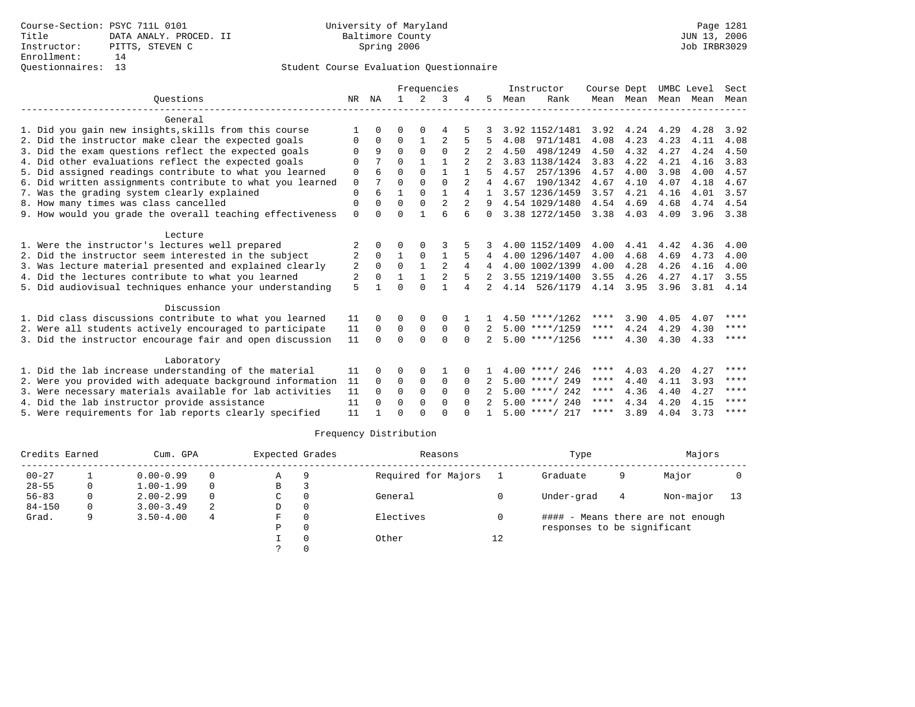Course-Section: PSYC 711L 0101
Title: DATA ANALY. PROCED. II
Instructor: PITTS, STEVEN C
Enrollment: 14
Questionnaires: 13

University of Maryland
Baltimore County
Spring 2006

JUN 13, 2006
Job IRBR3029

## Student Course Evaluation Questionnaire

| Questions | NR | NA | 1 | 2 | 3 | 4 | 5 | Instructor Mean | Instructor Rank | Course Mean | Dept Mean | UMBC Mean | Level Mean | Sect Mean |
|---|---|---|---|---|---|---|---|---|---|---|---|---|---|---|
| **General** | | | | | | | | | | | | | | |
| 1. Did you gain new insights,skills from this course | 1 | 0 | 0 | 0 | 4 | 5 | 3 | 3.92 | 1152/1481 | 3.92 | 4.24 | 4.29 | 4.28 | 3.92 |
| 2. Did the instructor make clear the expected goals | 0 | 0 | 0 | 1 | 2 | 5 | 5 | 4.08 | 971/1481 | 4.08 | 4.23 | 4.23 | 4.11 | 4.08 |
| 3. Did the exam questions reflect the expected goals | 0 | 9 | 0 | 0 | 0 | 2 | 2 | 4.50 | 498/1249 | 4.50 | 4.32 | 4.27 | 4.24 | 4.50 |
| 4. Did other evaluations reflect the expected goals | 0 | 7 | 0 | 1 | 1 | 2 | 2 | 3.83 | 1138/1424 | 3.83 | 4.22 | 4.21 | 4.16 | 3.83 |
| 5. Did assigned readings contribute to what you learned | 0 | 6 | 0 | 0 | 1 | 1 | 5 | 4.57 | 257/1396 | 4.57 | 4.00 | 3.98 | 4.00 | 4.57 |
| 6. Did written assignments contribute to what you learned | 0 | 7 | 0 | 0 | 0 | 2 | 4 | 4.67 | 190/1342 | 4.67 | 4.10 | 4.07 | 4.18 | 4.67 |
| 7. Was the grading system clearly explained | 0 | 6 | 1 | 0 | 1 | 4 | 1 | 3.57 | 1236/1459 | 3.57 | 4.21 | 4.16 | 4.01 | 3.57 |
| 8. How many times was class cancelled | 0 | 0 | 0 | 0 | 2 | 2 | 9 | 4.54 | 1029/1480 | 4.54 | 4.69 | 4.68 | 4.74 | 4.54 |
| 9. How would you grade the overall teaching effectiveness | 0 | 0 | 0 | 1 | 6 | 6 | 0 | 3.38 | 1272/1450 | 3.38 | 4.03 | 4.09 | 3.96 | 3.38 |
| **Lecture** | | | | | | | | | | | | | | |
| 1. Were the instructor's lectures well prepared | 2 | 0 | 0 | 0 | 3 | 5 | 3 | 4.00 | 1152/1409 | 4.00 | 4.41 | 4.42 | 4.36 | 4.00 |
| 2. Did the instructor seem interested in the subject | 2 | 0 | 1 | 0 | 1 | 5 | 4 | 4.00 | 1296/1407 | 4.00 | 4.68 | 4.69 | 4.73 | 4.00 |
| 3. Was lecture material presented and explained clearly | 2 | 0 | 0 | 1 | 2 | 4 | 4 | 4.00 | 1002/1399 | 4.00 | 4.28 | 4.26 | 4.16 | 4.00 |
| 4. Did the lectures contribute to what you learned | 2 | 0 | 1 | 1 | 2 | 5 | 2 | 3.55 | 1219/1400 | 3.55 | 4.26 | 4.27 | 4.17 | 3.55 |
| 5. Did audiovisual techniques enhance your understanding | 5 | 1 | 0 | 0 | 1 | 4 | 2 | 4.14 | 526/1179 | 4.14 | 3.95 | 3.96 | 3.81 | 4.14 |
| **Discussion** | | | | | | | | | | | | | | |
| 1. Did class discussions contribute to what you learned | 11 | 0 | 0 | 0 | 0 | 1 | 1 | 4.50 | ****/1262 | **** | 3.90 | 4.05 | 4.07 | **** |
| 2. Were all students actively encouraged to participate | 11 | 0 | 0 | 0 | 0 | 0 | 2 | 5.00 | ****/1259 | **** | 4.24 | 4.29 | 4.30 | **** |
| 3. Did the instructor encourage fair and open discussion | 11 | 0 | 0 | 0 | 0 | 0 | 2 | 5.00 | ****/1256 | **** | 4.30 | 4.30 | 4.33 | **** |
| **Laboratory** | | | | | | | | | | | | | | |
| 1. Did the lab increase understanding of the material | 11 | 0 | 0 | 0 | 1 | 0 | 1 | 4.00 | ****/ 246 | **** | 4.03 | 4.20 | 4.27 | **** |
| 2. Were you provided with adequate background information | 11 | 0 | 0 | 0 | 0 | 0 | 2 | 5.00 | ****/ 249 | **** | 4.40 | 4.11 | 3.93 | **** |
| 3. Were necessary materials available for lab activities | 11 | 0 | 0 | 0 | 0 | 0 | 2 | 5.00 | ****/ 242 | **** | 4.36 | 4.40 | 4.27 | **** |
| 4. Did the lab instructor provide assistance | 11 | 0 | 0 | 0 | 0 | 0 | 2 | 5.00 | ****/ 240 | **** | 4.34 | 4.20 | 4.15 | **** |
| 5. Were requirements for lab reports clearly specified | 11 | 1 | 0 | 0 | 0 | 0 | 1 | 5.00 | ****/ 217 | **** | 3.89 | 4.04 | 3.73 | **** |

### Frequency Distribution

| Credits Earned | | Cum. GPA | | Expected Grades | | Reasons | | Type | | Majors | |
|---|---|---|---|---|---|---|---|---|---|---|---|
| 00-27 | 1 | 0.00-0.99 | 0 | A | 9 | Required for Majors | 1 | Graduate | 9 | Major | 0 |
| 28-55 | 0 | 1.00-1.99 | 0 | B | 3 | | | | | | |
| 56-83 | 0 | 2.00-2.99 | 0 | C | 0 | General | 0 | Under-grad | 4 | Non-major | 13 |
| 84-150 | 0 | 3.00-3.49 | 2 | D | 0 | | | | | | |
| Grad. | 9 | 3.50-4.00 | 4 | F | 0 | Electives | 0 | | | | |
| | | | | P | 0 | | | | | | |
| | | | | I | 0 | Other | 12 | | | | |
| | | | | ? | 0 | | | | | | |

#### - Means there are not enough responses to be significant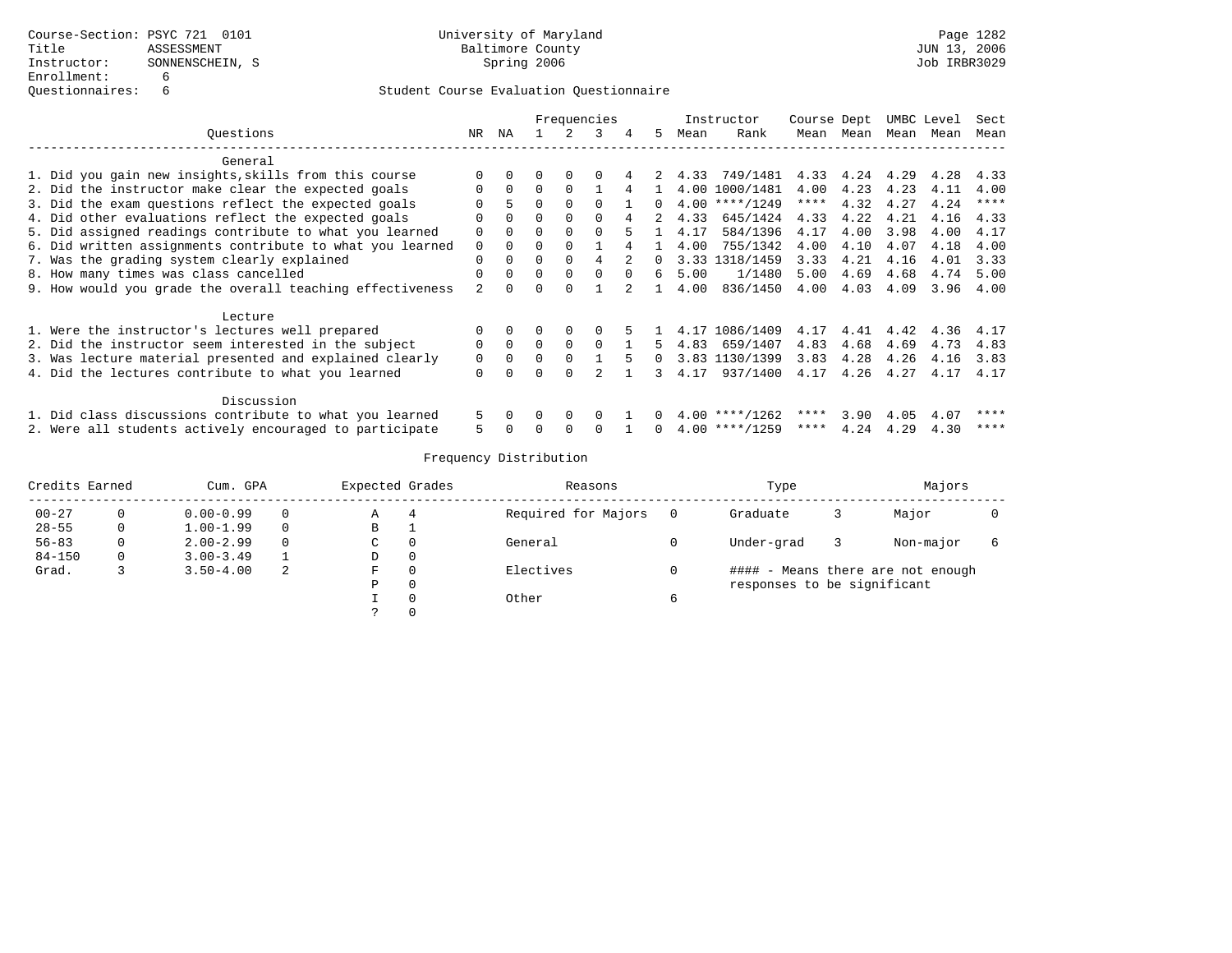Course-Section: PSYC 721 0101
Title: ASSESSMENT
Instructor: SONNENSCHEIN, S
Enrollment: 6
Questionnaires: 6

University of Maryland
Baltimore County
Spring 2006

JUN 13, 2006
Job IRBR3029

## Student Course Evaluation Questionnaire

| Questions | NR | NA | 1 | 2 | 3 | 4 | 5 | Instructor Mean | Instructor Rank | Course Mean | Dept Mean | UMBC Mean | Level Mean | Sect Mean |
|---|---|---|---|---|---|---|---|---|---|---|---|---|---|---|
| **General** | | | | | | | | | | | | | | |
| 1. Did you gain new insights,skills from this course | 0 | 0 | 0 | 0 | 0 | 4 | 2 | 4.33 | 749/1481 | 4.33 | 4.24 | 4.29 | 4.28 | 4.33 |
| 2. Did the instructor make clear the expected goals | 0 | 0 | 0 | 0 | 1 | 4 | 1 | 4.00 | 1000/1481 | 4.00 | 4.23 | 4.23 | 4.11 | 4.00 |
| 3. Did the exam questions reflect the expected goals | 0 | 5 | 0 | 0 | 0 | 1 | 0 | 4.00 | ****/1249 | **** | 4.32 | 4.27 | 4.24 | **** |
| 4. Did other evaluations reflect the expected goals | 0 | 0 | 0 | 0 | 0 | 4 | 2 | 4.33 | 645/1424 | 4.33 | 4.22 | 4.21 | 4.16 | 4.33 |
| 5. Did assigned readings contribute to what you learned | 0 | 0 | 0 | 0 | 0 | 5 | 1 | 4.17 | 584/1396 | 4.17 | 4.00 | 3.98 | 4.00 | 4.17 |
| 6. Did written assignments contribute to what you learned | 0 | 0 | 0 | 0 | 1 | 4 | 1 | 4.00 | 755/1342 | 4.00 | 4.10 | 4.07 | 4.18 | 4.00 |
| 7. Was the grading system clearly explained | 0 | 0 | 0 | 0 | 4 | 2 | 0 | 3.33 | 1318/1459 | 3.33 | 4.21 | 4.16 | 4.01 | 3.33 |
| 8. How many times was class cancelled | 0 | 0 | 0 | 0 | 0 | 0 | 6 | 5.00 | 1/1480 | 5.00 | 4.69 | 4.68 | 4.74 | 5.00 |
| 9. How would you grade the overall teaching effectiveness | 2 | 0 | 0 | 0 | 1 | 2 | 1 | 4.00 | 836/1450 | 4.00 | 4.03 | 4.09 | 3.96 | 4.00 |
| **Lecture** | | | | | | | | | | | | | | |
| 1. Were the instructor's lectures well prepared | 0 | 0 | 0 | 0 | 0 | 5 | 1 | 4.17 | 1086/1409 | 4.17 | 4.41 | 4.42 | 4.36 | 4.17 |
| 2. Did the instructor seem interested in the subject | 0 | 0 | 0 | 0 | 0 | 1 | 5 | 4.83 | 659/1407 | 4.83 | 4.68 | 4.69 | 4.73 | 4.83 |
| 3. Was lecture material presented and explained clearly | 0 | 0 | 0 | 0 | 1 | 5 | 0 | 3.83 | 1130/1399 | 3.83 | 4.28 | 4.26 | 4.16 | 3.83 |
| 4. Did the lectures contribute to what you learned | 0 | 0 | 0 | 0 | 2 | 1 | 3 | 4.17 | 937/1400 | 4.17 | 4.26 | 4.27 | 4.17 | 4.17 |
| **Discussion** | | | | | | | | | | | | | | |
| 1. Did class discussions contribute to what you learned | 5 | 0 | 0 | 0 | 0 | 1 | 0 | 4.00 | ****/1262 | **** | 3.90 | 4.05 | 4.07 | **** |
| 2. Were all students actively encouraged to participate | 5 | 0 | 0 | 0 | 0 | 1 | 0 | 4.00 | ****/1259 | **** | 4.24 | 4.29 | 4.30 | **** |

## Frequency Distribution

| Credits Earned | | Cum. GPA | | Expected Grades | | Reasons | | Type | | Majors | |
|---|---|---|---|---|---|---|---|---|---|---|---|
| 00-27 | 0 | 0.00-0.99 | 0 | A | 4 | Required for Majors | 0 | Graduate | 3 | Major | 0 |
| 28-55 | 0 | 1.00-1.99 | 0 | B | 1 | | | | | | |
| 56-83 | 0 | 2.00-2.99 | 0 | C | 0 | General | 0 | Under-grad | 3 | Non-major | 6 |
| 84-150 | 0 | 3.00-3.49 | 1 | D | 0 | | | | | | |
| Grad. | 3 | 3.50-4.00 | 2 | F | 0 | Electives | 0 | | | | |
| | | | | P | 0 | | | | | | |
| | | | | I | 0 | Other | 6 | | | | |
| | | | | ? | 0 | | | | | | |

#### - Means there are not enough responses to be significant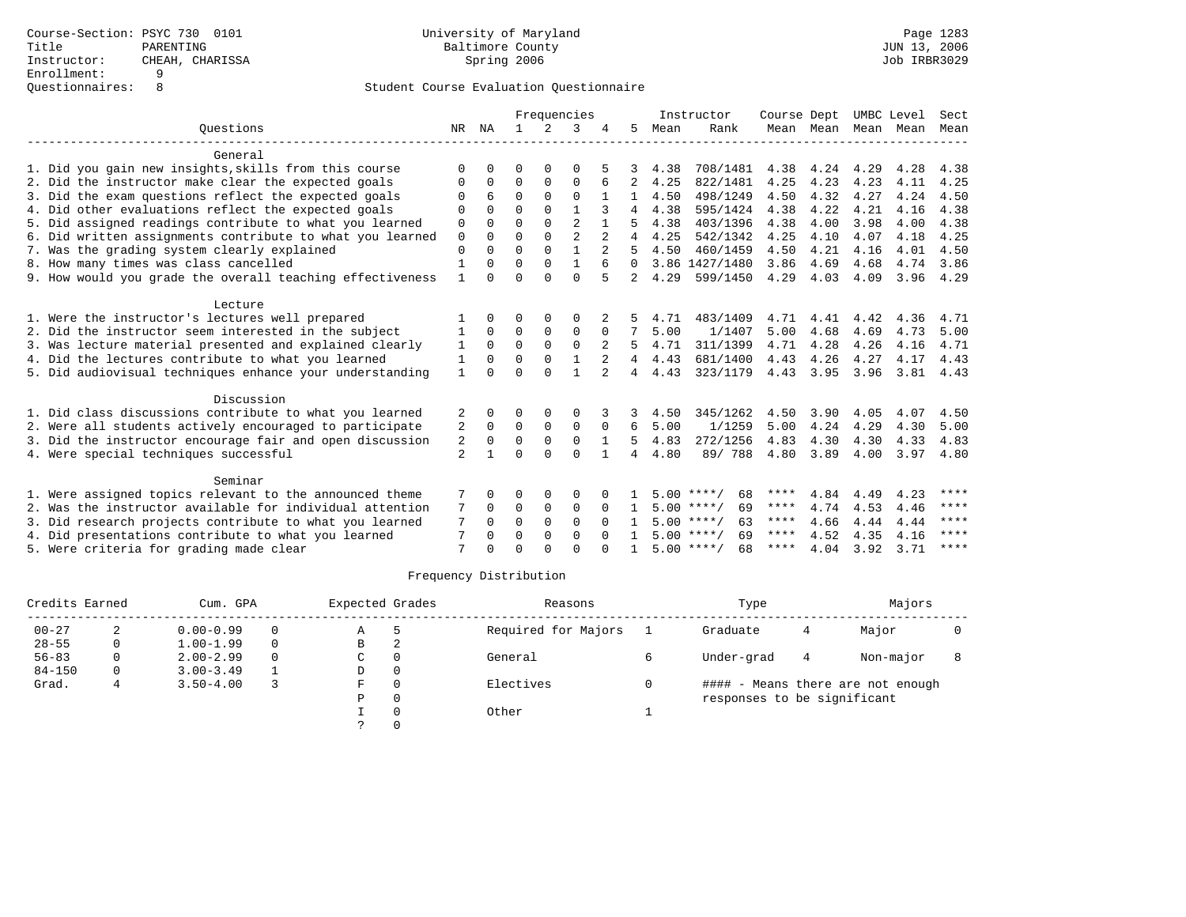Course-Section: PSYC 730 0101
Title: PARENTING
Instructor: CHEAH, CHARISSA
Enrollment: 9
Questionnaires: 8

University of Maryland
Baltimore County
Spring 2006

Page 1283
JUN 13, 2006
Job IRBR3029

## Student Course Evaluation Questionnaire

| Questions | NR | NA | 1 | 2 | 3 | 4 | 5 | Instructor Mean | Rank | Course Mean | Dept Mean | UMBC Mean | Level Mean | Sect Mean |
|---|---|---|---|---|---|---|---|---|---|---|---|---|---|---|
| **General** | | | | | | | | | | | | | | |
| 1. Did you gain new insights,skills from this course | 0 | 0 | 0 | 0 | 0 | 5 | 3 | 4.38 | 708/1481 | 4.38 | 4.24 | 4.29 | 4.28 | 4.38 |
| 2. Did the instructor make clear the expected goals | 0 | 0 | 0 | 0 | 0 | 6 | 2 | 4.25 | 822/1481 | 4.25 | 4.23 | 4.23 | 4.11 | 4.25 |
| 3. Did the exam questions reflect the expected goals | 0 | 6 | 0 | 0 | 0 | 1 | 1 | 4.50 | 498/1249 | 4.50 | 4.32 | 4.27 | 4.24 | 4.50 |
| 4. Did other evaluations reflect the expected goals | 0 | 0 | 0 | 0 | 1 | 3 | 4 | 4.38 | 595/1424 | 4.38 | 4.22 | 4.21 | 4.16 | 4.38 |
| 5. Did assigned readings contribute to what you learned | 0 | 0 | 0 | 0 | 2 | 1 | 5 | 4.38 | 403/1396 | 4.38 | 4.00 | 3.98 | 4.00 | 4.38 |
| 6. Did written assignments contribute to what you learned | 0 | 0 | 0 | 0 | 2 | 2 | 4 | 4.25 | 542/1342 | 4.25 | 4.10 | 4.07 | 4.18 | 4.25 |
| 7. Was the grading system clearly explained | 0 | 0 | 0 | 0 | 1 | 2 | 5 | 4.50 | 460/1459 | 4.50 | 4.21 | 4.16 | 4.01 | 4.50 |
| 8. How many times was class cancelled | 1 | 0 | 0 | 0 | 1 | 6 | 0 | 3.86 | 1427/1480 | 3.86 | 4.69 | 4.68 | 4.74 | 3.86 |
| 9. How would you grade the overall teaching effectiveness | 1 | 0 | 0 | 0 | 0 | 5 | 2 | 4.29 | 599/1450 | 4.29 | 4.03 | 4.09 | 3.96 | 4.29 |
| **Lecture** | | | | | | | | | | | | | | |
| 1. Were the instructor's lectures well prepared | 1 | 0 | 0 | 0 | 0 | 2 | 5 | 4.71 | 483/1409 | 4.71 | 4.41 | 4.42 | 4.36 | 4.71 |
| 2. Did the instructor seem interested in the subject | 1 | 0 | 0 | 0 | 0 | 0 | 7 | 5.00 | 1/1407 | 5.00 | 4.68 | 4.69 | 4.73 | 5.00 |
| 3. Was lecture material presented and explained clearly | 1 | 0 | 0 | 0 | 0 | 2 | 5 | 4.71 | 311/1399 | 4.71 | 4.28 | 4.26 | 4.16 | 4.71 |
| 4. Did the lectures contribute to what you learned | 1 | 0 | 0 | 0 | 1 | 2 | 4 | 4.43 | 681/1400 | 4.43 | 4.26 | 4.27 | 4.17 | 4.43 |
| 5. Did audiovisual techniques enhance your understanding | 1 | 0 | 0 | 0 | 1 | 2 | 4 | 4.43 | 323/1179 | 4.43 | 3.95 | 3.96 | 3.81 | 4.43 |
| **Discussion** | | | | | | | | | | | | | | |
| 1. Did class discussions contribute to what you learned | 2 | 0 | 0 | 0 | 0 | 3 | 3 | 4.50 | 345/1262 | 4.50 | 3.90 | 4.05 | 4.07 | 4.50 |
| 2. Were all students actively encouraged to participate | 2 | 0 | 0 | 0 | 0 | 0 | 6 | 5.00 | 1/1259 | 5.00 | 4.24 | 4.29 | 4.30 | 5.00 |
| 3. Did the instructor encourage fair and open discussion | 2 | 0 | 0 | 0 | 0 | 1 | 5 | 4.83 | 272/1256 | 4.83 | 4.30 | 4.30 | 4.33 | 4.83 |
| 4. Were special techniques successful | 2 | 1 | 0 | 0 | 0 | 1 | 4 | 4.80 | 89/ 788 | 4.80 | 3.89 | 4.00 | 3.97 | 4.80 |
| **Seminar** | | | | | | | | | | | | | | |
| 1. Were assigned topics relevant to the announced theme | 7 | 0 | 0 | 0 | 0 | 0 | 1 | 5.00 | ****/ 68 | **** | 4.84 | 4.49 | 4.23 | **** |
| 2. Was the instructor available for individual attention | 7 | 0 | 0 | 0 | 0 | 0 | 1 | 5.00 | ****/ 69 | **** | 4.74 | 4.53 | 4.46 | **** |
| 3. Did research projects contribute to what you learned | 7 | 0 | 0 | 0 | 0 | 0 | 1 | 5.00 | ****/ 63 | **** | 4.66 | 4.44 | 4.44 | **** |
| 4. Did presentations contribute to what you learned | 7 | 0 | 0 | 0 | 0 | 0 | 1 | 5.00 | ****/ 69 | **** | 4.52 | 4.35 | 4.16 | **** |
| 5. Were criteria for grading made clear | 7 | 0 | 0 | 0 | 0 | 0 | 1 | 5.00 | ****/ 68 | **** | 4.04 | 3.92 | 3.71 | **** |

## Frequency Distribution

| Credits Earned | | Cum. GPA | | Expected Grades | | Reasons | | Type | | Majors | |
|---|---|---|---|---|---|---|---|---|---|---|---|
| 00-27 | 2 | 0.00-0.99 | 0 | A | 5 | Required for Majors | 1 | Graduate | 4 | Major | 0 |
| 28-55 | 0 | 1.00-1.99 | 0 | B | 2 | | | | | | |
| 56-83 | 0 | 2.00-2.99 | 0 | C | 0 | General | 6 | Under-grad | 4 | Non-major | 8 |
| 84-150 | 0 | 3.00-3.49 | 1 | D | 0 | | | | | | |
| Grad. | 4 | 3.50-4.00 | 3 | F | 0 | Electives | 0 | #### - Means there are not enough responses to be significant | | | |
| | | | | P | 0 | | | | | | |
| | | | | I | 0 | Other | 1 | | | | |
| | | | | ? | 0 | | | | | | |